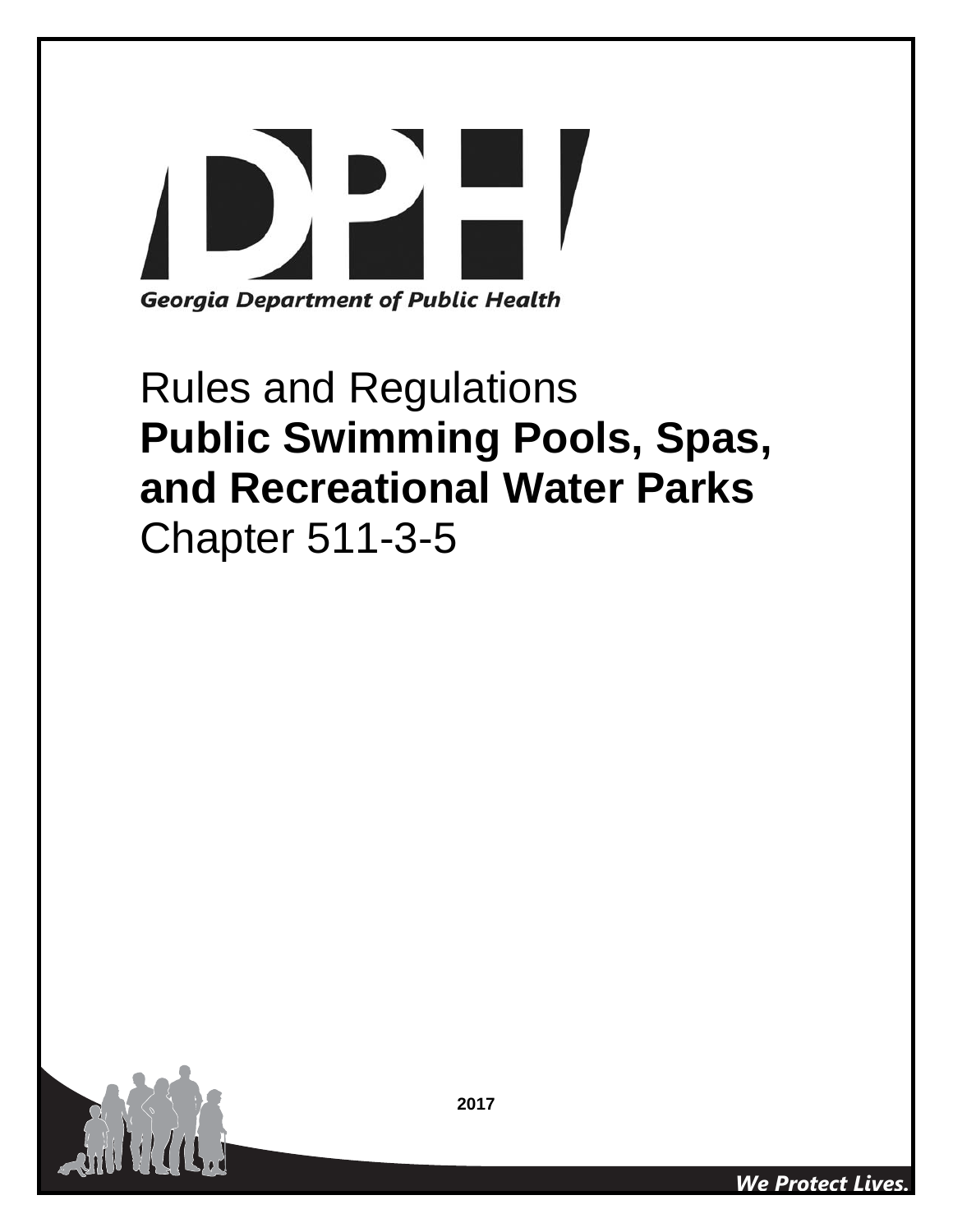Georgia Department of Public Health

# Rules and Regulations
# **Public Swimming Pools, Spas, and Recreational Water Parks**
# Chapter 511-3-5

**2017**

*We Protect Lives.*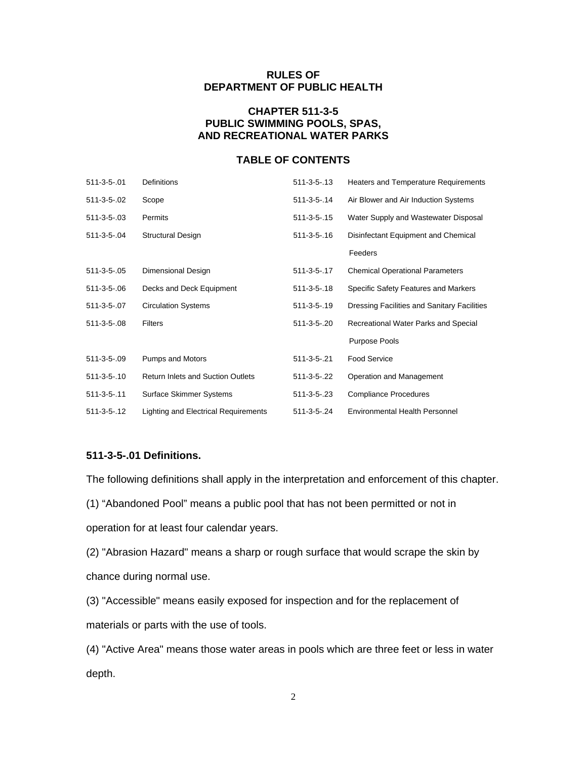**RULES OF**
**DEPARTMENT OF PUBLIC HEALTH**

**CHAPTER 511-3-5**
**PUBLIC SWIMMING POOLS, SPAS,**
**AND RECREATIONAL WATER PARKS**

**TABLE OF CONTENTS**

| | | | |
|---|---|---|---|
| 511-3-5-.01 | Definitions | 511-3-5-.13 | Heaters and Temperature Requirements |
| 511-3-5-.02 | Scope | 511-3-5-.14 | Air Blower and Air Induction Systems |
| 511-3-5-.03 | Permits | 511-3-5-.15 | Water Supply and Wastewater Disposal |
| 511-3-5-.04 | Structural Design | 511-3-5-.16 | Disinfectant Equipment and Chemical Feeders |
| 511-3-5-.05 | Dimensional Design | 511-3-5-.17 | Chemical Operational Parameters |
| 511-3-5-.06 | Decks and Deck Equipment | 511-3-5-.18 | Specific Safety Features and Markers |
| 511-3-5-.07 | Circulation Systems | 511-3-5-.19 | Dressing Facilities and Sanitary Facilities |
| 511-3-5-.08 | Filters | 511-3-5-.20 | Recreational Water Parks and Special Purpose Pools |
| 511-3-5-.09 | Pumps and Motors | 511-3-5-.21 | Food Service |
| 511-3-5-.10 | Return Inlets and Suction Outlets | 511-3-5-.22 | Operation and Management |
| 511-3-5-.11 | Surface Skimmer Systems | 511-3-5-.23 | Compliance Procedures |
| 511-3-5-.12 | Lighting and Electrical Requirements | 511-3-5-.24 | Environmental Health Personnel |

**511-3-5-.01 Definitions.**

The following definitions shall apply in the interpretation and enforcement of this chapter.

(1) “Abandoned Pool” means a public pool that has not been permitted or not in operation for at least four calendar years.

(2) "Abrasion Hazard" means a sharp or rough surface that would scrape the skin by chance during normal use.

(3) "Accessible" means easily exposed for inspection and for the replacement of materials or parts with the use of tools.

(4) "Active Area" means those water areas in pools which are three feet or less in water depth.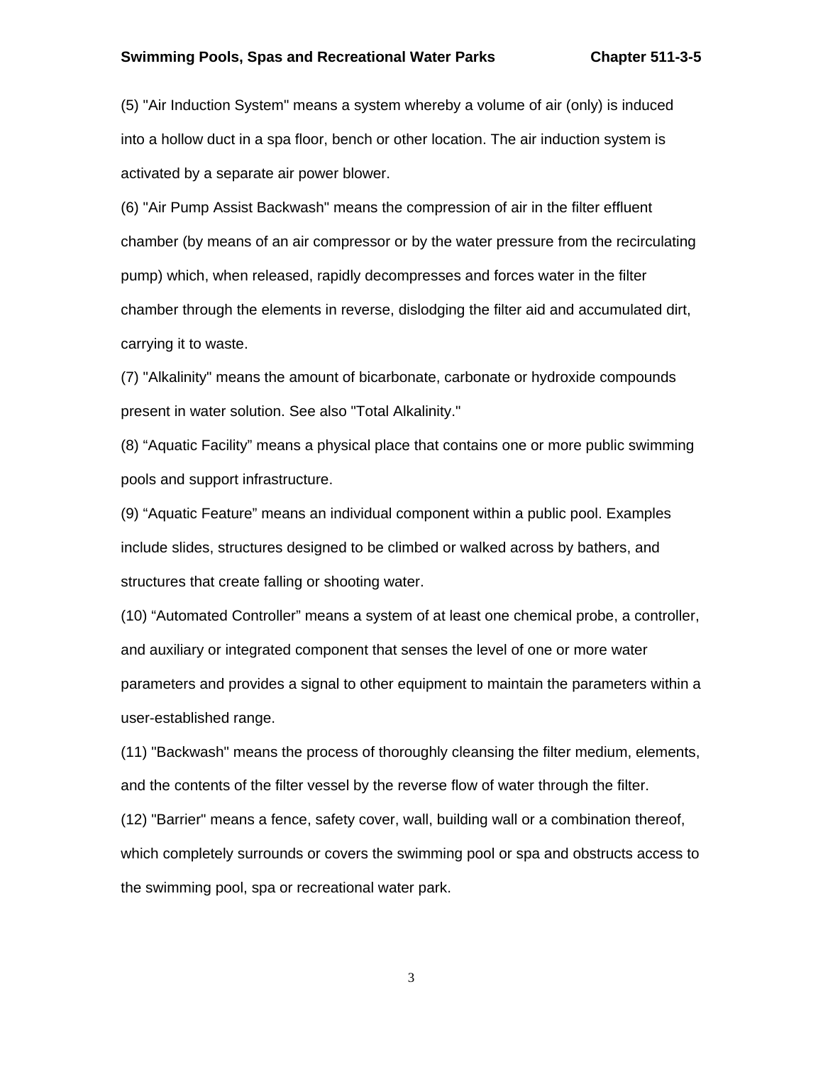(5) "Air Induction System" means a system whereby a volume of air (only) is induced into a hollow duct in a spa floor, bench or other location. The air induction system is activated by a separate air power blower.

(6) "Air Pump Assist Backwash" means the compression of air in the filter effluent chamber (by means of an air compressor or by the water pressure from the recirculating pump) which, when released, rapidly decompresses and forces water in the filter chamber through the elements in reverse, dislodging the filter aid and accumulated dirt, carrying it to waste.

(7) "Alkalinity" means the amount of bicarbonate, carbonate or hydroxide compounds present in water solution. See also "Total Alkalinity."

(8) "Aquatic Facility" means a physical place that contains one or more public swimming pools and support infrastructure.

(9) "Aquatic Feature" means an individual component within a public pool. Examples include slides, structures designed to be climbed or walked across by bathers, and structures that create falling or shooting water.

(10) "Automated Controller" means a system of at least one chemical probe, a controller, and auxiliary or integrated component that senses the level of one or more water parameters and provides a signal to other equipment to maintain the parameters within a user-established range.

(11) "Backwash" means the process of thoroughly cleansing the filter medium, elements, and the contents of the filter vessel by the reverse flow of water through the filter.

(12) "Barrier" means a fence, safety cover, wall, building wall or a combination thereof, which completely surrounds or covers the swimming pool or spa and obstructs access to the swimming pool, spa or recreational water park.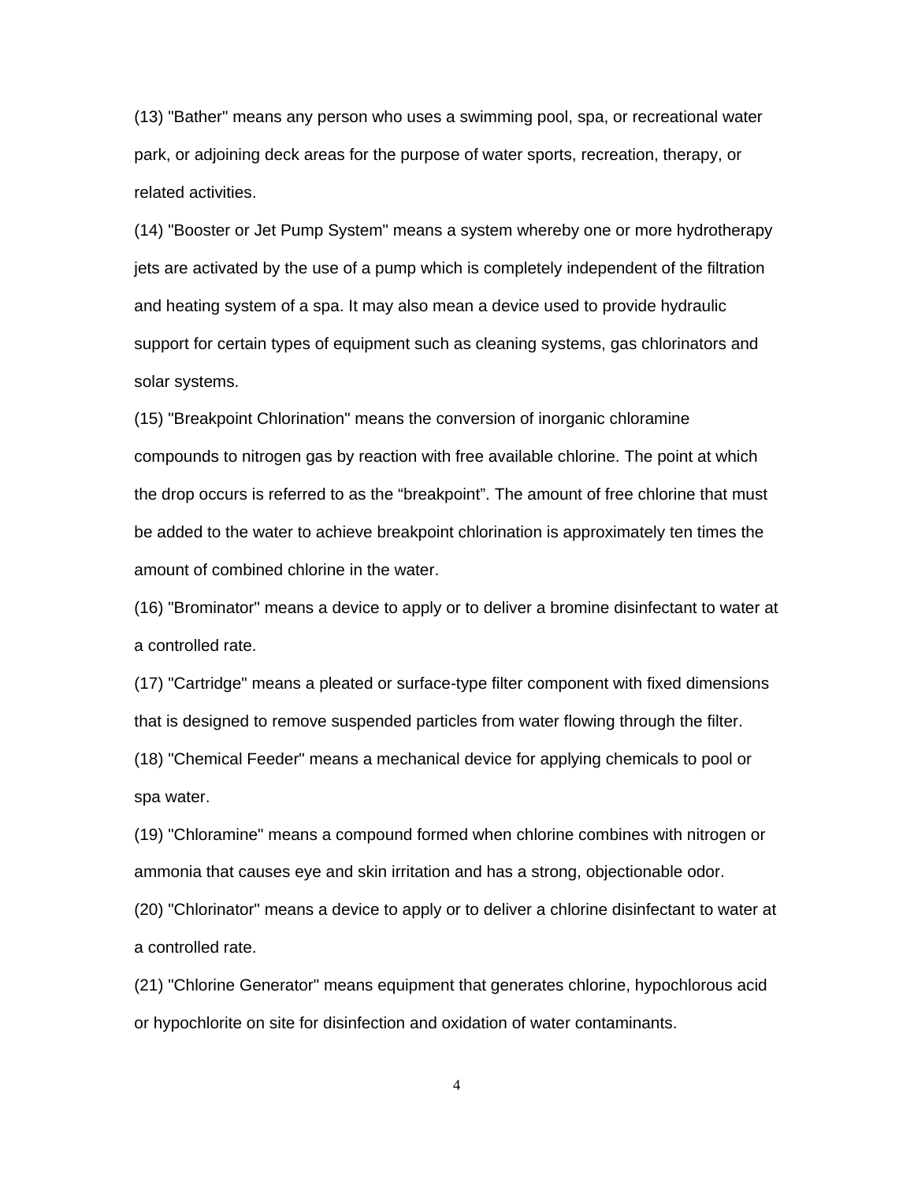(13) "Bather" means any person who uses a swimming pool, spa, or recreational water park, or adjoining deck areas for the purpose of water sports, recreation, therapy, or related activities.

(14) "Booster or Jet Pump System" means a system whereby one or more hydrotherapy jets are activated by the use of a pump which is completely independent of the filtration and heating system of a spa. It may also mean a device used to provide hydraulic support for certain types of equipment such as cleaning systems, gas chlorinators and solar systems.

(15) "Breakpoint Chlorination" means the conversion of inorganic chloramine compounds to nitrogen gas by reaction with free available chlorine. The point at which the drop occurs is referred to as the "breakpoint". The amount of free chlorine that must be added to the water to achieve breakpoint chlorination is approximately ten times the amount of combined chlorine in the water.

(16) "Brominator" means a device to apply or to deliver a bromine disinfectant to water at a controlled rate.

(17) "Cartridge" means a pleated or surface-type filter component with fixed dimensions that is designed to remove suspended particles from water flowing through the filter.

(18) "Chemical Feeder" means a mechanical device for applying chemicals to pool or spa water.

(19) "Chloramine" means a compound formed when chlorine combines with nitrogen or ammonia that causes eye and skin irritation and has a strong, objectionable odor.

(20) "Chlorinator" means a device to apply or to deliver a chlorine disinfectant to water at a controlled rate.

(21) "Chlorine Generator" means equipment that generates chlorine, hypochlorous acid or hypochlorite on site for disinfection and oxidation of water contaminants.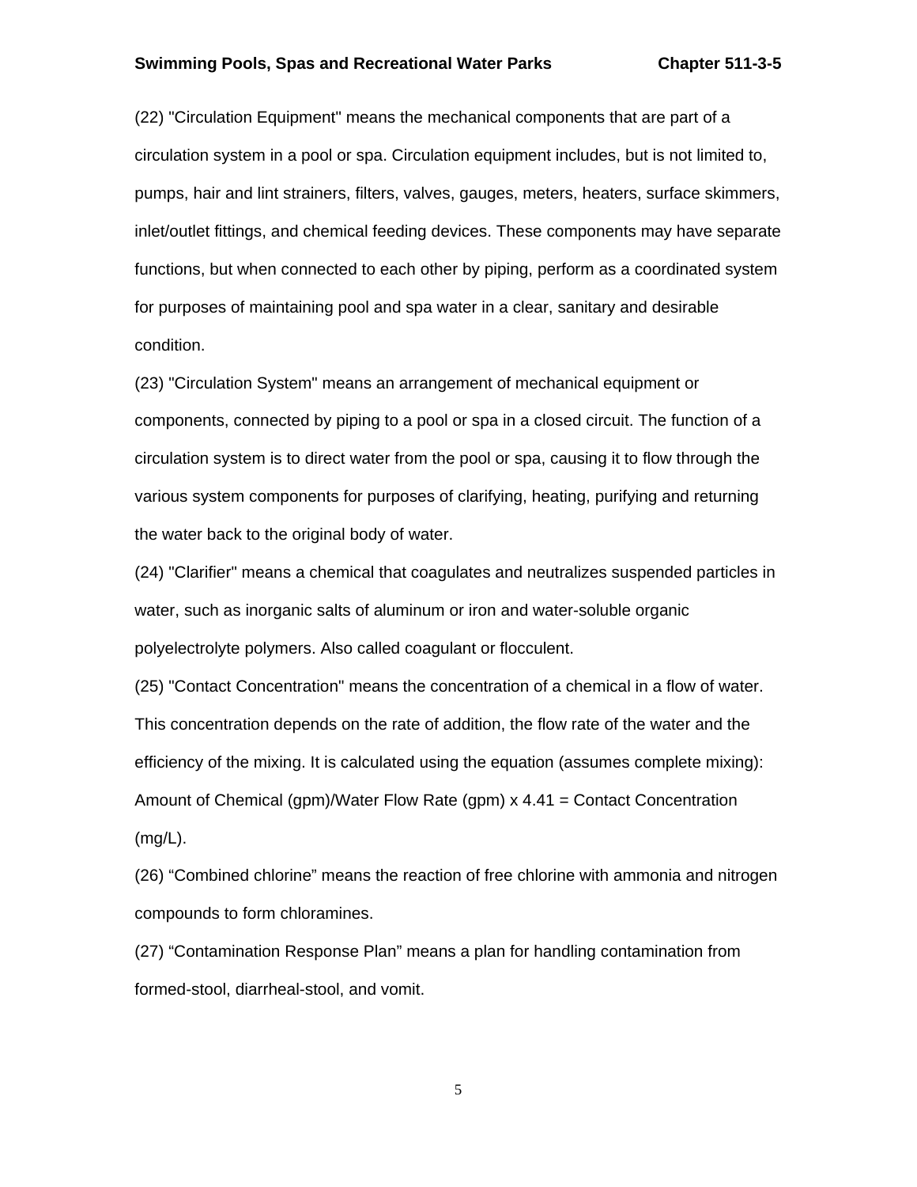(22) "Circulation Equipment" means the mechanical components that are part of a circulation system in a pool or spa. Circulation equipment includes, but is not limited to, pumps, hair and lint strainers, filters, valves, gauges, meters, heaters, surface skimmers, inlet/outlet fittings, and chemical feeding devices. These components may have separate functions, but when connected to each other by piping, perform as a coordinated system for purposes of maintaining pool and spa water in a clear, sanitary and desirable condition.

(23) "Circulation System" means an arrangement of mechanical equipment or components, connected by piping to a pool or spa in a closed circuit. The function of a circulation system is to direct water from the pool or spa, causing it to flow through the various system components for purposes of clarifying, heating, purifying and returning the water back to the original body of water.

(24) "Clarifier" means a chemical that coagulates and neutralizes suspended particles in water, such as inorganic salts of aluminum or iron and water-soluble organic polyelectrolyte polymers. Also called coagulant or flocculent.

(25) "Contact Concentration" means the concentration of a chemical in a flow of water. This concentration depends on the rate of addition, the flow rate of the water and the efficiency of the mixing. It is calculated using the equation (assumes complete mixing): Amount of Chemical (gpm)/Water Flow Rate (gpm) x 4.41 = Contact Concentration (mg/L).

(26) “Combined chlorine” means the reaction of free chlorine with ammonia and nitrogen compounds to form chloramines.

(27) “Contamination Response Plan” means a plan for handling contamination from formed-stool, diarrheal-stool, and vomit.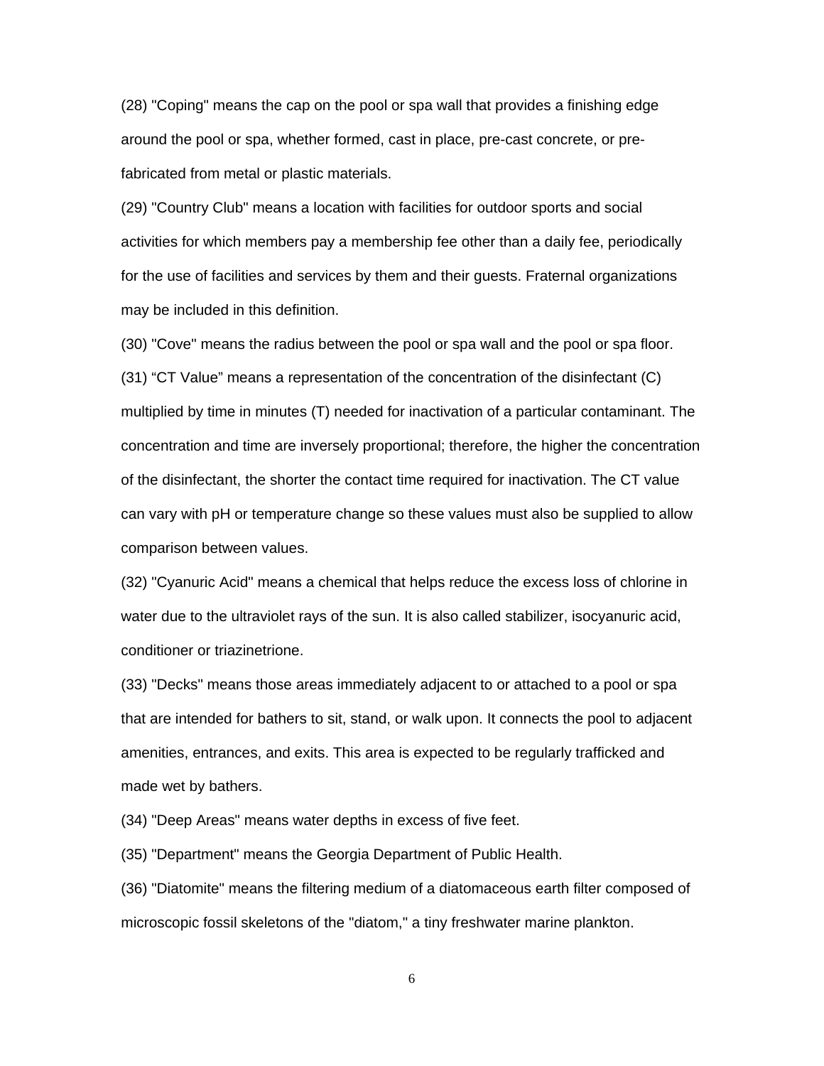(28) "Coping" means the cap on the pool or spa wall that provides a finishing edge around the pool or spa, whether formed, cast in place, pre-cast concrete, or pre-fabricated from metal or plastic materials.

(29) "Country Club" means a location with facilities for outdoor sports and social activities for which members pay a membership fee other than a daily fee, periodically for the use of facilities and services by them and their guests. Fraternal organizations may be included in this definition.

(30) "Cove" means the radius between the pool or spa wall and the pool or spa floor.

(31) “CT Value” means a representation of the concentration of the disinfectant (C) multiplied by time in minutes (T) needed for inactivation of a particular contaminant. The concentration and time are inversely proportional; therefore, the higher the concentration of the disinfectant, the shorter the contact time required for inactivation. The CT value can vary with pH or temperature change so these values must also be supplied to allow comparison between values.

(32) "Cyanuric Acid" means a chemical that helps reduce the excess loss of chlorine in water due to the ultraviolet rays of the sun. It is also called stabilizer, isocyanuric acid, conditioner or triazinetrione.

(33) "Decks" means those areas immediately adjacent to or attached to a pool or spa that are intended for bathers to sit, stand, or walk upon. It connects the pool to adjacent amenities, entrances, and exits. This area is expected to be regularly trafficked and made wet by bathers.

(34) "Deep Areas" means water depths in excess of five feet.

(35) "Department" means the Georgia Department of Public Health.

(36) "Diatomite" means the filtering medium of a diatomaceous earth filter composed of microscopic fossil skeletons of the "diatom," a tiny freshwater marine plankton.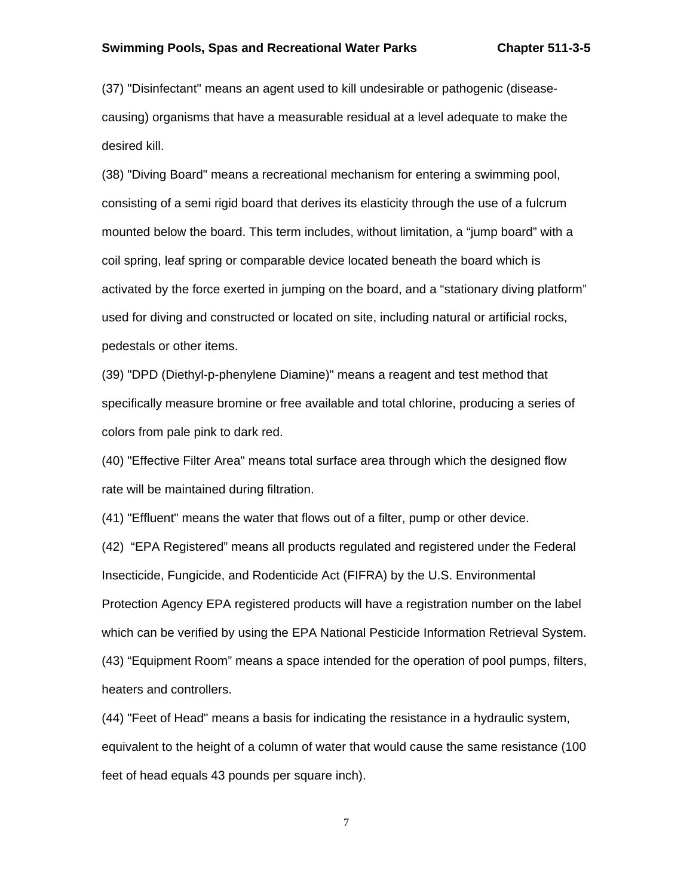(37) "Disinfectant" means an agent used to kill undesirable or pathogenic (disease-causing) organisms that have a measurable residual at a level adequate to make the desired kill.

(38) "Diving Board" means a recreational mechanism for entering a swimming pool, consisting of a semi rigid board that derives its elasticity through the use of a fulcrum mounted below the board. This term includes, without limitation, a “jump board” with a coil spring, leaf spring or comparable device located beneath the board which is activated by the force exerted in jumping on the board, and a “stationary diving platform” used for diving and constructed or located on site, including natural or artificial rocks, pedestals or other items.

(39) "DPD (Diethyl-p-phenylene Diamine)" means a reagent and test method that specifically measure bromine or free available and total chlorine, producing a series of colors from pale pink to dark red.

(40) "Effective Filter Area" means total surface area through which the designed flow rate will be maintained during filtration.

(41) "Effluent" means the water that flows out of a filter, pump or other device.

(42) “EPA Registered” means all products regulated and registered under the Federal Insecticide, Fungicide, and Rodenticide Act (FIFRA) by the U.S. Environmental Protection Agency EPA registered products will have a registration number on the label which can be verified by using the EPA National Pesticide Information Retrieval System.

(43) “Equipment Room” means a space intended for the operation of pool pumps, filters, heaters and controllers.

(44) "Feet of Head" means a basis for indicating the resistance in a hydraulic system, equivalent to the height of a column of water that would cause the same resistance (100 feet of head equals 43 pounds per square inch).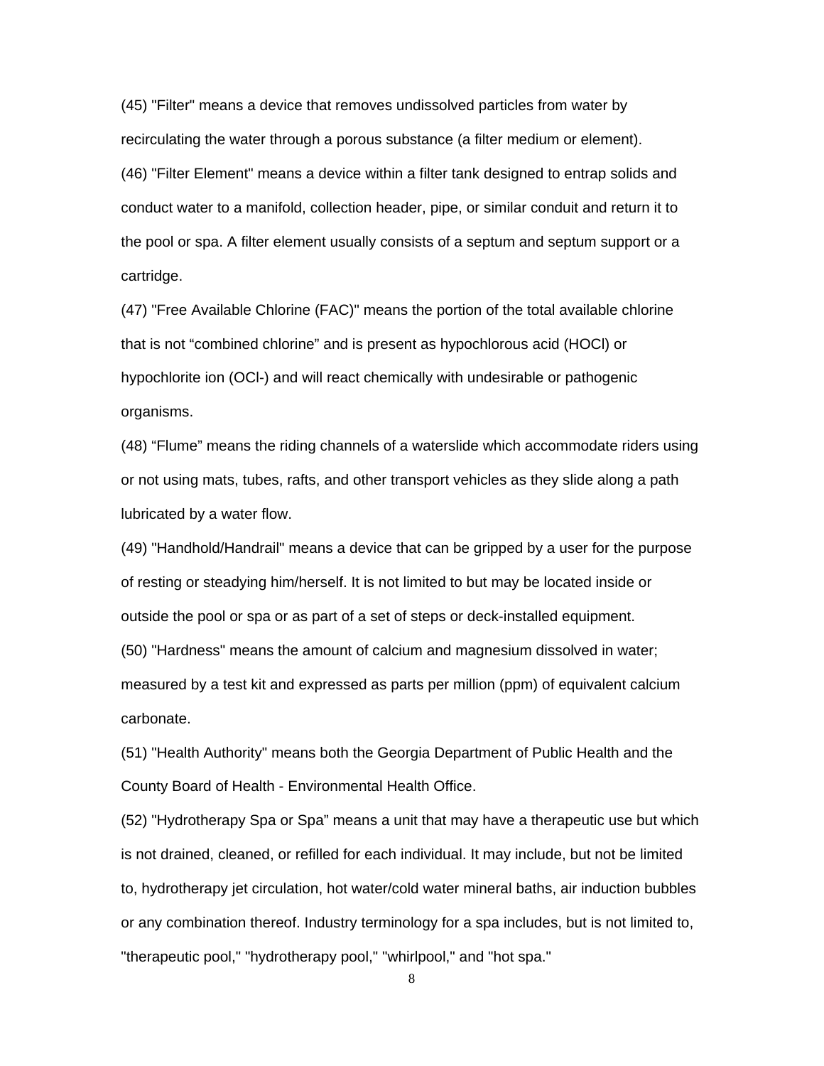(45) "Filter" means a device that removes undissolved particles from water by recirculating the water through a porous substance (a filter medium or element).

(46) "Filter Element" means a device within a filter tank designed to entrap solids and conduct water to a manifold, collection header, pipe, or similar conduit and return it to the pool or spa. A filter element usually consists of a septum and septum support or a cartridge.

(47) "Free Available Chlorine (FAC)" means the portion of the total available chlorine that is not "combined chlorine" and is present as hypochlorous acid (HOCl) or hypochlorite ion ($OCl^-$) and will react chemically with undesirable or pathogenic organisms.

(48) "Flume" means the riding channels of a waterslide which accommodate riders using or not using mats, tubes, rafts, and other transport vehicles as they slide along a path lubricated by a water flow.

(49) "Handhold/Handrail" means a device that can be gripped by a user for the purpose of resting or steadying him/herself. It is not limited to but may be located inside or outside the pool or spa or as part of a set of steps or deck-installed equipment.

(50) "Hardness" means the amount of calcium and magnesium dissolved in water; measured by a test kit and expressed as parts per million (ppm) of equivalent calcium carbonate.

(51) "Health Authority" means both the Georgia Department of Public Health and the County Board of Health - Environmental Health Office.

(52) "Hydrotherapy Spa or Spa" means a unit that may have a therapeutic use but which is not drained, cleaned, or refilled for each individual. It may include, but not be limited to, hydrotherapy jet circulation, hot water/cold water mineral baths, air induction bubbles or any combination thereof. Industry terminology for a spa includes, but is not limited to, "therapeutic pool," "hydrotherapy pool," "whirlpool," and "hot spa."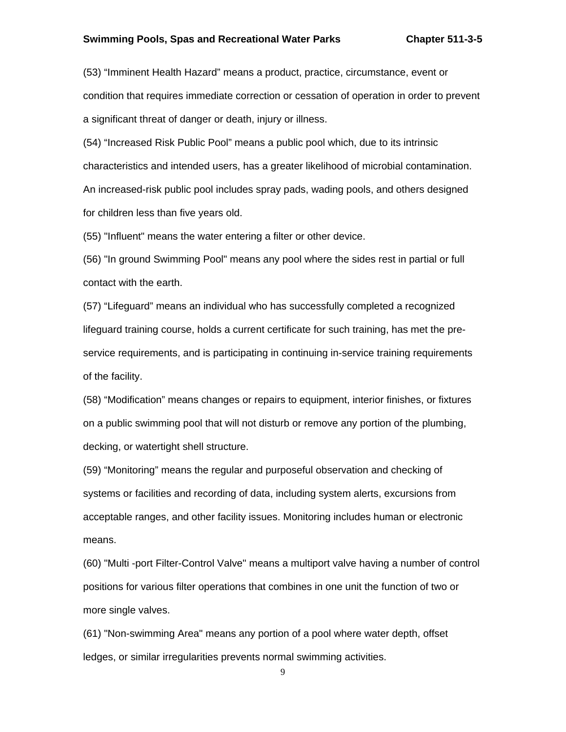(53) “Imminent Health Hazard” means a product, practice, circumstance, event or condition that requires immediate correction or cessation of operation in order to prevent a significant threat of danger or death, injury or illness.

(54) “Increased Risk Public Pool” means a public pool which, due to its intrinsic characteristics and intended users, has a greater likelihood of microbial contamination. An increased-risk public pool includes spray pads, wading pools, and others designed for children less than five years old.

(55) "Influent" means the water entering a filter or other device.

(56) "In ground Swimming Pool" means any pool where the sides rest in partial or full contact with the earth.

(57) “Lifeguard” means an individual who has successfully completed a recognized lifeguard training course, holds a current certificate for such training, has met the pre-service requirements, and is participating in continuing in-service training requirements of the facility.

(58) “Modification” means changes or repairs to equipment, interior finishes, or fixtures on a public swimming pool that will not disturb or remove any portion of the plumbing, decking, or watertight shell structure.

(59) “Monitoring” means the regular and purposeful observation and checking of systems or facilities and recording of data, including system alerts, excursions from acceptable ranges, and other facility issues. Monitoring includes human or electronic means.

(60) "Multi -port Filter-Control Valve" means a multiport valve having a number of control positions for various filter operations that combines in one unit the function of two or more single valves.

(61) "Non-swimming Area" means any portion of a pool where water depth, offset ledges, or similar irregularities prevents normal swimming activities.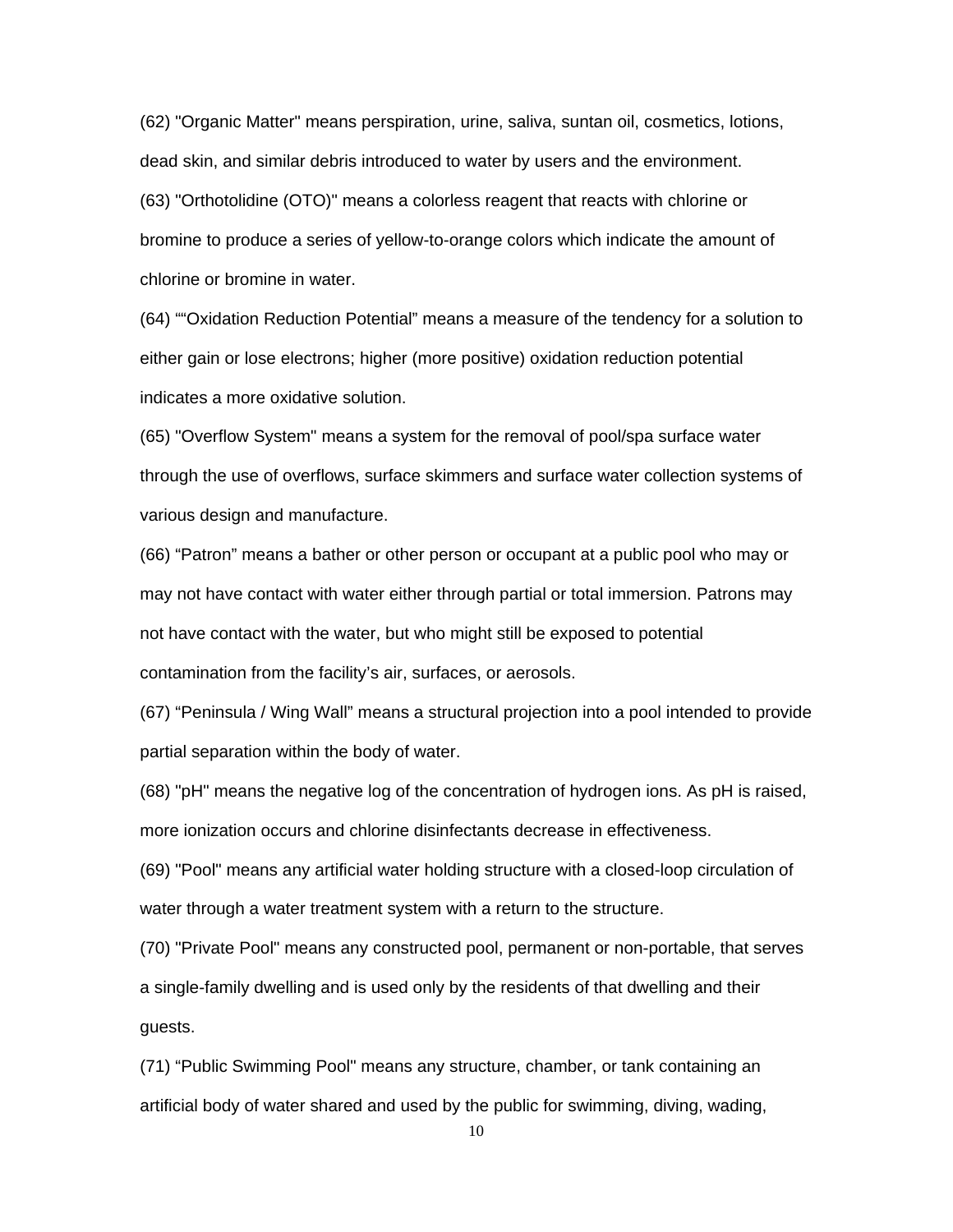(62) "Organic Matter" means perspiration, urine, saliva, suntan oil, cosmetics, lotions, dead skin, and similar debris introduced to water by users and the environment.

(63) "Orthotolidine (OTO)" means a colorless reagent that reacts with chlorine or bromine to produce a series of yellow-to-orange colors which indicate the amount of chlorine or bromine in water.

(64) ""Oxidation Reduction Potential" means a measure of the tendency for a solution to either gain or lose electrons; higher (more positive) oxidation reduction potential indicates a more oxidative solution.

(65) "Overflow System" means a system for the removal of pool/spa surface water through the use of overflows, surface skimmers and surface water collection systems of various design and manufacture.

(66) "Patron" means a bather or other person or occupant at a public pool who may or may not have contact with water either through partial or total immersion. Patrons may not have contact with the water, but who might still be exposed to potential contamination from the facility's air, surfaces, or aerosols.

(67) "Peninsula / Wing Wall" means a structural projection into a pool intended to provide partial separation within the body of water.

(68) "pH" means the negative log of the concentration of hydrogen ions. As pH is raised, more ionization occurs and chlorine disinfectants decrease in effectiveness.

(69) "Pool" means any artificial water holding structure with a closed-loop circulation of water through a water treatment system with a return to the structure.

(70) "Private Pool" means any constructed pool, permanent or non-portable, that serves a single-family dwelling and is used only by the residents of that dwelling and their guests.

(71) "Public Swimming Pool" means any structure, chamber, or tank containing an artificial body of water shared and used by the public for swimming, diving, wading,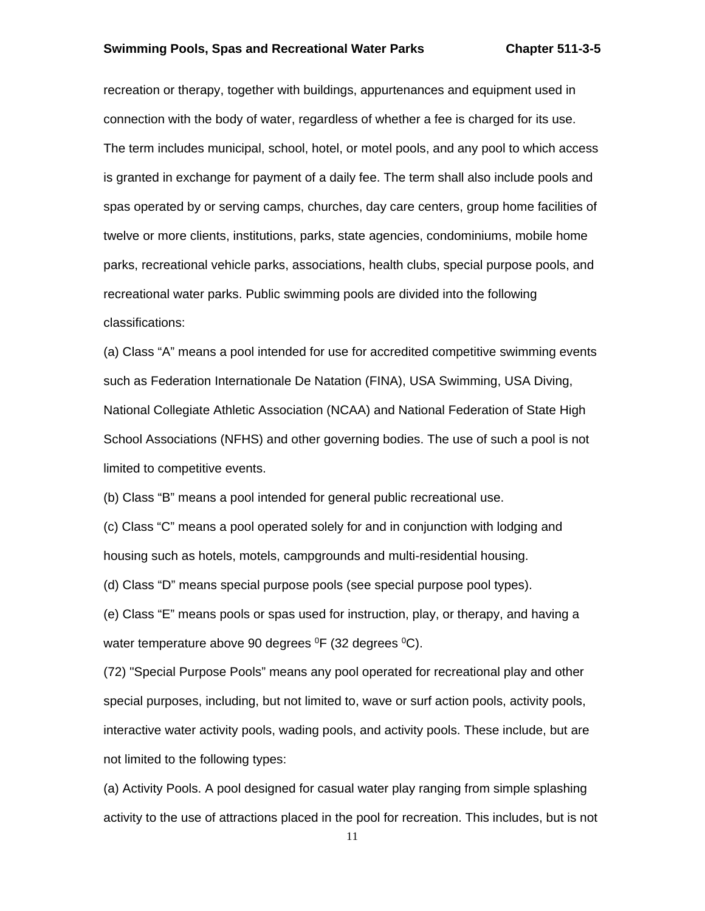recreation or therapy, together with buildings, appurtenances and equipment used in connection with the body of water, regardless of whether a fee is charged for its use. The term includes municipal, school, hotel, or motel pools, and any pool to which access is granted in exchange for payment of a daily fee. The term shall also include pools and spas operated by or serving camps, churches, day care centers, group home facilities of twelve or more clients, institutions, parks, state agencies, condominiums, mobile home parks, recreational vehicle parks, associations, health clubs, special purpose pools, and recreational water parks. Public swimming pools are divided into the following classifications:

(a) Class "A" means a pool intended for use for accredited competitive swimming events such as Federation Internationale De Natation (FINA), USA Swimming, USA Diving, National Collegiate Athletic Association (NCAA) and National Federation of State High School Associations (NFHS) and other governing bodies. The use of such a pool is not limited to competitive events.

(b) Class "B" means a pool intended for general public recreational use.

(c) Class "C" means a pool operated solely for and in conjunction with lodging and housing such as hotels, motels, campgrounds and multi-residential housing.

(d) Class "D" means special purpose pools (see special purpose pool types).

(e) Class "E" means pools or spas used for instruction, play, or therapy, and having a water temperature above 90 degrees $^0$F (32 degrees $^0$C).

(72) "Special Purpose Pools" means any pool operated for recreational play and other special purposes, including, but not limited to, wave or surf action pools, activity pools, interactive water activity pools, wading pools, and activity pools. These include, but are not limited to the following types:

(a) Activity Pools. A pool designed for casual water play ranging from simple splashing activity to the use of attractions placed in the pool for recreation. This includes, but is not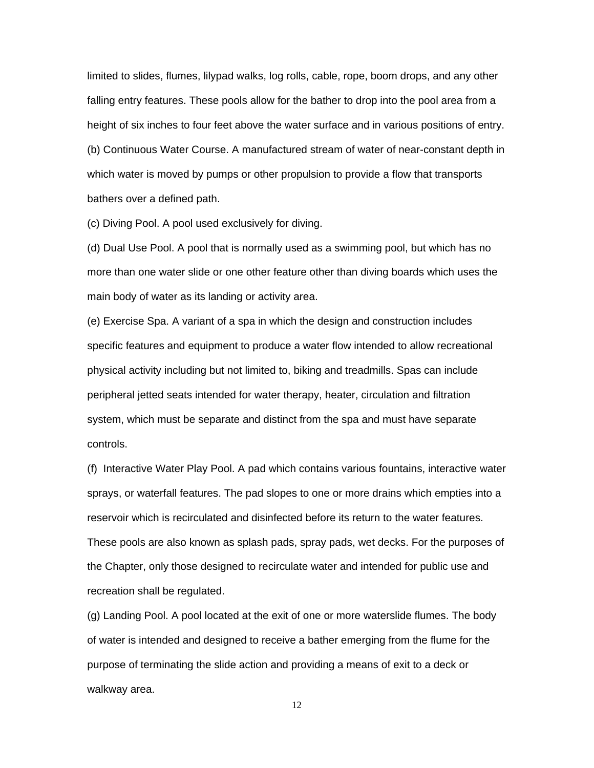limited to slides, flumes, lilypad walks, log rolls, cable, rope, boom drops, and any other falling entry features. These pools allow for the bather to drop into the pool area from a height of six inches to four feet above the water surface and in various positions of entry.

(b) Continuous Water Course. A manufactured stream of water of near-constant depth in which water is moved by pumps or other propulsion to provide a flow that transports bathers over a defined path.

(c) Diving Pool. A pool used exclusively for diving.

(d) Dual Use Pool. A pool that is normally used as a swimming pool, but which has no more than one water slide or one other feature other than diving boards which uses the main body of water as its landing or activity area.

(e) Exercise Spa. A variant of a spa in which the design and construction includes specific features and equipment to produce a water flow intended to allow recreational physical activity including but not limited to, biking and treadmills. Spas can include peripheral jetted seats intended for water therapy, heater, circulation and filtration system, which must be separate and distinct from the spa and must have separate controls.

(f) Interactive Water Play Pool. A pad which contains various fountains, interactive water sprays, or waterfall features. The pad slopes to one or more drains which empties into a reservoir which is recirculated and disinfected before its return to the water features. These pools are also known as splash pads, spray pads, wet decks. For the purposes of the Chapter, only those designed to recirculate water and intended for public use and recreation shall be regulated.

(g) Landing Pool. A pool located at the exit of one or more waterslide flumes. The body of water is intended and designed to receive a bather emerging from the flume for the purpose of terminating the slide action and providing a means of exit to a deck or walkway area.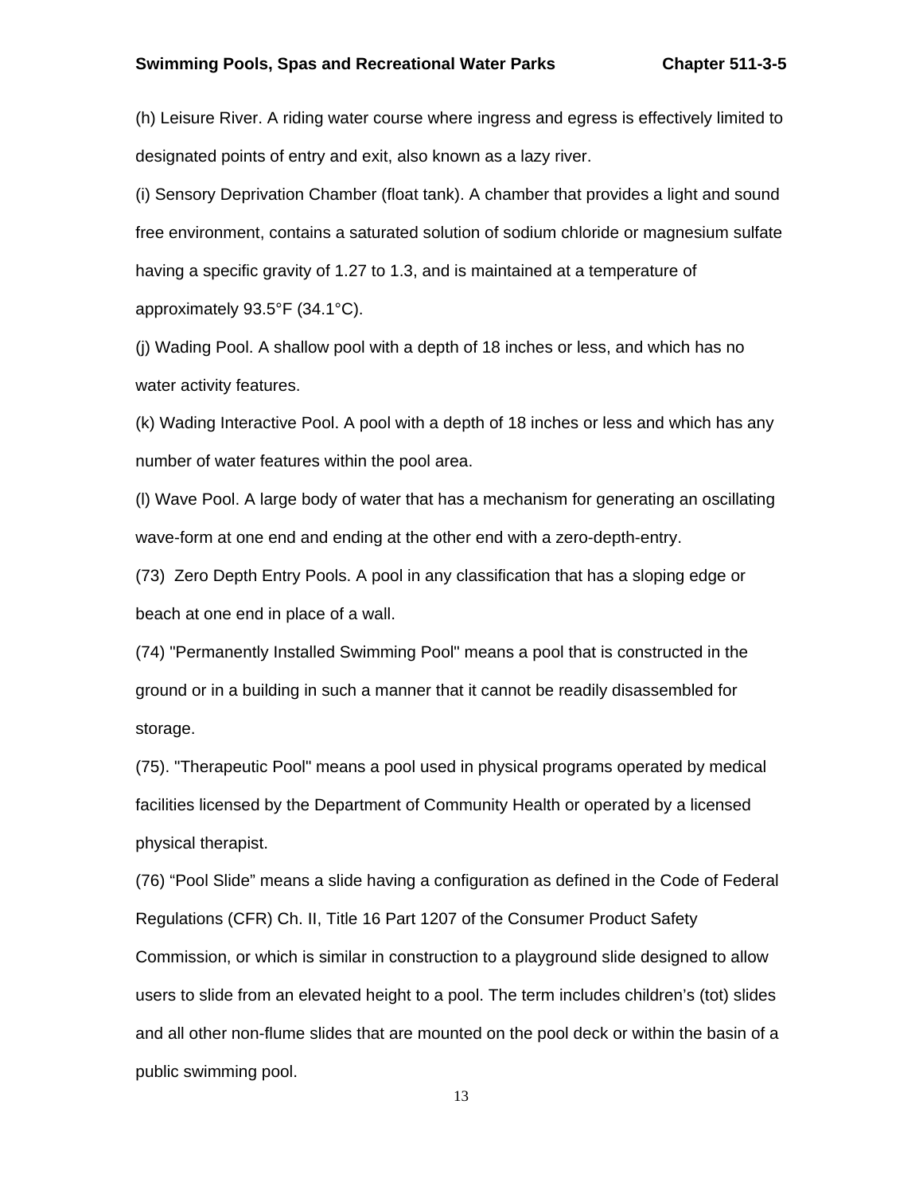(h) Leisure River. A riding water course where ingress and egress is effectively limited to designated points of entry and exit, also known as a lazy river.

(i) Sensory Deprivation Chamber (float tank). A chamber that provides a light and sound free environment, contains a saturated solution of sodium chloride or magnesium sulfate having a specific gravity of 1.27 to 1.3, and is maintained at a temperature of approximately 93.5°F (34.1°C).

(j) Wading Pool. A shallow pool with a depth of 18 inches or less, and which has no water activity features.

(k) Wading Interactive Pool. A pool with a depth of 18 inches or less and which has any number of water features within the pool area.

(l) Wave Pool. A large body of water that has a mechanism for generating an oscillating wave-form at one end and ending at the other end with a zero-depth-entry.

(73) Zero Depth Entry Pools. A pool in any classification that has a sloping edge or beach at one end in place of a wall.

(74) "Permanently Installed Swimming Pool" means a pool that is constructed in the ground or in a building in such a manner that it cannot be readily disassembled for storage.

(75). "Therapeutic Pool" means a pool used in physical programs operated by medical facilities licensed by the Department of Community Health or operated by a licensed physical therapist.

(76) "Pool Slide" means a slide having a configuration as defined in the Code of Federal Regulations (CFR) Ch. II, Title 16 Part 1207 of the Consumer Product Safety Commission, or which is similar in construction to a playground slide designed to allow users to slide from an elevated height to a pool. The term includes children's (tot) slides and all other non-flume slides that are mounted on the pool deck or within the basin of a public swimming pool.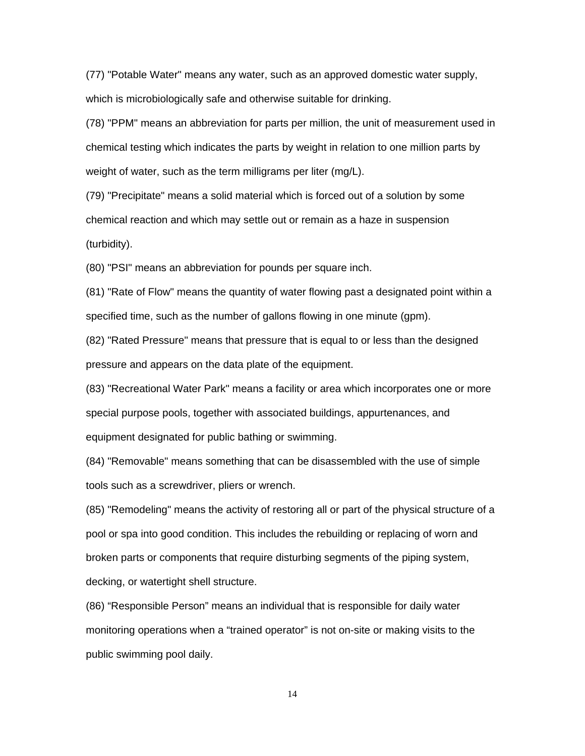(77) "Potable Water" means any water, such as an approved domestic water supply, which is microbiologically safe and otherwise suitable for drinking.

(78) "PPM" means an abbreviation for parts per million, the unit of measurement used in chemical testing which indicates the parts by weight in relation to one million parts by weight of water, such as the term milligrams per liter (mg/L).

(79) "Precipitate" means a solid material which is forced out of a solution by some chemical reaction and which may settle out or remain as a haze in suspension (turbidity).

(80) "PSI" means an abbreviation for pounds per square inch.

(81) "Rate of Flow" means the quantity of water flowing past a designated point within a specified time, such as the number of gallons flowing in one minute (gpm).

(82) "Rated Pressure" means that pressure that is equal to or less than the designed pressure and appears on the data plate of the equipment.

(83) "Recreational Water Park" means a facility or area which incorporates one or more special purpose pools, together with associated buildings, appurtenances, and equipment designated for public bathing or swimming.

(84) "Removable" means something that can be disassembled with the use of simple tools such as a screwdriver, pliers or wrench.

(85) "Remodeling" means the activity of restoring all or part of the physical structure of a pool or spa into good condition. This includes the rebuilding or replacing of worn and broken parts or components that require disturbing segments of the piping system, decking, or watertight shell structure.

(86) "Responsible Person" means an individual that is responsible for daily water monitoring operations when a "trained operator" is not on-site or making visits to the public swimming pool daily.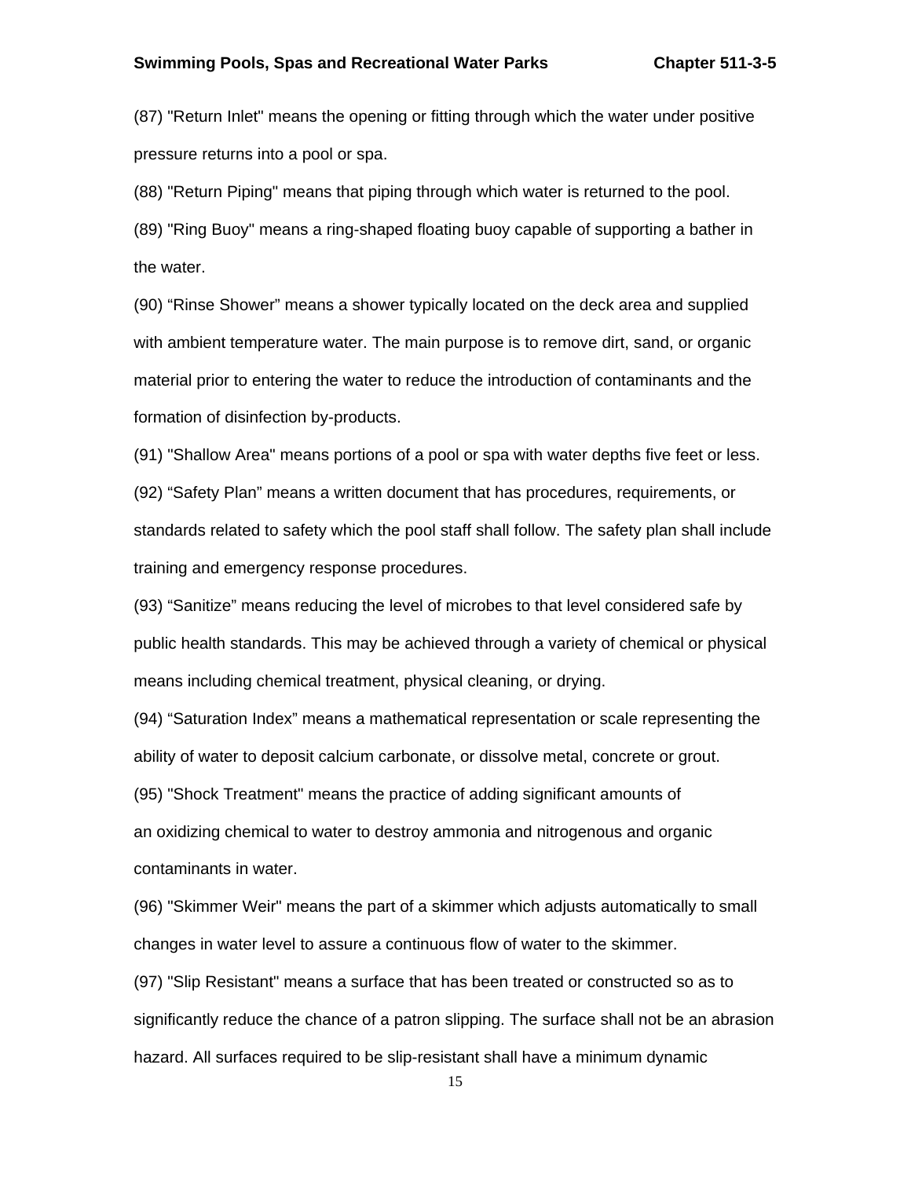(87) "Return Inlet" means the opening or fitting through which the water under positive pressure returns into a pool or spa.

(88) "Return Piping" means that piping through which water is returned to the pool.

(89) "Ring Buoy" means a ring-shaped floating buoy capable of supporting a bather in the water.

(90) “Rinse Shower” means a shower typically located on the deck area and supplied with ambient temperature water. The main purpose is to remove dirt, sand, or organic material prior to entering the water to reduce the introduction of contaminants and the formation of disinfection by-products.

(91) "Shallow Area" means portions of a pool or spa with water depths five feet or less.

(92) “Safety Plan” means a written document that has procedures, requirements, or standards related to safety which the pool staff shall follow. The safety plan shall include training and emergency response procedures.

(93) “Sanitize” means reducing the level of microbes to that level considered safe by public health standards. This may be achieved through a variety of chemical or physical means including chemical treatment, physical cleaning, or drying.

(94) “Saturation Index” means a mathematical representation or scale representing the ability of water to deposit calcium carbonate, or dissolve metal, concrete or grout.

(95) "Shock Treatment" means the practice of adding significant amounts of an oxidizing chemical to water to destroy ammonia and nitrogenous and organic contaminants in water.

(96) "Skimmer Weir" means the part of a skimmer which adjusts automatically to small changes in water level to assure a continuous flow of water to the skimmer.

(97) "Slip Resistant" means a surface that has been treated or constructed so as to significantly reduce the chance of a patron slipping. The surface shall not be an abrasion hazard. All surfaces required to be slip-resistant shall have a minimum dynamic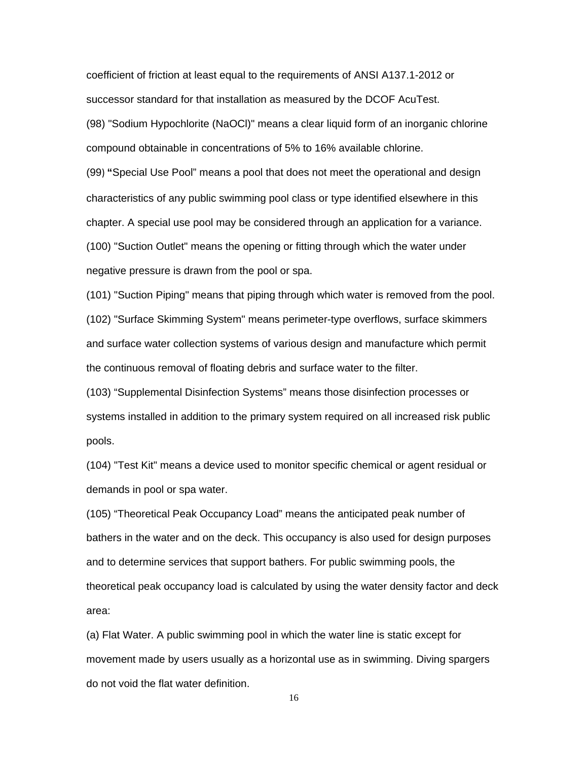coefficient of friction at least equal to the requirements of ANSI A137.1-2012 or successor standard for that installation as measured by the DCOF AcuTest.

(98) "Sodium Hypochlorite (NaOCl)" means a clear liquid form of an inorganic chlorine compound obtainable in concentrations of 5% to 16% available chlorine.

(99) **"**Special Use Pool" means a pool that does not meet the operational and design characteristics of any public swimming pool class or type identified elsewhere in this chapter. A special use pool may be considered through an application for a variance.

(100) "Suction Outlet" means the opening or fitting through which the water under negative pressure is drawn from the pool or spa.

(101) "Suction Piping" means that piping through which water is removed from the pool.

(102) "Surface Skimming System" means perimeter-type overflows, surface skimmers and surface water collection systems of various design and manufacture which permit the continuous removal of floating debris and surface water to the filter.

(103) "Supplemental Disinfection Systems" means those disinfection processes or systems installed in addition to the primary system required on all increased risk public pools.

(104) "Test Kit" means a device used to monitor specific chemical or agent residual or demands in pool or spa water.

(105) "Theoretical Peak Occupancy Load" means the anticipated peak number of bathers in the water and on the deck. This occupancy is also used for design purposes and to determine services that support bathers. For public swimming pools, the theoretical peak occupancy load is calculated by using the water density factor and deck area:

(a) Flat Water. A public swimming pool in which the water line is static except for movement made by users usually as a horizontal use as in swimming. Diving spargers do not void the flat water definition.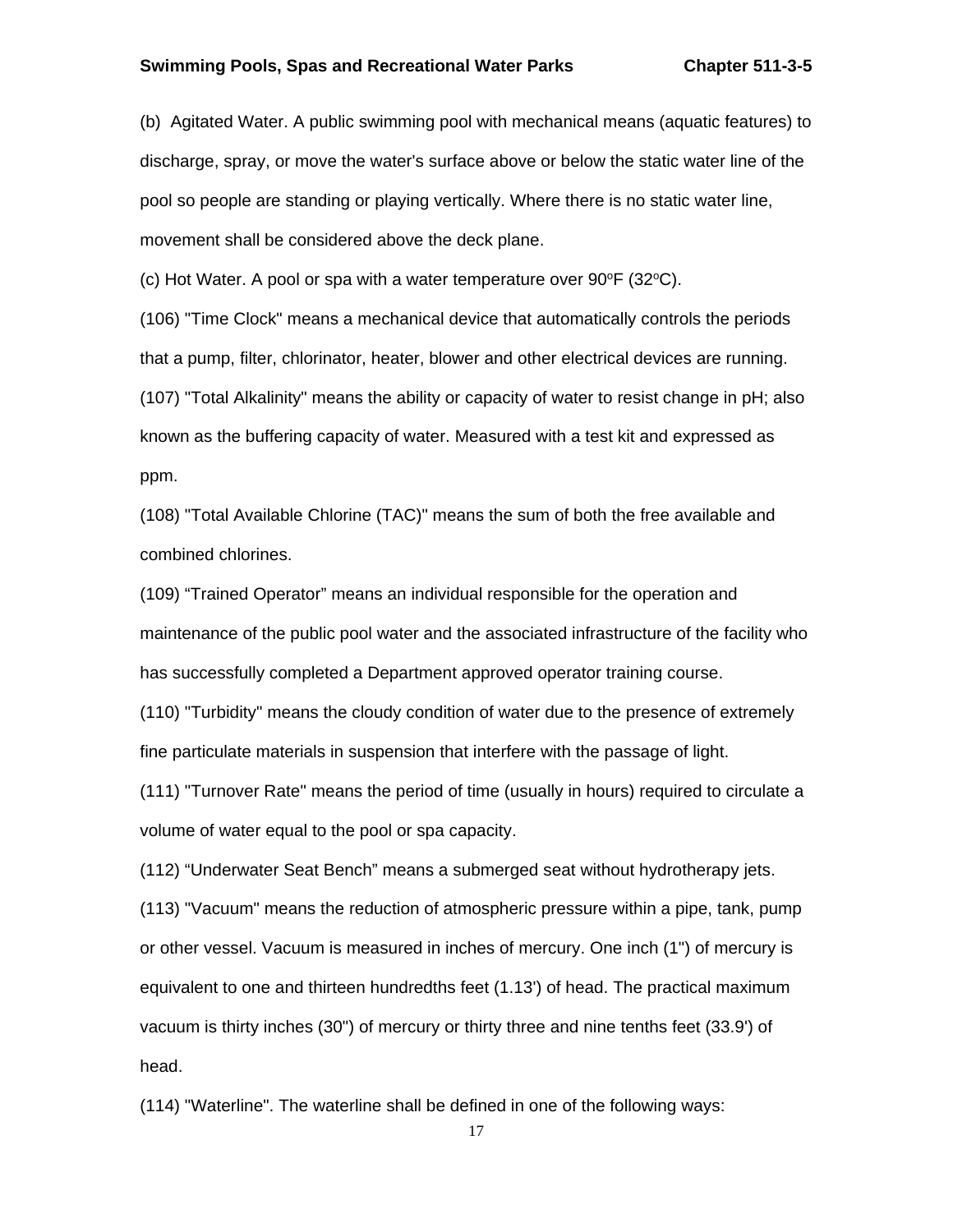(b) Agitated Water. A public swimming pool with mechanical means (aquatic features) to discharge, spray, or move the water's surface above or below the static water line of the pool so people are standing or playing vertically. Where there is no static water line, movement shall be considered above the deck plane.

(c) Hot Water. A pool or spa with a water temperature over 90ºF (32ºC).

(106) "Time Clock" means a mechanical device that automatically controls the periods that a pump, filter, chlorinator, heater, blower and other electrical devices are running.

(107) "Total Alkalinity" means the ability or capacity of water to resist change in pH; also known as the buffering capacity of water. Measured with a test kit and expressed as ppm.

(108) "Total Available Chlorine (TAC)" means the sum of both the free available and combined chlorines.

(109) "Trained Operator" means an individual responsible for the operation and maintenance of the public pool water and the associated infrastructure of the facility who has successfully completed a Department approved operator training course.

(110) "Turbidity" means the cloudy condition of water due to the presence of extremely fine particulate materials in suspension that interfere with the passage of light.

(111) "Turnover Rate" means the period of time (usually in hours) required to circulate a volume of water equal to the pool or spa capacity.

(112) "Underwater Seat Bench" means a submerged seat without hydrotherapy jets.

(113) "Vacuum" means the reduction of atmospheric pressure within a pipe, tank, pump or other vessel. Vacuum is measured in inches of mercury. One inch (1") of mercury is equivalent to one and thirteen hundredths feet (1.13') of head. The practical maximum vacuum is thirty inches (30") of mercury or thirty three and nine tenths feet (33.9') of head.

(114) "Waterline". The waterline shall be defined in one of the following ways: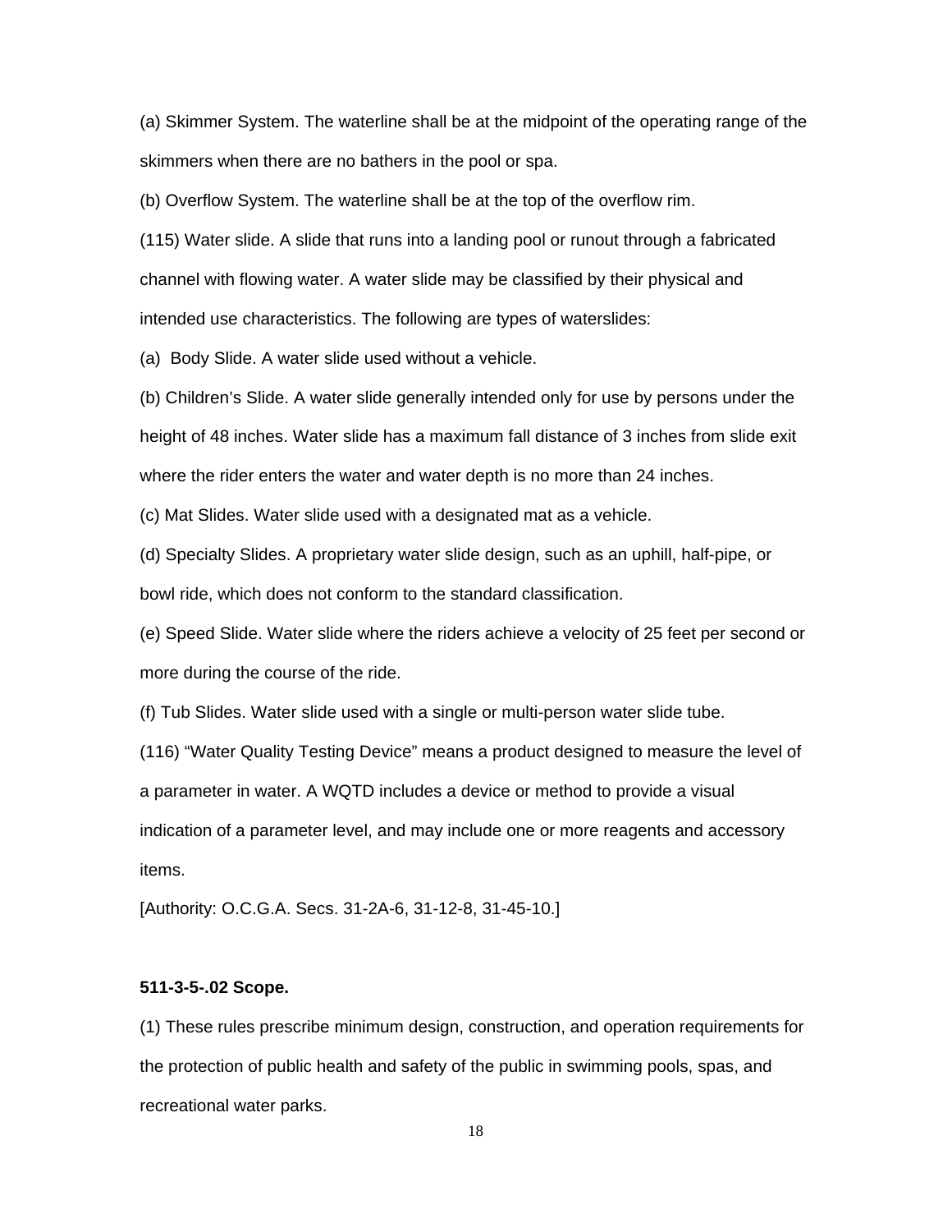(a) Skimmer System. The waterline shall be at the midpoint of the operating range of the skimmers when there are no bathers in the pool or spa.

(b) Overflow System. The waterline shall be at the top of the overflow rim.

(115) Water slide. A slide that runs into a landing pool or runout through a fabricated channel with flowing water. A water slide may be classified by their physical and intended use characteristics. The following are types of waterslides:

(a) Body Slide. A water slide used without a vehicle.

(b) Children's Slide. A water slide generally intended only for use by persons under the height of 48 inches. Water slide has a maximum fall distance of 3 inches from slide exit where the rider enters the water and water depth is no more than 24 inches.

(c) Mat Slides. Water slide used with a designated mat as a vehicle.

(d) Specialty Slides. A proprietary water slide design, such as an uphill, half-pipe, or bowl ride, which does not conform to the standard classification.

(e) Speed Slide. Water slide where the riders achieve a velocity of 25 feet per second or more during the course of the ride.

(f) Tub Slides. Water slide used with a single or multi-person water slide tube.

(116) "Water Quality Testing Device" means a product designed to measure the level of a parameter in water. A WQTD includes a device or method to provide a visual indication of a parameter level, and may include one or more reagents and accessory items.

[Authority: O.C.G.A. Secs. 31-2A-6, 31-12-8, 31-45-10.]

**511-3-5-.02 Scope.**

(1) These rules prescribe minimum design, construction, and operation requirements for the protection of public health and safety of the public in swimming pools, spas, and recreational water parks.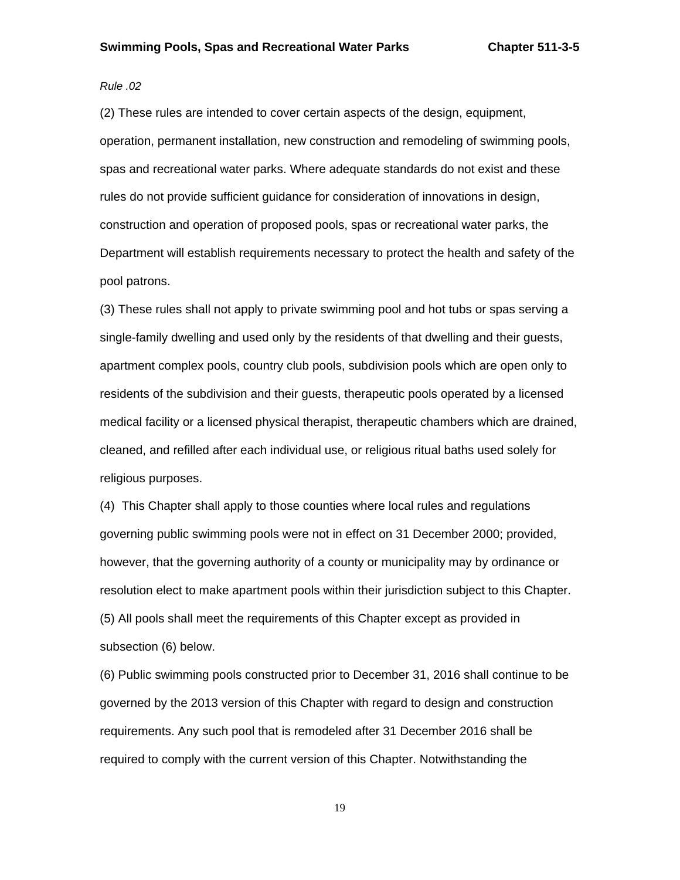*Rule .02*

(2) These rules are intended to cover certain aspects of the design, equipment, operation, permanent installation, new construction and remodeling of swimming pools, spas and recreational water parks. Where adequate standards do not exist and these rules do not provide sufficient guidance for consideration of innovations in design, construction and operation of proposed pools, spas or recreational water parks, the Department will establish requirements necessary to protect the health and safety of the pool patrons.

(3) These rules shall not apply to private swimming pool and hot tubs or spas serving a single-family dwelling and used only by the residents of that dwelling and their guests, apartment complex pools, country club pools, subdivision pools which are open only to residents of the subdivision and their guests, therapeutic pools operated by a licensed medical facility or a licensed physical therapist, therapeutic chambers which are drained, cleaned, and refilled after each individual use, or religious ritual baths used solely for religious purposes.

(4) This Chapter shall apply to those counties where local rules and regulations governing public swimming pools were not in effect on 31 December 2000; provided, however, that the governing authority of a county or municipality may by ordinance or resolution elect to make apartment pools within their jurisdiction subject to this Chapter.

(5) All pools shall meet the requirements of this Chapter except as provided in subsection (6) below.

(6) Public swimming pools constructed prior to December 31, 2016 shall continue to be governed by the 2013 version of this Chapter with regard to design and construction requirements. Any such pool that is remodeled after 31 December 2016 shall be required to comply with the current version of this Chapter. Notwithstanding the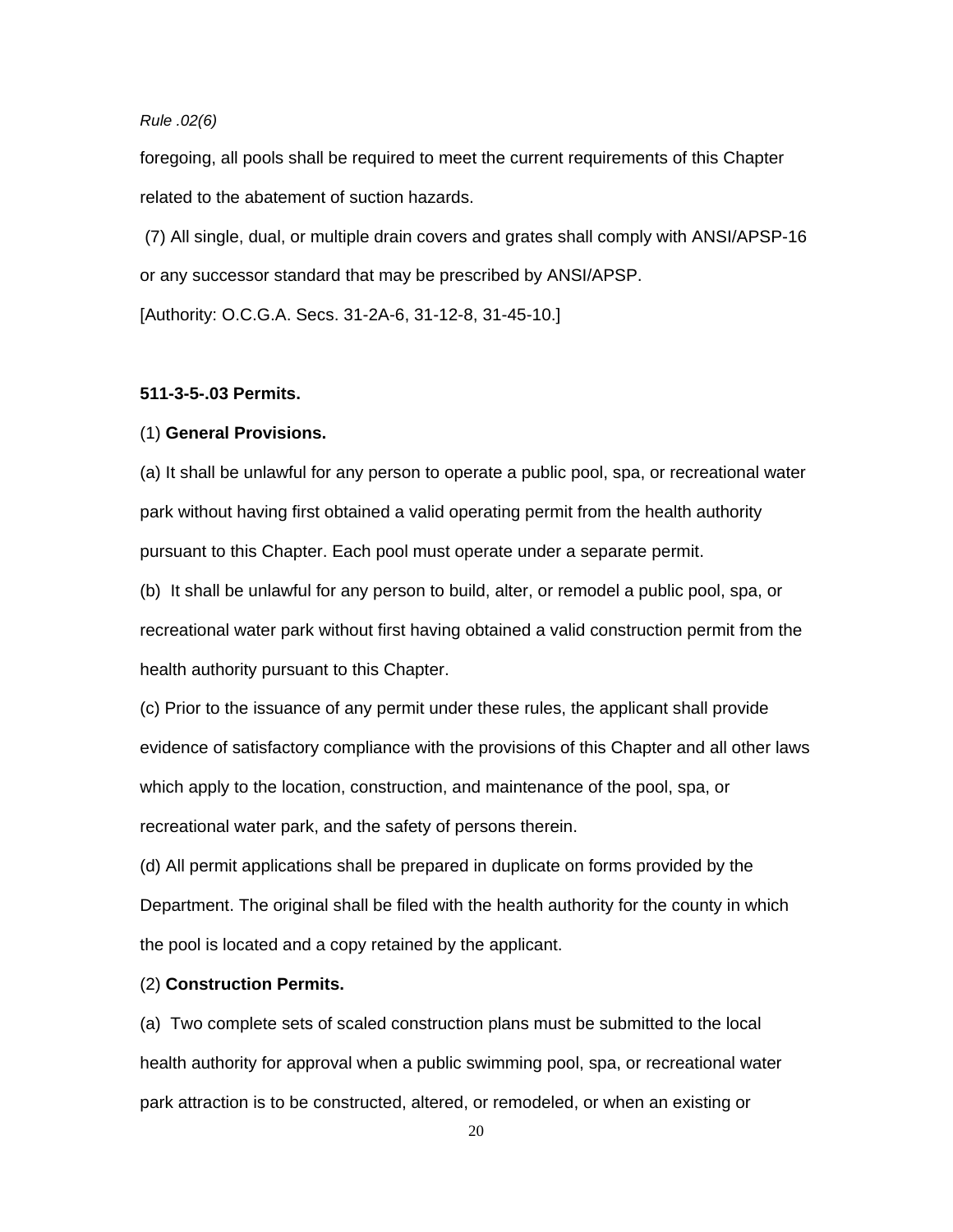foregoing, all pools shall be required to meet the current requirements of this Chapter related to the abatement of suction hazards.

(7) All single, dual, or multiple drain covers and grates shall comply with ANSI/APSP-16 or any successor standard that may be prescribed by ANSI/APSP.

[Authority: O.C.G.A. Secs. 31-2A-6, 31-12-8, 31-45-10.]

**511-3-5-.03 Permits.**

(1) **General Provisions.**

(a) It shall be unlawful for any person to operate a public pool, spa, or recreational water park without having first obtained a valid operating permit from the health authority pursuant to this Chapter. Each pool must operate under a separate permit.

(b) It shall be unlawful for any person to build, alter, or remodel a public pool, spa, or recreational water park without first having obtained a valid construction permit from the health authority pursuant to this Chapter.

(c) Prior to the issuance of any permit under these rules, the applicant shall provide evidence of satisfactory compliance with the provisions of this Chapter and all other laws which apply to the location, construction, and maintenance of the pool, spa, or recreational water park, and the safety of persons therein.

(d) All permit applications shall be prepared in duplicate on forms provided by the Department. The original shall be filed with the health authority for the county in which the pool is located and a copy retained by the applicant.

(2) **Construction Permits.**

(a) Two complete sets of scaled construction plans must be submitted to the local health authority for approval when a public swimming pool, spa, or recreational water park attraction is to be constructed, altered, or remodeled, or when an existing or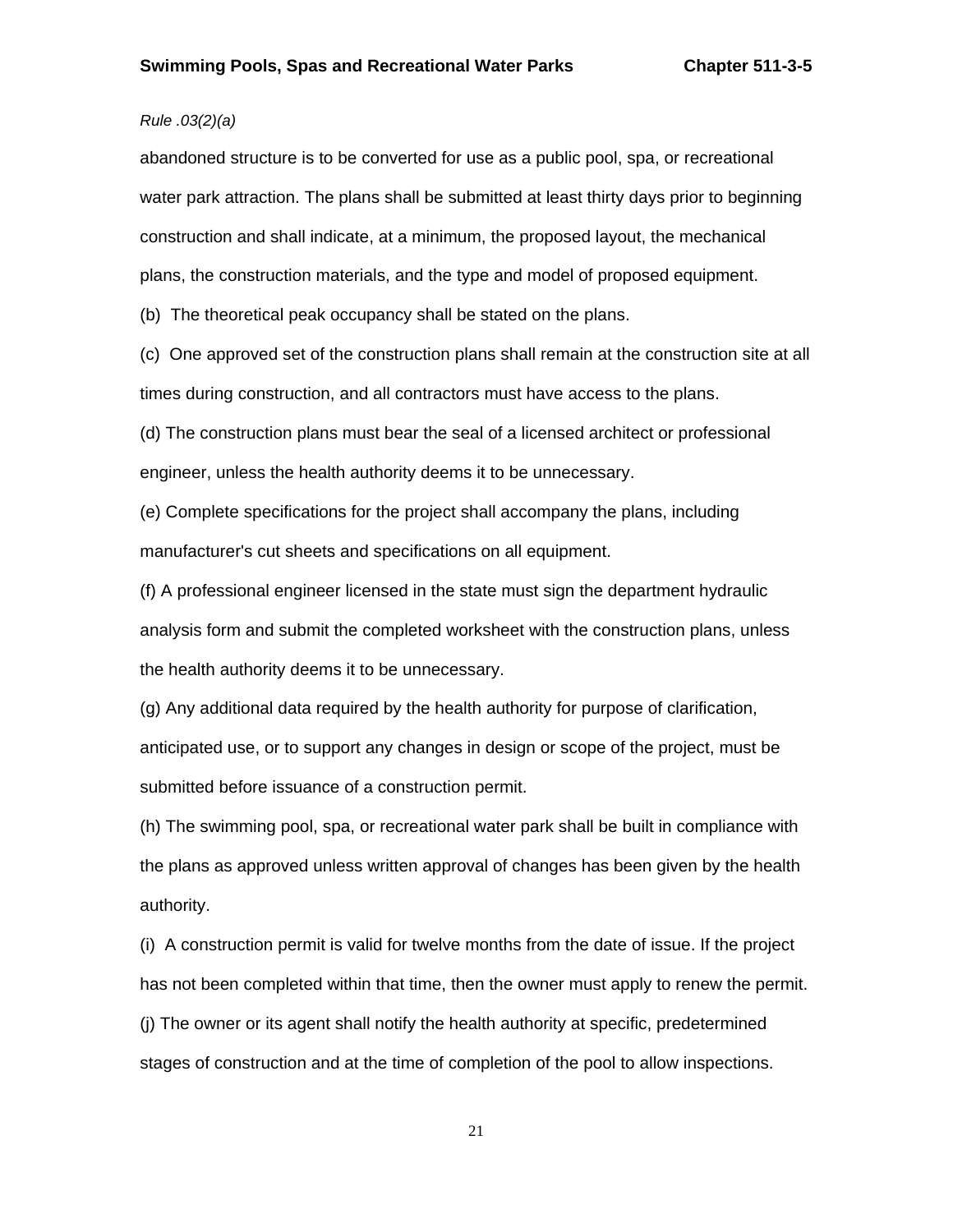*Rule .03(2)(a)*

abandoned structure is to be converted for use as a public pool, spa, or recreational water park attraction. The plans shall be submitted at least thirty days prior to beginning construction and shall indicate, at a minimum, the proposed layout, the mechanical plans, the construction materials, and the type and model of proposed equipment.

(b) The theoretical peak occupancy shall be stated on the plans.

(c) One approved set of the construction plans shall remain at the construction site at all times during construction, and all contractors must have access to the plans.

(d) The construction plans must bear the seal of a licensed architect or professional engineer, unless the health authority deems it to be unnecessary.

(e) Complete specifications for the project shall accompany the plans, including manufacturer's cut sheets and specifications on all equipment.

(f) A professional engineer licensed in the state must sign the department hydraulic analysis form and submit the completed worksheet with the construction plans, unless the health authority deems it to be unnecessary.

(g) Any additional data required by the health authority for purpose of clarification, anticipated use, or to support any changes in design or scope of the project, must be submitted before issuance of a construction permit.

(h) The swimming pool, spa, or recreational water park shall be built in compliance with the plans as approved unless written approval of changes has been given by the health authority.

(i) A construction permit is valid for twelve months from the date of issue. If the project has not been completed within that time, then the owner must apply to renew the permit.

(j) The owner or its agent shall notify the health authority at specific, predetermined stages of construction and at the time of completion of the pool to allow inspections.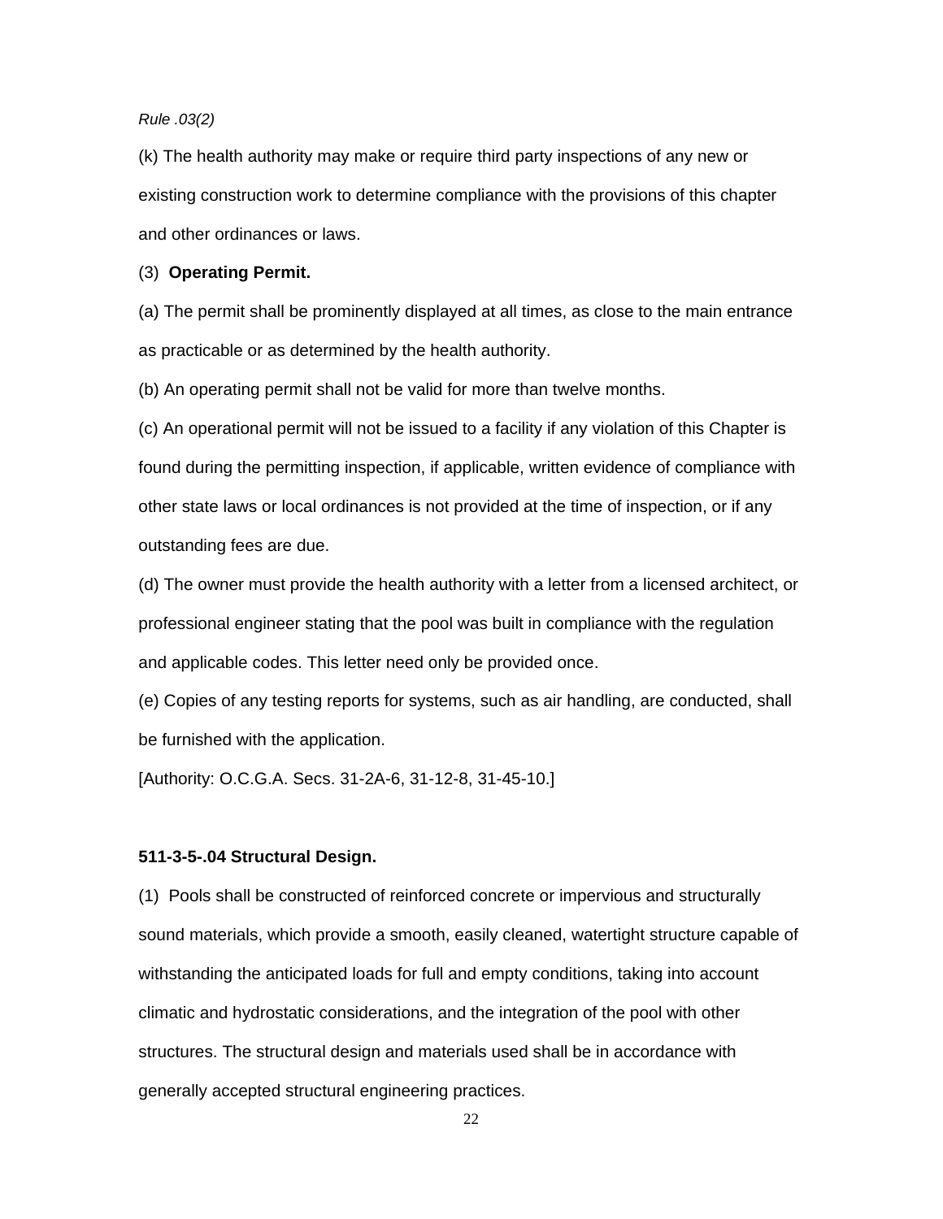*Rule .03(2)*

(k) The health authority may make or require third party inspections of any new or existing construction work to determine compliance with the provisions of this chapter and other ordinances or laws.

(3) **Operating Permit.**

(a) The permit shall be prominently displayed at all times, as close to the main entrance as practicable or as determined by the health authority.

(b) An operating permit shall not be valid for more than twelve months.

(c) An operational permit will not be issued to a facility if any violation of this Chapter is found during the permitting inspection, if applicable, written evidence of compliance with other state laws or local ordinances is not provided at the time of inspection, or if any outstanding fees are due.

(d) The owner must provide the health authority with a letter from a licensed architect, or professional engineer stating that the pool was built in compliance with the regulation and applicable codes. This letter need only be provided once.

(e) Copies of any testing reports for systems, such as air handling, are conducted, shall be furnished with the application.

[Authority: O.C.G.A. Secs. 31-2A-6, 31-12-8, 31-45-10.]

**511-3-5-.04 Structural Design.**

(1) Pools shall be constructed of reinforced concrete or impervious and structurally sound materials, which provide a smooth, easily cleaned, watertight structure capable of withstanding the anticipated loads for full and empty conditions, taking into account climatic and hydrostatic considerations, and the integration of the pool with other structures. The structural design and materials used shall be in accordance with generally accepted structural engineering practices.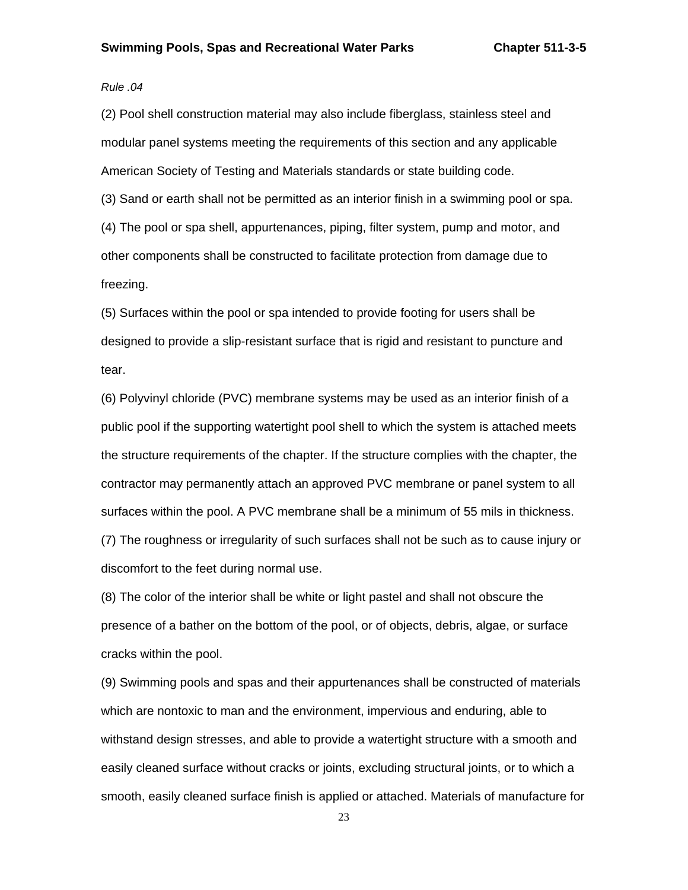*Rule .04*

(2) Pool shell construction material may also include fiberglass, stainless steel and modular panel systems meeting the requirements of this section and any applicable American Society of Testing and Materials standards or state building code.

(3) Sand or earth shall not be permitted as an interior finish in a swimming pool or spa.

(4) The pool or spa shell, appurtenances, piping, filter system, pump and motor, and other components shall be constructed to facilitate protection from damage due to freezing.

(5) Surfaces within the pool or spa intended to provide footing for users shall be designed to provide a slip-resistant surface that is rigid and resistant to puncture and tear.

(6) Polyvinyl chloride (PVC) membrane systems may be used as an interior finish of a public pool if the supporting watertight pool shell to which the system is attached meets the structure requirements of the chapter. If the structure complies with the chapter, the contractor may permanently attach an approved PVC membrane or panel system to all surfaces within the pool. A PVC membrane shall be a minimum of 55 mils in thickness.

(7) The roughness or irregularity of such surfaces shall not be such as to cause injury or discomfort to the feet during normal use.

(8) The color of the interior shall be white or light pastel and shall not obscure the presence of a bather on the bottom of the pool, or of objects, debris, algae, or surface cracks within the pool.

(9) Swimming pools and spas and their appurtenances shall be constructed of materials which are nontoxic to man and the environment, impervious and enduring, able to withstand design stresses, and able to provide a watertight structure with a smooth and easily cleaned surface without cracks or joints, excluding structural joints, or to which a smooth, easily cleaned surface finish is applied or attached. Materials of manufacture for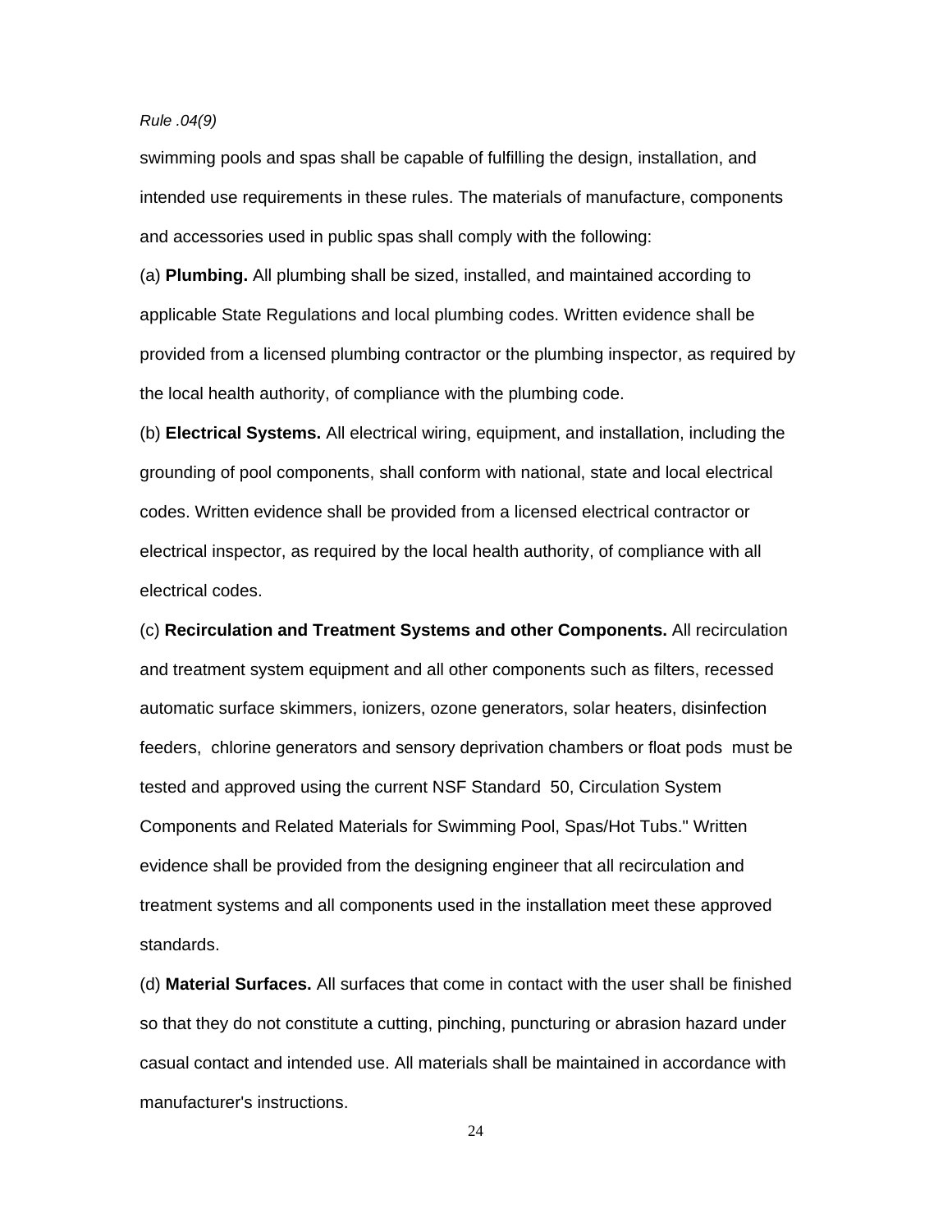*Rule .04(9)*

swimming pools and spas shall be capable of fulfilling the design, installation, and intended use requirements in these rules. The materials of manufacture, components and accessories used in public spas shall comply with the following:

(a) **Plumbing.** All plumbing shall be sized, installed, and maintained according to applicable State Regulations and local plumbing codes. Written evidence shall be provided from a licensed plumbing contractor or the plumbing inspector, as required by the local health authority, of compliance with the plumbing code.

(b) **Electrical Systems.** All electrical wiring, equipment, and installation, including the grounding of pool components, shall conform with national, state and local electrical codes. Written evidence shall be provided from a licensed electrical contractor or electrical inspector, as required by the local health authority, of compliance with all electrical codes.

(c) **Recirculation and Treatment Systems and other Components.** All recirculation and treatment system equipment and all other components such as filters, recessed automatic surface skimmers, ionizers, ozone generators, solar heaters, disinfection feeders, chlorine generators and sensory deprivation chambers or float pods must be tested and approved using the current NSF Standard 50, Circulation System Components and Related Materials for Swimming Pool, Spas/Hot Tubs." Written evidence shall be provided from the designing engineer that all recirculation and treatment systems and all components used in the installation meet these approved standards.

(d) **Material Surfaces.** All surfaces that come in contact with the user shall be finished so that they do not constitute a cutting, pinching, puncturing or abrasion hazard under casual contact and intended use. All materials shall be maintained in accordance with manufacturer's instructions.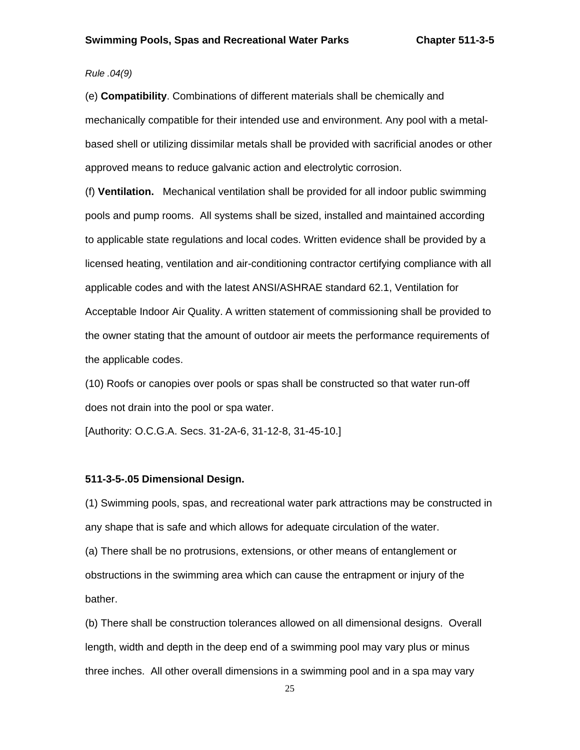*Rule .04(9)*

(e) **Compatibility**. Combinations of different materials shall be chemically and mechanically compatible for their intended use and environment. Any pool with a metal-based shell or utilizing dissimilar metals shall be provided with sacrificial anodes or other approved means to reduce galvanic action and electrolytic corrosion.

(f) **Ventilation.** Mechanical ventilation shall be provided for all indoor public swimming pools and pump rooms. All systems shall be sized, installed and maintained according to applicable state regulations and local codes. Written evidence shall be provided by a licensed heating, ventilation and air-conditioning contractor certifying compliance with all applicable codes and with the latest ANSI/ASHRAE standard 62.1, Ventilation for Acceptable Indoor Air Quality. A written statement of commissioning shall be provided to the owner stating that the amount of outdoor air meets the performance requirements of the applicable codes.

(10) Roofs or canopies over pools or spas shall be constructed so that water run-off does not drain into the pool or spa water.

[Authority: O.C.G.A. Secs. 31-2A-6, 31-12-8, 31-45-10.]

### 511-3-5-.05 Dimensional Design.

(1) Swimming pools, spas, and recreational water park attractions may be constructed in any shape that is safe and which allows for adequate circulation of the water.

(a) There shall be no protrusions, extensions, or other means of entanglement or obstructions in the swimming area which can cause the entrapment or injury of the bather.

(b) There shall be construction tolerances allowed on all dimensional designs. Overall length, width and depth in the deep end of a swimming pool may vary plus or minus three inches. All other overall dimensions in a swimming pool and in a spa may vary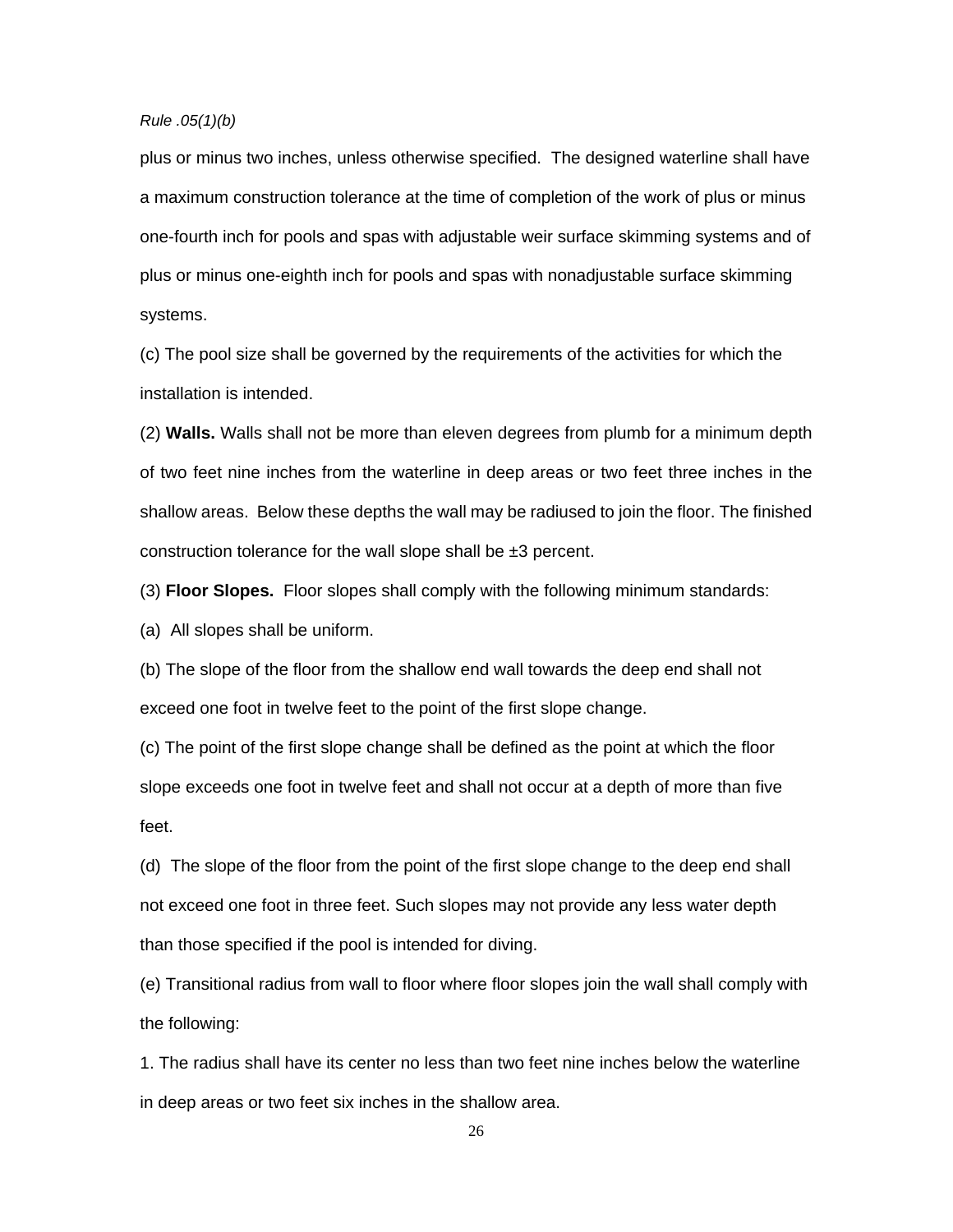*Rule .05(1)(b)*

plus or minus two inches, unless otherwise specified. The designed waterline shall have a maximum construction tolerance at the time of completion of the work of plus or minus one-fourth inch for pools and spas with adjustable weir surface skimming systems and of plus or minus one-eighth inch for pools and spas with nonadjustable surface skimming systems.

(c) The pool size shall be governed by the requirements of the activities for which the installation is intended.

(2) **Walls.** Walls shall not be more than eleven degrees from plumb for a minimum depth of two feet nine inches from the waterline in deep areas or two feet three inches in the shallow areas. Below these depths the wall may be radiused to join the floor. The finished construction tolerance for the wall slope shall be ±3 percent.

(3) **Floor Slopes.** Floor slopes shall comply with the following minimum standards:

(a) All slopes shall be uniform.

(b) The slope of the floor from the shallow end wall towards the deep end shall not exceed one foot in twelve feet to the point of the first slope change.

(c) The point of the first slope change shall be defined as the point at which the floor slope exceeds one foot in twelve feet and shall not occur at a depth of more than five feet.

(d) The slope of the floor from the point of the first slope change to the deep end shall not exceed one foot in three feet. Such slopes may not provide any less water depth than those specified if the pool is intended for diving.

(e) Transitional radius from wall to floor where floor slopes join the wall shall comply with the following:

1. The radius shall have its center no less than two feet nine inches below the waterline in deep areas or two feet six inches in the shallow area.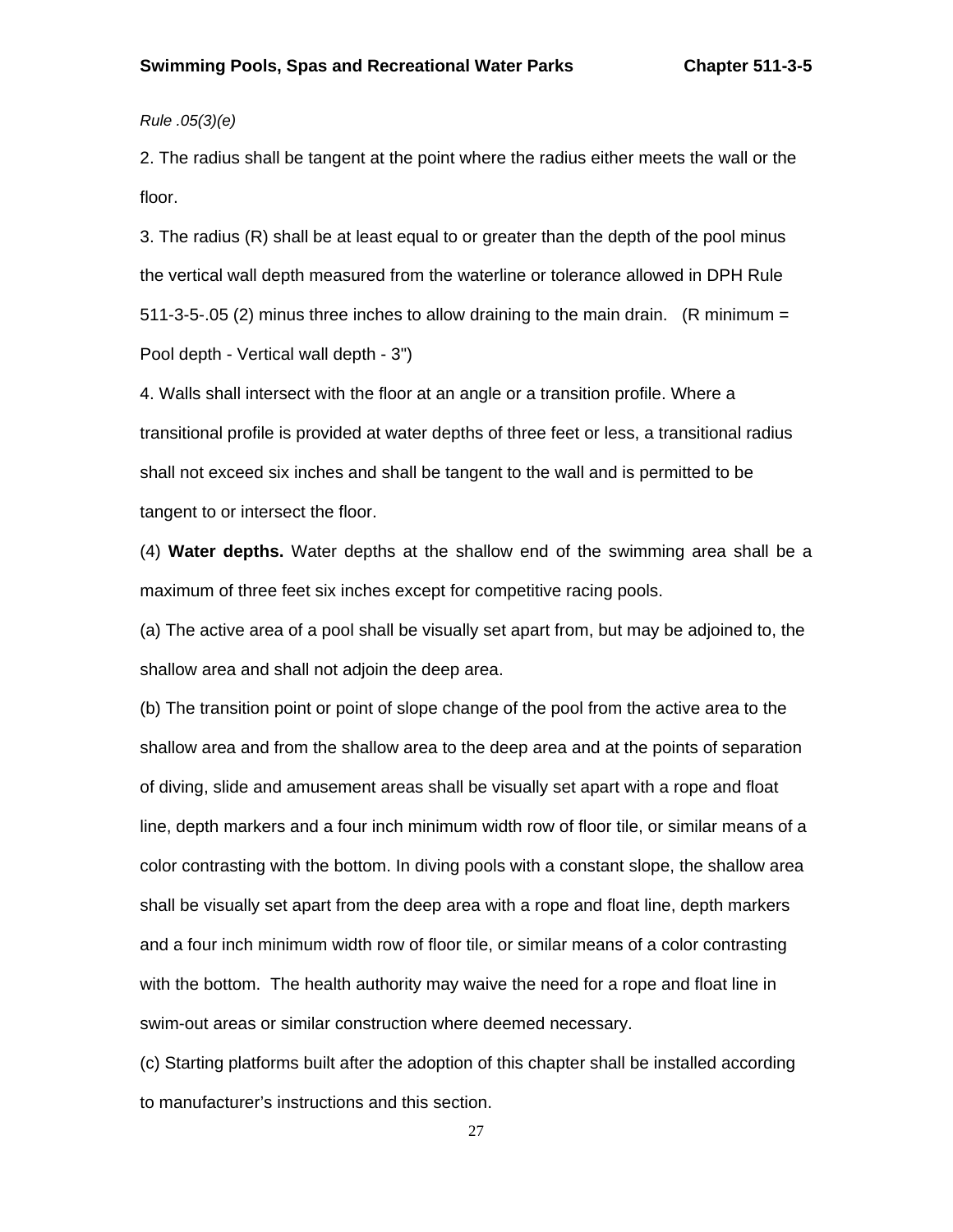*Rule .05(3)(e)*

2. The radius shall be tangent at the point where the radius either meets the wall or the floor.

3. The radius (R) shall be at least equal to or greater than the depth of the pool minus the vertical wall depth measured from the waterline or tolerance allowed in DPH Rule 511-3-5-.05 (2) minus three inches to allow draining to the main drain. (R minimum = Pool depth - Vertical wall depth - 3")

4. Walls shall intersect with the floor at an angle or a transition profile. Where a transitional profile is provided at water depths of three feet or less, a transitional radius shall not exceed six inches and shall be tangent to the wall and is permitted to be tangent to or intersect the floor.

(4) **Water depths.** Water depths at the shallow end of the swimming area shall be a maximum of three feet six inches except for competitive racing pools.

(a) The active area of a pool shall be visually set apart from, but may be adjoined to, the shallow area and shall not adjoin the deep area.

(b) The transition point or point of slope change of the pool from the active area to the shallow area and from the shallow area to the deep area and at the points of separation of diving, slide and amusement areas shall be visually set apart with a rope and float line, depth markers and a four inch minimum width row of floor tile, or similar means of a color contrasting with the bottom. In diving pools with a constant slope, the shallow area shall be visually set apart from the deep area with a rope and float line, depth markers and a four inch minimum width row of floor tile, or similar means of a color contrasting with the bottom. The health authority may waive the need for a rope and float line in swim-out areas or similar construction where deemed necessary.

(c) Starting platforms built after the adoption of this chapter shall be installed according to manufacturer's instructions and this section.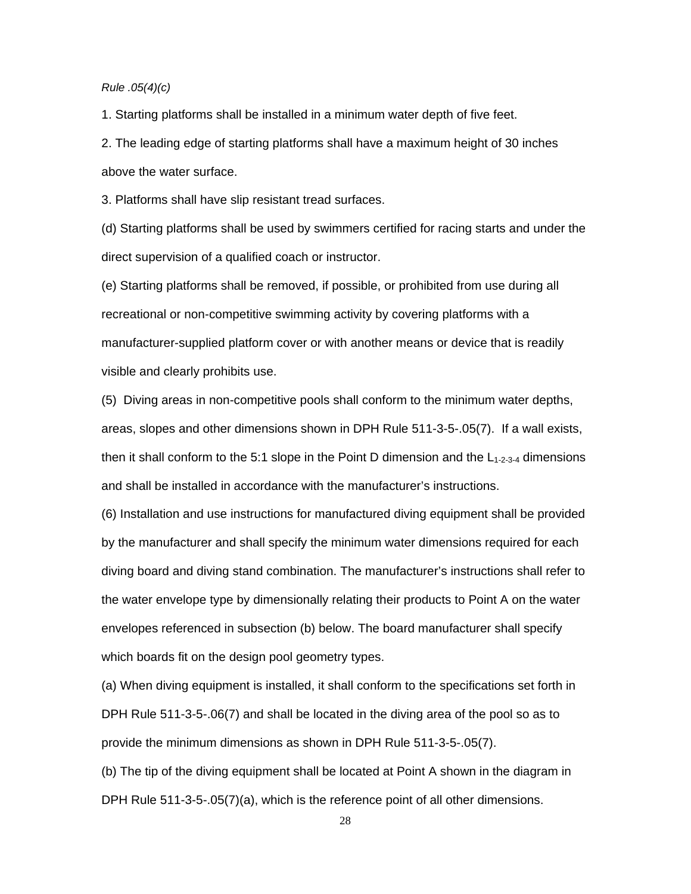*Rule .05(4)(c)*

1. Starting platforms shall be installed in a minimum water depth of five feet.

2. The leading edge of starting platforms shall have a maximum height of 30 inches above the water surface.

3. Platforms shall have slip resistant tread surfaces.

(d) Starting platforms shall be used by swimmers certified for racing starts and under the direct supervision of a qualified coach or instructor.

(e) Starting platforms shall be removed, if possible, or prohibited from use during all recreational or non-competitive swimming activity by covering platforms with a manufacturer-supplied platform cover or with another means or device that is readily visible and clearly prohibits use.

(5) Diving areas in non-competitive pools shall conform to the minimum water depths, areas, slopes and other dimensions shown in DPH Rule 511-3-5-.05(7). If a wall exists, then it shall conform to the 5:1 slope in the Point D dimension and the $L_{1\text{-}2\text{-}3\text{-}4}$ dimensions and shall be installed in accordance with the manufacturer's instructions.

(6) Installation and use instructions for manufactured diving equipment shall be provided by the manufacturer and shall specify the minimum water dimensions required for each diving board and diving stand combination. The manufacturer's instructions shall refer to the water envelope type by dimensionally relating their products to Point A on the water envelopes referenced in subsection (b) below. The board manufacturer shall specify which boards fit on the design pool geometry types.

(a) When diving equipment is installed, it shall conform to the specifications set forth in DPH Rule 511-3-5-.06(7) and shall be located in the diving area of the pool so as to provide the minimum dimensions as shown in DPH Rule 511-3-5-.05(7).

(b) The tip of the diving equipment shall be located at Point A shown in the diagram in DPH Rule 511-3-5-.05(7)(a), which is the reference point of all other dimensions.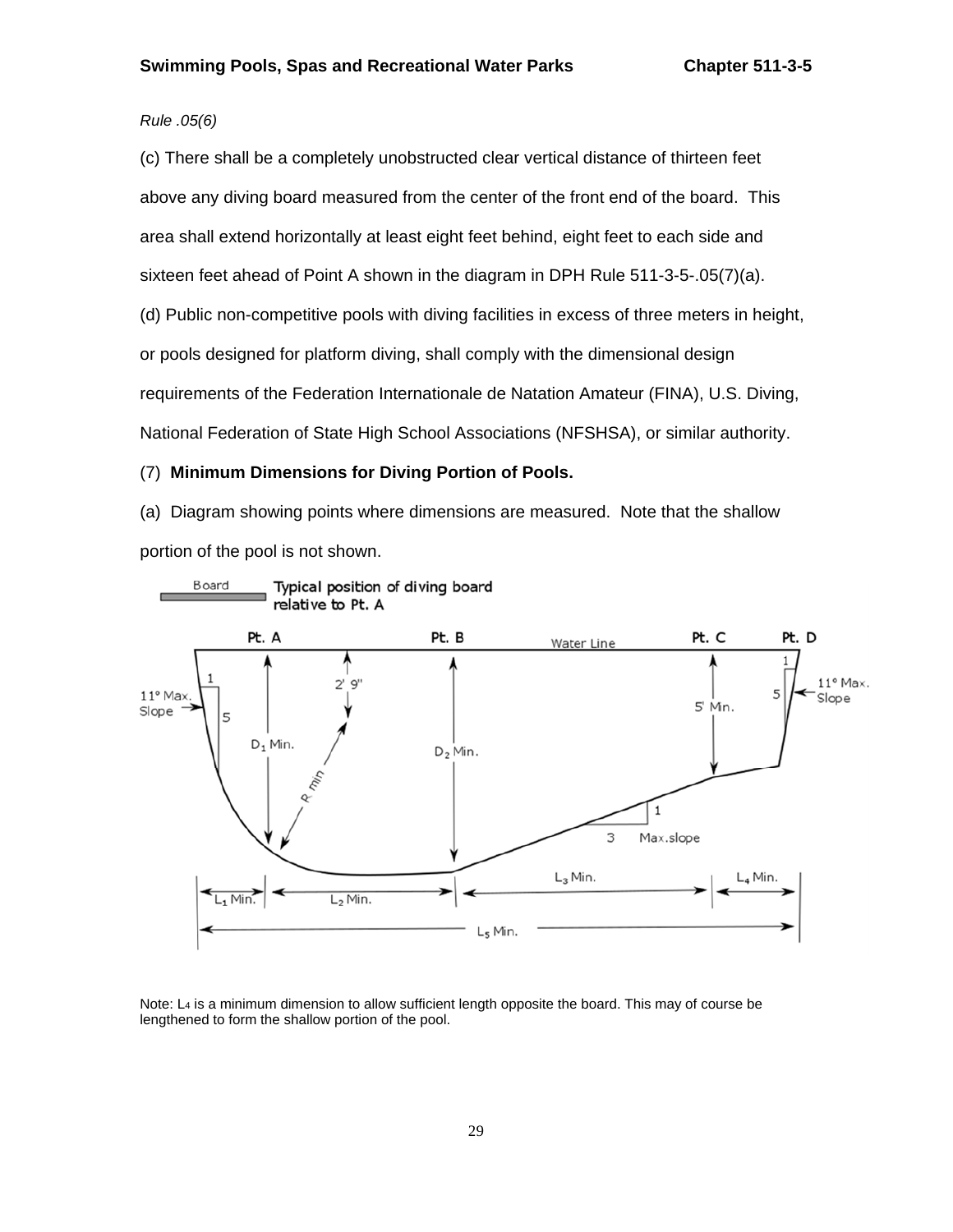*Rule .05(6)*

(c) There shall be a completely unobstructed clear vertical distance of thirteen feet above any diving board measured from the center of the front end of the board. This area shall extend horizontally at least eight feet behind, eight feet to each side and sixteen feet ahead of Point A shown in the diagram in DPH Rule 511-3-5-.05(7)(a).

(d) Public non-competitive pools with diving facilities in excess of three meters in height, or pools designed for platform diving, shall comply with the dimensional design requirements of the Federation Internationale de Natation Amateur (FINA), U.S. Diving, National Federation of State High School Associations (NFSHSA), or similar authority.

(7) **Minimum Dimensions for Diving Portion of Pools.**

(a) Diagram showing points where dimensions are measured. Note that the shallow portion of the pool is not shown.

Note: $L_4$ is a minimum dimension to allow sufficient length opposite the board. This may of course be lengthened to form the shallow portion of the pool.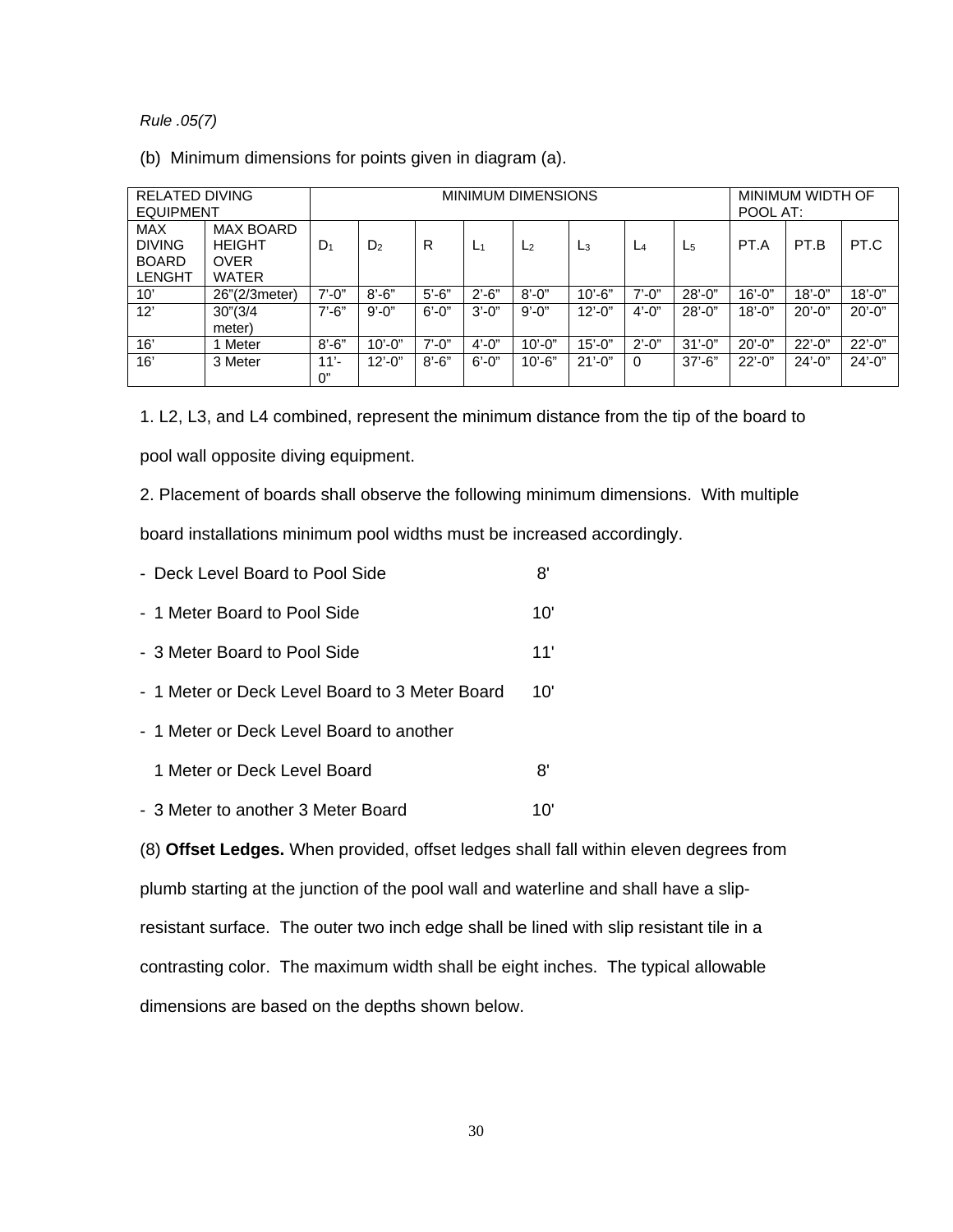*Rule .05(7)*

(b) Minimum dimensions for points given in diagram (a).

| RELATED DIVING EQUIPMENT | | MINIMUM DIMENSIONS | | | | | | | | MINIMUM WIDTH OF POOL AT: | | |
|---|---|---|---|---|---|---|---|---|---|---|---|---|
| MAX DIVING BOARD LENGHT | MAX BOARD HEIGHT OVER WATER | $D_1$ | $D_2$ | R | $L_1$ | $L_2$ | $L_3$ | $L_4$ | $L_5$ | PT.A | PT.B | PT.C |
| 10' | 26"(2/3meter) | 7'-0" | 8'-6" | 5'-6" | 2'-6" | 8'-0" | 10'-6" | 7'-0" | 28'-0" | 16'-0" | 18'-0" | 18'-0" |
| 12' | 30"(3/4 meter) | 7'-6" | 9'-0" | 6'-0" | 3'-0" | 9'-0" | 12'-0" | 4'-0" | 28'-0" | 18'-0" | 20'-0" | 20'-0" |
| 16' | 1 Meter | 8'-6" | 10'-0" | 7'-0" | 4'-0" | 10'-0" | 15'-0" | 2'-0" | 31'-0" | 20'-0" | 22'-0" | 22'-0" |
| 16' | 3 Meter | 11'-0" | 12'-0" | 8'-6" | 6'-0" | 10'-6" | 21'-0" | 0 | 37'-6" | 22'-0" | 24'-0" | 24'-0" |

1. L2, L3, and L4 combined, represent the minimum distance from the tip of the board to pool wall opposite diving equipment.

2. Placement of boards shall observe the following minimum dimensions. With multiple board installations minimum pool widths must be increased accordingly.

- Deck Level Board to Pool Side 8'
- 1 Meter Board to Pool Side 10'
- 3 Meter Board to Pool Side 11'
- 1 Meter or Deck Level Board to 3 Meter Board 10'
- 1 Meter or Deck Level Board to another 1 Meter or Deck Level Board 8'
- 3 Meter to another 3 Meter Board 10'

(8) **Offset Ledges.** When provided, offset ledges shall fall within eleven degrees from plumb starting at the junction of the pool wall and waterline and shall have a slip-resistant surface. The outer two inch edge shall be lined with slip resistant tile in a contrasting color. The maximum width shall be eight inches. The typical allowable dimensions are based on the depths shown below.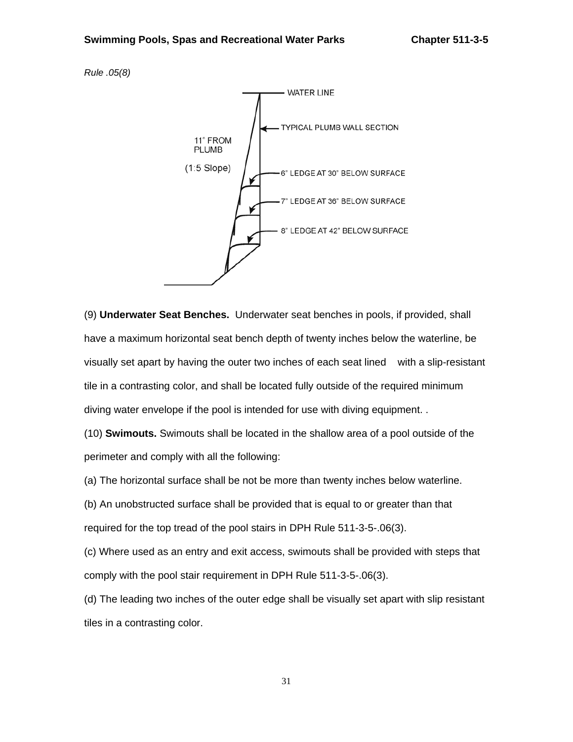*Rule .05(8)*

WATER LINE

TYPICAL PLUMB WALL SECTION

11° FROM PLUMB

(1:5 Slope)

6" LEDGE AT 30" BELOW SURFACE

7" LEDGE AT 36" BELOW SURFACE

8" LEDGE AT 42" BELOW SURFACE

(9) **Underwater Seat Benches.** Underwater seat benches in pools, if provided, shall have a maximum horizontal seat bench depth of twenty inches below the waterline, be visually set apart by having the outer two inches of each seat lined with a slip-resistant tile in a contrasting color, and shall be located fully outside of the required minimum diving water envelope if the pool is intended for use with diving equipment. .

(10) **Swimouts.** Swimouts shall be located in the shallow area of a pool outside of the perimeter and comply with all the following:

(a) The horizontal surface shall be not be more than twenty inches below waterline.

(b) An unobstructed surface shall be provided that is equal to or greater than that required for the top tread of the pool stairs in DPH Rule 511-3-5-.06(3).

(c) Where used as an entry and exit access, swimouts shall be provided with steps that comply with the pool stair requirement in DPH Rule 511-3-5-.06(3).

(d) The leading two inches of the outer edge shall be visually set apart with slip resistant tiles in a contrasting color.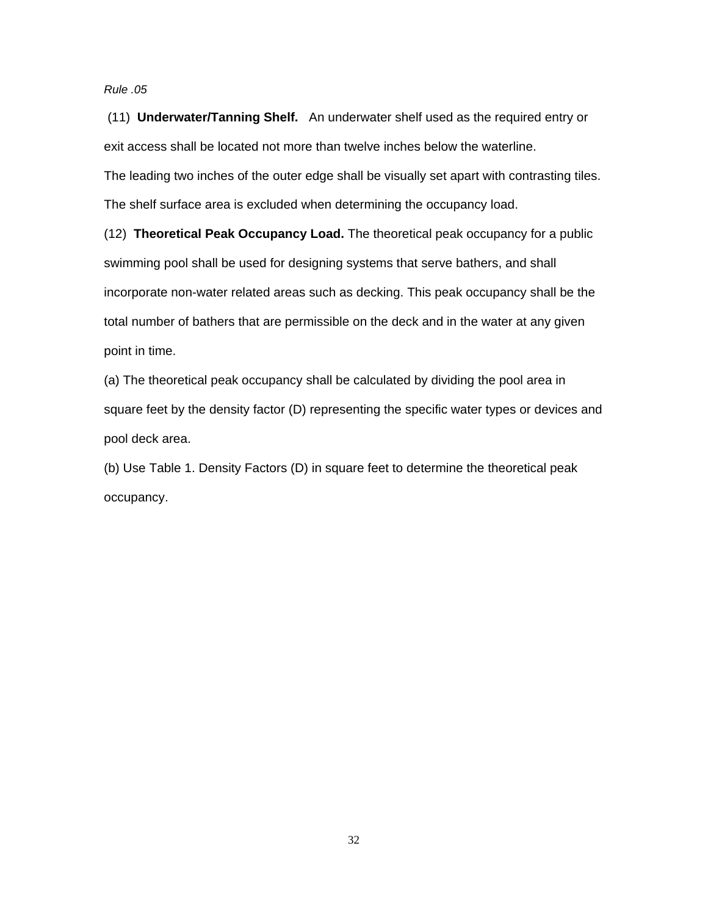*Rule .05*

(11) **Underwater/Tanning Shelf.** An underwater shelf used as the required entry or exit access shall be located not more than twelve inches below the waterline. The leading two inches of the outer edge shall be visually set apart with contrasting tiles. The shelf surface area is excluded when determining the occupancy load.

(12) **Theoretical Peak Occupancy Load.** The theoretical peak occupancy for a public swimming pool shall be used for designing systems that serve bathers, and shall incorporate non-water related areas such as decking. This peak occupancy shall be the total number of bathers that are permissible on the deck and in the water at any given point in time.

(a) The theoretical peak occupancy shall be calculated by dividing the pool area in square feet by the density factor (D) representing the specific water types or devices and pool deck area.

(b) Use Table 1. Density Factors (D) in square feet to determine the theoretical peak occupancy.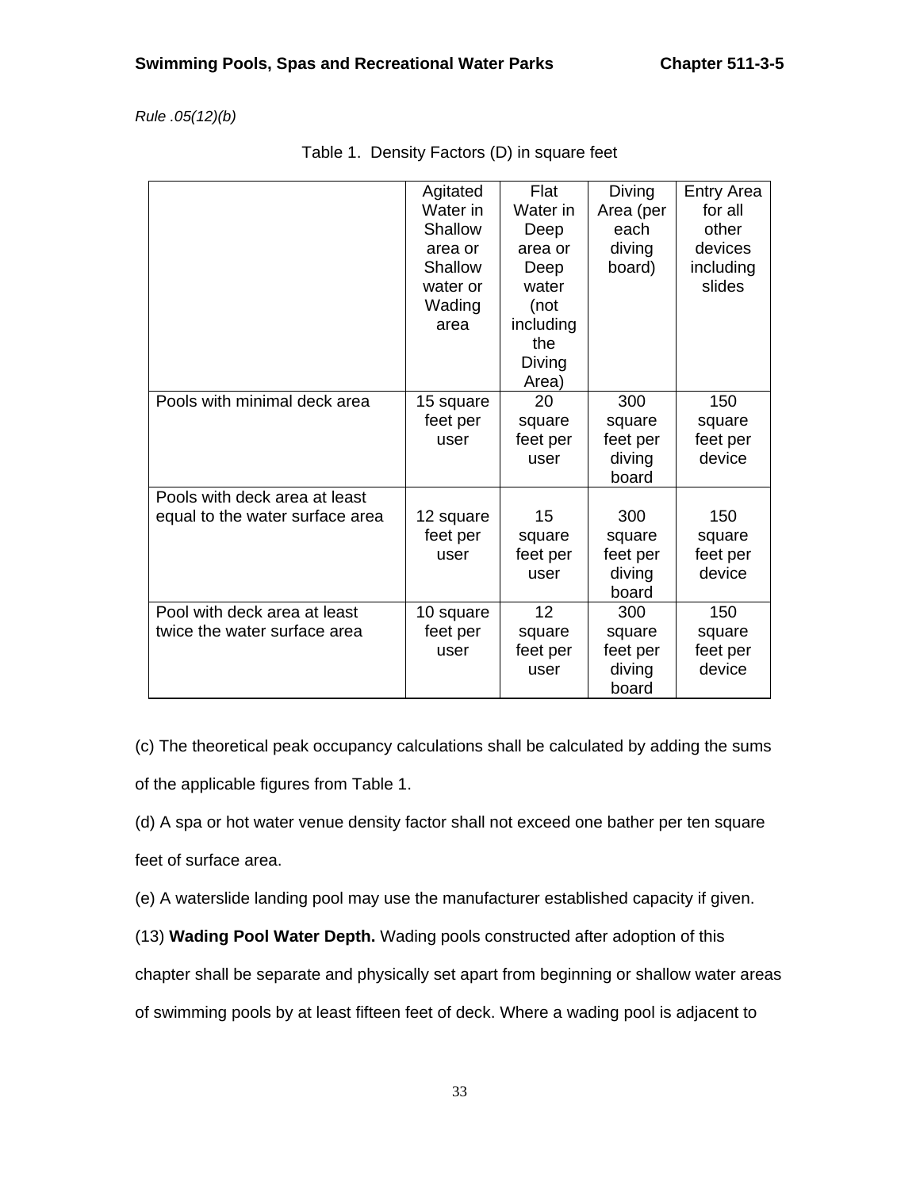*Rule .05(12)(b)*

Table 1. Density Factors (D) in square feet

| | Agitated Water in Shallow area or Shallow water or Wading area | Flat Water in Deep area or Deep water (not including the Diving Area) | Diving Area (per each diving board) | Entry Area for all other devices including slides |
|---|---|---|---|---|
| Pools with minimal deck area | 15 square feet per user | 20 square feet per user | 300 square feet per diving board | 150 square feet per device |
| Pools with deck area at least equal to the water surface area | 12 square feet per user | 15 square feet per user | 300 square feet per diving board | 150 square feet per device |
| Pool with deck area at least twice the water surface area | 10 square feet per user | 12 square feet per user | 300 square feet per diving board | 150 square feet per device |

(c) The theoretical peak occupancy calculations shall be calculated by adding the sums of the applicable figures from Table 1.

(d) A spa or hot water venue density factor shall not exceed one bather per ten square feet of surface area.

(e) A waterslide landing pool may use the manufacturer established capacity if given.

(13) **Wading Pool Water Depth.** Wading pools constructed after adoption of this chapter shall be separate and physically set apart from beginning or shallow water areas of swimming pools by at least fifteen feet of deck. Where a wading pool is adjacent to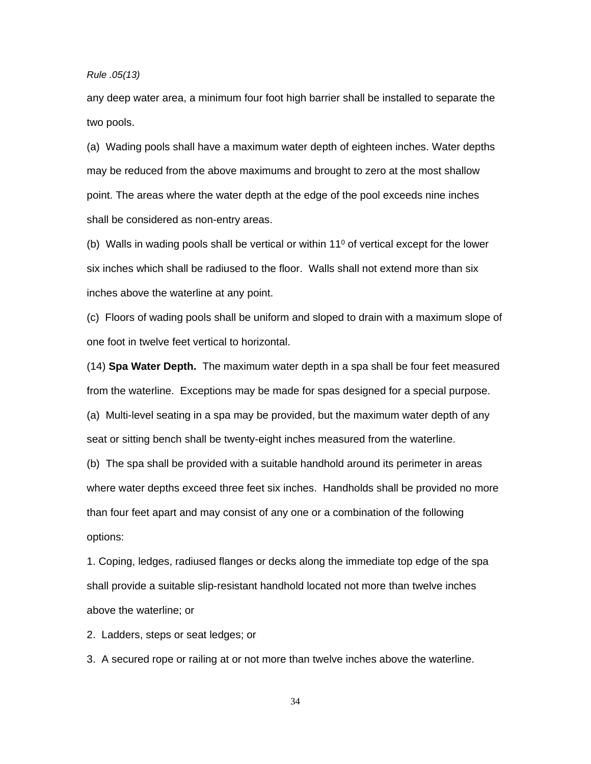any deep water area, a minimum four foot high barrier shall be installed to separate the two pools.

(a) Wading pools shall have a maximum water depth of eighteen inches. Water depths may be reduced from the above maximums and brought to zero at the most shallow point. The areas where the water depth at the edge of the pool exceeds nine inches shall be considered as non-entry areas.

(b) Walls in wading pools shall be vertical or within $11^0$ of vertical except for the lower six inches which shall be radiused to the floor. Walls shall not extend more than six inches above the waterline at any point.

(c) Floors of wading pools shall be uniform and sloped to drain with a maximum slope of one foot in twelve feet vertical to horizontal.

(14) **Spa Water Depth.** The maximum water depth in a spa shall be four feet measured from the waterline. Exceptions may be made for spas designed for a special purpose.

(a) Multi-level seating in a spa may be provided, but the maximum water depth of any seat or sitting bench shall be twenty-eight inches measured from the waterline.

(b) The spa shall be provided with a suitable handhold around its perimeter in areas where water depths exceed three feet six inches. Handholds shall be provided no more than four feet apart and may consist of any one or a combination of the following options:

1. Coping, ledges, radiused flanges or decks along the immediate top edge of the spa shall provide a suitable slip-resistant handhold located not more than twelve inches above the waterline; or

2. Ladders, steps or seat ledges; or

3. A secured rope or railing at or not more than twelve inches above the waterline.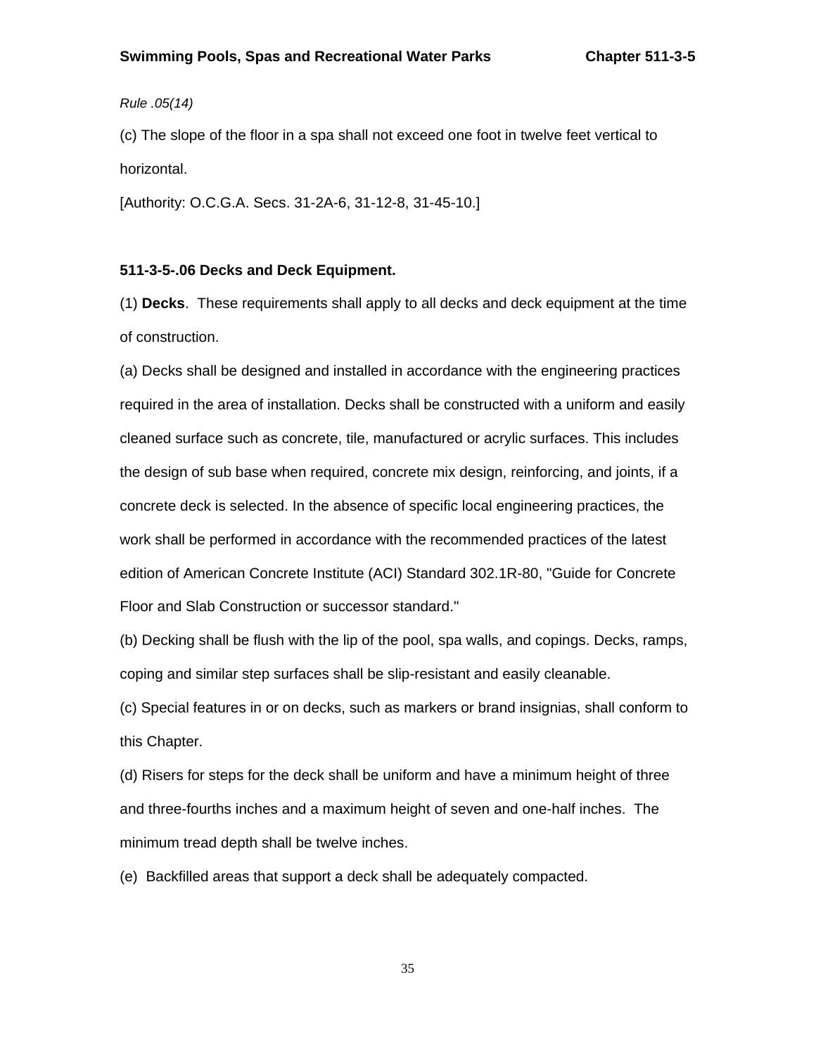*Rule .05(14)*

(c) The slope of the floor in a spa shall not exceed one foot in twelve feet vertical to horizontal.

[Authority: O.C.G.A. Secs. 31-2A-6, 31-12-8, 31-45-10.]

**511-3-5-.06 Decks and Deck Equipment.**

(1) **Decks**. These requirements shall apply to all decks and deck equipment at the time of construction.

(a) Decks shall be designed and installed in accordance with the engineering practices required in the area of installation. Decks shall be constructed with a uniform and easily cleaned surface such as concrete, tile, manufactured or acrylic surfaces. This includes the design of sub base when required, concrete mix design, reinforcing, and joints, if a concrete deck is selected. In the absence of specific local engineering practices, the work shall be performed in accordance with the recommended practices of the latest edition of American Concrete Institute (ACI) Standard 302.1R-80, "Guide for Concrete Floor and Slab Construction or successor standard."

(b) Decking shall be flush with the lip of the pool, spa walls, and copings. Decks, ramps, coping and similar step surfaces shall be slip-resistant and easily cleanable.

(c) Special features in or on decks, such as markers or brand insignias, shall conform to this Chapter.

(d) Risers for steps for the deck shall be uniform and have a minimum height of three and three-fourths inches and a maximum height of seven and one-half inches. The minimum tread depth shall be twelve inches.

(e) Backfilled areas that support a deck shall be adequately compacted.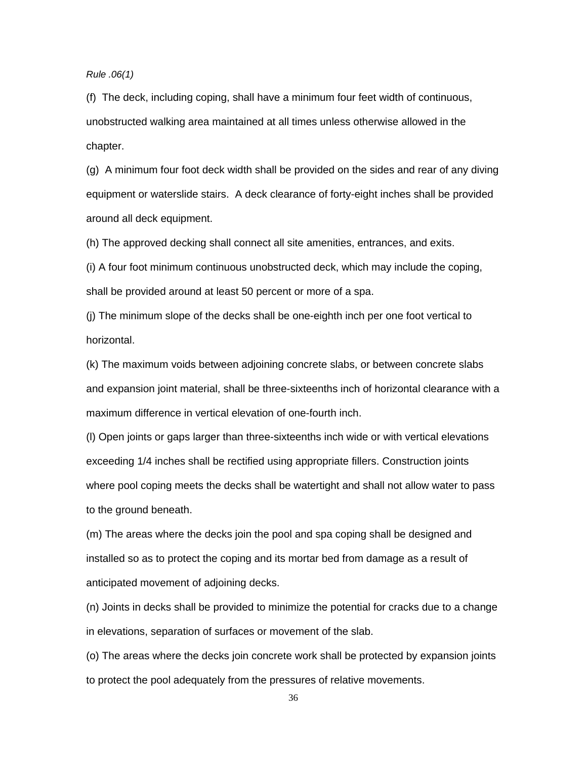*Rule .06(1)*

(f) The deck, including coping, shall have a minimum four feet width of continuous, unobstructed walking area maintained at all times unless otherwise allowed in the chapter.

(g) A minimum four foot deck width shall be provided on the sides and rear of any diving equipment or waterslide stairs. A deck clearance of forty-eight inches shall be provided around all deck equipment.

(h) The approved decking shall connect all site amenities, entrances, and exits.

(i) A four foot minimum continuous unobstructed deck, which may include the coping, shall be provided around at least 50 percent or more of a spa.

(j) The minimum slope of the decks shall be one-eighth inch per one foot vertical to horizontal.

(k) The maximum voids between adjoining concrete slabs, or between concrete slabs and expansion joint material, shall be three-sixteenths inch of horizontal clearance with a maximum difference in vertical elevation of one-fourth inch.

(l) Open joints or gaps larger than three-sixteenths inch wide or with vertical elevations exceeding 1/4 inches shall be rectified using appropriate fillers. Construction joints where pool coping meets the decks shall be watertight and shall not allow water to pass to the ground beneath.

(m) The areas where the decks join the pool and spa coping shall be designed and installed so as to protect the coping and its mortar bed from damage as a result of anticipated movement of adjoining decks.

(n) Joints in decks shall be provided to minimize the potential for cracks due to a change in elevations, separation of surfaces or movement of the slab.

(o) The areas where the decks join concrete work shall be protected by expansion joints to protect the pool adequately from the pressures of relative movements.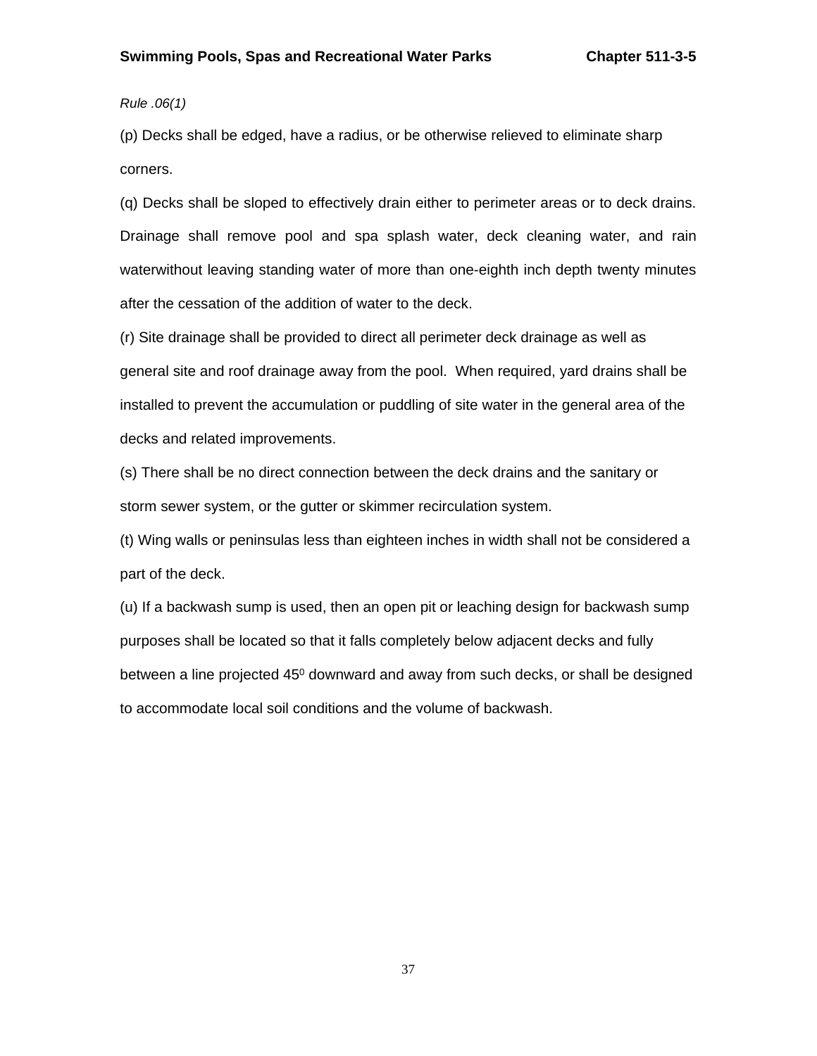*Rule .06(1)*

(p) Decks shall be edged, have a radius, or be otherwise relieved to eliminate sharp corners.

(q) Decks shall be sloped to effectively drain either to perimeter areas or to deck drains. Drainage shall remove pool and spa splash water, deck cleaning water, and rain waterwithout leaving standing water of more than one-eighth inch depth twenty minutes after the cessation of the addition of water to the deck.

(r) Site drainage shall be provided to direct all perimeter deck drainage as well as general site and roof drainage away from the pool. When required, yard drains shall be installed to prevent the accumulation or puddling of site water in the general area of the decks and related improvements.

(s) There shall be no direct connection between the deck drains and the sanitary or storm sewer system, or the gutter or skimmer recirculation system.

(t) Wing walls or peninsulas less than eighteen inches in width shall not be considered a part of the deck.

(u) If a backwash sump is used, then an open pit or leaching design for backwash sump purposes shall be located so that it falls completely below adjacent decks and fully between a line projected $45^0$ downward and away from such decks, or shall be designed to accommodate local soil conditions and the volume of backwash.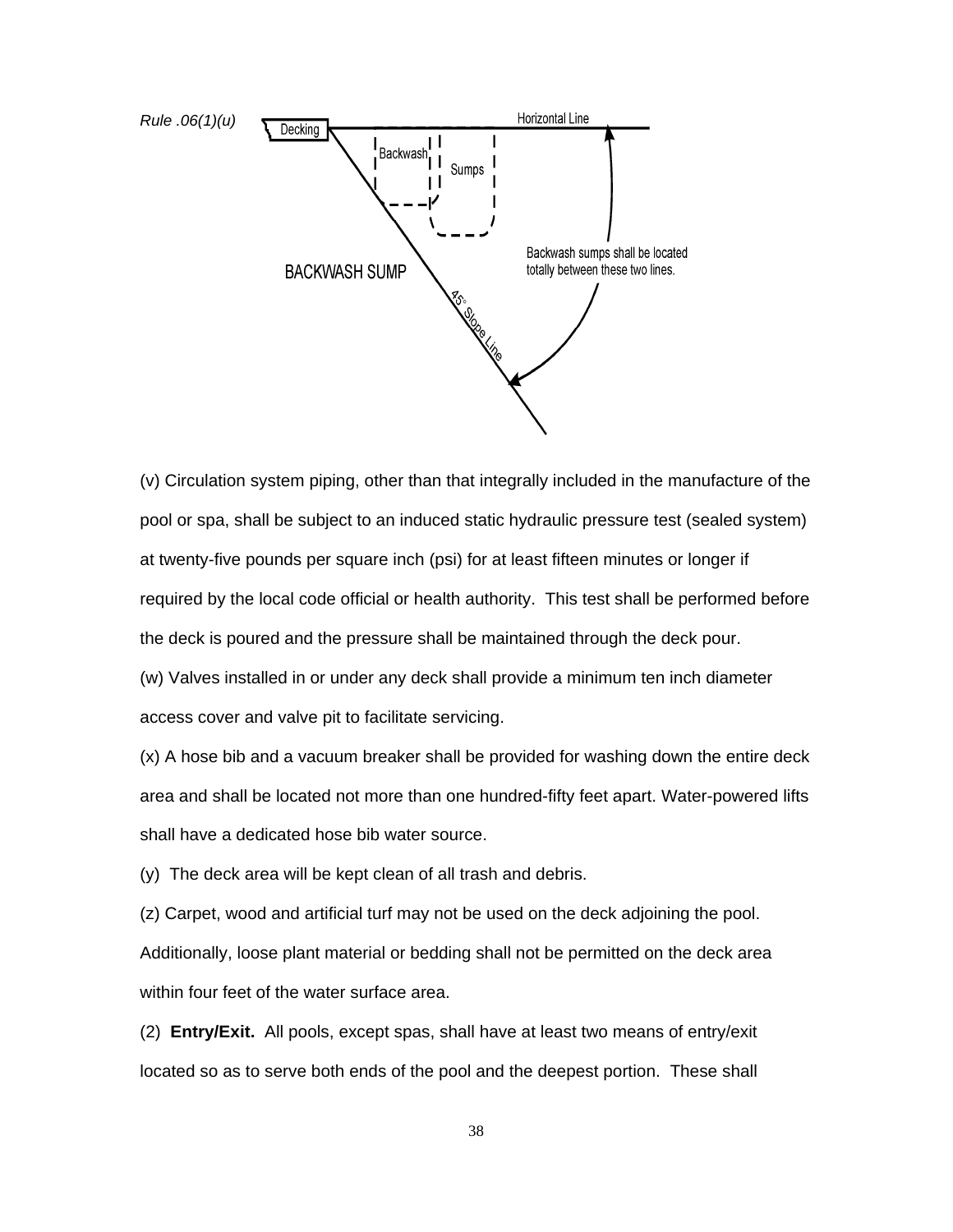*Rule .06(1)(u)*

Decking

Horizontal Line

Backwash

Sumps

BACKWASH SUMP

Backwash sumps shall be located totally between these two lines.

45° Slope Line

(v) Circulation system piping, other than that integrally included in the manufacture of the pool or spa, shall be subject to an induced static hydraulic pressure test (sealed system) at twenty-five pounds per square inch (psi) for at least fifteen minutes or longer if required by the local code official or health authority. This test shall be performed before the deck is poured and the pressure shall be maintained through the deck pour.

(w) Valves installed in or under any deck shall provide a minimum ten inch diameter access cover and valve pit to facilitate servicing.

(x) A hose bib and a vacuum breaker shall be provided for washing down the entire deck area and shall be located not more than one hundred-fifty feet apart. Water-powered lifts shall have a dedicated hose bib water source.

(y) The deck area will be kept clean of all trash and debris.

(z) Carpet, wood and artificial turf may not be used on the deck adjoining the pool. Additionally, loose plant material or bedding shall not be permitted on the deck area within four feet of the water surface area.

(2) **Entry/Exit.** All pools, except spas, shall have at least two means of entry/exit located so as to serve both ends of the pool and the deepest portion. These shall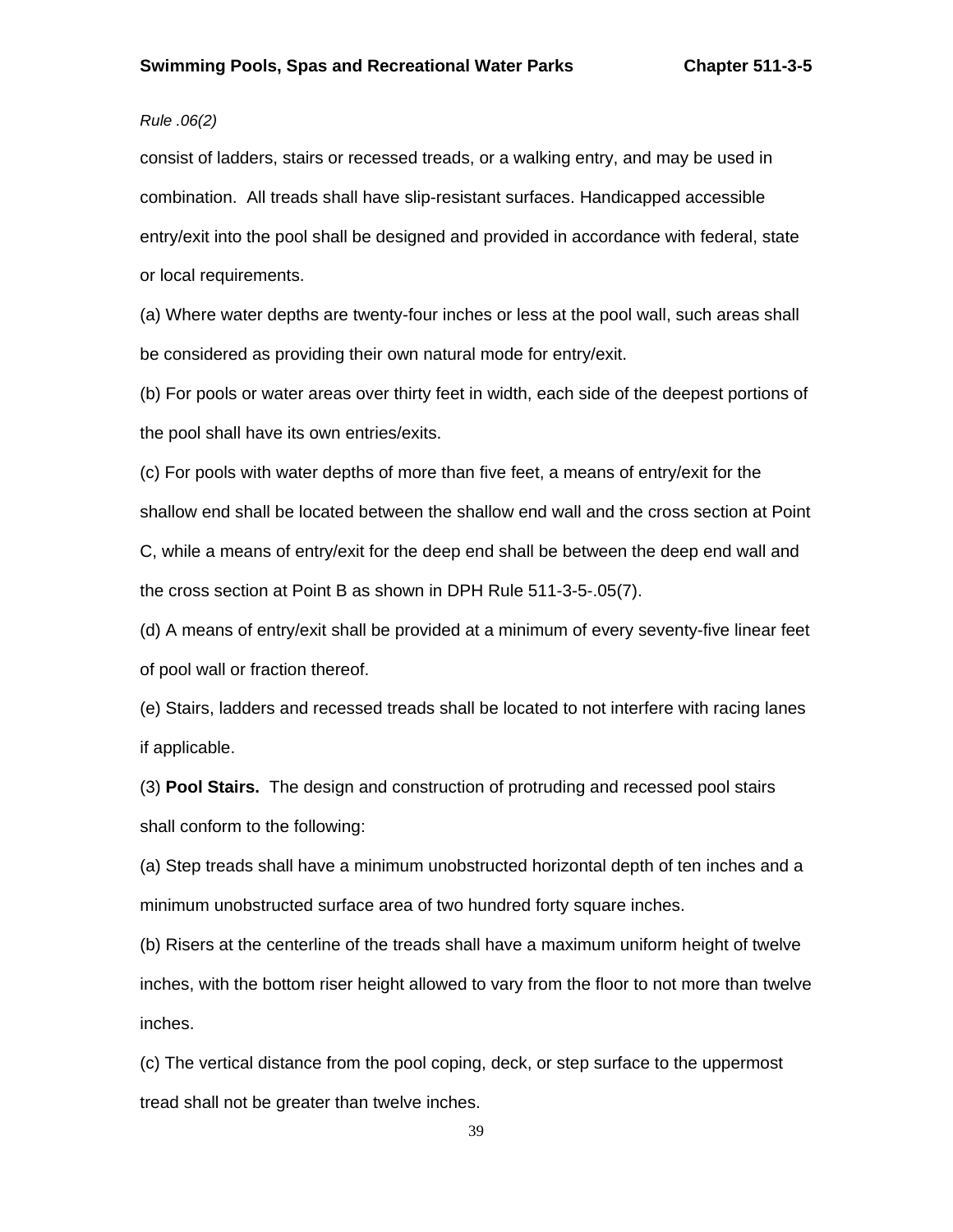*Rule .06(2)*

consist of ladders, stairs or recessed treads, or a walking entry, and may be used in combination. All treads shall have slip-resistant surfaces. Handicapped accessible entry/exit into the pool shall be designed and provided in accordance with federal, state or local requirements.

(a) Where water depths are twenty-four inches or less at the pool wall, such areas shall be considered as providing their own natural mode for entry/exit.

(b) For pools or water areas over thirty feet in width, each side of the deepest portions of the pool shall have its own entries/exits.

(c) For pools with water depths of more than five feet, a means of entry/exit for the shallow end shall be located between the shallow end wall and the cross section at Point C, while a means of entry/exit for the deep end shall be between the deep end wall and the cross section at Point B as shown in DPH Rule 511-3-5-.05(7).

(d) A means of entry/exit shall be provided at a minimum of every seventy-five linear feet of pool wall or fraction thereof.

(e) Stairs, ladders and recessed treads shall be located to not interfere with racing lanes if applicable.

(3) **Pool Stairs.** The design and construction of protruding and recessed pool stairs shall conform to the following:

(a) Step treads shall have a minimum unobstructed horizontal depth of ten inches and a minimum unobstructed surface area of two hundred forty square inches.

(b) Risers at the centerline of the treads shall have a maximum uniform height of twelve inches, with the bottom riser height allowed to vary from the floor to not more than twelve inches.

(c) The vertical distance from the pool coping, deck, or step surface to the uppermost tread shall not be greater than twelve inches.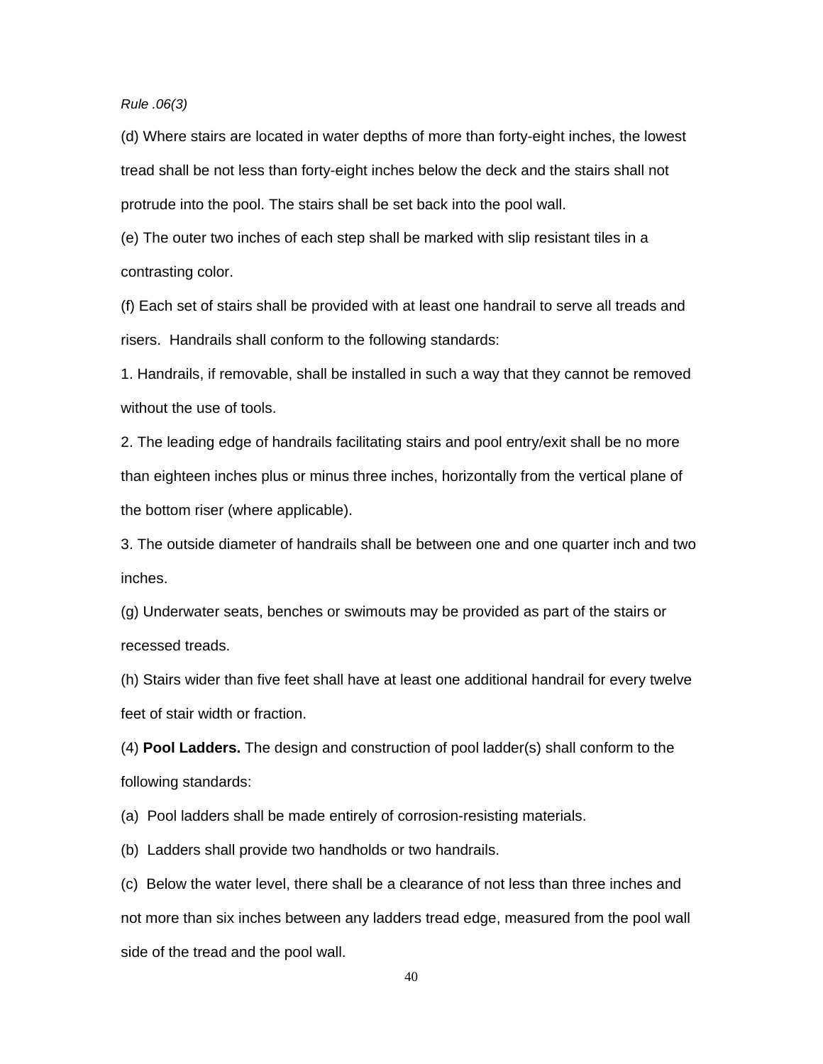*Rule .06(3)*

(d) Where stairs are located in water depths of more than forty-eight inches, the lowest tread shall be not less than forty-eight inches below the deck and the stairs shall not protrude into the pool. The stairs shall be set back into the pool wall.

(e) The outer two inches of each step shall be marked with slip resistant tiles in a contrasting color.

(f) Each set of stairs shall be provided with at least one handrail to serve all treads and risers. Handrails shall conform to the following standards:

1. Handrails, if removable, shall be installed in such a way that they cannot be removed without the use of tools.

2. The leading edge of handrails facilitating stairs and pool entry/exit shall be no more than eighteen inches plus or minus three inches, horizontally from the vertical plane of the bottom riser (where applicable).

3. The outside diameter of handrails shall be between one and one quarter inch and two inches.

(g) Underwater seats, benches or swimouts may be provided as part of the stairs or recessed treads.

(h) Stairs wider than five feet shall have at least one additional handrail for every twelve feet of stair width or fraction.

(4) **Pool Ladders.** The design and construction of pool ladder(s) shall conform to the following standards:

(a) Pool ladders shall be made entirely of corrosion-resisting materials.

(b) Ladders shall provide two handholds or two handrails.

(c) Below the water level, there shall be a clearance of not less than three inches and not more than six inches between any ladders tread edge, measured from the pool wall side of the tread and the pool wall.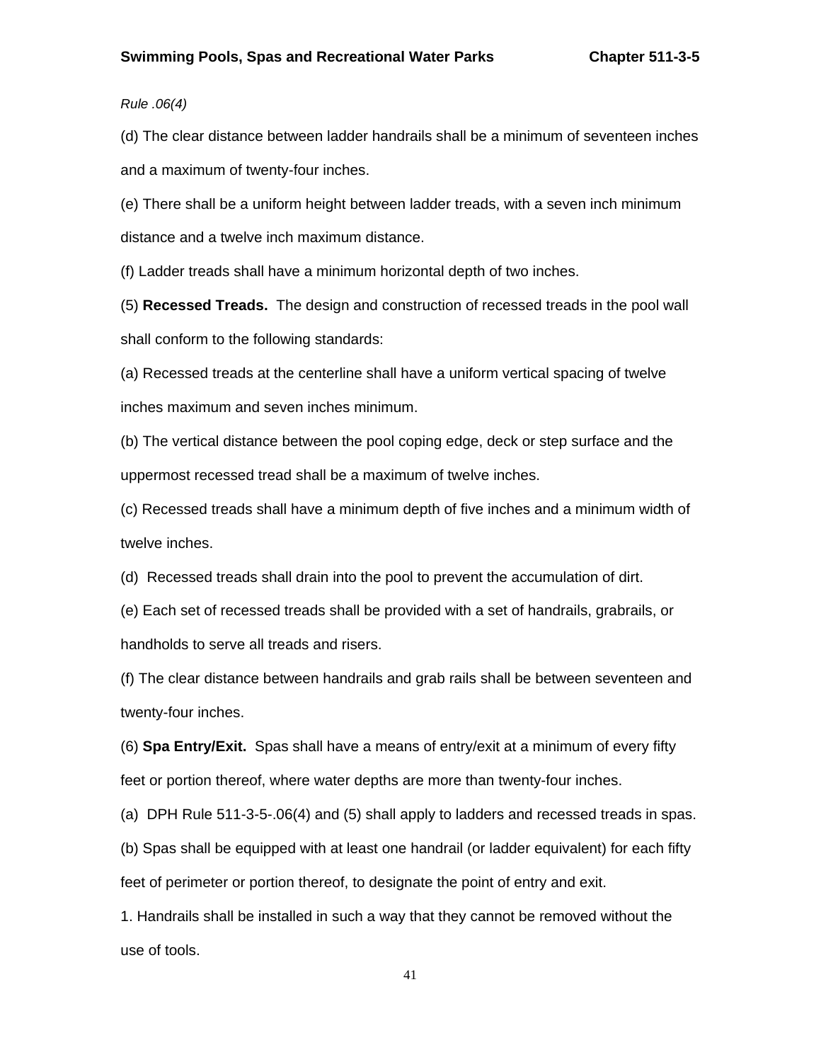*Rule .06(4)*

(d) The clear distance between ladder handrails shall be a minimum of seventeen inches and a maximum of twenty-four inches.

(e) There shall be a uniform height between ladder treads, with a seven inch minimum distance and a twelve inch maximum distance.

(f) Ladder treads shall have a minimum horizontal depth of two inches.

(5) **Recessed Treads.** The design and construction of recessed treads in the pool wall shall conform to the following standards:

(a) Recessed treads at the centerline shall have a uniform vertical spacing of twelve inches maximum and seven inches minimum.

(b) The vertical distance between the pool coping edge, deck or step surface and the uppermost recessed tread shall be a maximum of twelve inches.

(c) Recessed treads shall have a minimum depth of five inches and a minimum width of twelve inches.

(d) Recessed treads shall drain into the pool to prevent the accumulation of dirt.

(e) Each set of recessed treads shall be provided with a set of handrails, grabrails, or handholds to serve all treads and risers.

(f) The clear distance between handrails and grab rails shall be between seventeen and twenty-four inches.

(6) **Spa Entry/Exit.** Spas shall have a means of entry/exit at a minimum of every fifty feet or portion thereof, where water depths are more than twenty-four inches.

(a) DPH Rule 511-3-5-.06(4) and (5) shall apply to ladders and recessed treads in spas.

(b) Spas shall be equipped with at least one handrail (or ladder equivalent) for each fifty feet of perimeter or portion thereof, to designate the point of entry and exit.

1. Handrails shall be installed in such a way that they cannot be removed without the use of tools.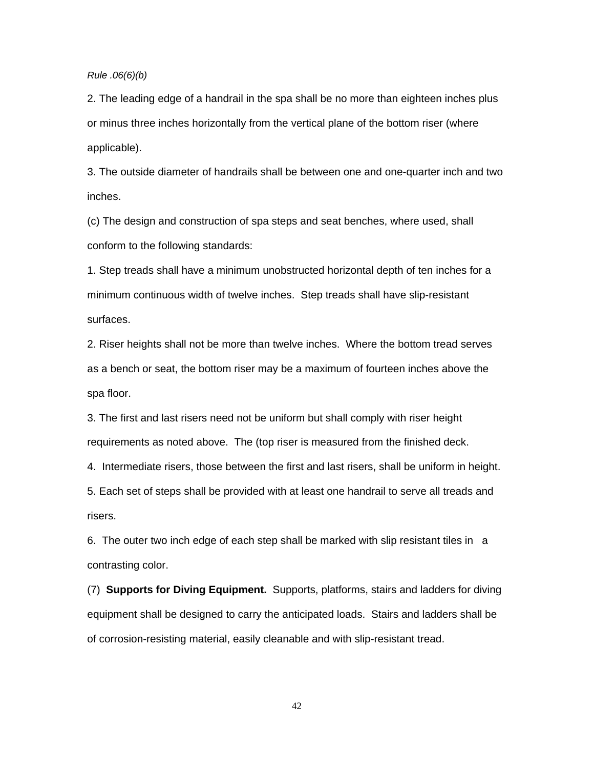*Rule .06(6)(b)*

2. The leading edge of a handrail in the spa shall be no more than eighteen inches plus or minus three inches horizontally from the vertical plane of the bottom riser (where applicable).

3. The outside diameter of handrails shall be between one and one-quarter inch and two inches.

(c) The design and construction of spa steps and seat benches, where used, shall conform to the following standards:

1. Step treads shall have a minimum unobstructed horizontal depth of ten inches for a minimum continuous width of twelve inches. Step treads shall have slip-resistant surfaces.

2. Riser heights shall not be more than twelve inches. Where the bottom tread serves as a bench or seat, the bottom riser may be a maximum of fourteen inches above the spa floor.

3. The first and last risers need not be uniform but shall comply with riser height requirements as noted above. The (top riser is measured from the finished deck.

4. Intermediate risers, those between the first and last risers, shall be uniform in height.

5. Each set of steps shall be provided with at least one handrail to serve all treads and risers.

6. The outer two inch edge of each step shall be marked with slip resistant tiles in a contrasting color.

(7) **Supports for Diving Equipment.** Supports, platforms, stairs and ladders for diving equipment shall be designed to carry the anticipated loads. Stairs and ladders shall be of corrosion-resisting material, easily cleanable and with slip-resistant tread.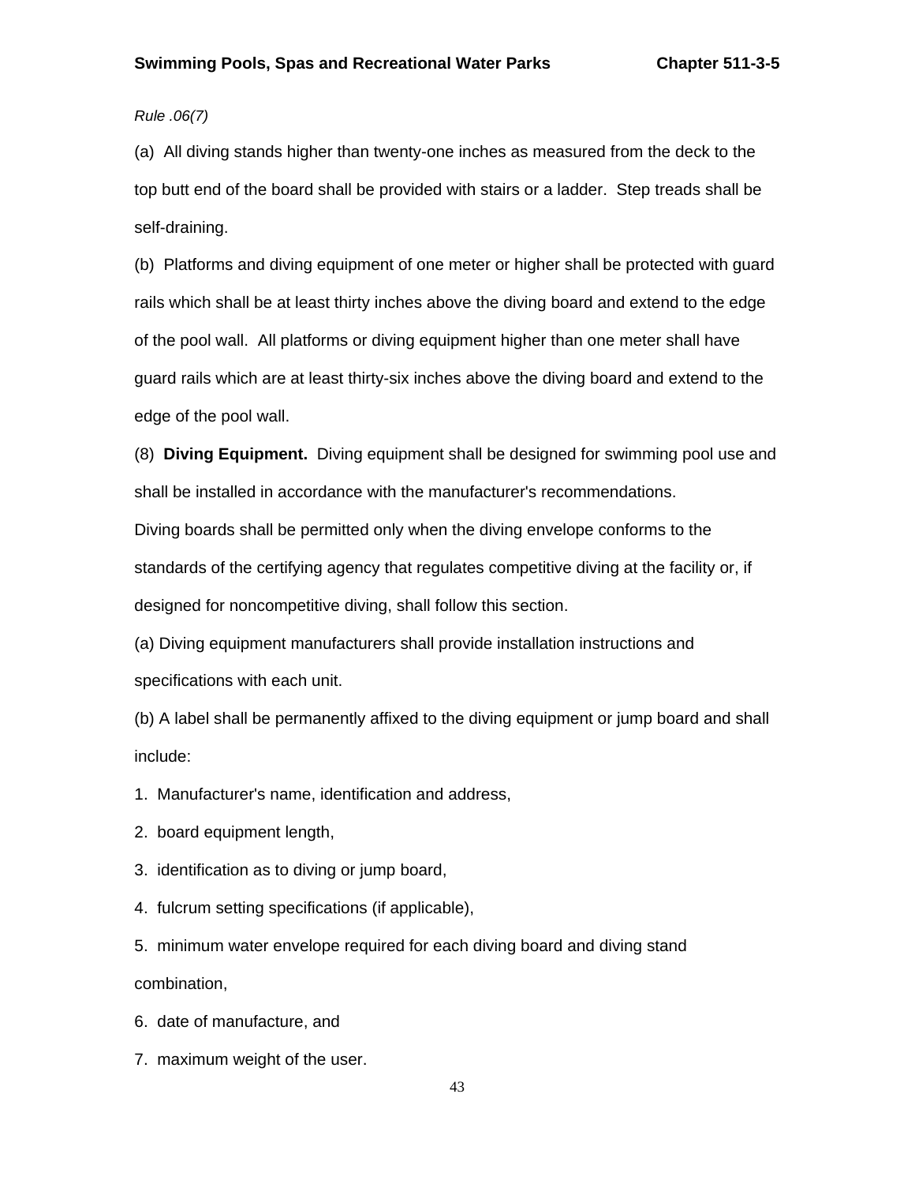*Rule .06(7)*

(a) All diving stands higher than twenty-one inches as measured from the deck to the top butt end of the board shall be provided with stairs or a ladder. Step treads shall be self-draining.

(b) Platforms and diving equipment of one meter or higher shall be protected with guard rails which shall be at least thirty inches above the diving board and extend to the edge of the pool wall. All platforms or diving equipment higher than one meter shall have guard rails which are at least thirty-six inches above the diving board and extend to the edge of the pool wall.

(8) **Diving Equipment.** Diving equipment shall be designed for swimming pool use and shall be installed in accordance with the manufacturer's recommendations.

Diving boards shall be permitted only when the diving envelope conforms to the standards of the certifying agency that regulates competitive diving at the facility or, if designed for noncompetitive diving, shall follow this section.

(a) Diving equipment manufacturers shall provide installation instructions and specifications with each unit.

(b) A label shall be permanently affixed to the diving equipment or jump board and shall include:

1. Manufacturer's name, identification and address,

2. board equipment length,

3. identification as to diving or jump board,

4. fulcrum setting specifications (if applicable),

5. minimum water envelope required for each diving board and diving stand combination,

6. date of manufacture, and

7. maximum weight of the user.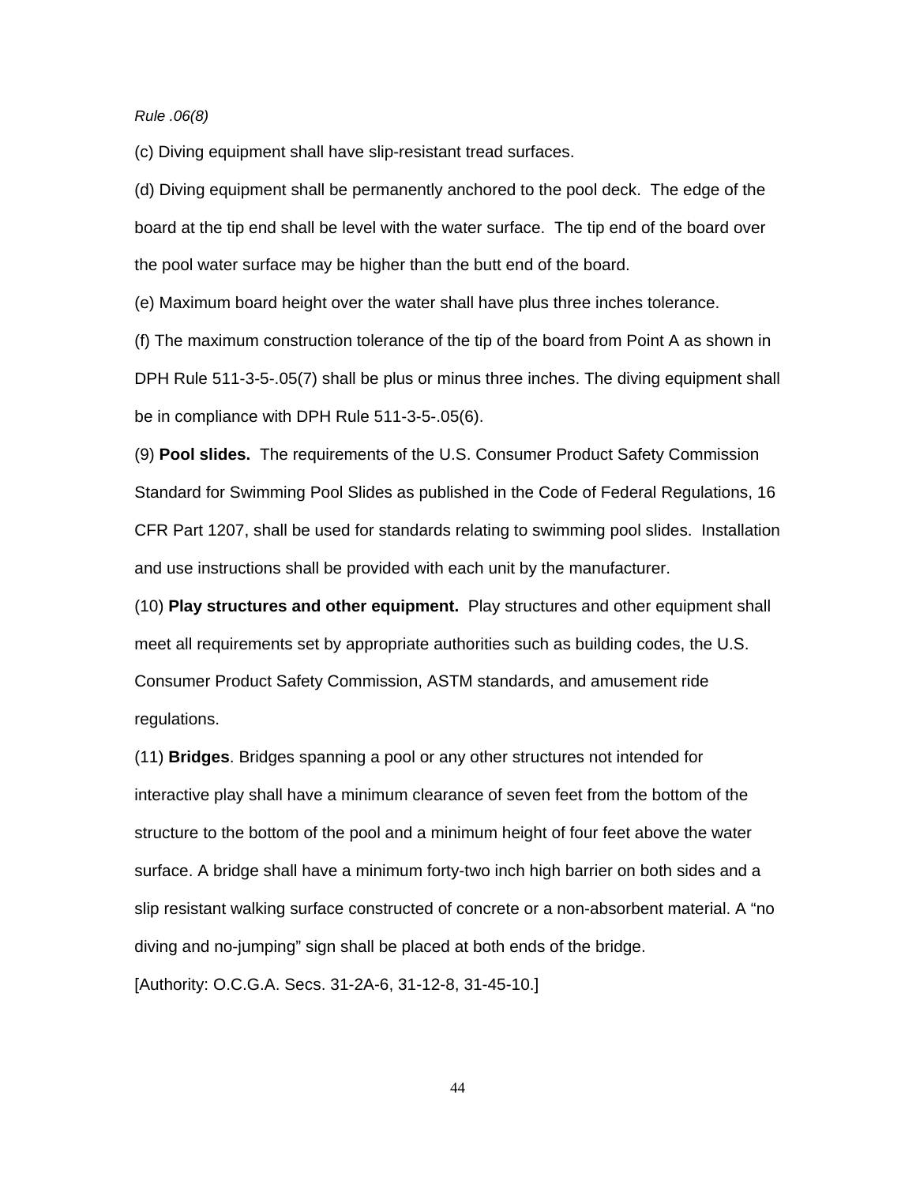*Rule .06(8)*

(c) Diving equipment shall have slip-resistant tread surfaces.

(d) Diving equipment shall be permanently anchored to the pool deck. The edge of the board at the tip end shall be level with the water surface. The tip end of the board over the pool water surface may be higher than the butt end of the board.

(e) Maximum board height over the water shall have plus three inches tolerance.

(f) The maximum construction tolerance of the tip of the board from Point A as shown in DPH Rule 511-3-5-.05(7) shall be plus or minus three inches. The diving equipment shall be in compliance with DPH Rule 511-3-5-.05(6).

(9) **Pool slides.** The requirements of the U.S. Consumer Product Safety Commission Standard for Swimming Pool Slides as published in the Code of Federal Regulations, 16 CFR Part 1207, shall be used for standards relating to swimming pool slides. Installation and use instructions shall be provided with each unit by the manufacturer.

(10) **Play structures and other equipment.** Play structures and other equipment shall meet all requirements set by appropriate authorities such as building codes, the U.S. Consumer Product Safety Commission, ASTM standards, and amusement ride regulations.

(11) **Bridges**. Bridges spanning a pool or any other structures not intended for interactive play shall have a minimum clearance of seven feet from the bottom of the structure to the bottom of the pool and a minimum height of four feet above the water surface. A bridge shall have a minimum forty-two inch high barrier on both sides and a slip resistant walking surface constructed of concrete or a non-absorbent material. A "no diving and no-jumping" sign shall be placed at both ends of the bridge.

[Authority: O.C.G.A. Secs. 31-2A-6, 31-12-8, 31-45-10.]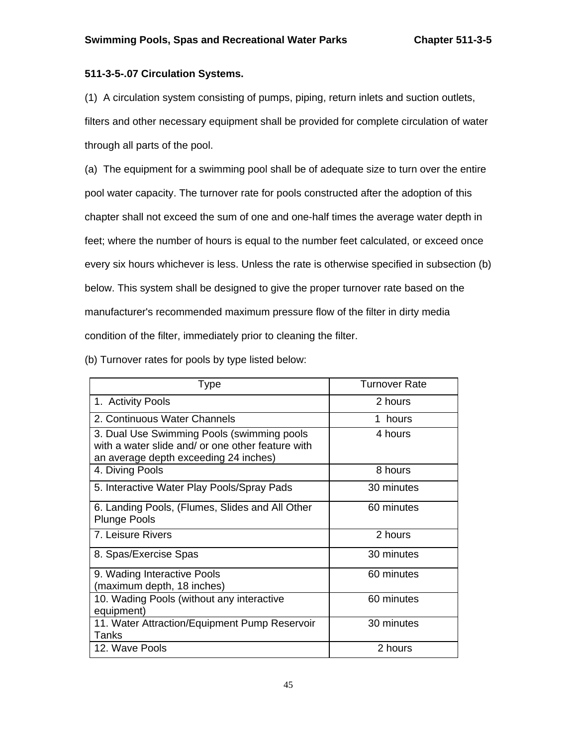### 511-3-5-.07 Circulation Systems.

(1) A circulation system consisting of pumps, piping, return inlets and suction outlets, filters and other necessary equipment shall be provided for complete circulation of water through all parts of the pool.

(a) The equipment for a swimming pool shall be of adequate size to turn over the entire pool water capacity. The turnover rate for pools constructed after the adoption of this chapter shall not exceed the sum of one and one-half times the average water depth in feet; where the number of hours is equal to the number feet calculated, or exceed once every six hours whichever is less. Unless the rate is otherwise specified in subsection (b) below. This system shall be designed to give the proper turnover rate based on the manufacturer's recommended maximum pressure flow of the filter in dirty media condition of the filter, immediately prior to cleaning the filter.

(b) Turnover rates for pools by type listed below:

| Type | Turnover Rate |
|---|---|
| 1. Activity Pools | 2 hours |
| 2. Continuous Water Channels | 1 hours |
| 3. Dual Use Swimming Pools (swimming pools with a water slide and/ or one other feature with an average depth exceeding 24 inches) | 4 hours |
| 4. Diving Pools | 8 hours |
| 5. Interactive Water Play Pools/Spray Pads | 30 minutes |
| 6. Landing Pools, (Flumes, Slides and All Other Plunge Pools | 60 minutes |
| 7. Leisure Rivers | 2 hours |
| 8. Spas/Exercise Spas | 30 minutes |
| 9. Wading Interactive Pools (maximum depth, 18 inches) | 60 minutes |
| 10. Wading Pools (without any interactive equipment) | 60 minutes |
| 11. Water Attraction/Equipment Pump Reservoir Tanks | 30 minutes |
| 12. Wave Pools | 2 hours |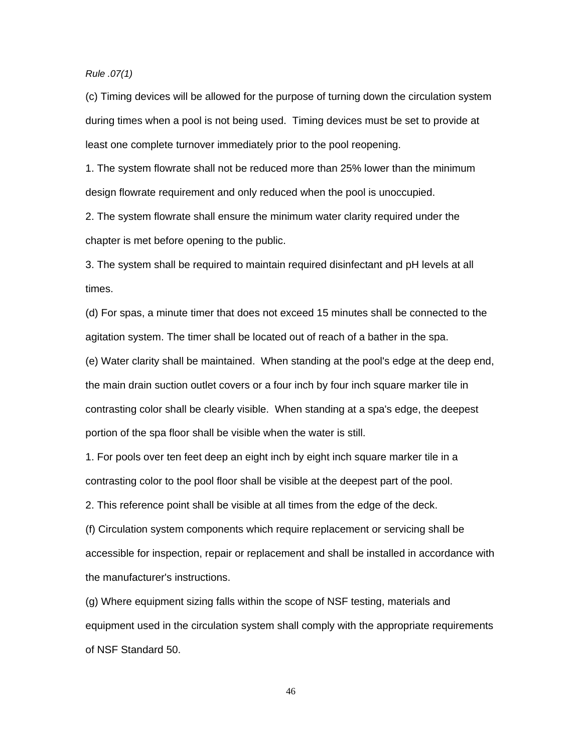*Rule .07(1)*

(c) Timing devices will be allowed for the purpose of turning down the circulation system during times when a pool is not being used. Timing devices must be set to provide at least one complete turnover immediately prior to the pool reopening.

1. The system flowrate shall not be reduced more than 25% lower than the minimum design flowrate requirement and only reduced when the pool is unoccupied.

2. The system flowrate shall ensure the minimum water clarity required under the chapter is met before opening to the public.

3. The system shall be required to maintain required disinfectant and pH levels at all times.

(d) For spas, a minute timer that does not exceed 15 minutes shall be connected to the agitation system. The timer shall be located out of reach of a bather in the spa.

(e) Water clarity shall be maintained. When standing at the pool's edge at the deep end, the main drain suction outlet covers or a four inch by four inch square marker tile in contrasting color shall be clearly visible. When standing at a spa's edge, the deepest portion of the spa floor shall be visible when the water is still.

1. For pools over ten feet deep an eight inch by eight inch square marker tile in a contrasting color to the pool floor shall be visible at the deepest part of the pool.

2. This reference point shall be visible at all times from the edge of the deck.

(f) Circulation system components which require replacement or servicing shall be accessible for inspection, repair or replacement and shall be installed in accordance with the manufacturer's instructions.

(g) Where equipment sizing falls within the scope of NSF testing, materials and equipment used in the circulation system shall comply with the appropriate requirements of NSF Standard 50.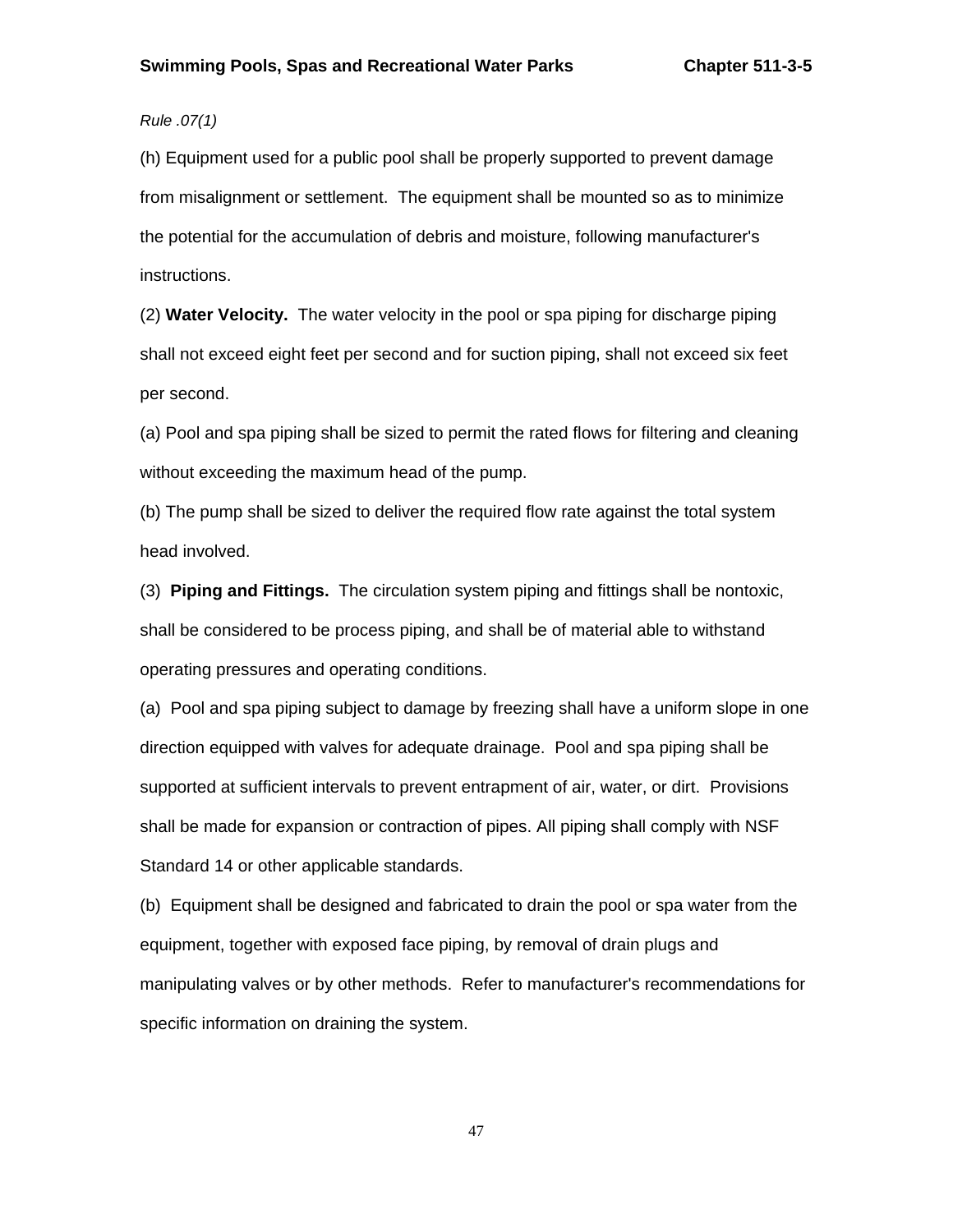*Rule .07(1)*

(h) Equipment used for a public pool shall be properly supported to prevent damage from misalignment or settlement. The equipment shall be mounted so as to minimize the potential for the accumulation of debris and moisture, following manufacturer's instructions.

(2) **Water Velocity.** The water velocity in the pool or spa piping for discharge piping shall not exceed eight feet per second and for suction piping, shall not exceed six feet per second.

(a) Pool and spa piping shall be sized to permit the rated flows for filtering and cleaning without exceeding the maximum head of the pump.

(b) The pump shall be sized to deliver the required flow rate against the total system head involved.

(3) **Piping and Fittings.** The circulation system piping and fittings shall be nontoxic, shall be considered to be process piping, and shall be of material able to withstand operating pressures and operating conditions.

(a) Pool and spa piping subject to damage by freezing shall have a uniform slope in one direction equipped with valves for adequate drainage. Pool and spa piping shall be supported at sufficient intervals to prevent entrapment of air, water, or dirt. Provisions shall be made for expansion or contraction of pipes. All piping shall comply with NSF Standard 14 or other applicable standards.

(b) Equipment shall be designed and fabricated to drain the pool or spa water from the equipment, together with exposed face piping, by removal of drain plugs and manipulating valves or by other methods. Refer to manufacturer's recommendations for specific information on draining the system.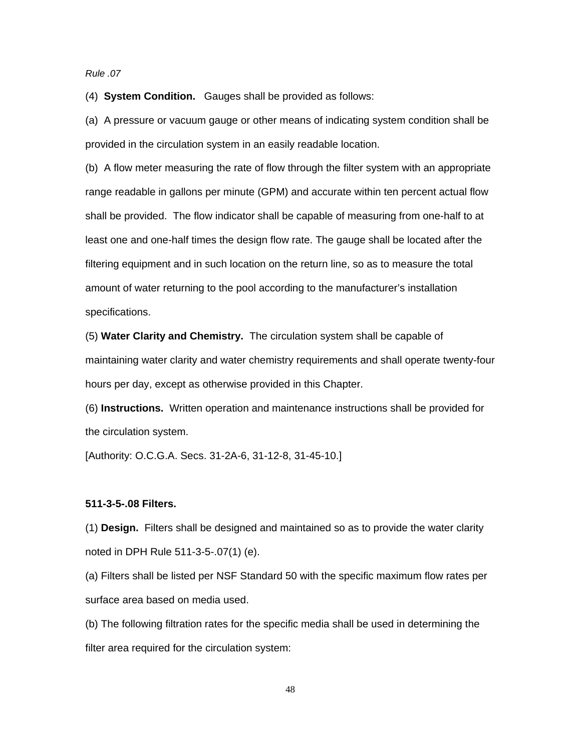*Rule .07*

(4) **System Condition.** Gauges shall be provided as follows:

(a) A pressure or vacuum gauge or other means of indicating system condition shall be provided in the circulation system in an easily readable location.

(b) A flow meter measuring the rate of flow through the filter system with an appropriate range readable in gallons per minute (GPM) and accurate within ten percent actual flow shall be provided. The flow indicator shall be capable of measuring from one-half to at least one and one-half times the design flow rate. The gauge shall be located after the filtering equipment and in such location on the return line, so as to measure the total amount of water returning to the pool according to the manufacturer's installation specifications.

(5) **Water Clarity and Chemistry.** The circulation system shall be capable of maintaining water clarity and water chemistry requirements and shall operate twenty-four hours per day, except as otherwise provided in this Chapter.

(6) **Instructions.** Written operation and maintenance instructions shall be provided for the circulation system.

[Authority: O.C.G.A. Secs. 31-2A-6, 31-12-8, 31-45-10.]

**511-3-5-.08 Filters.**

(1) **Design.** Filters shall be designed and maintained so as to provide the water clarity noted in DPH Rule 511-3-5-.07(1) (e).

(a) Filters shall be listed per NSF Standard 50 with the specific maximum flow rates per surface area based on media used.

(b) The following filtration rates for the specific media shall be used in determining the filter area required for the circulation system: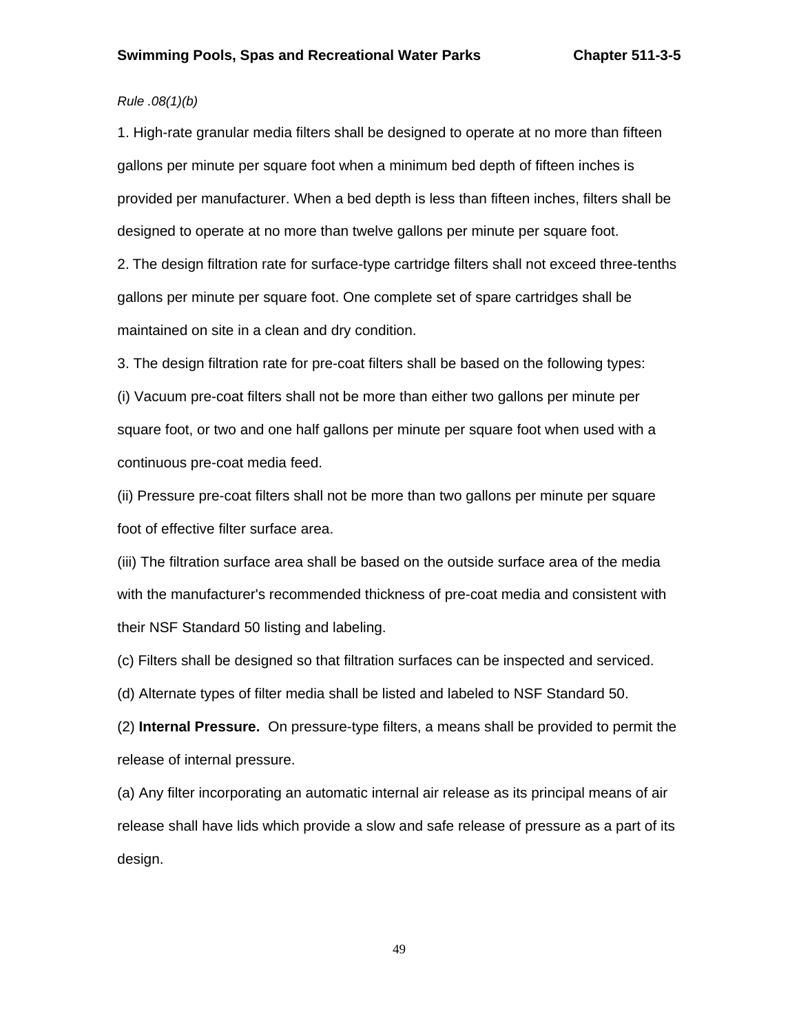*Rule .08(1)(b)*

1. High-rate granular media filters shall be designed to operate at no more than fifteen gallons per minute per square foot when a minimum bed depth of fifteen inches is provided per manufacturer. When a bed depth is less than fifteen inches, filters shall be designed to operate at no more than twelve gallons per minute per square foot.

2. The design filtration rate for surface-type cartridge filters shall not exceed three-tenths gallons per minute per square foot. One complete set of spare cartridges shall be maintained on site in a clean and dry condition.

3. The design filtration rate for pre-coat filters shall be based on the following types:

(i) Vacuum pre-coat filters shall not be more than either two gallons per minute per square foot, or two and one half gallons per minute per square foot when used with a continuous pre-coat media feed.

(ii) Pressure pre-coat filters shall not be more than two gallons per minute per square foot of effective filter surface area.

(iii) The filtration surface area shall be based on the outside surface area of the media with the manufacturer's recommended thickness of pre-coat media and consistent with their NSF Standard 50 listing and labeling.

(c) Filters shall be designed so that filtration surfaces can be inspected and serviced.

(d) Alternate types of filter media shall be listed and labeled to NSF Standard 50.

(2) **Internal Pressure.** On pressure-type filters, a means shall be provided to permit the release of internal pressure.

(a) Any filter incorporating an automatic internal air release as its principal means of air release shall have lids which provide a slow and safe release of pressure as a part of its design.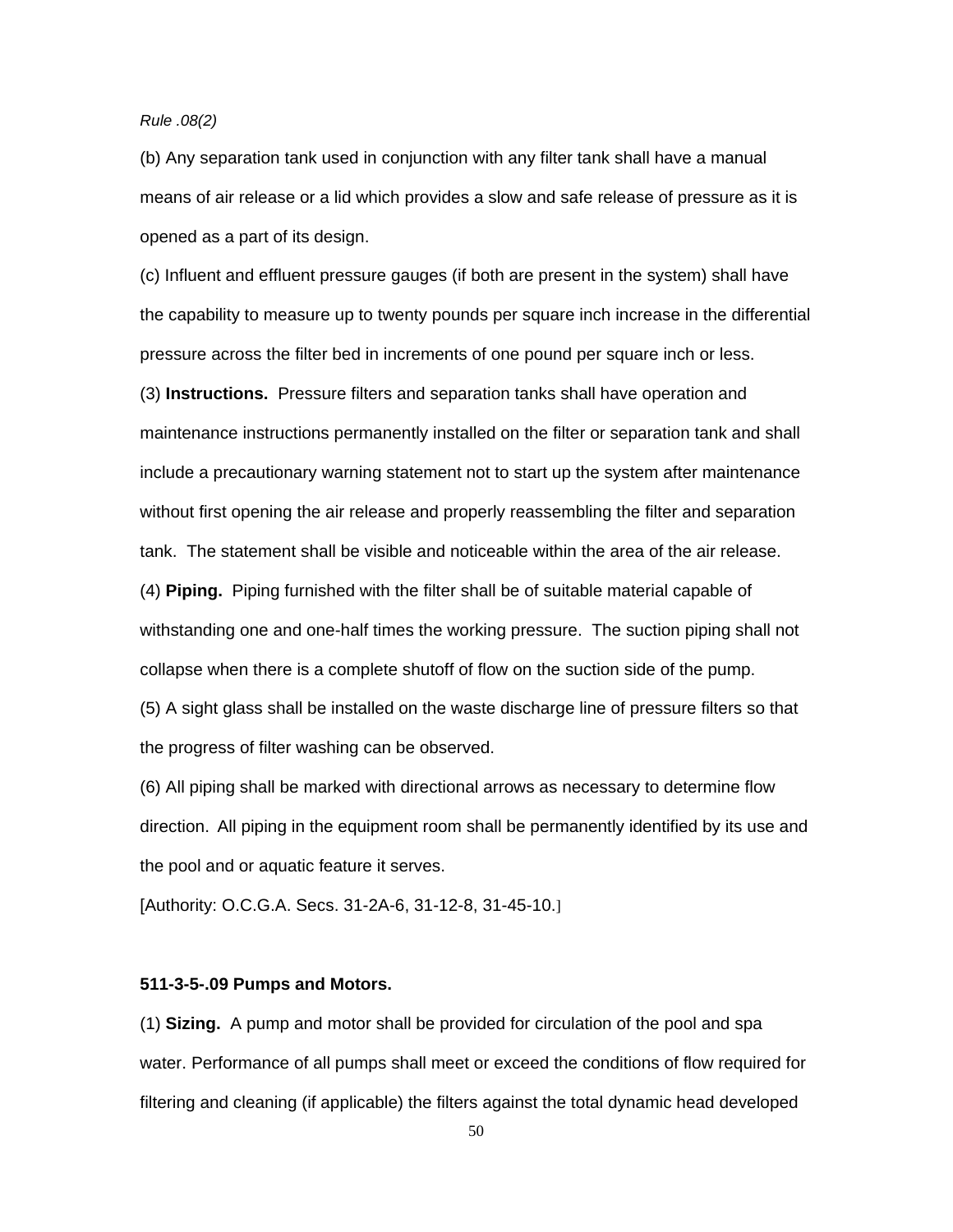*Rule .08(2)*

(b) Any separation tank used in conjunction with any filter tank shall have a manual means of air release or a lid which provides a slow and safe release of pressure as it is opened as a part of its design.

(c) Influent and effluent pressure gauges (if both are present in the system) shall have the capability to measure up to twenty pounds per square inch increase in the differential pressure across the filter bed in increments of one pound per square inch or less.

(3) **Instructions.** Pressure filters and separation tanks shall have operation and maintenance instructions permanently installed on the filter or separation tank and shall include a precautionary warning statement not to start up the system after maintenance without first opening the air release and properly reassembling the filter and separation tank. The statement shall be visible and noticeable within the area of the air release.

(4) **Piping.** Piping furnished with the filter shall be of suitable material capable of withstanding one and one-half times the working pressure. The suction piping shall not collapse when there is a complete shutoff of flow on the suction side of the pump.

(5) A sight glass shall be installed on the waste discharge line of pressure filters so that the progress of filter washing can be observed.

(6) All piping shall be marked with directional arrows as necessary to determine flow direction. All piping in the equipment room shall be permanently identified by its use and the pool and or aquatic feature it serves.

[Authority: O.C.G.A. Secs. 31-2A-6, 31-12-8, 31-45-10.]

**511-3-5-.09 Pumps and Motors.**

(1) **Sizing.** A pump and motor shall be provided for circulation of the pool and spa water. Performance of all pumps shall meet or exceed the conditions of flow required for filtering and cleaning (if applicable) the filters against the total dynamic head developed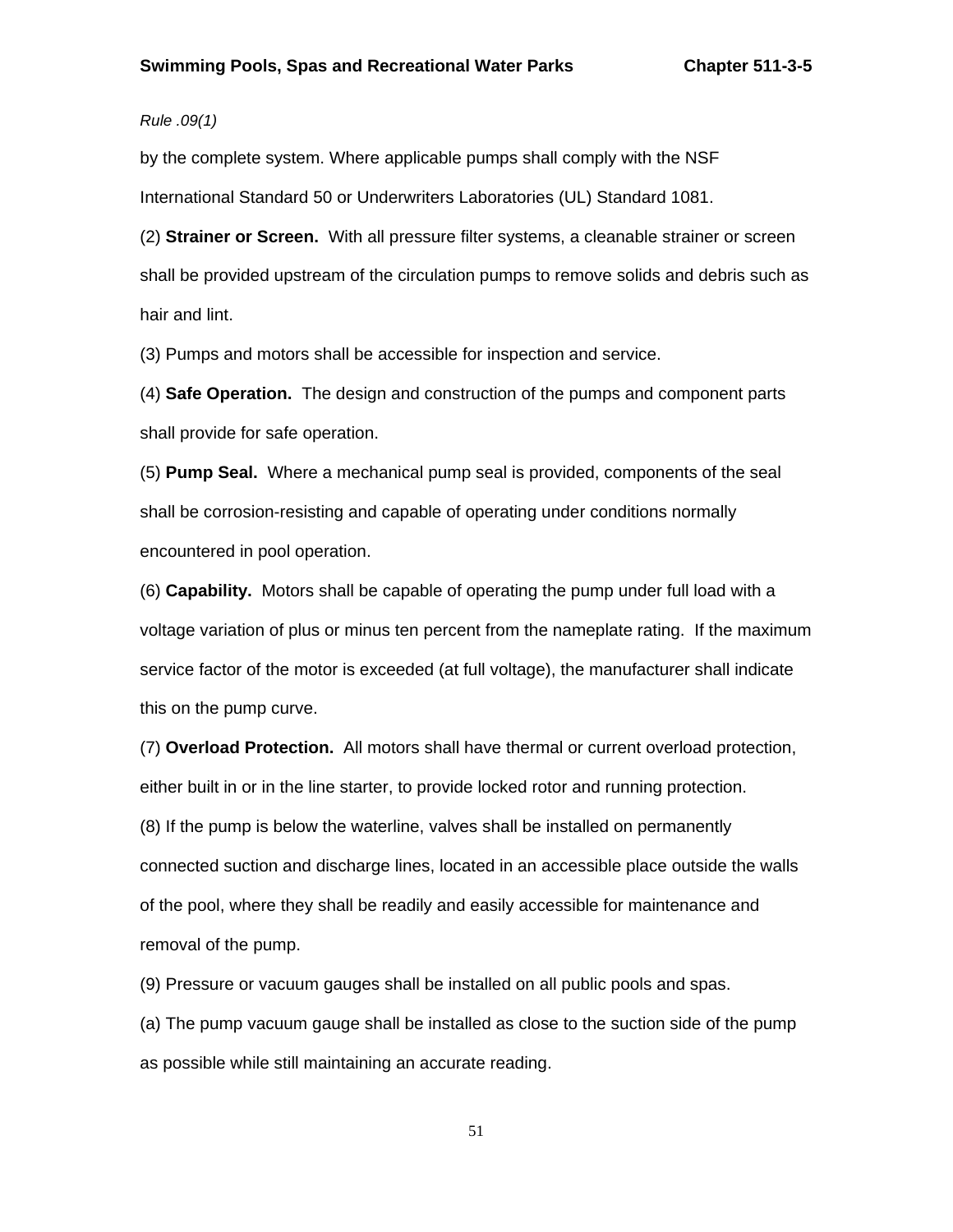*Rule .09(1)*

by the complete system. Where applicable pumps shall comply with the NSF International Standard 50 or Underwriters Laboratories (UL) Standard 1081.

(2) **Strainer or Screen.** With all pressure filter systems, a cleanable strainer or screen shall be provided upstream of the circulation pumps to remove solids and debris such as hair and lint.

(3) Pumps and motors shall be accessible for inspection and service.

(4) **Safe Operation.** The design and construction of the pumps and component parts shall provide for safe operation.

(5) **Pump Seal.** Where a mechanical pump seal is provided, components of the seal shall be corrosion-resisting and capable of operating under conditions normally encountered in pool operation.

(6) **Capability.** Motors shall be capable of operating the pump under full load with a voltage variation of plus or minus ten percent from the nameplate rating. If the maximum service factor of the motor is exceeded (at full voltage), the manufacturer shall indicate this on the pump curve.

(7) **Overload Protection.** All motors shall have thermal or current overload protection, either built in or in the line starter, to provide locked rotor and running protection.

(8) If the pump is below the waterline, valves shall be installed on permanently connected suction and discharge lines, located in an accessible place outside the walls of the pool, where they shall be readily and easily accessible for maintenance and removal of the pump.

(9) Pressure or vacuum gauges shall be installed on all public pools and spas.

(a) The pump vacuum gauge shall be installed as close to the suction side of the pump as possible while still maintaining an accurate reading.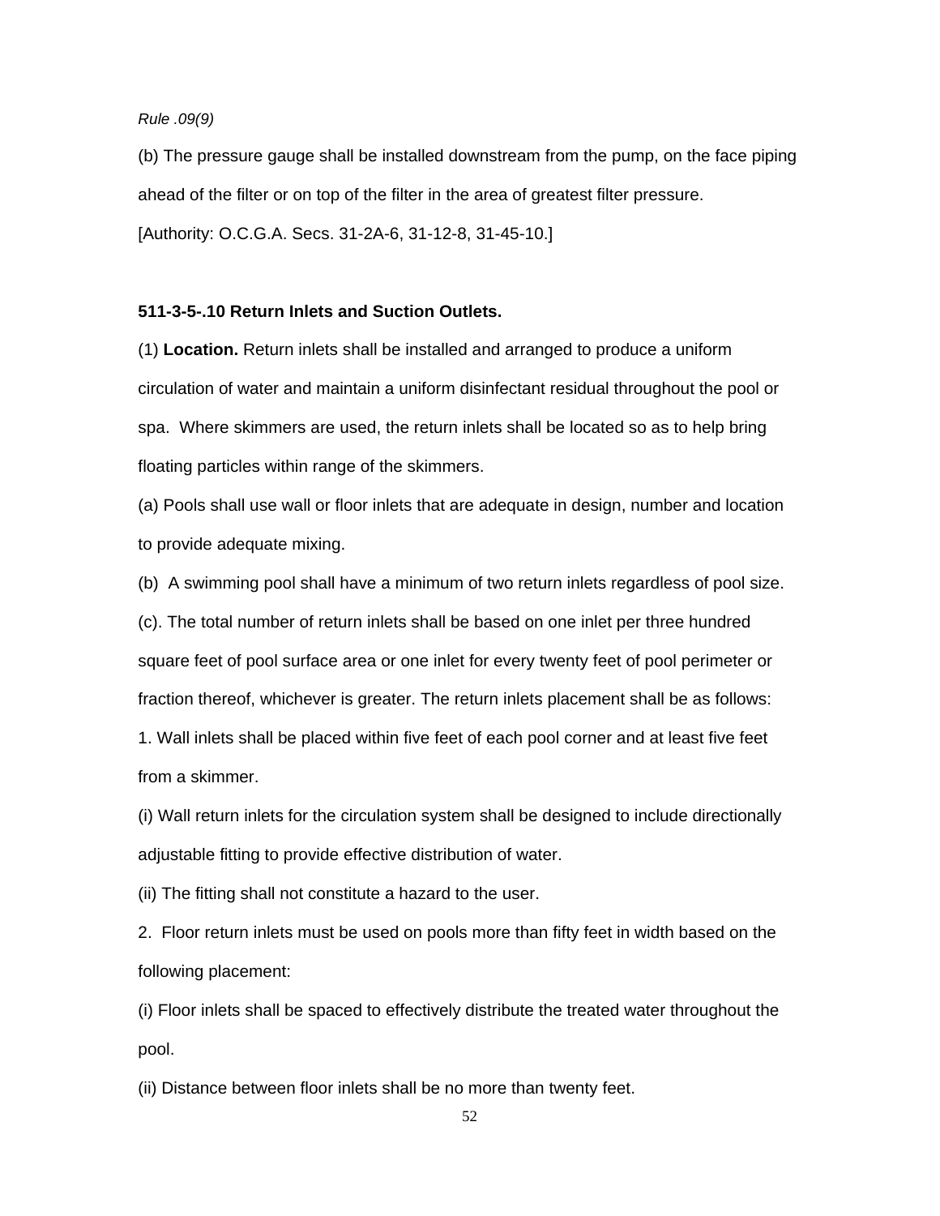*Rule .09(9)*

(b) The pressure gauge shall be installed downstream from the pump, on the face piping ahead of the filter or on top of the filter in the area of greatest filter pressure.

[Authority: O.C.G.A. Secs. 31-2A-6, 31-12-8, 31-45-10.]

**511-3-5-.10 Return Inlets and Suction Outlets.**

(1) **Location.** Return inlets shall be installed and arranged to produce a uniform circulation of water and maintain a uniform disinfectant residual throughout the pool or spa. Where skimmers are used, the return inlets shall be located so as to help bring floating particles within range of the skimmers.

(a) Pools shall use wall or floor inlets that are adequate in design, number and location to provide adequate mixing.

(b) A swimming pool shall have a minimum of two return inlets regardless of pool size.

(c). The total number of return inlets shall be based on one inlet per three hundred square feet of pool surface area or one inlet for every twenty feet of pool perimeter or fraction thereof, whichever is greater. The return inlets placement shall be as follows:

1. Wall inlets shall be placed within five feet of each pool corner and at least five feet from a skimmer.

(i) Wall return inlets for the circulation system shall be designed to include directionally adjustable fitting to provide effective distribution of water.

(ii) The fitting shall not constitute a hazard to the user.

2. Floor return inlets must be used on pools more than fifty feet in width based on the following placement:

(i) Floor inlets shall be spaced to effectively distribute the treated water throughout the pool.

(ii) Distance between floor inlets shall be no more than twenty feet.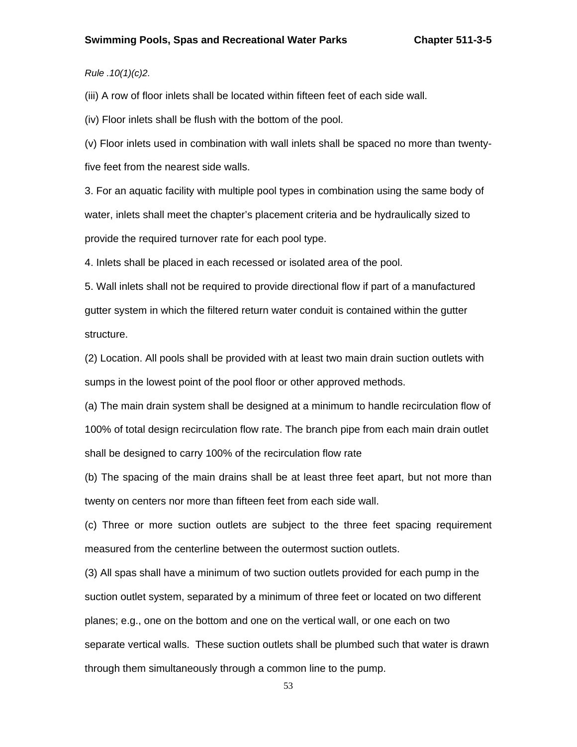*Rule .10(1)(c)2.*

(iii) A row of floor inlets shall be located within fifteen feet of each side wall.

(iv) Floor inlets shall be flush with the bottom of the pool.

(v) Floor inlets used in combination with wall inlets shall be spaced no more than twenty-five feet from the nearest side walls.

3. For an aquatic facility with multiple pool types in combination using the same body of water, inlets shall meet the chapter's placement criteria and be hydraulically sized to provide the required turnover rate for each pool type.

4. Inlets shall be placed in each recessed or isolated area of the pool.

5. Wall inlets shall not be required to provide directional flow if part of a manufactured gutter system in which the filtered return water conduit is contained within the gutter structure.

(2) Location. All pools shall be provided with at least two main drain suction outlets with sumps in the lowest point of the pool floor or other approved methods.

(a) The main drain system shall be designed at a minimum to handle recirculation flow of 100% of total design recirculation flow rate. The branch pipe from each main drain outlet shall be designed to carry 100% of the recirculation flow rate

(b) The spacing of the main drains shall be at least three feet apart, but not more than twenty on centers nor more than fifteen feet from each side wall.

(c) Three or more suction outlets are subject to the three feet spacing requirement measured from the centerline between the outermost suction outlets.

(3) All spas shall have a minimum of two suction outlets provided for each pump in the suction outlet system, separated by a minimum of three feet or located on two different planes; e.g., one on the bottom and one on the vertical wall, or one each on two separate vertical walls. These suction outlets shall be plumbed such that water is drawn through them simultaneously through a common line to the pump.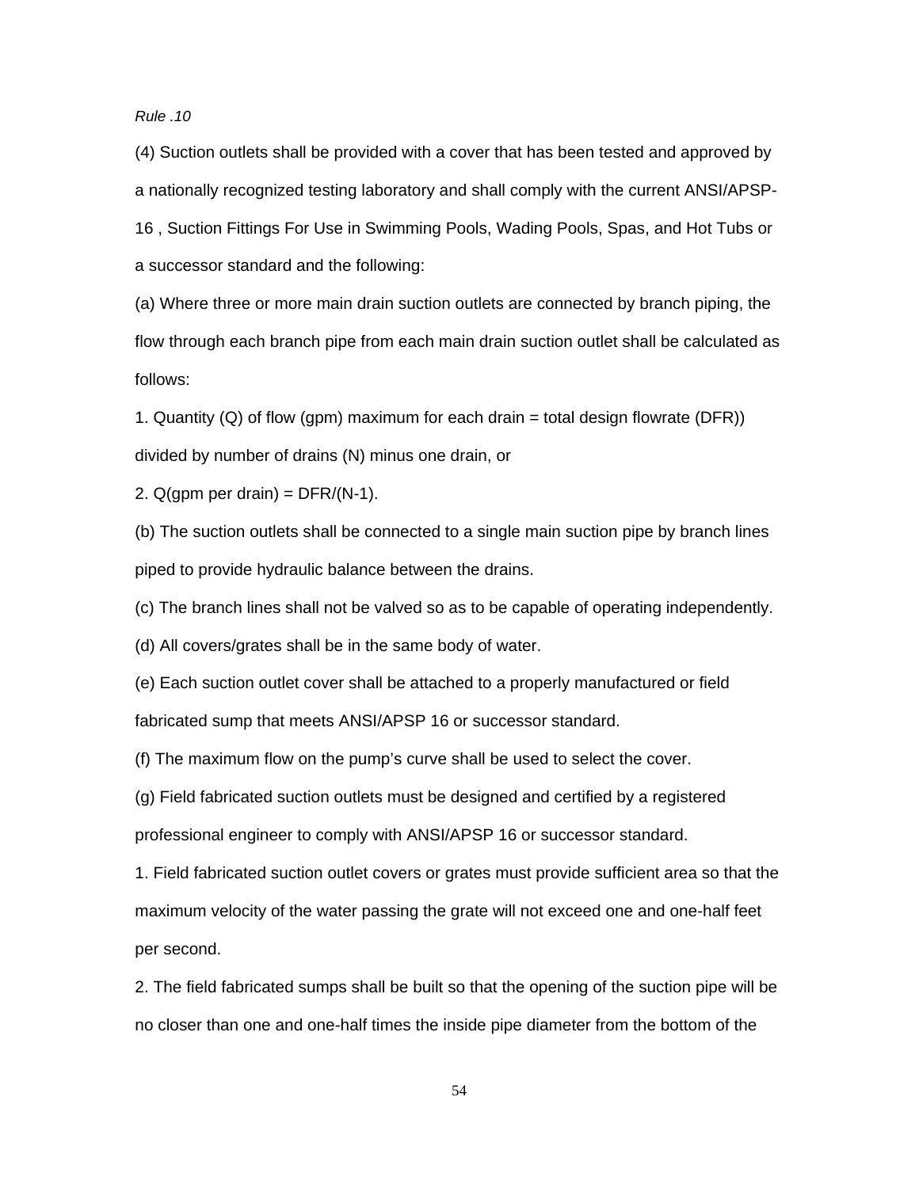*Rule .10*

(4) Suction outlets shall be provided with a cover that has been tested and approved by a nationally recognized testing laboratory and shall comply with the current ANSI/APSP-16 , Suction Fittings For Use in Swimming Pools, Wading Pools, Spas, and Hot Tubs or a successor standard and the following:

(a) Where three or more main drain suction outlets are connected by branch piping, the flow through each branch pipe from each main drain suction outlet shall be calculated as follows:

1. Quantity (Q) of flow (gpm) maximum for each drain = total design flowrate (DFR)) divided by number of drains (N) minus one drain, or

2. Q(gpm per drain) = DFR/(N-1).

(b) The suction outlets shall be connected to a single main suction pipe by branch lines piped to provide hydraulic balance between the drains.

(c) The branch lines shall not be valved so as to be capable of operating independently.

(d) All covers/grates shall be in the same body of water.

(e) Each suction outlet cover shall be attached to a properly manufactured or field fabricated sump that meets ANSI/APSP 16 or successor standard.

(f) The maximum flow on the pump's curve shall be used to select the cover.

(g) Field fabricated suction outlets must be designed and certified by a registered professional engineer to comply with ANSI/APSP 16 or successor standard.

1. Field fabricated suction outlet covers or grates must provide sufficient area so that the maximum velocity of the water passing the grate will not exceed one and one-half feet per second.

2. The field fabricated sumps shall be built so that the opening of the suction pipe will be no closer than one and one-half times the inside pipe diameter from the bottom of the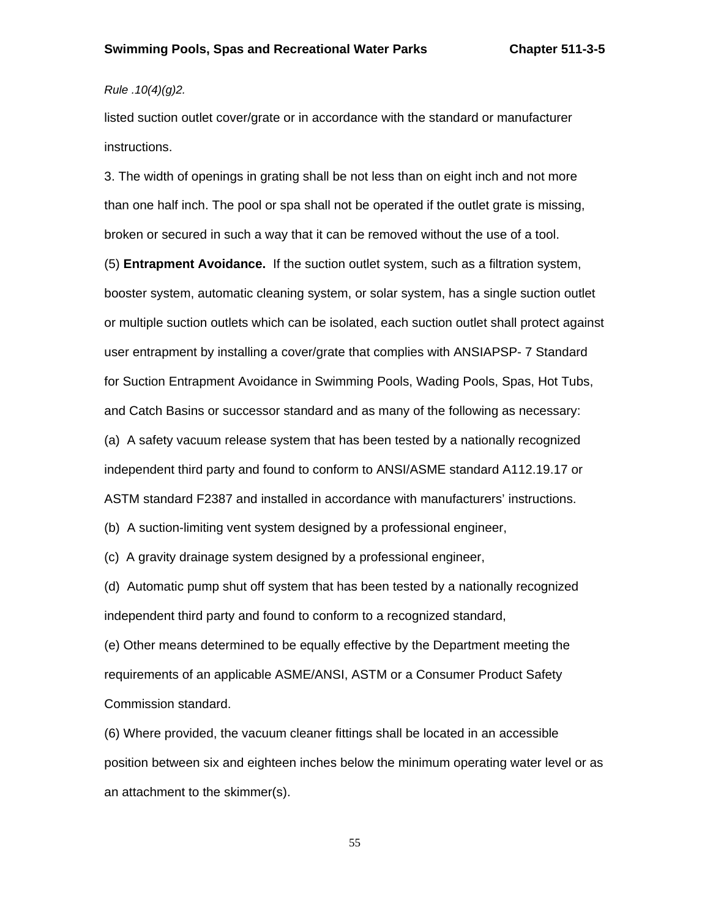*Rule .10(4)(g)2.*

listed suction outlet cover/grate or in accordance with the standard or manufacturer instructions.

3. The width of openings in grating shall be not less than on eight inch and not more than one half inch. The pool or spa shall not be operated if the outlet grate is missing, broken or secured in such a way that it can be removed without the use of a tool.

(5) **Entrapment Avoidance.** If the suction outlet system, such as a filtration system, booster system, automatic cleaning system, or solar system, has a single suction outlet or multiple suction outlets which can be isolated, each suction outlet shall protect against user entrapment by installing a cover/grate that complies with ANSIAPSP- 7 Standard for Suction Entrapment Avoidance in Swimming Pools, Wading Pools, Spas, Hot Tubs, and Catch Basins or successor standard and as many of the following as necessary:

(a) A safety vacuum release system that has been tested by a nationally recognized independent third party and found to conform to ANSI/ASME standard A112.19.17 or ASTM standard F2387 and installed in accordance with manufacturers' instructions.

(b) A suction-limiting vent system designed by a professional engineer,

(c) A gravity drainage system designed by a professional engineer,

(d) Automatic pump shut off system that has been tested by a nationally recognized independent third party and found to conform to a recognized standard,

(e) Other means determined to be equally effective by the Department meeting the requirements of an applicable ASME/ANSI, ASTM or a Consumer Product Safety Commission standard.

(6) Where provided, the vacuum cleaner fittings shall be located in an accessible position between six and eighteen inches below the minimum operating water level or as an attachment to the skimmer(s).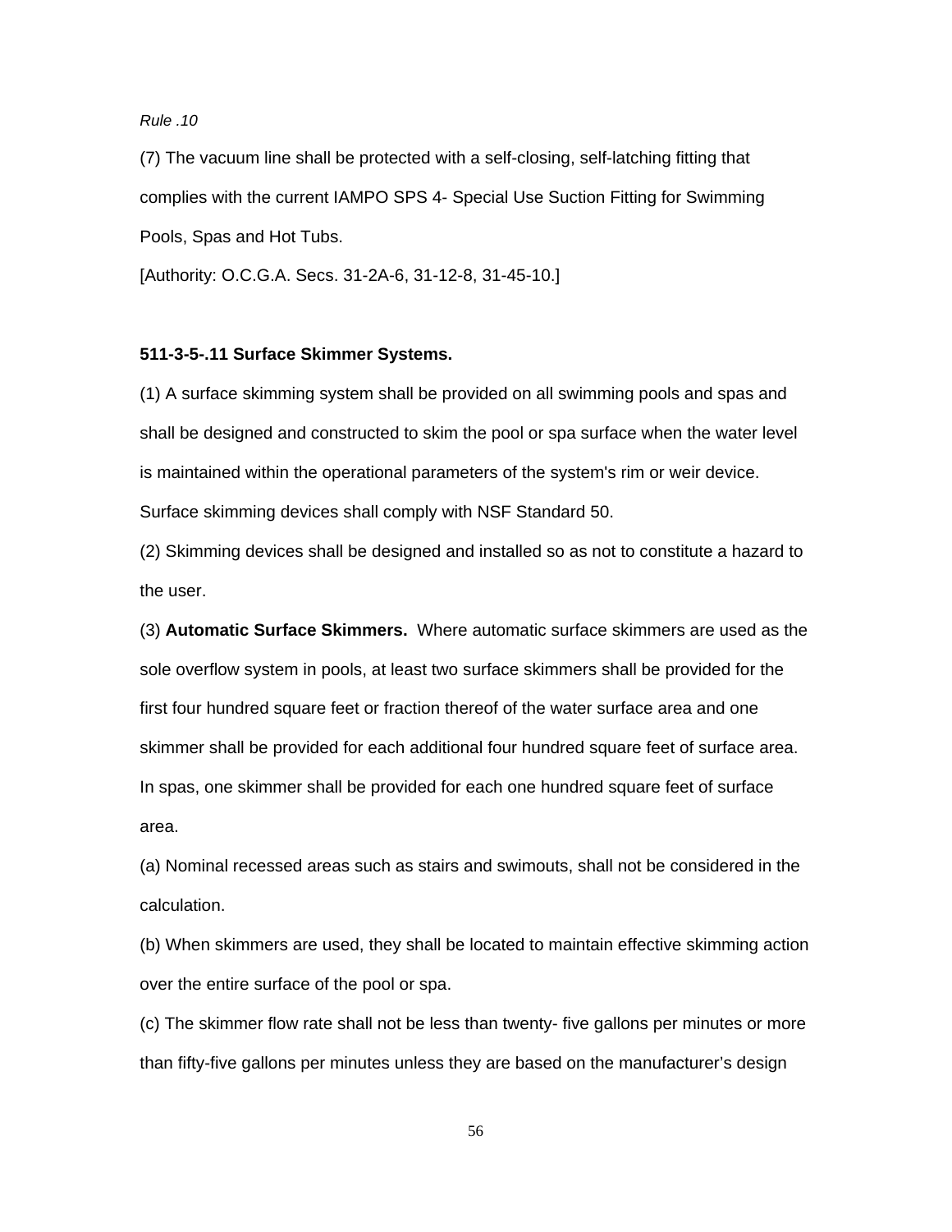*Rule .10*

(7) The vacuum line shall be protected with a self-closing, self-latching fitting that complies with the current IAMPO SPS 4- Special Use Suction Fitting for Swimming Pools, Spas and Hot Tubs.

[Authority: O.C.G.A. Secs. 31-2A-6, 31-12-8, 31-45-10.]

**511-3-5-.11 Surface Skimmer Systems.**

(1) A surface skimming system shall be provided on all swimming pools and spas and shall be designed and constructed to skim the pool or spa surface when the water level is maintained within the operational parameters of the system's rim or weir device. Surface skimming devices shall comply with NSF Standard 50.

(2) Skimming devices shall be designed and installed so as not to constitute a hazard to the user.

(3) **Automatic Surface Skimmers.** Where automatic surface skimmers are used as the sole overflow system in pools, at least two surface skimmers shall be provided for the first four hundred square feet or fraction thereof of the water surface area and one skimmer shall be provided for each additional four hundred square feet of surface area. In spas, one skimmer shall be provided for each one hundred square feet of surface area.

(a) Nominal recessed areas such as stairs and swimouts, shall not be considered in the calculation.

(b) When skimmers are used, they shall be located to maintain effective skimming action over the entire surface of the pool or spa.

(c) The skimmer flow rate shall not be less than twenty- five gallons per minutes or more than fifty-five gallons per minutes unless they are based on the manufacturer's design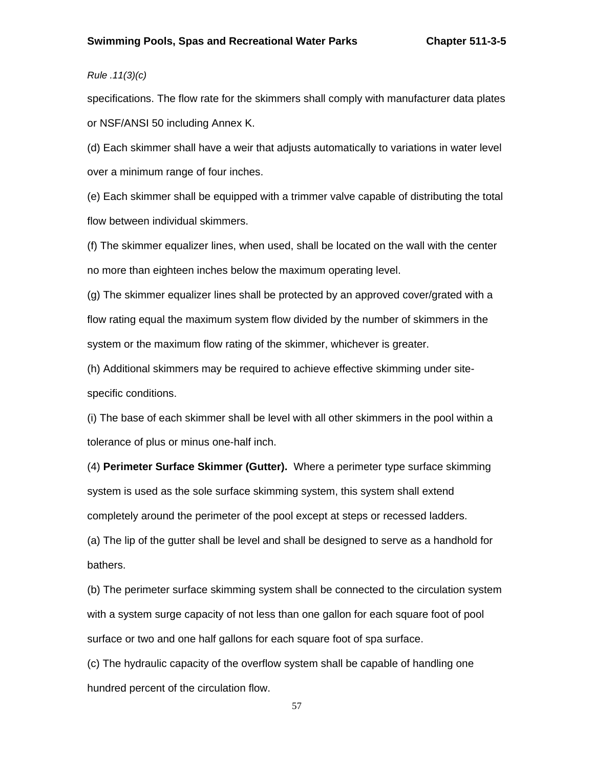*Rule .11(3)(c)*

specifications. The flow rate for the skimmers shall comply with manufacturer data plates or NSF/ANSI 50 including Annex K.

(d) Each skimmer shall have a weir that adjusts automatically to variations in water level over a minimum range of four inches.

(e) Each skimmer shall be equipped with a trimmer valve capable of distributing the total flow between individual skimmers.

(f) The skimmer equalizer lines, when used, shall be located on the wall with the center no more than eighteen inches below the maximum operating level.

(g) The skimmer equalizer lines shall be protected by an approved cover/grated with a flow rating equal the maximum system flow divided by the number of skimmers in the system or the maximum flow rating of the skimmer, whichever is greater.

(h) Additional skimmers may be required to achieve effective skimming under site-specific conditions.

(i) The base of each skimmer shall be level with all other skimmers in the pool within a tolerance of plus or minus one-half inch.

(4) **Perimeter Surface Skimmer (Gutter).** Where a perimeter type surface skimming system is used as the sole surface skimming system, this system shall extend completely around the perimeter of the pool except at steps or recessed ladders.

(a) The lip of the gutter shall be level and shall be designed to serve as a handhold for bathers.

(b) The perimeter surface skimming system shall be connected to the circulation system with a system surge capacity of not less than one gallon for each square foot of pool surface or two and one half gallons for each square foot of spa surface.

(c) The hydraulic capacity of the overflow system shall be capable of handling one hundred percent of the circulation flow.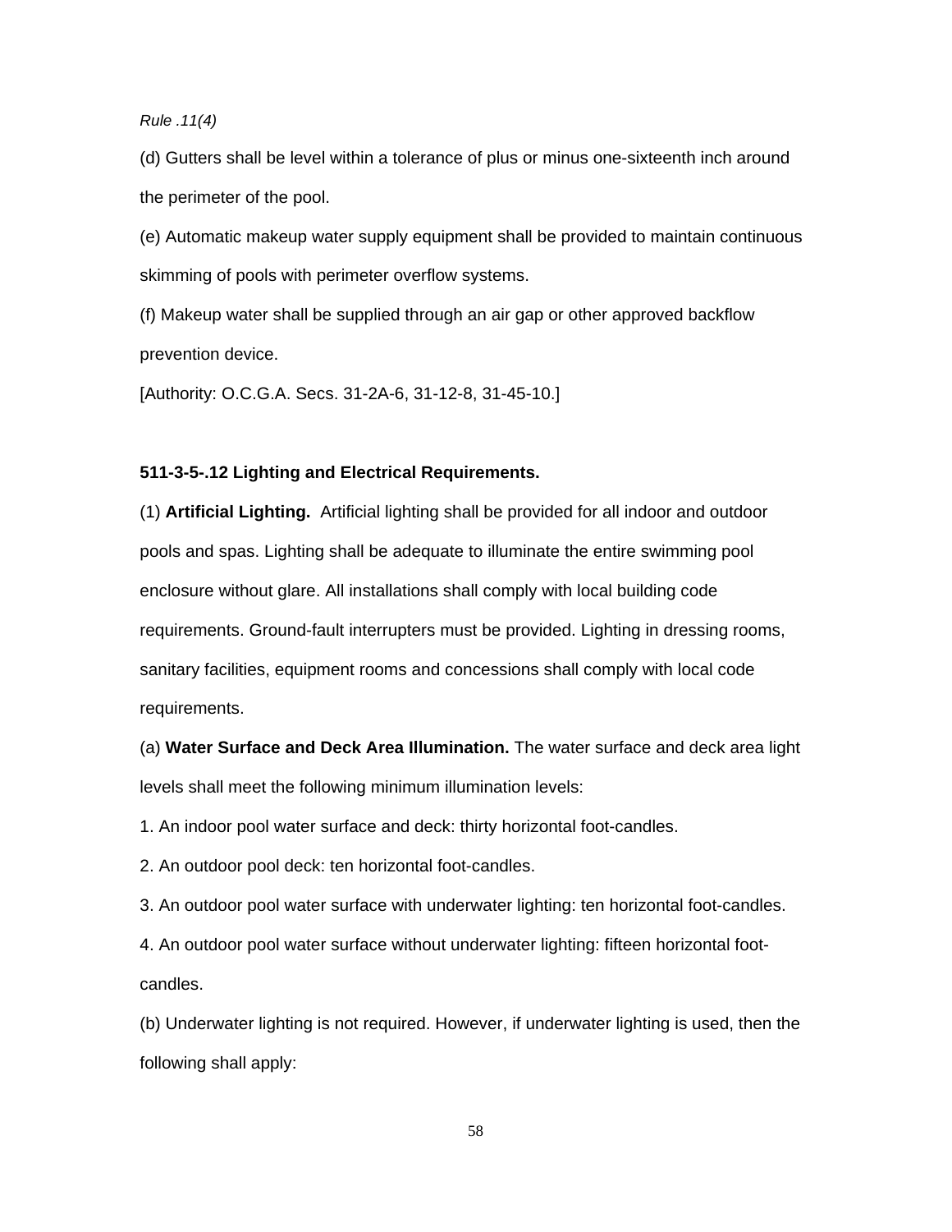*Rule .11(4)*

(d) Gutters shall be level within a tolerance of plus or minus one-sixteenth inch around the perimeter of the pool.

(e) Automatic makeup water supply equipment shall be provided to maintain continuous skimming of pools with perimeter overflow systems.

(f) Makeup water shall be supplied through an air gap or other approved backflow prevention device.

[Authority: O.C.G.A. Secs. 31-2A-6, 31-12-8, 31-45-10.]

**511-3-5-.12 Lighting and Electrical Requirements.**

(1) **Artificial Lighting.** Artificial lighting shall be provided for all indoor and outdoor pools and spas. Lighting shall be adequate to illuminate the entire swimming pool enclosure without glare. All installations shall comply with local building code requirements. Ground-fault interrupters must be provided. Lighting in dressing rooms, sanitary facilities, equipment rooms and concessions shall comply with local code requirements.

(a) **Water Surface and Deck Area Illumination.** The water surface and deck area light levels shall meet the following minimum illumination levels:

1. An indoor pool water surface and deck: thirty horizontal foot-candles.

2. An outdoor pool deck: ten horizontal foot-candles.

3. An outdoor pool water surface with underwater lighting: ten horizontal foot-candles.

4. An outdoor pool water surface without underwater lighting: fifteen horizontal foot-candles.

(b) Underwater lighting is not required. However, if underwater lighting is used, then the following shall apply: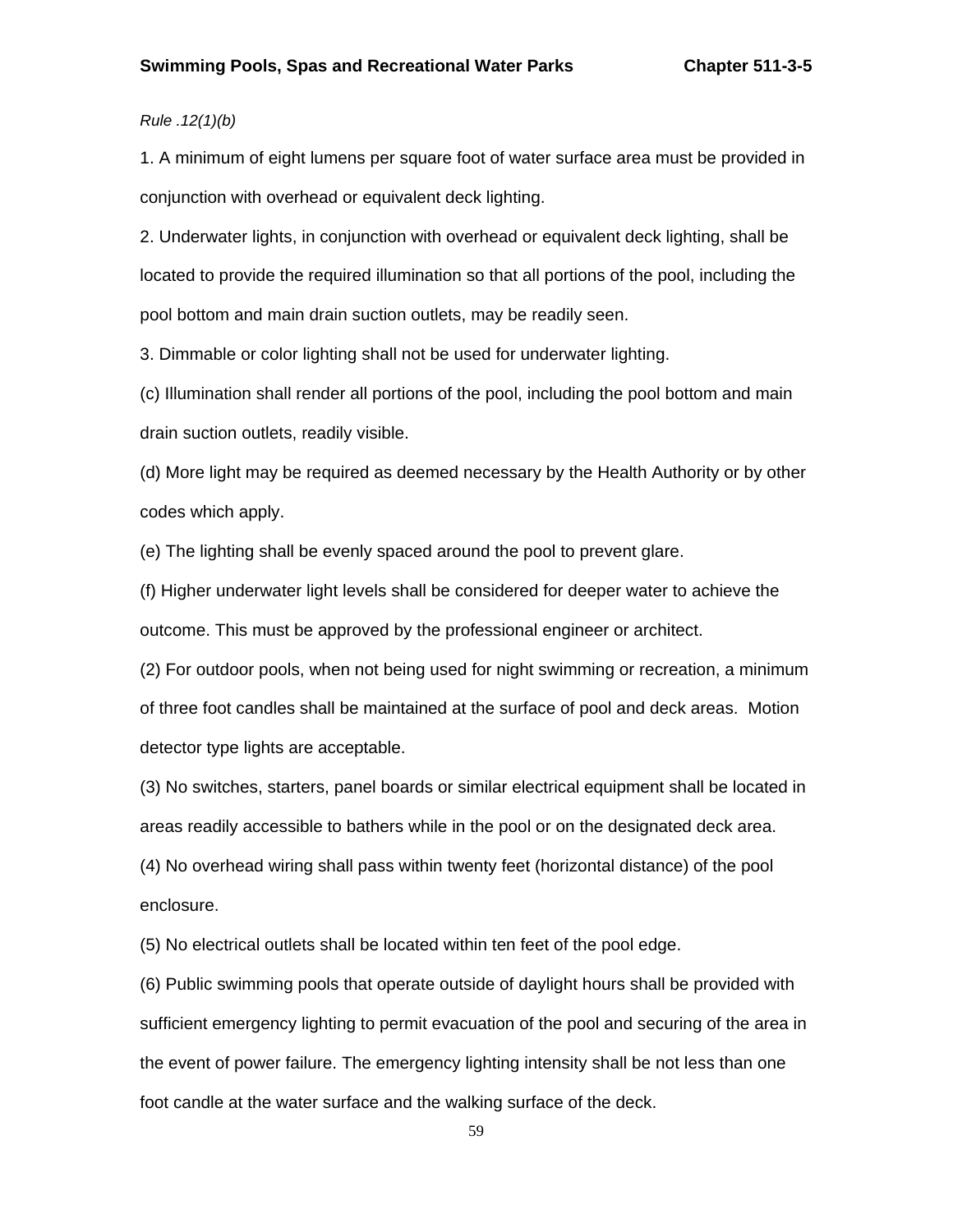*Rule .12(1)(b)*

1. A minimum of eight lumens per square foot of water surface area must be provided in conjunction with overhead or equivalent deck lighting.

2. Underwater lights, in conjunction with overhead or equivalent deck lighting, shall be located to provide the required illumination so that all portions of the pool, including the pool bottom and main drain suction outlets, may be readily seen.

3. Dimmable or color lighting shall not be used for underwater lighting.

(c) Illumination shall render all portions of the pool, including the pool bottom and main drain suction outlets, readily visible.

(d) More light may be required as deemed necessary by the Health Authority or by other codes which apply.

(e) The lighting shall be evenly spaced around the pool to prevent glare.

(f) Higher underwater light levels shall be considered for deeper water to achieve the outcome. This must be approved by the professional engineer or architect.

(2) For outdoor pools, when not being used for night swimming or recreation, a minimum of three foot candles shall be maintained at the surface of pool and deck areas. Motion detector type lights are acceptable.

(3) No switches, starters, panel boards or similar electrical equipment shall be located in areas readily accessible to bathers while in the pool or on the designated deck area.

(4) No overhead wiring shall pass within twenty feet (horizontal distance) of the pool enclosure.

(5) No electrical outlets shall be located within ten feet of the pool edge.

(6) Public swimming pools that operate outside of daylight hours shall be provided with sufficient emergency lighting to permit evacuation of the pool and securing of the area in the event of power failure. The emergency lighting intensity shall be not less than one foot candle at the water surface and the walking surface of the deck.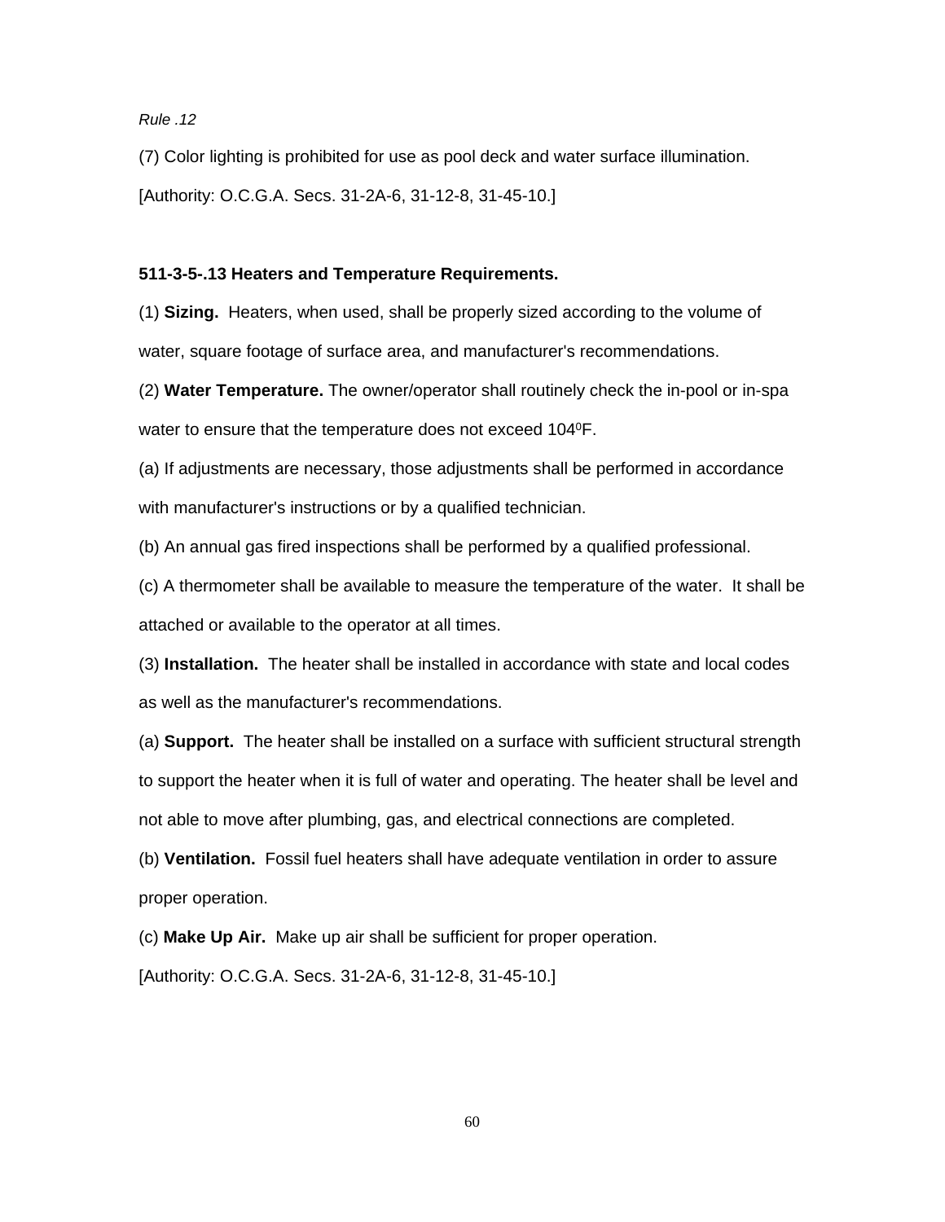*Rule .12*

(7) Color lighting is prohibited for use as pool deck and water surface illumination.

[Authority: O.C.G.A. Secs. 31-2A-6, 31-12-8, 31-45-10.]

**511-3-5-.13 Heaters and Temperature Requirements.**

(1) **Sizing.** Heaters, when used, shall be properly sized according to the volume of water, square footage of surface area, and manufacturer's recommendations.

(2) **Water Temperature.** The owner/operator shall routinely check the in-pool or in-spa water to ensure that the temperature does not exceed 104$^0$F.

(a) If adjustments are necessary, those adjustments shall be performed in accordance with manufacturer's instructions or by a qualified technician.

(b) An annual gas fired inspections shall be performed by a qualified professional.

(c) A thermometer shall be available to measure the temperature of the water. It shall be attached or available to the operator at all times.

(3) **Installation.** The heater shall be installed in accordance with state and local codes as well as the manufacturer's recommendations.

(a) **Support.** The heater shall be installed on a surface with sufficient structural strength to support the heater when it is full of water and operating. The heater shall be level and not able to move after plumbing, gas, and electrical connections are completed.

(b) **Ventilation.** Fossil fuel heaters shall have adequate ventilation in order to assure proper operation.

(c) **Make Up Air.** Make up air shall be sufficient for proper operation.

[Authority: O.C.G.A. Secs. 31-2A-6, 31-12-8, 31-45-10.]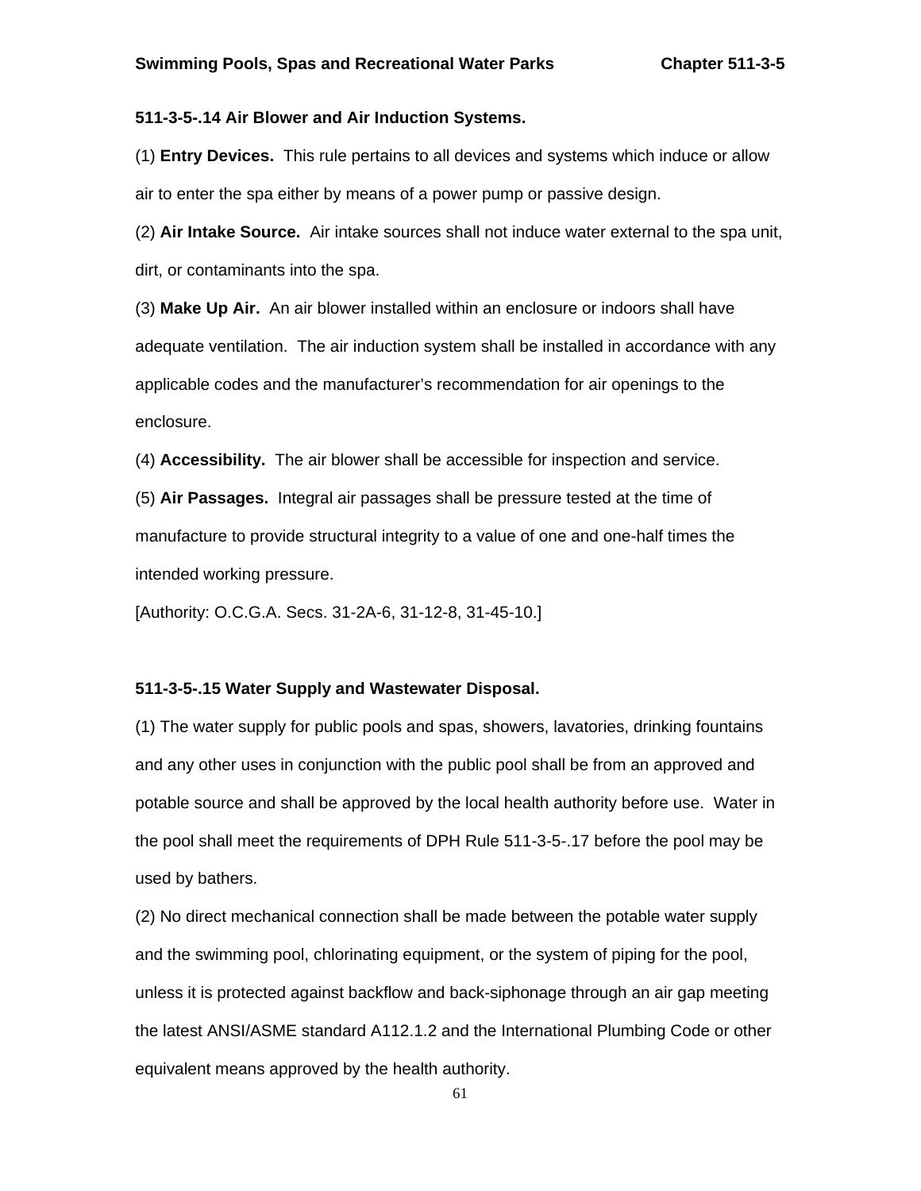### 511-3-5-.14 Air Blower and Air Induction Systems.

(1) **Entry Devices.** This rule pertains to all devices and systems which induce or allow air to enter the spa either by means of a power pump or passive design.

(2) **Air Intake Source.** Air intake sources shall not induce water external to the spa unit, dirt, or contaminants into the spa.

(3) **Make Up Air.** An air blower installed within an enclosure or indoors shall have adequate ventilation. The air induction system shall be installed in accordance with any applicable codes and the manufacturer's recommendation for air openings to the enclosure.

(4) **Accessibility.** The air blower shall be accessible for inspection and service.

(5) **Air Passages.** Integral air passages shall be pressure tested at the time of manufacture to provide structural integrity to a value of one and one-half times the intended working pressure.

[Authority: O.C.G.A. Secs. 31-2A-6, 31-12-8, 31-45-10.]

### 511-3-5-.15 Water Supply and Wastewater Disposal.

(1) The water supply for public pools and spas, showers, lavatories, drinking fountains and any other uses in conjunction with the public pool shall be from an approved and potable source and shall be approved by the local health authority before use. Water in the pool shall meet the requirements of DPH Rule 511-3-5-.17 before the pool may be used by bathers.

(2) No direct mechanical connection shall be made between the potable water supply and the swimming pool, chlorinating equipment, or the system of piping for the pool, unless it is protected against backflow and back-siphonage through an air gap meeting the latest ANSI/ASME standard A112.1.2 and the International Plumbing Code or other equivalent means approved by the health authority.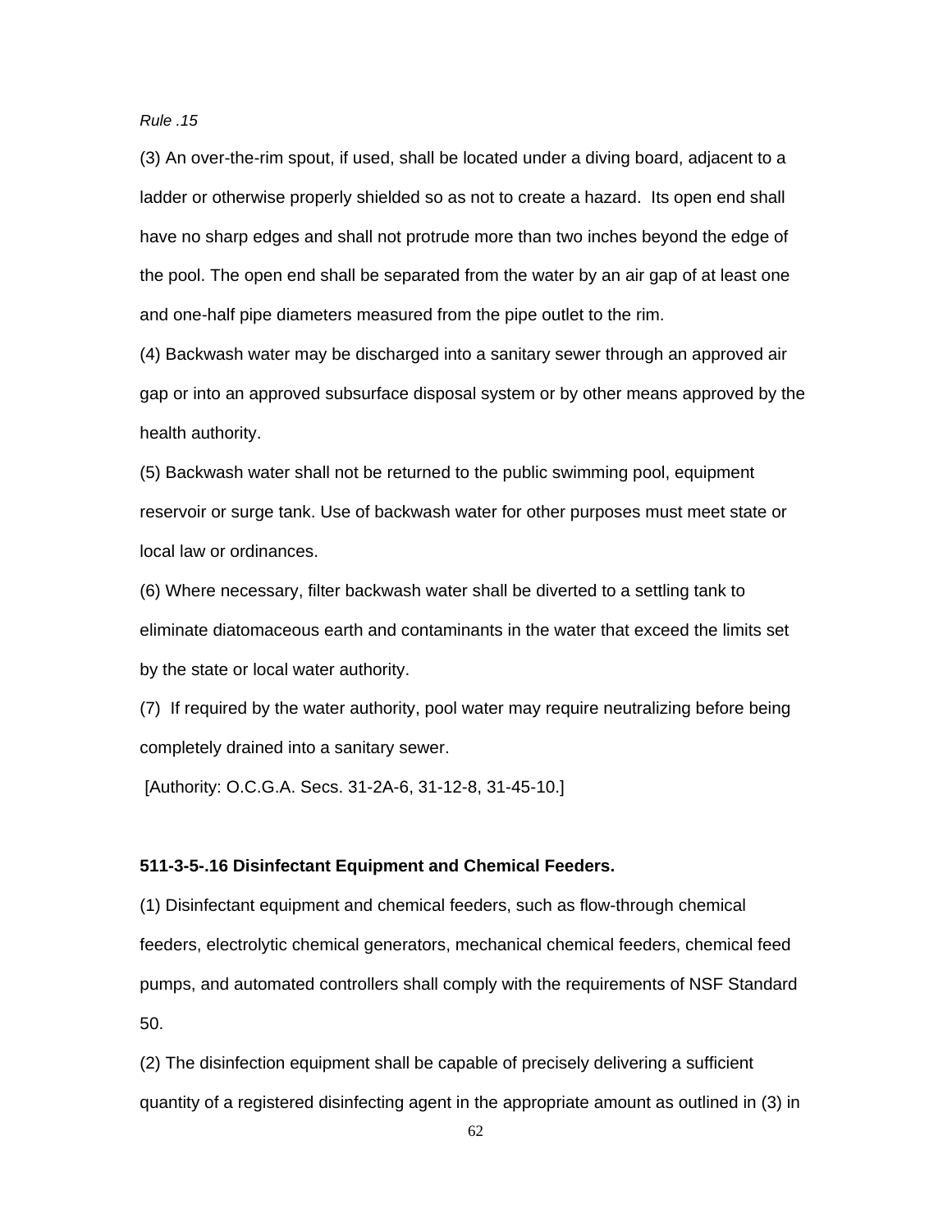*Rule .15*

(3) An over-the-rim spout, if used, shall be located under a diving board, adjacent to a ladder or otherwise properly shielded so as not to create a hazard. Its open end shall have no sharp edges and shall not protrude more than two inches beyond the edge of the pool. The open end shall be separated from the water by an air gap of at least one and one-half pipe diameters measured from the pipe outlet to the rim.

(4) Backwash water may be discharged into a sanitary sewer through an approved air gap or into an approved subsurface disposal system or by other means approved by the health authority.

(5) Backwash water shall not be returned to the public swimming pool, equipment reservoir or surge tank. Use of backwash water for other purposes must meet state or local law or ordinances.

(6) Where necessary, filter backwash water shall be diverted to a settling tank to eliminate diatomaceous earth and contaminants in the water that exceed the limits set by the state or local water authority.

(7) If required by the water authority, pool water may require neutralizing before being completely drained into a sanitary sewer.

[Authority: O.C.G.A. Secs. 31-2A-6, 31-12-8, 31-45-10.]

**511-3-5-.16 Disinfectant Equipment and Chemical Feeders.**

(1) Disinfectant equipment and chemical feeders, such as flow-through chemical feeders, electrolytic chemical generators, mechanical chemical feeders, chemical feed pumps, and automated controllers shall comply with the requirements of NSF Standard 50.

(2) The disinfection equipment shall be capable of precisely delivering a sufficient quantity of a registered disinfecting agent in the appropriate amount as outlined in (3) in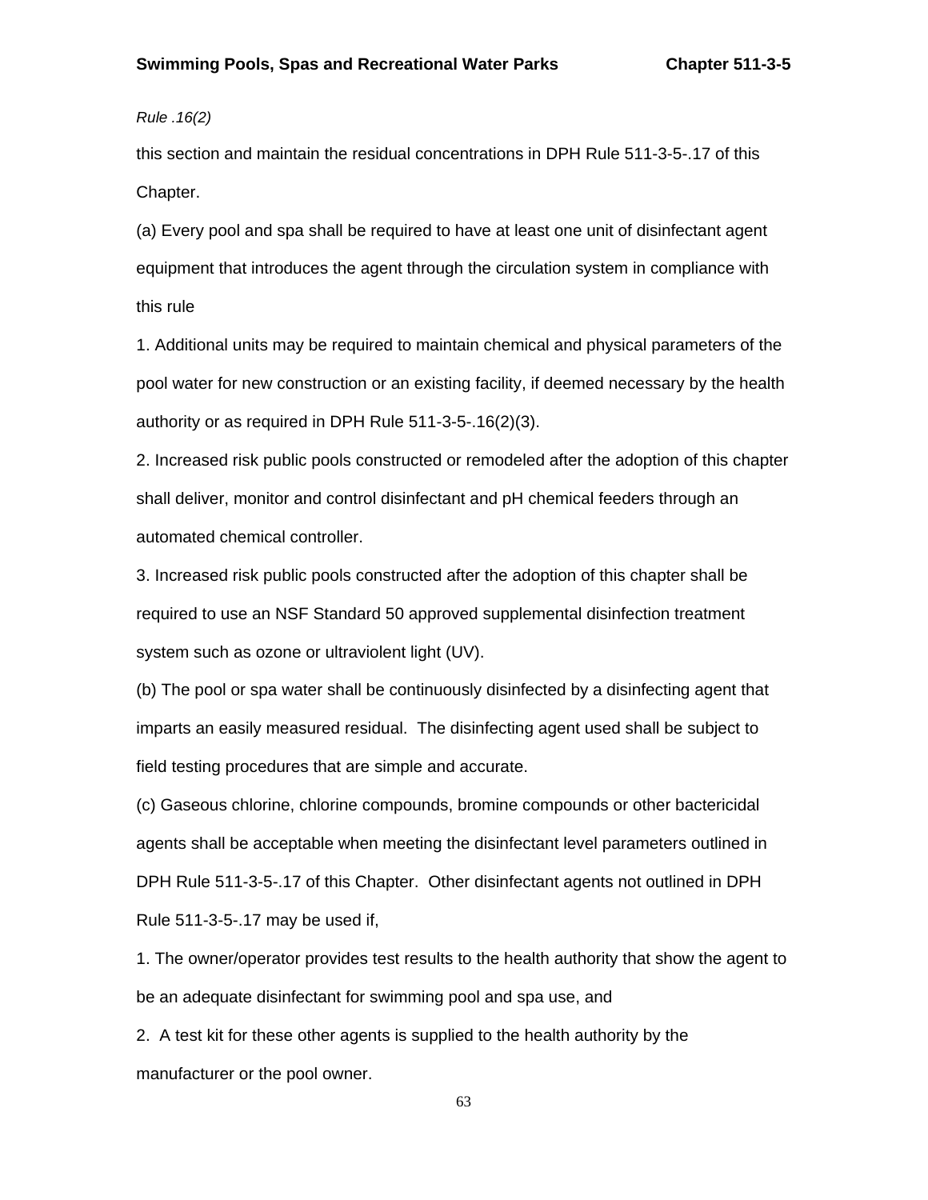*Rule .16(2)*

this section and maintain the residual concentrations in DPH Rule 511-3-5-.17 of this Chapter.

(a) Every pool and spa shall be required to have at least one unit of disinfectant agent equipment that introduces the agent through the circulation system in compliance with this rule

1. Additional units may be required to maintain chemical and physical parameters of the pool water for new construction or an existing facility, if deemed necessary by the health authority or as required in DPH Rule 511-3-5-.16(2)(3).

2. Increased risk public pools constructed or remodeled after the adoption of this chapter shall deliver, monitor and control disinfectant and pH chemical feeders through an automated chemical controller.

3. Increased risk public pools constructed after the adoption of this chapter shall be required to use an NSF Standard 50 approved supplemental disinfection treatment system such as ozone or ultraviolent light (UV).

(b) The pool or spa water shall be continuously disinfected by a disinfecting agent that imparts an easily measured residual. The disinfecting agent used shall be subject to field testing procedures that are simple and accurate.

(c) Gaseous chlorine, chlorine compounds, bromine compounds or other bactericidal agents shall be acceptable when meeting the disinfectant level parameters outlined in DPH Rule 511-3-5-.17 of this Chapter. Other disinfectant agents not outlined in DPH Rule 511-3-5-.17 may be used if,

1. The owner/operator provides test results to the health authority that show the agent to be an adequate disinfectant for swimming pool and spa use, and

2. A test kit for these other agents is supplied to the health authority by the manufacturer or the pool owner.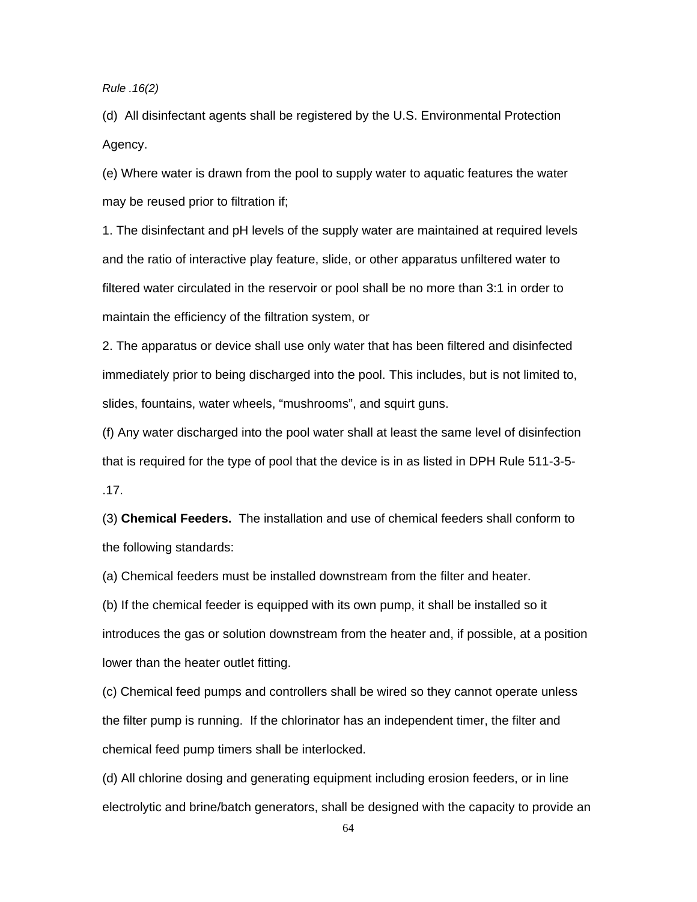*Rule .16(2)*

(d) All disinfectant agents shall be registered by the U.S. Environmental Protection Agency.

(e) Where water is drawn from the pool to supply water to aquatic features the water may be reused prior to filtration if;

1. The disinfectant and pH levels of the supply water are maintained at required levels and the ratio of interactive play feature, slide, or other apparatus unfiltered water to filtered water circulated in the reservoir or pool shall be no more than 3:1 in order to maintain the efficiency of the filtration system, or

2. The apparatus or device shall use only water that has been filtered and disinfected immediately prior to being discharged into the pool. This includes, but is not limited to, slides, fountains, water wheels, "mushrooms", and squirt guns.

(f) Any water discharged into the pool water shall at least the same level of disinfection that is required for the type of pool that the device is in as listed in DPH Rule 511-3-5-.17.

(3) **Chemical Feeders.** The installation and use of chemical feeders shall conform to the following standards:

(a) Chemical feeders must be installed downstream from the filter and heater.

(b) If the chemical feeder is equipped with its own pump, it shall be installed so it introduces the gas or solution downstream from the heater and, if possible, at a position lower than the heater outlet fitting.

(c) Chemical feed pumps and controllers shall be wired so they cannot operate unless the filter pump is running. If the chlorinator has an independent timer, the filter and chemical feed pump timers shall be interlocked.

(d) All chlorine dosing and generating equipment including erosion feeders, or in line electrolytic and brine/batch generators, shall be designed with the capacity to provide an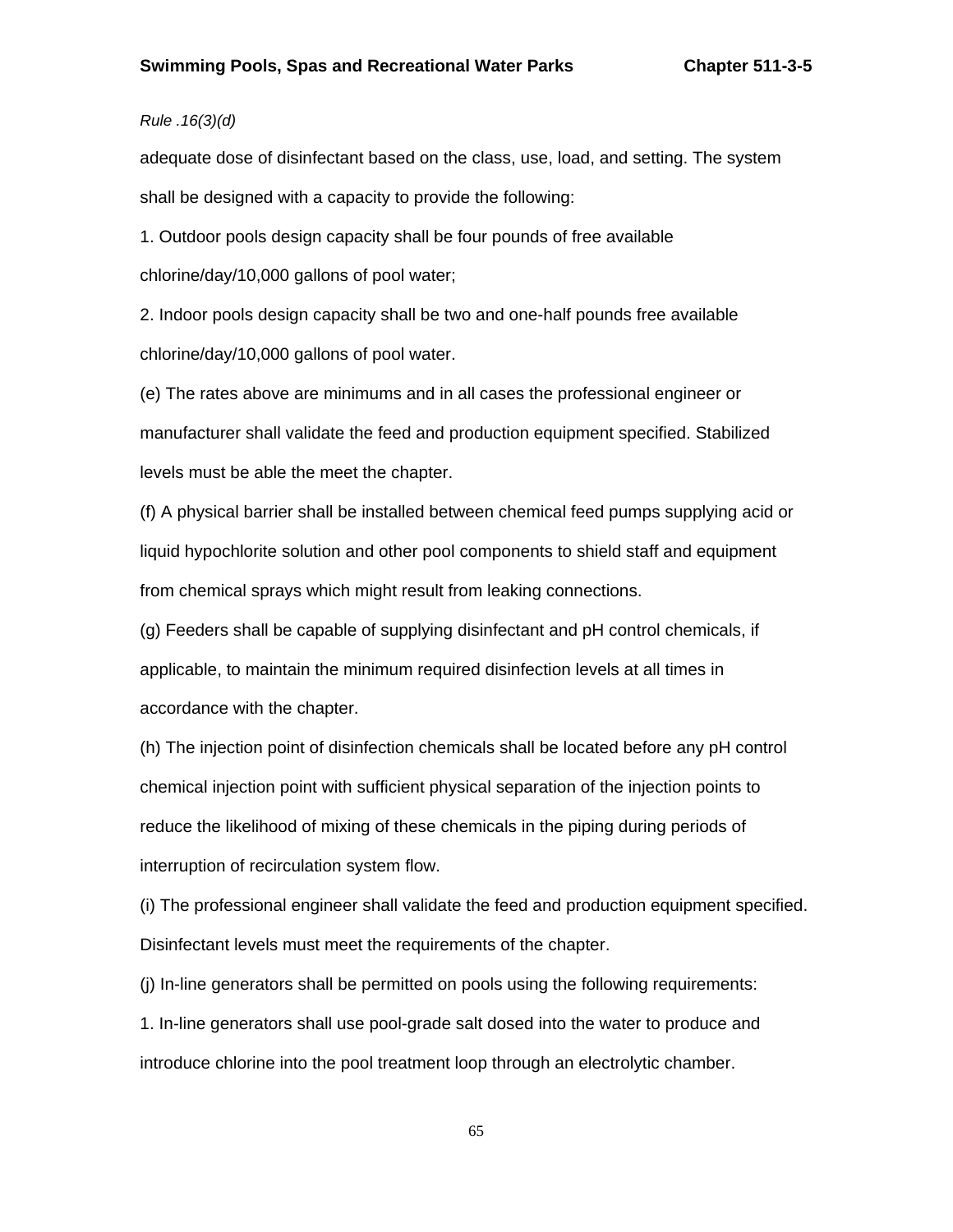*Rule .16(3)(d)*

adequate dose of disinfectant based on the class, use, load, and setting. The system shall be designed with a capacity to provide the following:

1. Outdoor pools design capacity shall be four pounds of free available chlorine/day/10,000 gallons of pool water;

2. Indoor pools design capacity shall be two and one-half pounds free available chlorine/day/10,000 gallons of pool water.

(e) The rates above are minimums and in all cases the professional engineer or manufacturer shall validate the feed and production equipment specified. Stabilized levels must be able the meet the chapter.

(f) A physical barrier shall be installed between chemical feed pumps supplying acid or liquid hypochlorite solution and other pool components to shield staff and equipment from chemical sprays which might result from leaking connections.

(g) Feeders shall be capable of supplying disinfectant and pH control chemicals, if applicable, to maintain the minimum required disinfection levels at all times in accordance with the chapter.

(h) The injection point of disinfection chemicals shall be located before any pH control chemical injection point with sufficient physical separation of the injection points to reduce the likelihood of mixing of these chemicals in the piping during periods of interruption of recirculation system flow.

(i) The professional engineer shall validate the feed and production equipment specified. Disinfectant levels must meet the requirements of the chapter.

(j) In-line generators shall be permitted on pools using the following requirements:

1. In-line generators shall use pool-grade salt dosed into the water to produce and introduce chlorine into the pool treatment loop through an electrolytic chamber.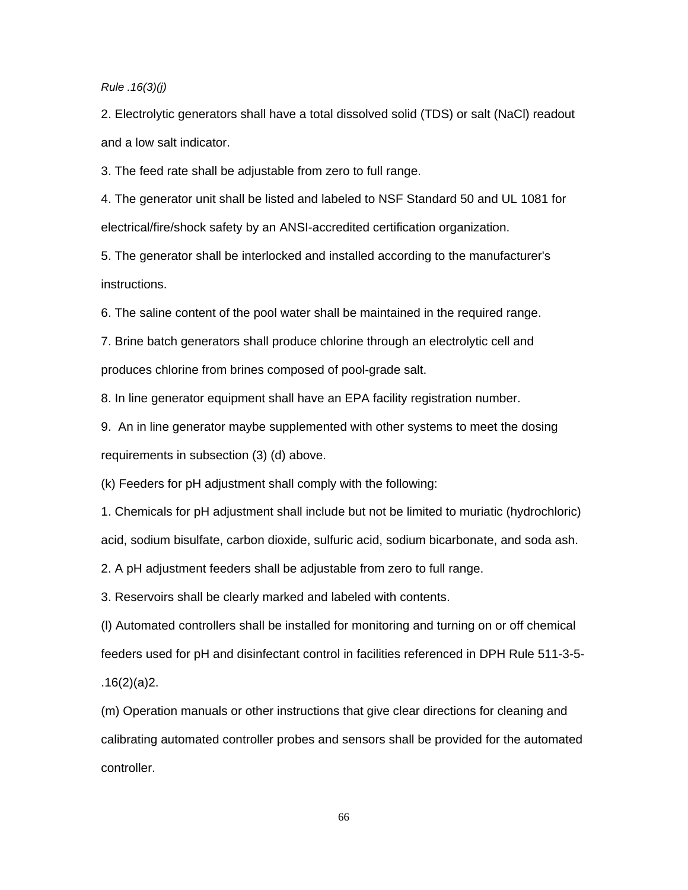*Rule .16(3)(j)*

2. Electrolytic generators shall have a total dissolved solid (TDS) or salt (NaCl) readout and a low salt indicator.

3. The feed rate shall be adjustable from zero to full range.

4. The generator unit shall be listed and labeled to NSF Standard 50 and UL 1081 for electrical/fire/shock safety by an ANSI-accredited certification organization.

5. The generator shall be interlocked and installed according to the manufacturer's instructions.

6. The saline content of the pool water shall be maintained in the required range.

7. Brine batch generators shall produce chlorine through an electrolytic cell and produces chlorine from brines composed of pool-grade salt.

8. In line generator equipment shall have an EPA facility registration number.

9. An in line generator maybe supplemented with other systems to meet the dosing requirements in subsection (3) (d) above.

(k) Feeders for pH adjustment shall comply with the following:

1. Chemicals for pH adjustment shall include but not be limited to muriatic (hydrochloric) acid, sodium bisulfate, carbon dioxide, sulfuric acid, sodium bicarbonate, and soda ash.

2. A pH adjustment feeders shall be adjustable from zero to full range.

3. Reservoirs shall be clearly marked and labeled with contents.

(l) Automated controllers shall be installed for monitoring and turning on or off chemical feeders used for pH and disinfectant control in facilities referenced in DPH Rule 511-3-5-.16(2)(a)2.

(m) Operation manuals or other instructions that give clear directions for cleaning and calibrating automated controller probes and sensors shall be provided for the automated controller.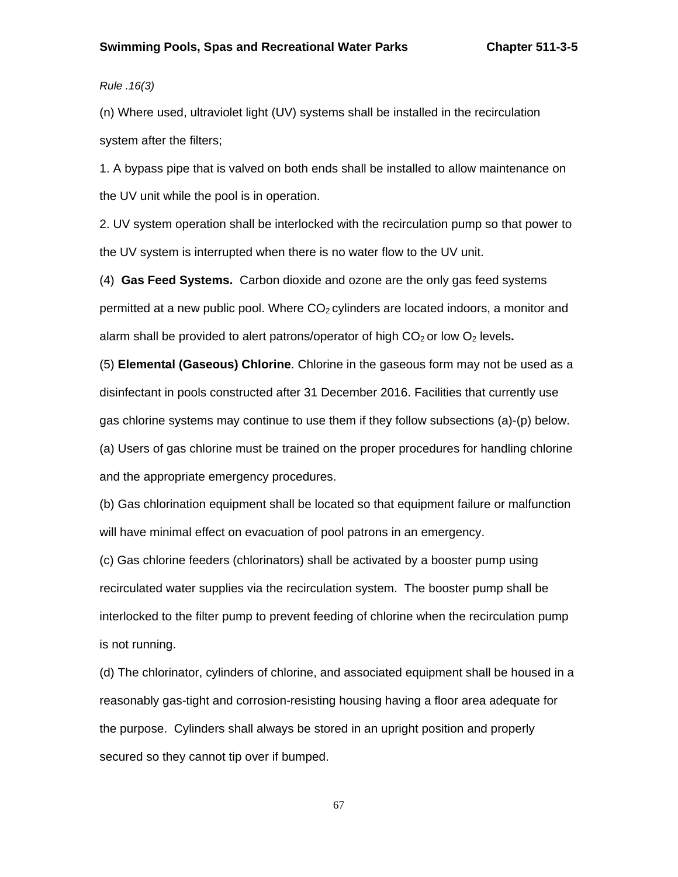*Rule .16(3)*

(n) Where used, ultraviolet light (UV) systems shall be installed in the recirculation system after the filters;

1. A bypass pipe that is valved on both ends shall be installed to allow maintenance on the UV unit while the pool is in operation.

2. UV system operation shall be interlocked with the recirculation pump so that power to the UV system is interrupted when there is no water flow to the UV unit.

(4) **Gas Feed Systems.** Carbon dioxide and ozone are the only gas feed systems permitted at a new public pool. Where $CO_2$ cylinders are located indoors, a monitor and alarm shall be provided to alert patrons/operator of high $CO_2$ or low $O_2$ levels**.**

(5) **Elemental (Gaseous) Chlorine**. Chlorine in the gaseous form may not be used as a disinfectant in pools constructed after 31 December 2016. Facilities that currently use gas chlorine systems may continue to use them if they follow subsections (a)-(p) below.

(a) Users of gas chlorine must be trained on the proper procedures for handling chlorine and the appropriate emergency procedures.

(b) Gas chlorination equipment shall be located so that equipment failure or malfunction will have minimal effect on evacuation of pool patrons in an emergency.

(c) Gas chlorine feeders (chlorinators) shall be activated by a booster pump using recirculated water supplies via the recirculation system. The booster pump shall be interlocked to the filter pump to prevent feeding of chlorine when the recirculation pump is not running.

(d) The chlorinator, cylinders of chlorine, and associated equipment shall be housed in a reasonably gas-tight and corrosion-resisting housing having a floor area adequate for the purpose. Cylinders shall always be stored in an upright position and properly secured so they cannot tip over if bumped.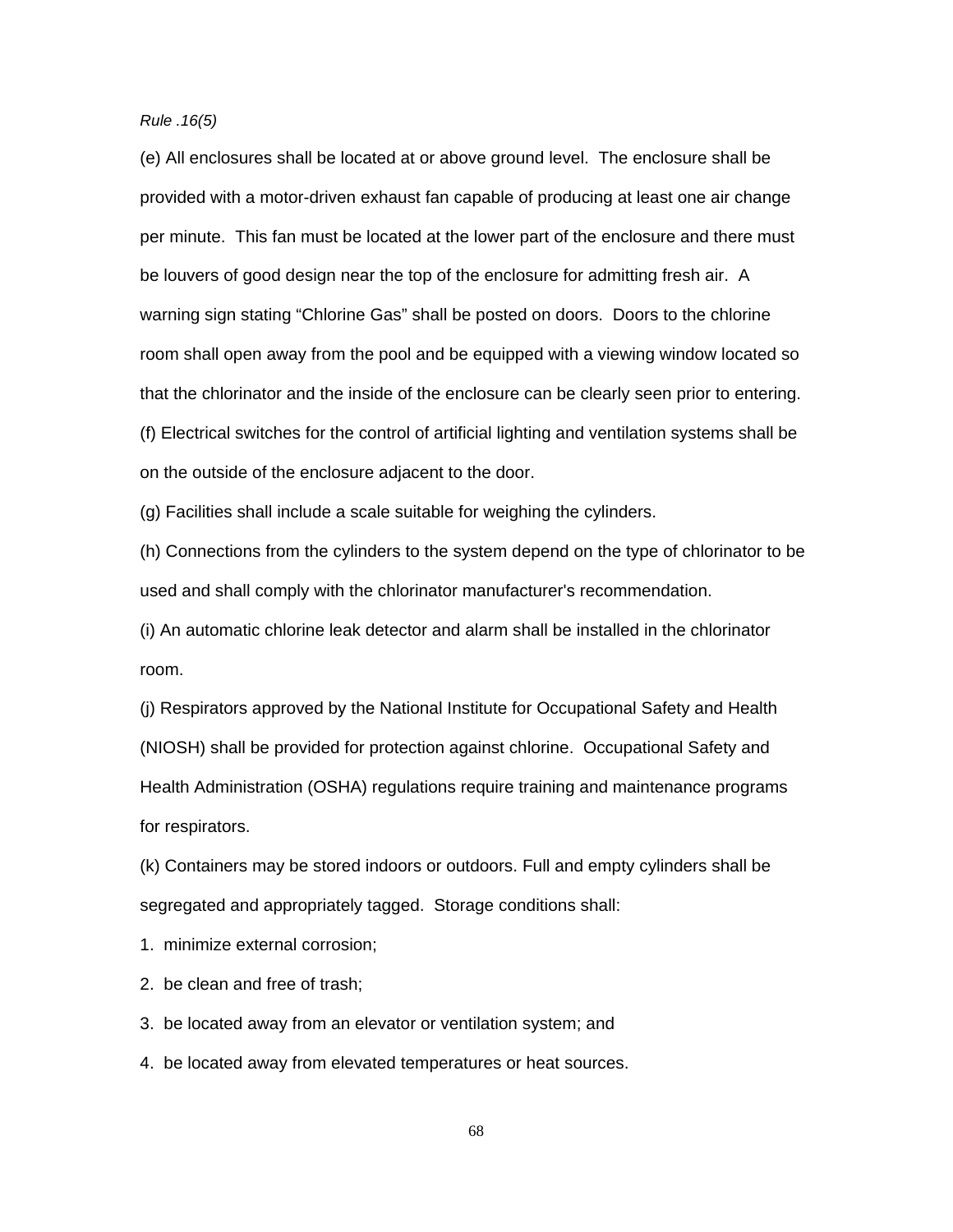*Rule .16(5)*

(e) All enclosures shall be located at or above ground level. The enclosure shall be provided with a motor-driven exhaust fan capable of producing at least one air change per minute. This fan must be located at the lower part of the enclosure and there must be louvers of good design near the top of the enclosure for admitting fresh air. A warning sign stating “Chlorine Gas” shall be posted on doors. Doors to the chlorine room shall open away from the pool and be equipped with a viewing window located so that the chlorinator and the inside of the enclosure can be clearly seen prior to entering.

(f) Electrical switches for the control of artificial lighting and ventilation systems shall be on the outside of the enclosure adjacent to the door.

(g) Facilities shall include a scale suitable for weighing the cylinders.

(h) Connections from the cylinders to the system depend on the type of chlorinator to be used and shall comply with the chlorinator manufacturer's recommendation.

(i) An automatic chlorine leak detector and alarm shall be installed in the chlorinator room.

(j) Respirators approved by the National Institute for Occupational Safety and Health (NIOSH) shall be provided for protection against chlorine. Occupational Safety and Health Administration (OSHA) regulations require training and maintenance programs for respirators.

(k) Containers may be stored indoors or outdoors. Full and empty cylinders shall be segregated and appropriately tagged. Storage conditions shall:

1. minimize external corrosion;
2. be clean and free of trash;
3. be located away from an elevator or ventilation system; and
4. be located away from elevated temperatures or heat sources.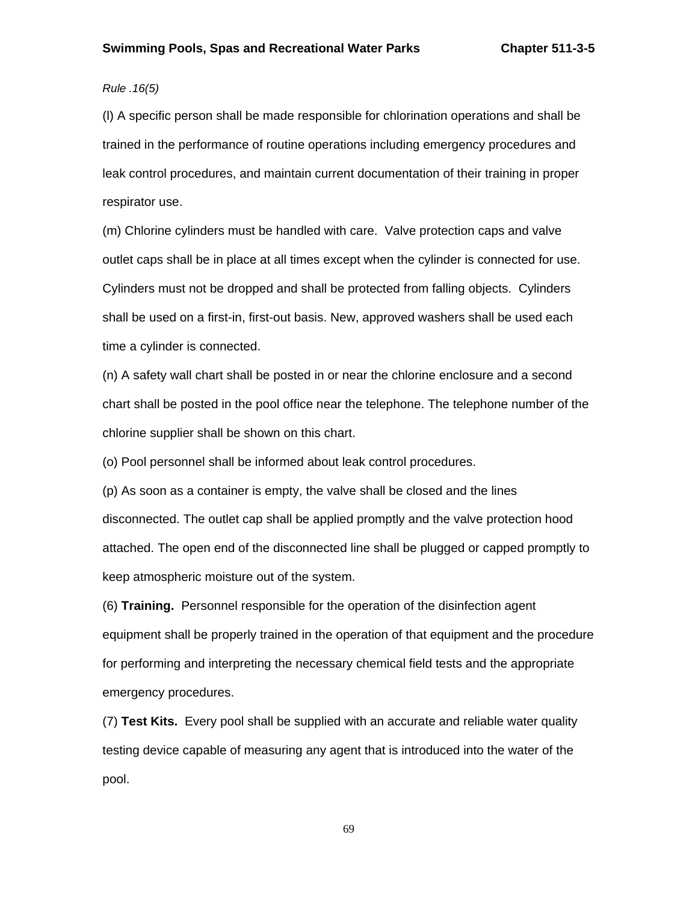*Rule .16(5)*

(l) A specific person shall be made responsible for chlorination operations and shall be trained in the performance of routine operations including emergency procedures and leak control procedures, and maintain current documentation of their training in proper respirator use.

(m) Chlorine cylinders must be handled with care. Valve protection caps and valve outlet caps shall be in place at all times except when the cylinder is connected for use. Cylinders must not be dropped and shall be protected from falling objects. Cylinders shall be used on a first-in, first-out basis. New, approved washers shall be used each time a cylinder is connected.

(n) A safety wall chart shall be posted in or near the chlorine enclosure and a second chart shall be posted in the pool office near the telephone. The telephone number of the chlorine supplier shall be shown on this chart.

(o) Pool personnel shall be informed about leak control procedures.

(p) As soon as a container is empty, the valve shall be closed and the lines disconnected. The outlet cap shall be applied promptly and the valve protection hood attached. The open end of the disconnected line shall be plugged or capped promptly to keep atmospheric moisture out of the system.

(6) **Training.** Personnel responsible for the operation of the disinfection agent equipment shall be properly trained in the operation of that equipment and the procedure for performing and interpreting the necessary chemical field tests and the appropriate emergency procedures.

(7) **Test Kits.** Every pool shall be supplied with an accurate and reliable water quality testing device capable of measuring any agent that is introduced into the water of the pool.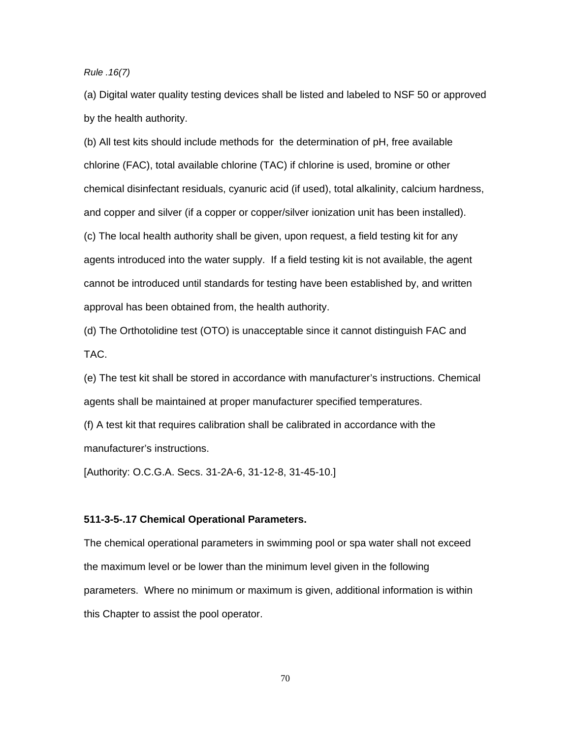*Rule .16(7)*

(a) Digital water quality testing devices shall be listed and labeled to NSF 50 or approved by the health authority.

(b) All test kits should include methods for the determination of pH, free available chlorine (FAC), total available chlorine (TAC) if chlorine is used, bromine or other chemical disinfectant residuals, cyanuric acid (if used), total alkalinity, calcium hardness, and copper and silver (if a copper or copper/silver ionization unit has been installed).

(c) The local health authority shall be given, upon request, a field testing kit for any agents introduced into the water supply. If a field testing kit is not available, the agent cannot be introduced until standards for testing have been established by, and written approval has been obtained from, the health authority.

(d) The Orthotolidine test (OTO) is unacceptable since it cannot distinguish FAC and TAC.

(e) The test kit shall be stored in accordance with manufacturer's instructions. Chemical agents shall be maintained at proper manufacturer specified temperatures.

(f) A test kit that requires calibration shall be calibrated in accordance with the manufacturer's instructions.

[Authority: O.C.G.A. Secs. 31-2A-6, 31-12-8, 31-45-10.]

**511-3-5-.17 Chemical Operational Parameters.**

The chemical operational parameters in swimming pool or spa water shall not exceed the maximum level or be lower than the minimum level given in the following parameters. Where no minimum or maximum is given, additional information is within this Chapter to assist the pool operator.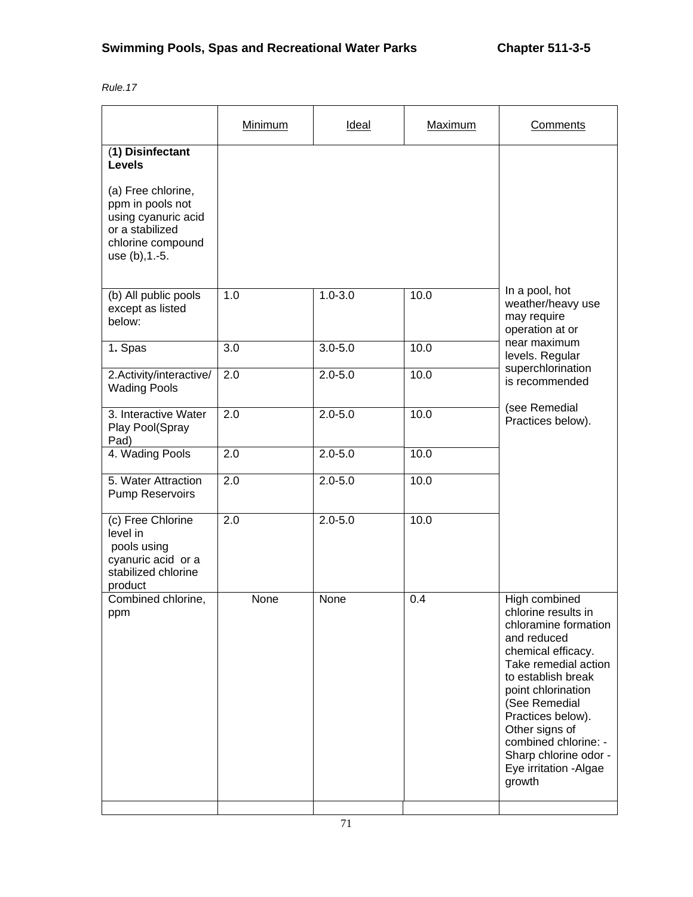*Rule.17*

| | Minimum | Ideal | Maximum | Comments |
|---|---|---|---|---|
| **(1) Disinfectant Levels**<br><br>(a) Free chlorine, ppm in pools not using cyanuric acid or a stabilized chlorine compound use (b),1.-5. | | | | |
| (b) All public pools except as listed below: | 1.0 | 1.0-3.0 | 10.0 | In a pool, hot weather/heavy use may require operation at or near maximum levels. Regular superchlorination is recommended<br><br>(see Remedial Practices below). |
| **1.** Spas | 3.0 | 3.0-5.0 | 10.0 | |
| 2.Activity/interactive/ Wading Pools | 2.0 | 2.0-5.0 | 10.0 | |
| 3. Interactive Water Play Pool(Spray Pad) | 2.0 | 2.0-5.0 | 10.0 | |
| 4. Wading Pools | 2.0 | 2.0-5.0 | 10.0 | |
| 5. Water Attraction Pump Reservoirs | 2.0 | 2.0-5.0 | 10.0 | |
| (c) Free Chlorine level in pools using cyanuric acid or a stabilized chlorine product | 2.0 | 2.0-5.0 | 10.0 | |
| Combined chlorine, ppm | None | None | 0.4 | High combined chlorine results in chloramine formation and reduced chemical efficacy. Take remedial action to establish break point chlorination (See Remedial Practices below). Other signs of combined chlorine: -Sharp chlorine odor -Eye irritation -Algae growth |
| | | | | |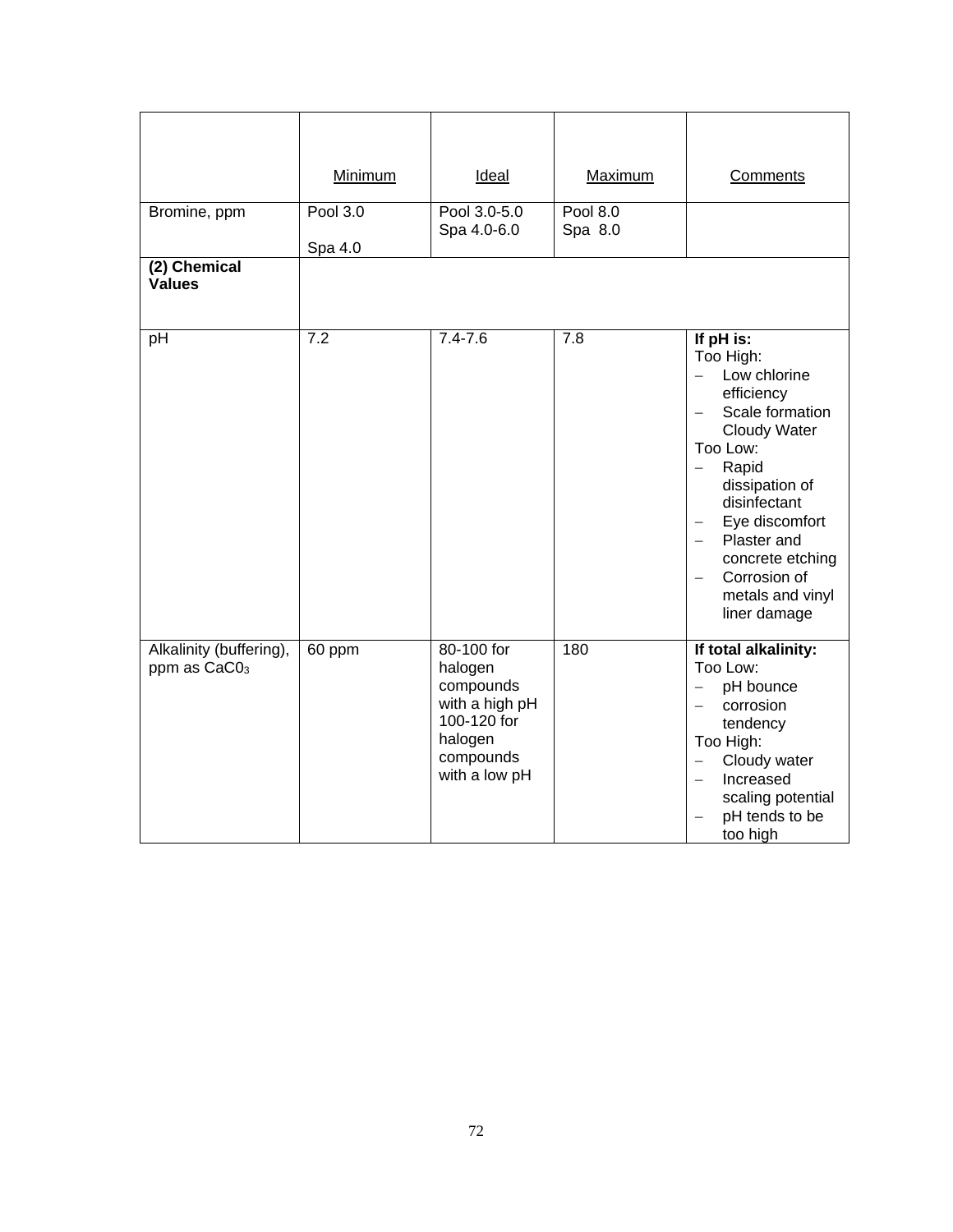| | Minimum | Ideal | Maximum | Comments |
|---|---|---|---|---|
| Bromine, ppm | Pool 3.0<br>Spa 4.0 | Pool 3.0-5.0<br>Spa 4.0-6.0 | Pool 8.0<br>Spa 8.0 | |
| **(2) Chemical Values** | | | | |
| pH | 7.2 | 7.4-7.6 | 7.8 | **If pH is:**<br>Too High:<br>– Low chlorine efficiency<br>– Scale formation Cloudy Water<br>Too Low:<br>– Rapid dissipation of disinfectant<br>– Eye discomfort<br>– Plaster and concrete etching<br>– Corrosion of metals and vinyl liner damage |
| Alkalinity (buffering), ppm as $CaC0_3$ | 60 ppm | 80-100 for halogen compounds with a high pH<br>100-120 for halogen compounds with a low pH | 180 | **If total alkalinity:**<br>Too Low:<br>– pH bounce<br>– corrosion tendency<br>Too High:<br>– Cloudy water<br>– Increased scaling potential<br>– pH tends to be too high |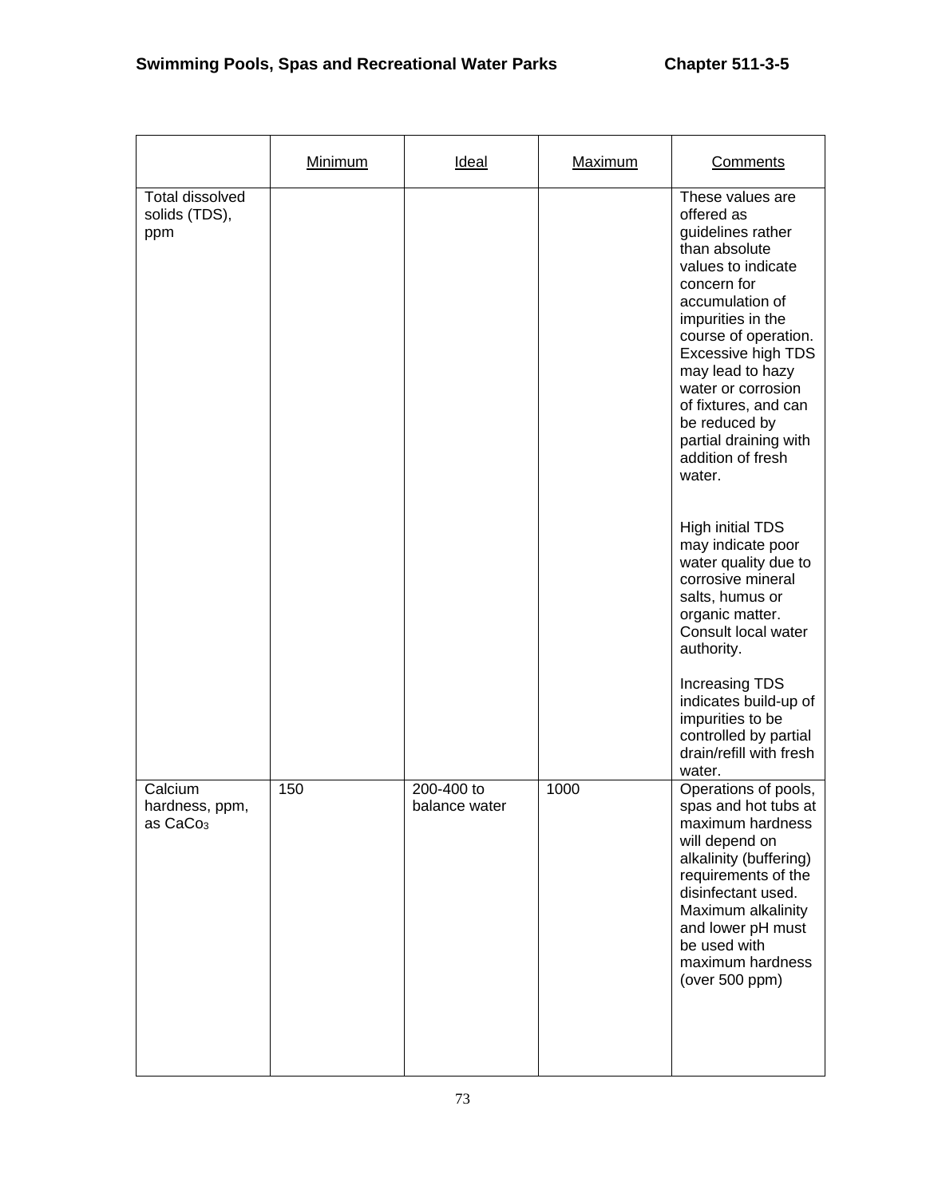| | Minimum | Ideal | Maximum | Comments |
|---|---|---|---|---|
| Total dissolved solids (TDS), ppm | | | | These values are offered as guidelines rather than absolute values to indicate concern for accumulation of impurities in the course of operation. Excessive high TDS may lead to hazy water or corrosion of fixtures, and can be reduced by partial draining with addition of fresh water.<br><br>High initial TDS may indicate poor water quality due to corrosive mineral salts, humus or organic matter. Consult local water authority.<br><br>Increasing TDS indicates build-up of impurities to be controlled by partial drain/refill with fresh water. |
| Calcium hardness, ppm, as $CaCo_3$ | 150 | 200-400 to balance water | 1000 | Operations of pools, spas and hot tubs at maximum hardness will depend on alkalinity (buffering) requirements of the disinfectant used. Maximum alkalinity and lower pH must be used with maximum hardness (over 500 ppm) |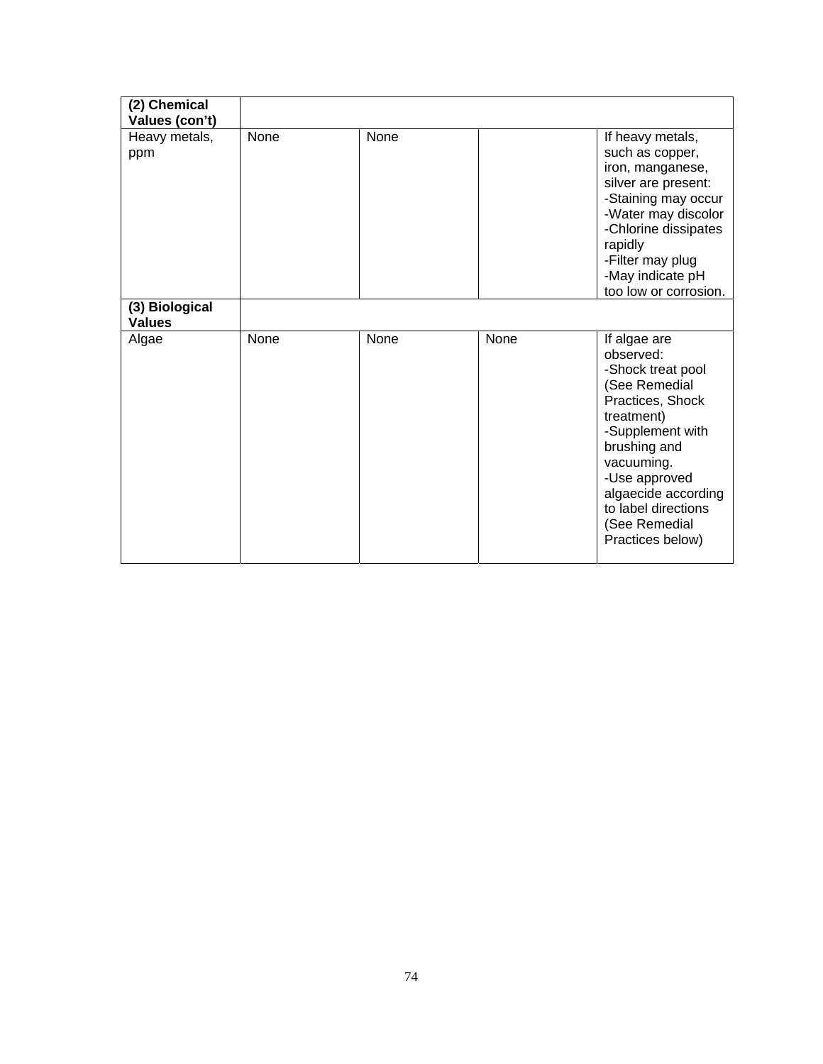| **(2) Chemical Values (con't)** | | | | |
|---|---|---|---|---|
| Heavy metals, ppm | None | None | | If heavy metals, such as copper, iron, manganese, silver are present:<br>-Staining may occur<br>-Water may discolor<br>-Chlorine dissipates rapidly<br>-Filter may plug<br>-May indicate pH too low or corrosion. |
| **(3) Biological Values** | | | | |
| Algae | None | None | None | If algae are observed:<br>-Shock treat pool (See Remedial Practices, Shock treatment)<br>-Supplement with brushing and vacuuming.<br>-Use approved algaecide according to label directions (See Remedial Practices below) |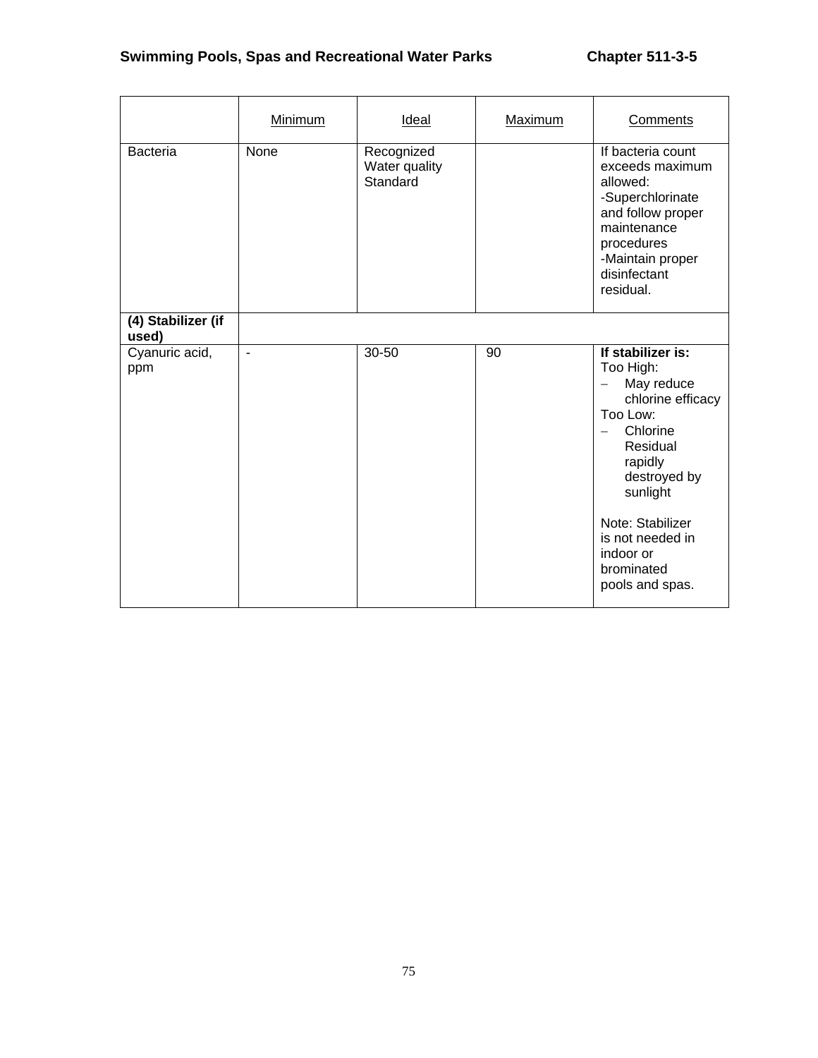| | Minimum | Ideal | Maximum | Comments |
|---|---|---|---|---|
| Bacteria | None | Recognized Water quality Standard | | If bacteria count exceeds maximum allowed:<br>-Superchlorinate and follow proper maintenance procedures<br>-Maintain proper disinfectant residual. |
| **(4) Stabilizer (if used)** | | | | |
| Cyanuric acid, ppm | - | 30-50 | 90 | **If stabilizer is:**<br>Too High:<br>– May reduce chlorine efficacy<br>Too Low:<br>– Chlorine Residual rapidly destroyed by sunlight<br><br>Note: Stabilizer is not needed in indoor or brominated pools and spas. |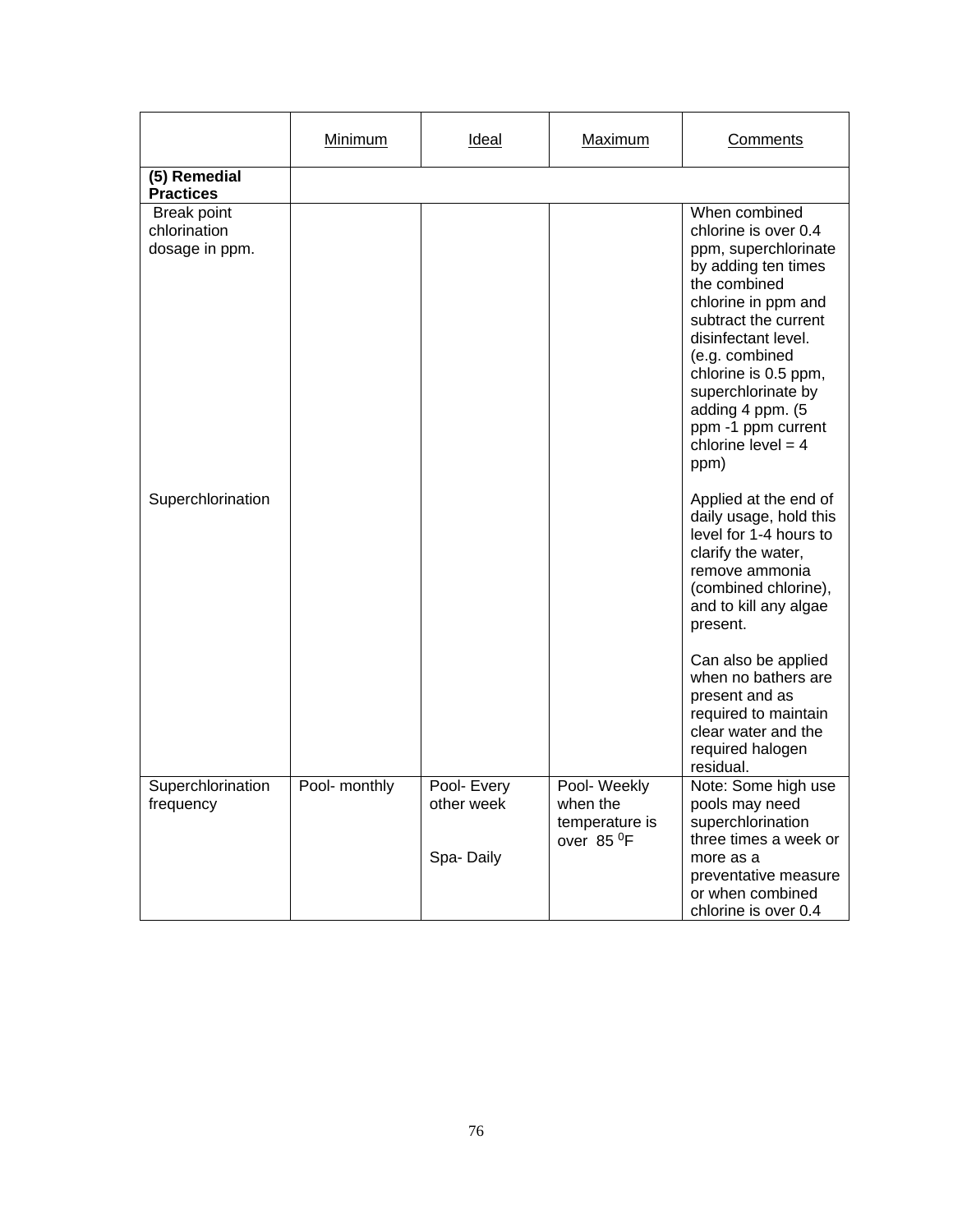| | Minimum | Ideal | Maximum | Comments |
|---|---|---|---|---|
| **(5) Remedial Practices** | | | | |
| Break point chlorination dosage in ppm. | | | | When combined chlorine is over 0.4 ppm, superchlorinate by adding ten times the combined chlorine in ppm and subtract the current disinfectant level. (e.g. combined chlorine is 0.5 ppm, superchlorinate by adding 4 ppm. (5 ppm -1 ppm current chlorine level = 4 ppm) |
| Superchlorination | | | | Applied at the end of daily usage, hold this level for 1-4 hours to clarify the water, remove ammonia (combined chlorine), and to kill any algae present.<br><br>Can also be applied when no bathers are present and as required to maintain clear water and the required halogen residual. |
| Superchlorination frequency | Pool- monthly | Pool- Every other week<br><br>Spa- Daily | Pool- Weekly when the temperature is over 85 $^0$F | Note: Some high use pools may need superchlorination three times a week or more as a preventative measure or when combined chlorine is over 0.4 |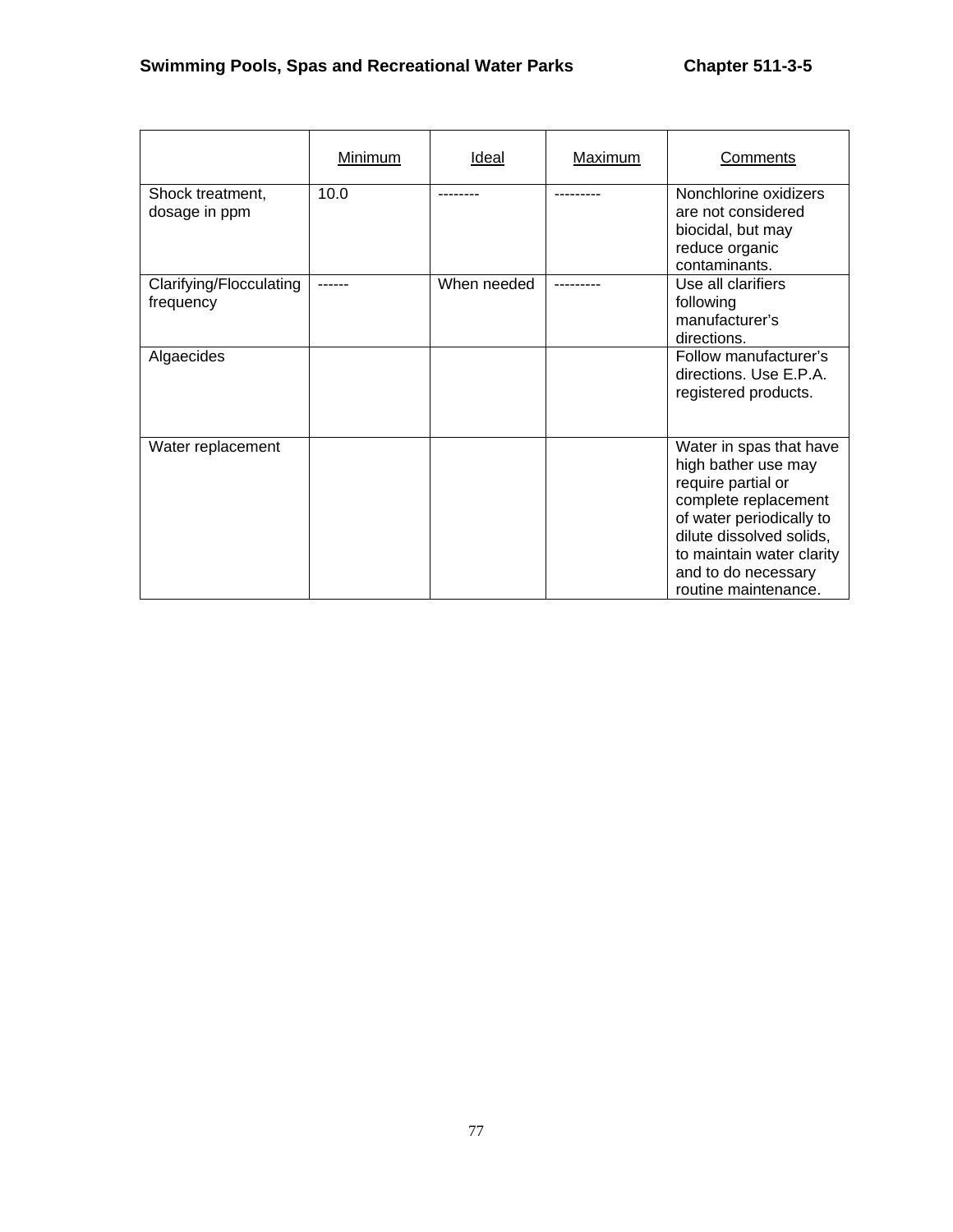| | Minimum | Ideal | Maximum | Comments |
|---|---|---|---|---|
| Shock treatment, dosage in ppm | 10.0 | -------- | --------- | Nonchlorine oxidizers are not considered biocidal, but may reduce organic contaminants. |
| Clarifying/Flocculating frequency | ------ | When needed | --------- | Use all clarifiers following manufacturer's directions. |
| Algaecides | | | | Follow manufacturer's directions. Use E.P.A. registered products. |
| Water replacement | | | | Water in spas that have high bather use may require partial or complete replacement of water periodically to dilute dissolved solids, to maintain water clarity and to do necessary routine maintenance. |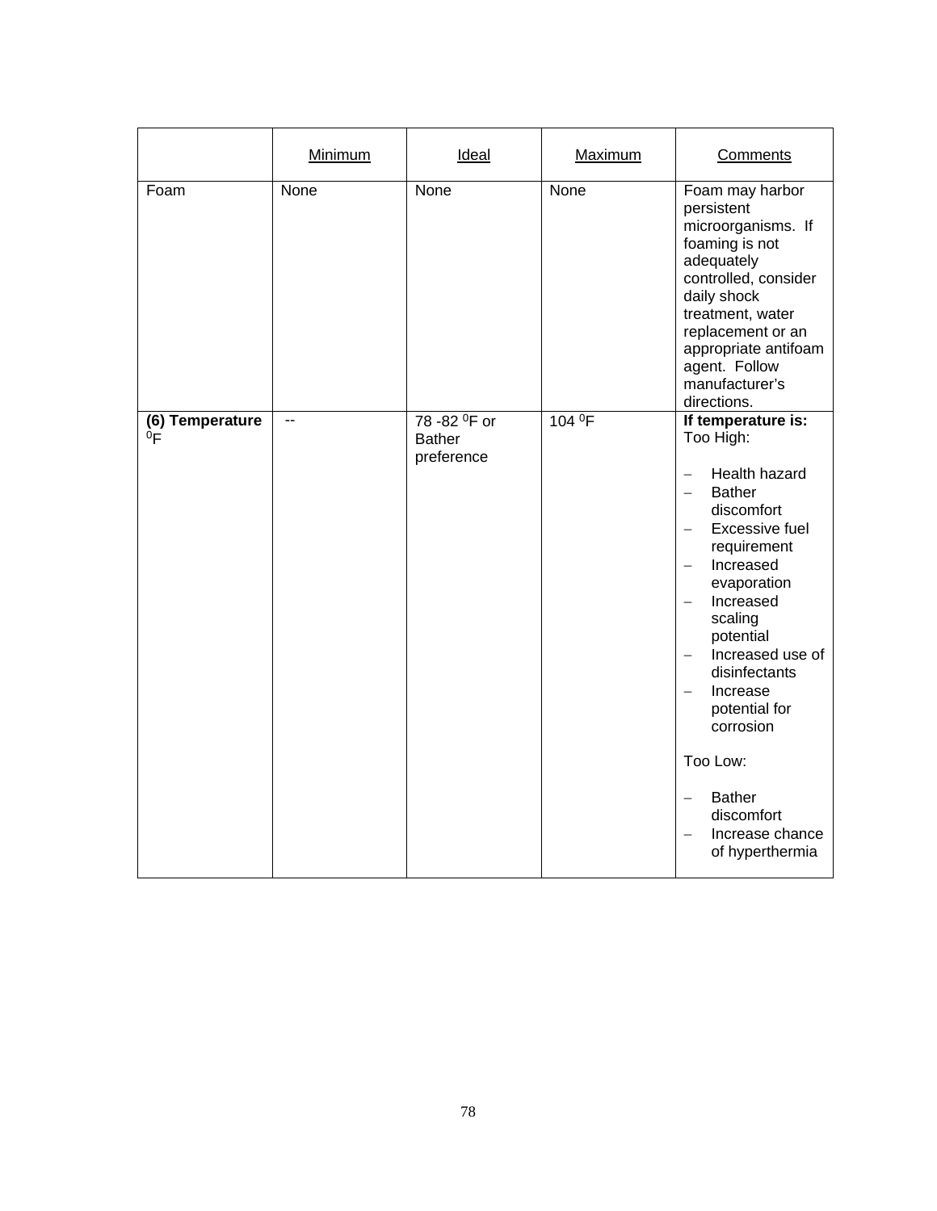| | Minimum | Ideal | Maximum | Comments |
|---|---|---|---|---|
| Foam | None | None | None | Foam may harbor persistent microorganisms. If foaming is not adequately controlled, consider daily shock treatment, water replacement or an appropriate antifoam agent. Follow manufacturer's directions. |
| **(6) Temperature $^0$F** | -- | 78 -82 $^0$F or Bather preference | 104 $^0$F | **If temperature is:** Too High: <br> – Health hazard <br> – Bather discomfort <br> – Excessive fuel requirement <br> – Increased evaporation <br> – Increased scaling potential <br> – Increased use of disinfectants <br> – Increase potential for corrosion <br><br> Too Low: <br><br> – Bather discomfort <br> – Increase chance of hyperthermia |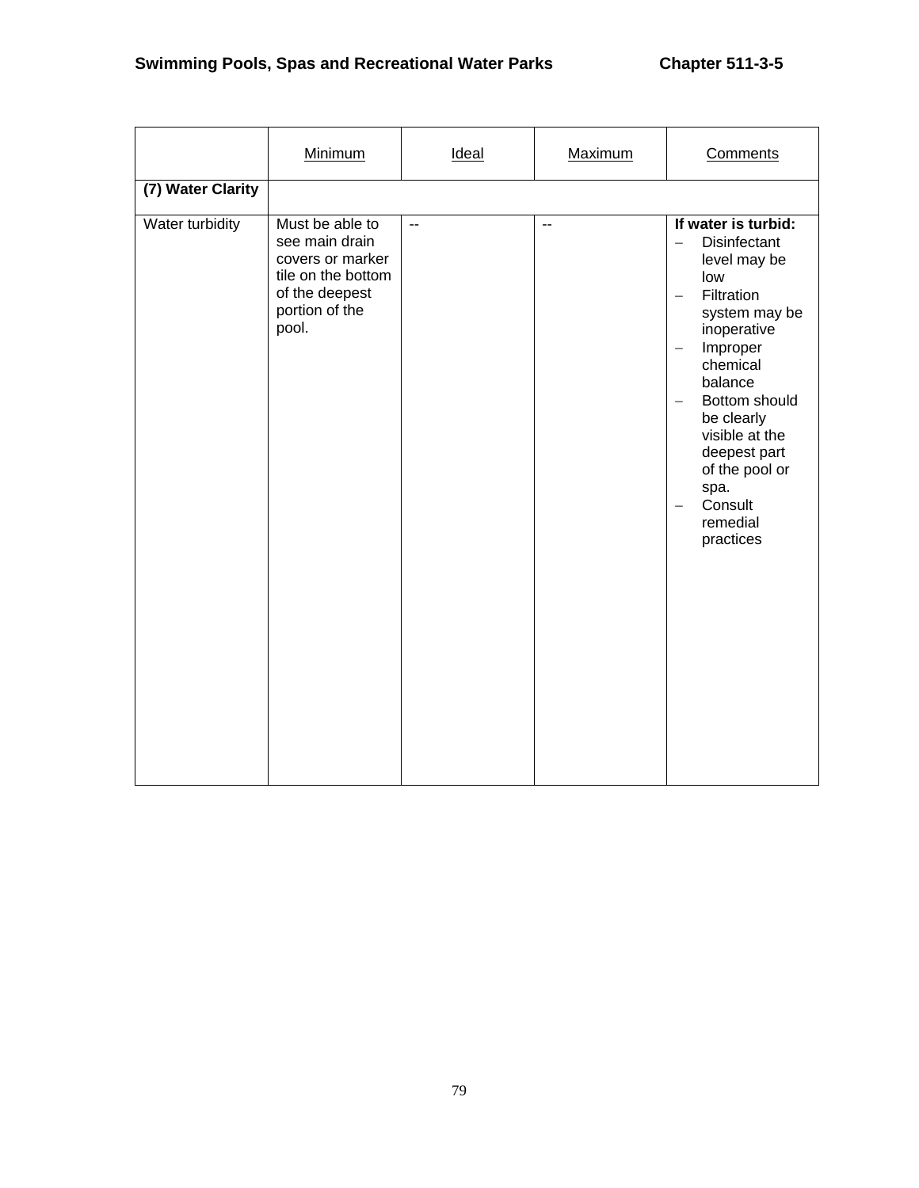| | Minimum | Ideal | Maximum | Comments |
|---|---|---|---|---|
| **(7) Water Clarity** | | | | |
| Water turbidity | Must be able to see main drain covers or marker tile on the bottom of the deepest portion of the pool. | -- | -- | **If water is turbid:**<br>– Disinfectant level may be low<br>– Filtration system may be inoperative<br>– Improper chemical balance<br>– Bottom should be clearly visible at the deepest part of the pool or spa.<br>– Consult remedial practices |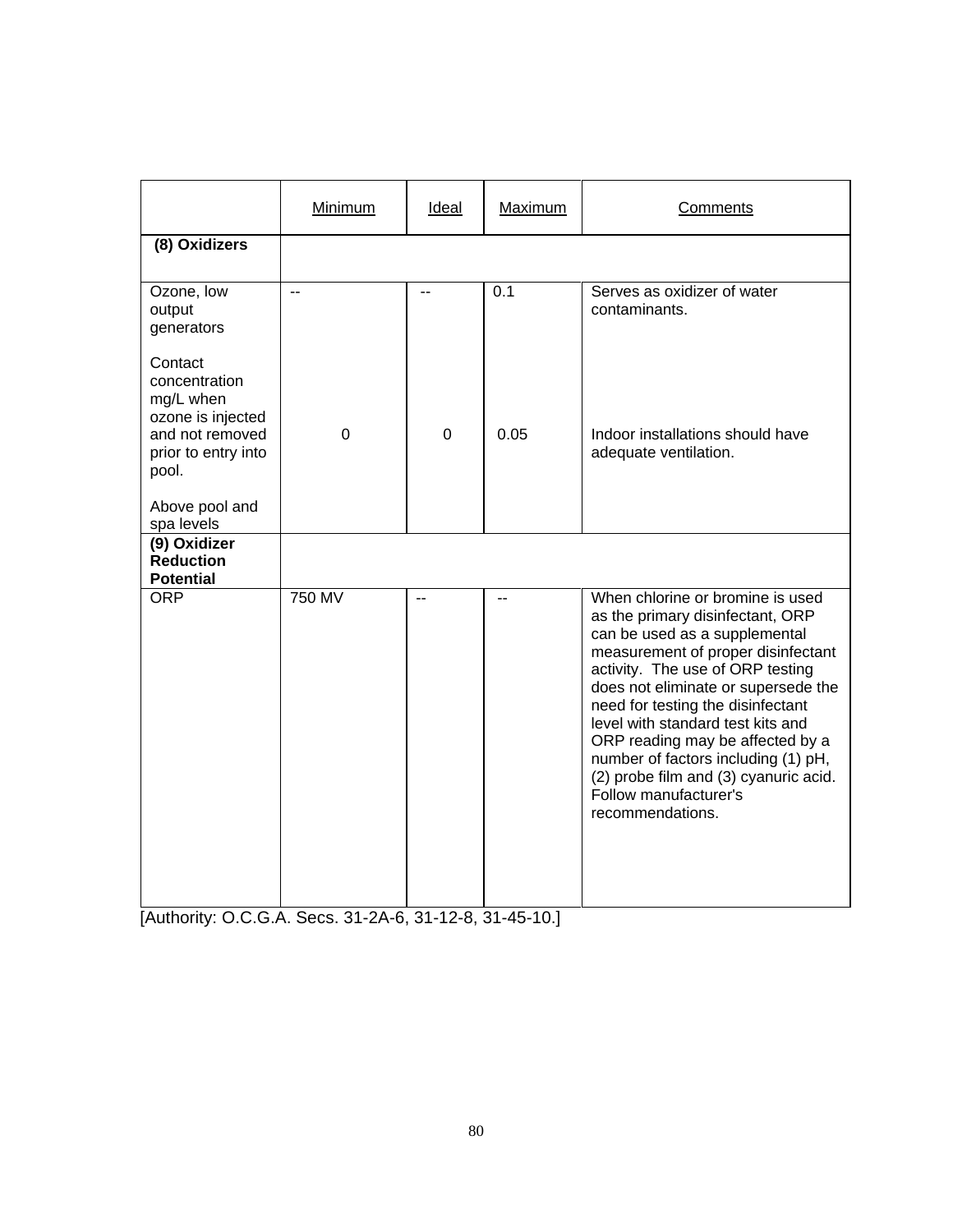| | Minimum | Ideal | Maximum | Comments |
|---|---|---|---|---|
| **(8) Oxidizers** | | | | |
| Ozone, low output generators | -- | -- | 0.1 | Serves as oxidizer of water contaminants. |
| Contact concentration mg/L when ozone is injected and not removed prior to entry into pool. Above pool and spa levels | 0 | 0 | 0.05 | Indoor installations should have adequate ventilation. |
| **(9) Oxidizer Reduction Potential** | | | | |
| ORP | 750 MV | -- | -- | When chlorine or bromine is used as the primary disinfectant, ORP can be used as a supplemental measurement of proper disinfectant activity. The use of ORP testing does not eliminate or supersede the need for testing the disinfectant level with standard test kits and ORP reading may be affected by a number of factors including (1) pH, (2) probe film and (3) cyanuric acid. Follow manufacturer's recommendations. |

[Authority: O.C.G.A. Secs. 31-2A-6, 31-12-8, 31-45-10.]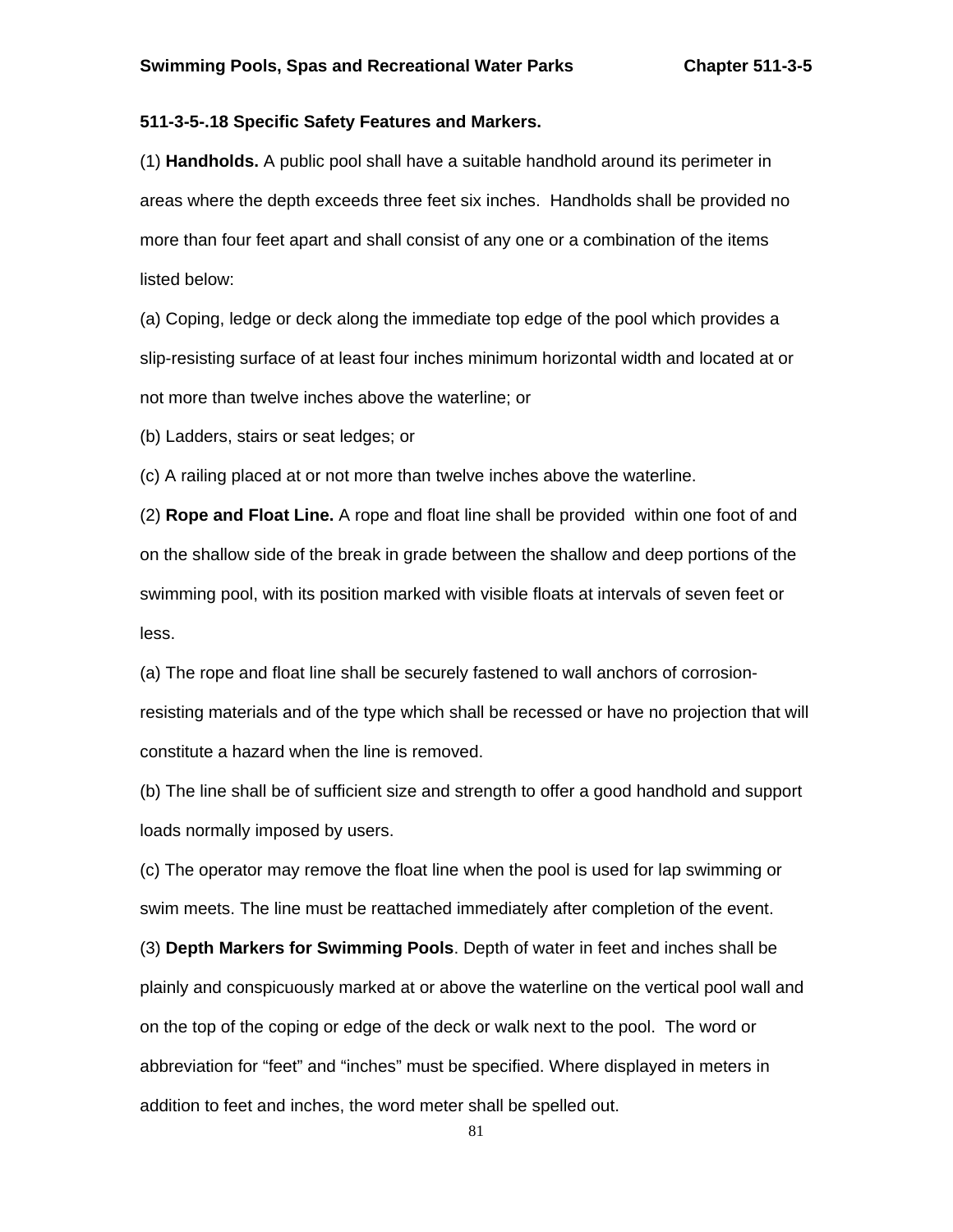**511-3-5-.18 Specific Safety Features and Markers.**

(1) **Handholds.** A public pool shall have a suitable handhold around its perimeter in areas where the depth exceeds three feet six inches. Handholds shall be provided no more than four feet apart and shall consist of any one or a combination of the items listed below:

(a) Coping, ledge or deck along the immediate top edge of the pool which provides a slip-resisting surface of at least four inches minimum horizontal width and located at or not more than twelve inches above the waterline; or

(b) Ladders, stairs or seat ledges; or

(c) A railing placed at or not more than twelve inches above the waterline.

(2) **Rope and Float Line.** A rope and float line shall be provided within one foot of and on the shallow side of the break in grade between the shallow and deep portions of the swimming pool, with its position marked with visible floats at intervals of seven feet or less.

(a) The rope and float line shall be securely fastened to wall anchors of corrosion-resisting materials and of the type which shall be recessed or have no projection that will constitute a hazard when the line is removed.

(b) The line shall be of sufficient size and strength to offer a good handhold and support loads normally imposed by users.

(c) The operator may remove the float line when the pool is used for lap swimming or swim meets. The line must be reattached immediately after completion of the event.

(3) **Depth Markers for Swimming Pools**. Depth of water in feet and inches shall be plainly and conspicuously marked at or above the waterline on the vertical pool wall and on the top of the coping or edge of the deck or walk next to the pool. The word or abbreviation for "feet" and "inches" must be specified. Where displayed in meters in addition to feet and inches, the word meter shall be spelled out.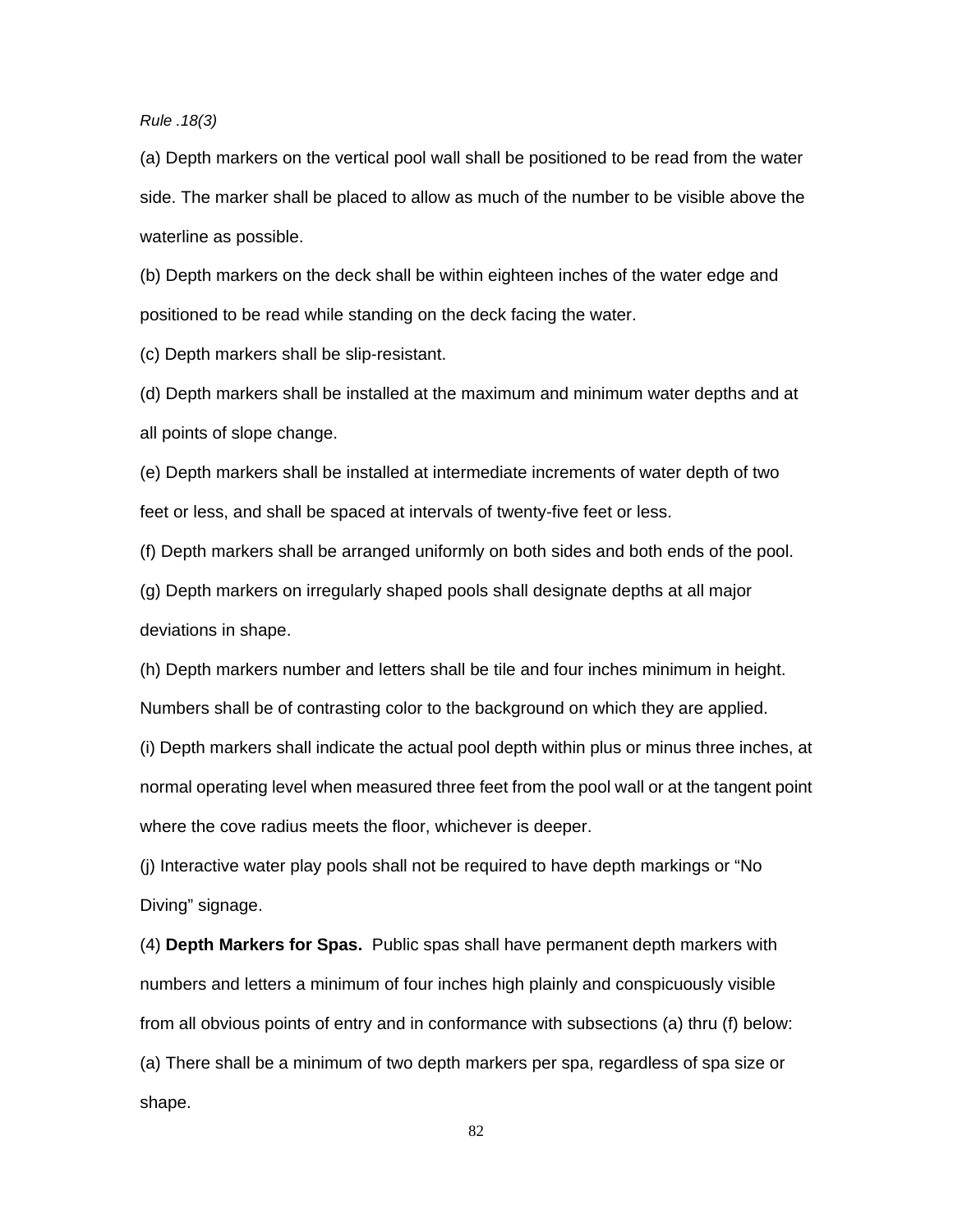*Rule .18(3)*

(a) Depth markers on the vertical pool wall shall be positioned to be read from the water side. The marker shall be placed to allow as much of the number to be visible above the waterline as possible.

(b) Depth markers on the deck shall be within eighteen inches of the water edge and positioned to be read while standing on the deck facing the water.

(c) Depth markers shall be slip-resistant.

(d) Depth markers shall be installed at the maximum and minimum water depths and at all points of slope change.

(e) Depth markers shall be installed at intermediate increments of water depth of two feet or less, and shall be spaced at intervals of twenty-five feet or less.

(f) Depth markers shall be arranged uniformly on both sides and both ends of the pool.

(g) Depth markers on irregularly shaped pools shall designate depths at all major deviations in shape.

(h) Depth markers number and letters shall be tile and four inches minimum in height. Numbers shall be of contrasting color to the background on which they are applied.

(i) Depth markers shall indicate the actual pool depth within plus or minus three inches, at normal operating level when measured three feet from the pool wall or at the tangent point where the cove radius meets the floor, whichever is deeper.

(j) Interactive water play pools shall not be required to have depth markings or “No Diving” signage.

(4) **Depth Markers for Spas.** Public spas shall have permanent depth markers with numbers and letters a minimum of four inches high plainly and conspicuously visible from all obvious points of entry and in conformance with subsections (a) thru (f) below:

(a) There shall be a minimum of two depth markers per spa, regardless of spa size or shape.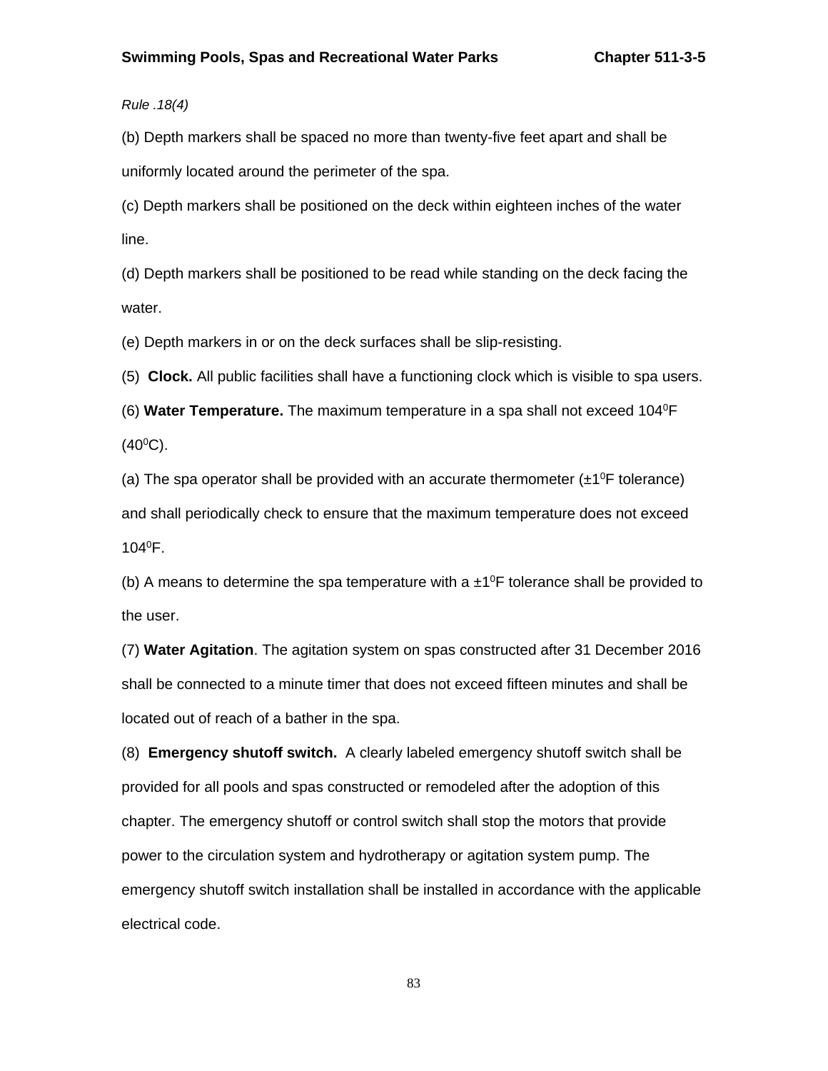*Rule .18(4)*

(b) Depth markers shall be spaced no more than twenty-five feet apart and shall be uniformly located around the perimeter of the spa.

(c) Depth markers shall be positioned on the deck within eighteen inches of the water line.

(d) Depth markers shall be positioned to be read while standing on the deck facing the water.

(e) Depth markers in or on the deck surfaces shall be slip-resisting.

(5) **Clock.** All public facilities shall have a functioning clock which is visible to spa users.

(6) **Water Temperature.** The maximum temperature in a spa shall not exceed $104^0$F ($40^0$C).

(a) The spa operator shall be provided with an accurate thermometer (±$1^0$F tolerance) and shall periodically check to ensure that the maximum temperature does not exceed $104^0$F.

(b) A means to determine the spa temperature with a ±$1^0$F tolerance shall be provided to the user.

(7) **Water Agitation**. The agitation system on spas constructed after 31 December 2016 shall be connected to a minute timer that does not exceed fifteen minutes and shall be located out of reach of a bather in the spa.

(8) **Emergency shutoff switch.** A clearly labeled emergency shutoff switch shall be provided for all pools and spas constructed or remodeled after the adoption of this chapter. The emergency shutoff or control switch shall stop the motors that provide power to the circulation system and hydrotherapy or agitation system pump. The emergency shutoff switch installation shall be installed in accordance with the applicable electrical code.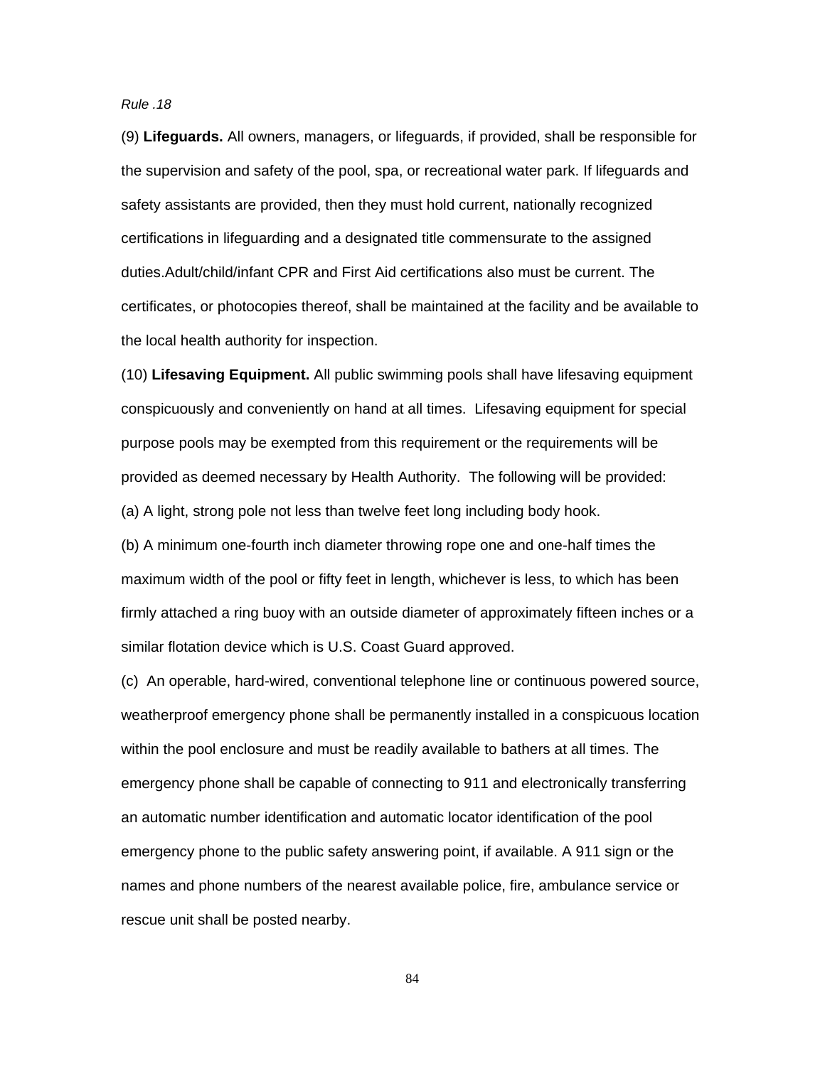*Rule .18*

(9) **Lifeguards.** All owners, managers, or lifeguards, if provided, shall be responsible for the supervision and safety of the pool, spa, or recreational water park. If lifeguards and safety assistants are provided, then they must hold current, nationally recognized certifications in lifeguarding and a designated title commensurate to the assigned duties.Adult/child/infant CPR and First Aid certifications also must be current. The certificates, or photocopies thereof, shall be maintained at the facility and be available to the local health authority for inspection.

(10) **Lifesaving Equipment.** All public swimming pools shall have lifesaving equipment conspicuously and conveniently on hand at all times. Lifesaving equipment for special purpose pools may be exempted from this requirement or the requirements will be provided as deemed necessary by Health Authority. The following will be provided:

(a) A light, strong pole not less than twelve feet long including body hook.

(b) A minimum one-fourth inch diameter throwing rope one and one-half times the maximum width of the pool or fifty feet in length, whichever is less, to which has been firmly attached a ring buoy with an outside diameter of approximately fifteen inches or a similar flotation device which is U.S. Coast Guard approved.

(c) An operable, hard-wired, conventional telephone line or continuous powered source, weatherproof emergency phone shall be permanently installed in a conspicuous location within the pool enclosure and must be readily available to bathers at all times. The emergency phone shall be capable of connecting to 911 and electronically transferring an automatic number identification and automatic locator identification of the pool emergency phone to the public safety answering point, if available. A 911 sign or the names and phone numbers of the nearest available police, fire, ambulance service or rescue unit shall be posted nearby.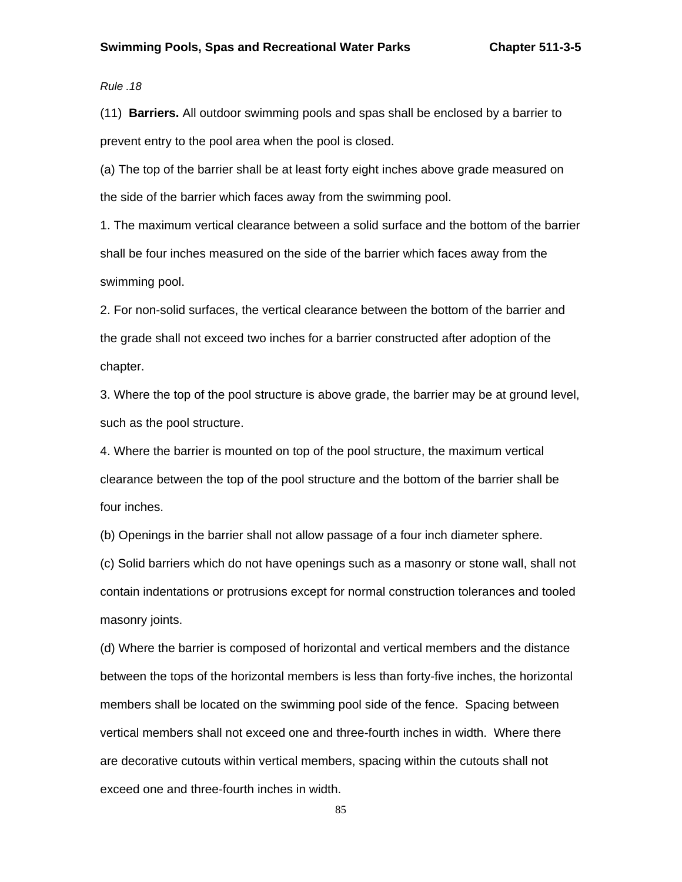*Rule .18*

(11) **Barriers.** All outdoor swimming pools and spas shall be enclosed by a barrier to prevent entry to the pool area when the pool is closed.

(a) The top of the barrier shall be at least forty eight inches above grade measured on the side of the barrier which faces away from the swimming pool.

1. The maximum vertical clearance between a solid surface and the bottom of the barrier shall be four inches measured on the side of the barrier which faces away from the swimming pool.

2. For non-solid surfaces, the vertical clearance between the bottom of the barrier and the grade shall not exceed two inches for a barrier constructed after adoption of the chapter.

3. Where the top of the pool structure is above grade, the barrier may be at ground level, such as the pool structure.

4. Where the barrier is mounted on top of the pool structure, the maximum vertical clearance between the top of the pool structure and the bottom of the barrier shall be four inches.

(b) Openings in the barrier shall not allow passage of a four inch diameter sphere.

(c) Solid barriers which do not have openings such as a masonry or stone wall, shall not contain indentations or protrusions except for normal construction tolerances and tooled masonry joints.

(d) Where the barrier is composed of horizontal and vertical members and the distance between the tops of the horizontal members is less than forty-five inches, the horizontal members shall be located on the swimming pool side of the fence. Spacing between vertical members shall not exceed one and three-fourth inches in width. Where there are decorative cutouts within vertical members, spacing within the cutouts shall not exceed one and three-fourth inches in width.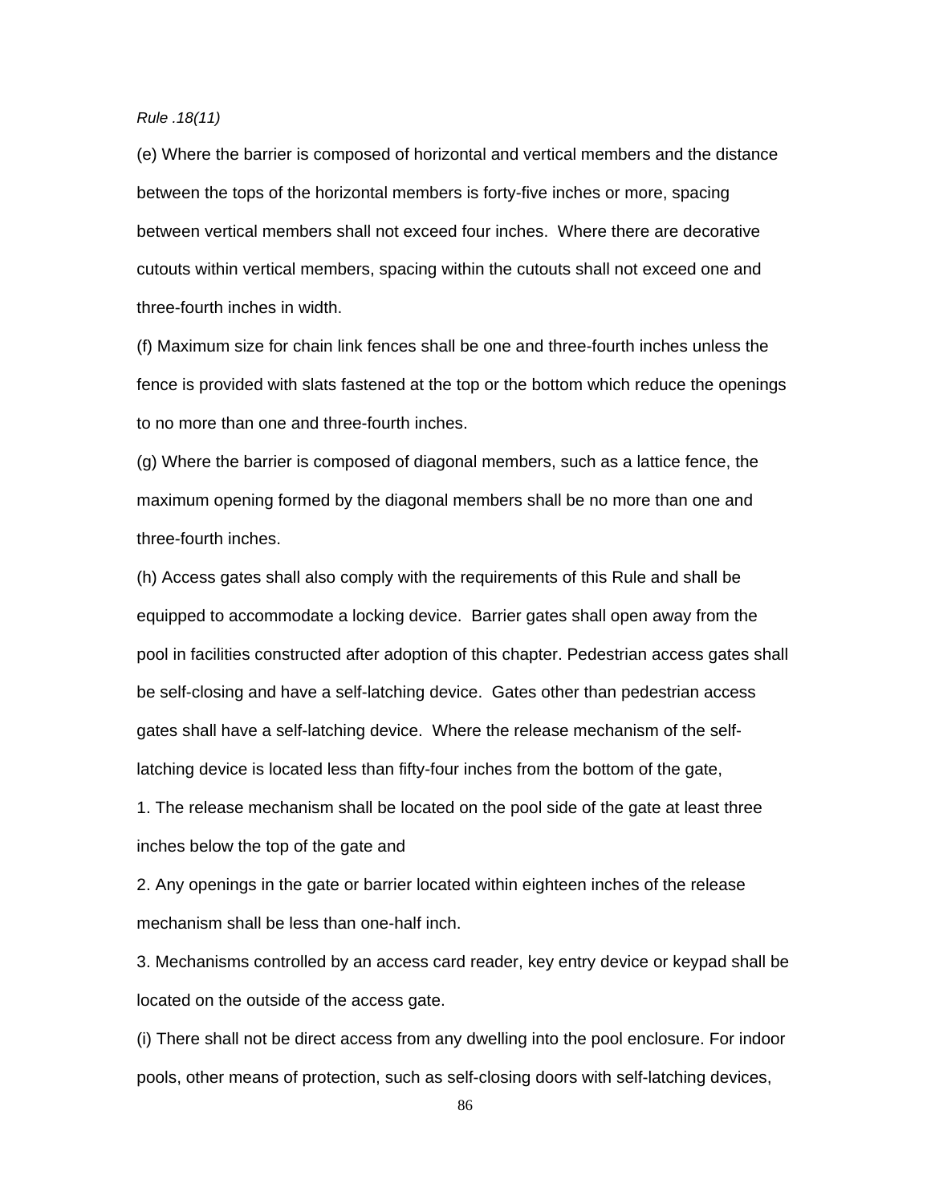*Rule .18(11)*

(e) Where the barrier is composed of horizontal and vertical members and the distance between the tops of the horizontal members is forty-five inches or more, spacing between vertical members shall not exceed four inches. Where there are decorative cutouts within vertical members, spacing within the cutouts shall not exceed one and three-fourth inches in width.

(f) Maximum size for chain link fences shall be one and three-fourth inches unless the fence is provided with slats fastened at the top or the bottom which reduce the openings to no more than one and three-fourth inches.

(g) Where the barrier is composed of diagonal members, such as a lattice fence, the maximum opening formed by the diagonal members shall be no more than one and three-fourth inches.

(h) Access gates shall also comply with the requirements of this Rule and shall be equipped to accommodate a locking device. Barrier gates shall open away from the pool in facilities constructed after adoption of this chapter. Pedestrian access gates shall be self-closing and have a self-latching device. Gates other than pedestrian access gates shall have a self-latching device. Where the release mechanism of the self-latching device is located less than fifty-four inches from the bottom of the gate,

1. The release mechanism shall be located on the pool side of the gate at least three inches below the top of the gate and

2. Any openings in the gate or barrier located within eighteen inches of the release mechanism shall be less than one-half inch.

3. Mechanisms controlled by an access card reader, key entry device or keypad shall be located on the outside of the access gate.

(i) There shall not be direct access from any dwelling into the pool enclosure. For indoor pools, other means of protection, such as self-closing doors with self-latching devices,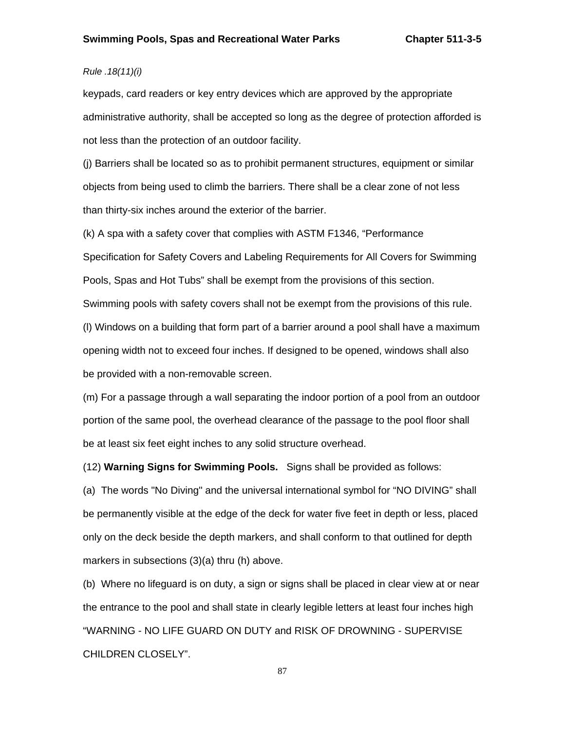*Rule .18(11)(i)*

keypads, card readers or key entry devices which are approved by the appropriate administrative authority, shall be accepted so long as the degree of protection afforded is not less than the protection of an outdoor facility.

(j) Barriers shall be located so as to prohibit permanent structures, equipment or similar objects from being used to climb the barriers. There shall be a clear zone of not less than thirty-six inches around the exterior of the barrier.

(k) A spa with a safety cover that complies with ASTM F1346, "Performance Specification for Safety Covers and Labeling Requirements for All Covers for Swimming Pools, Spas and Hot Tubs" shall be exempt from the provisions of this section. Swimming pools with safety covers shall not be exempt from the provisions of this rule.

(l) Windows on a building that form part of a barrier around a pool shall have a maximum opening width not to exceed four inches. If designed to be opened, windows shall also be provided with a non-removable screen.

(m) For a passage through a wall separating the indoor portion of a pool from an outdoor portion of the same pool, the overhead clearance of the passage to the pool floor shall be at least six feet eight inches to any solid structure overhead.

(12) **Warning Signs for Swimming Pools.** Signs shall be provided as follows:

(a) The words "No Diving" and the universal international symbol for "NO DIVING" shall be permanently visible at the edge of the deck for water five feet in depth or less, placed only on the deck beside the depth markers, and shall conform to that outlined for depth markers in subsections (3)(a) thru (h) above.

(b) Where no lifeguard is on duty, a sign or signs shall be placed in clear view at or near the entrance to the pool and shall state in clearly legible letters at least four inches high "WARNING - NO LIFE GUARD ON DUTY and RISK OF DROWNING - SUPERVISE CHILDREN CLOSELY".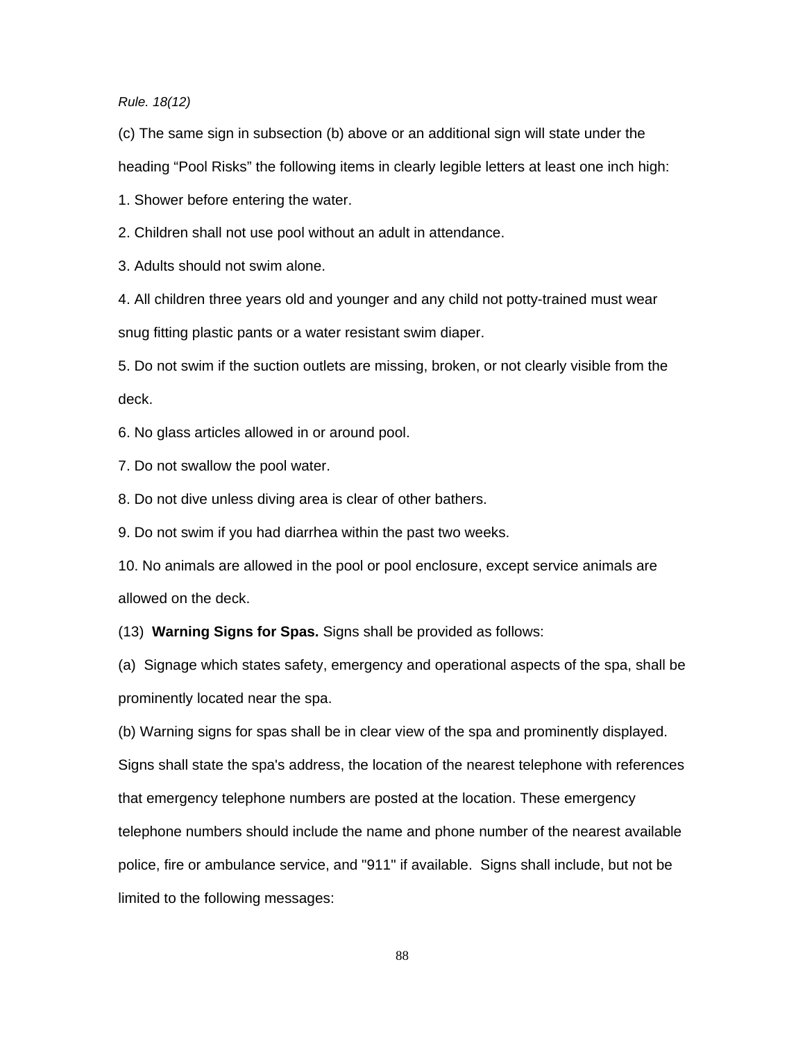*Rule. 18(12)*

(c) The same sign in subsection (b) above or an additional sign will state under the heading “Pool Risks” the following items in clearly legible letters at least one inch high:

1. Shower before entering the water.

2. Children shall not use pool without an adult in attendance.

3. Adults should not swim alone.

4. All children three years old and younger and any child not potty-trained must wear snug fitting plastic pants or a water resistant swim diaper.

5. Do not swim if the suction outlets are missing, broken, or not clearly visible from the deck.

6. No glass articles allowed in or around pool.

7. Do not swallow the pool water.

8. Do not dive unless diving area is clear of other bathers.

9. Do not swim if you had diarrhea within the past two weeks.

10. No animals are allowed in the pool or pool enclosure, except service animals are allowed on the deck.

(13) **Warning Signs for Spas.** Signs shall be provided as follows:

(a) Signage which states safety, emergency and operational aspects of the spa, shall be prominently located near the spa.

(b) Warning signs for spas shall be in clear view of the spa and prominently displayed. Signs shall state the spa's address, the location of the nearest telephone with references that emergency telephone numbers are posted at the location. These emergency telephone numbers should include the name and phone number of the nearest available police, fire or ambulance service, and "911" if available. Signs shall include, but not be limited to the following messages: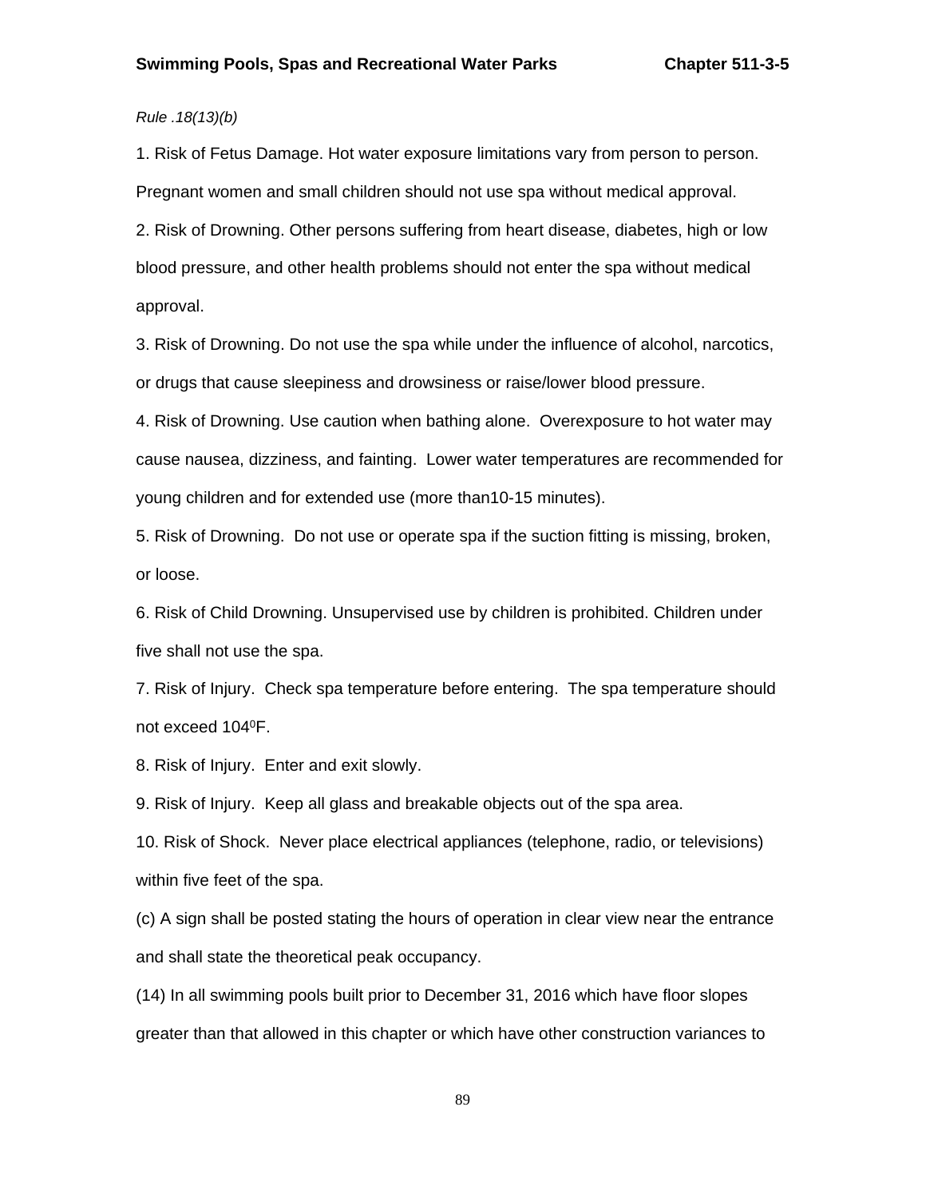*Rule .18(13)(b)*

1. Risk of Fetus Damage. Hot water exposure limitations vary from person to person. Pregnant women and small children should not use spa without medical approval.
2. Risk of Drowning. Other persons suffering from heart disease, diabetes, high or low blood pressure, and other health problems should not enter the spa without medical approval.
3. Risk of Drowning. Do not use the spa while under the influence of alcohol, narcotics, or drugs that cause sleepiness and drowsiness or raise/lower blood pressure.
4. Risk of Drowning. Use caution when bathing alone. Overexposure to hot water may cause nausea, dizziness, and fainting. Lower water temperatures are recommended for young children and for extended use (more than10-15 minutes).
5. Risk of Drowning. Do not use or operate spa if the suction fitting is missing, broken, or loose.
6. Risk of Child Drowning. Unsupervised use by children is prohibited. Children under five shall not use the spa.
7. Risk of Injury. Check spa temperature before entering. The spa temperature should not exceed $104^0$F.
8. Risk of Injury. Enter and exit slowly.
9. Risk of Injury. Keep all glass and breakable objects out of the spa area.
10. Risk of Shock. Never place electrical appliances (telephone, radio, or televisions) within five feet of the spa.

(c) A sign shall be posted stating the hours of operation in clear view near the entrance and shall state the theoretical peak occupancy.

(14) In all swimming pools built prior to December 31, 2016 which have floor slopes greater than that allowed in this chapter or which have other construction variances to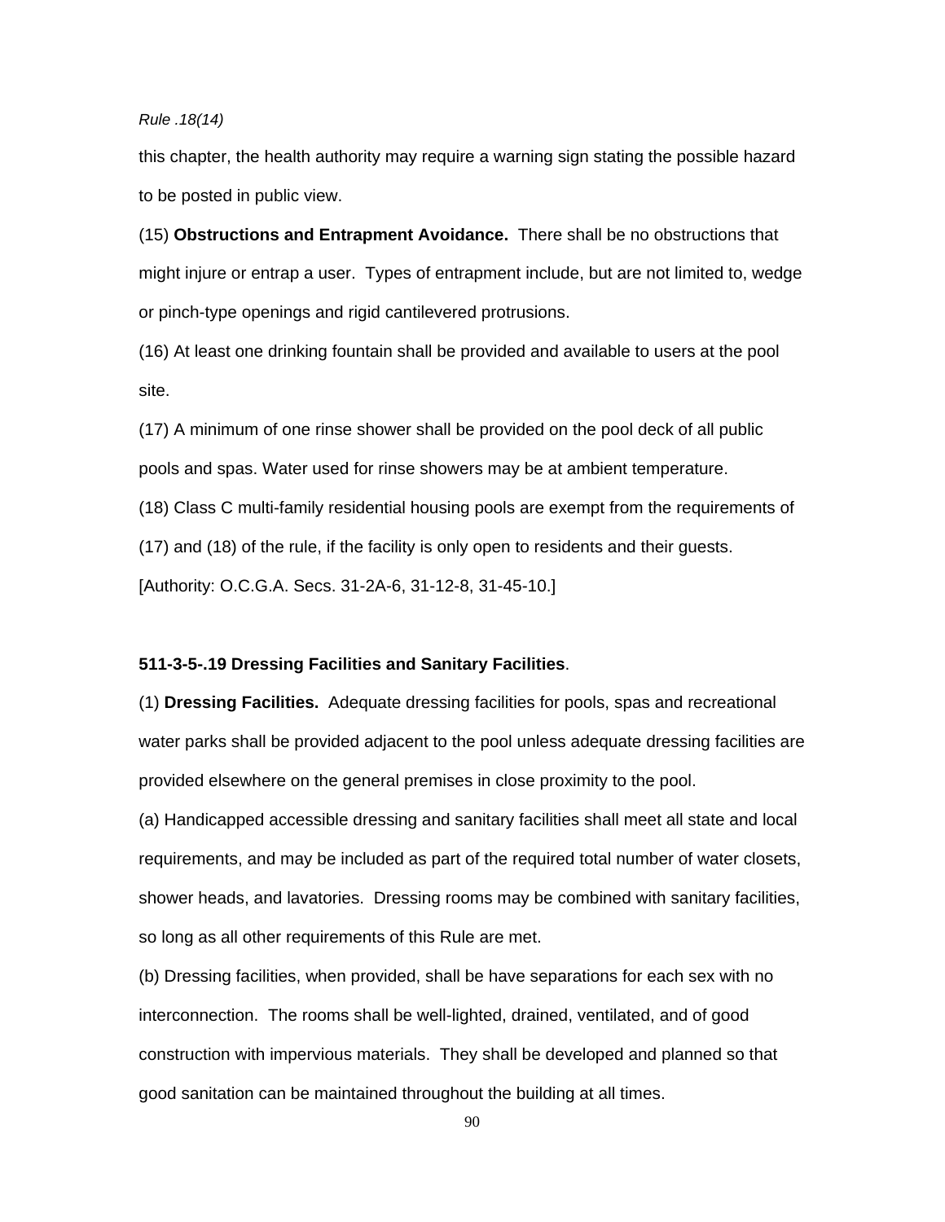*Rule .18(14)*

this chapter, the health authority may require a warning sign stating the possible hazard to be posted in public view.

(15) **Obstructions and Entrapment Avoidance.** There shall be no obstructions that might injure or entrap a user. Types of entrapment include, but are not limited to, wedge or pinch-type openings and rigid cantilevered protrusions.

(16) At least one drinking fountain shall be provided and available to users at the pool site.

(17) A minimum of one rinse shower shall be provided on the pool deck of all public pools and spas. Water used for rinse showers may be at ambient temperature.

(18) Class C multi-family residential housing pools are exempt from the requirements of (17) and (18) of the rule, if the facility is only open to residents and their guests.

[Authority: O.C.G.A. Secs. 31-2A-6, 31-12-8, 31-45-10.]

**511-3-5-.19 Dressing Facilities and Sanitary Facilities**.

(1) **Dressing Facilities.** Adequate dressing facilities for pools, spas and recreational water parks shall be provided adjacent to the pool unless adequate dressing facilities are provided elsewhere on the general premises in close proximity to the pool.

(a) Handicapped accessible dressing and sanitary facilities shall meet all state and local requirements, and may be included as part of the required total number of water closets, shower heads, and lavatories. Dressing rooms may be combined with sanitary facilities, so long as all other requirements of this Rule are met.

(b) Dressing facilities, when provided, shall be have separations for each sex with no interconnection. The rooms shall be well-lighted, drained, ventilated, and of good construction with impervious materials. They shall be developed and planned so that good sanitation can be maintained throughout the building at all times.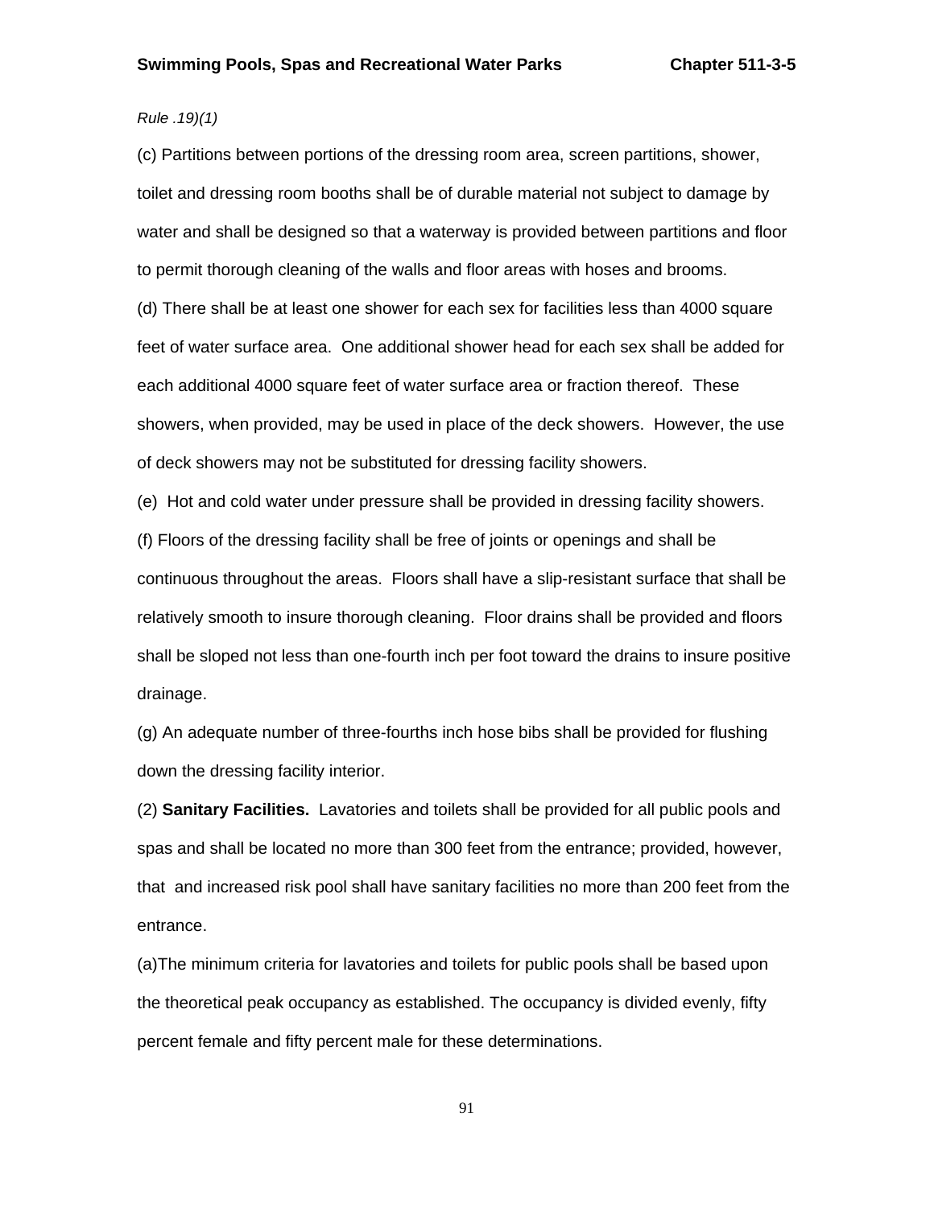*Rule .19)(1)*

(c) Partitions between portions of the dressing room area, screen partitions, shower, toilet and dressing room booths shall be of durable material not subject to damage by water and shall be designed so that a waterway is provided between partitions and floor to permit thorough cleaning of the walls and floor areas with hoses and brooms.

(d) There shall be at least one shower for each sex for facilities less than 4000 square feet of water surface area. One additional shower head for each sex shall be added for each additional 4000 square feet of water surface area or fraction thereof. These showers, when provided, may be used in place of the deck showers. However, the use of deck showers may not be substituted for dressing facility showers.

(e) Hot and cold water under pressure shall be provided in dressing facility showers.

(f) Floors of the dressing facility shall be free of joints or openings and shall be continuous throughout the areas. Floors shall have a slip-resistant surface that shall be relatively smooth to insure thorough cleaning. Floor drains shall be provided and floors shall be sloped not less than one-fourth inch per foot toward the drains to insure positive drainage.

(g) An adequate number of three-fourths inch hose bibs shall be provided for flushing down the dressing facility interior.

(2) **Sanitary Facilities.** Lavatories and toilets shall be provided for all public pools and spas and shall be located no more than 300 feet from the entrance; provided, however, that and increased risk pool shall have sanitary facilities no more than 200 feet from the entrance.

(a)The minimum criteria for lavatories and toilets for public pools shall be based upon the theoretical peak occupancy as established. The occupancy is divided evenly, fifty percent female and fifty percent male for these determinations.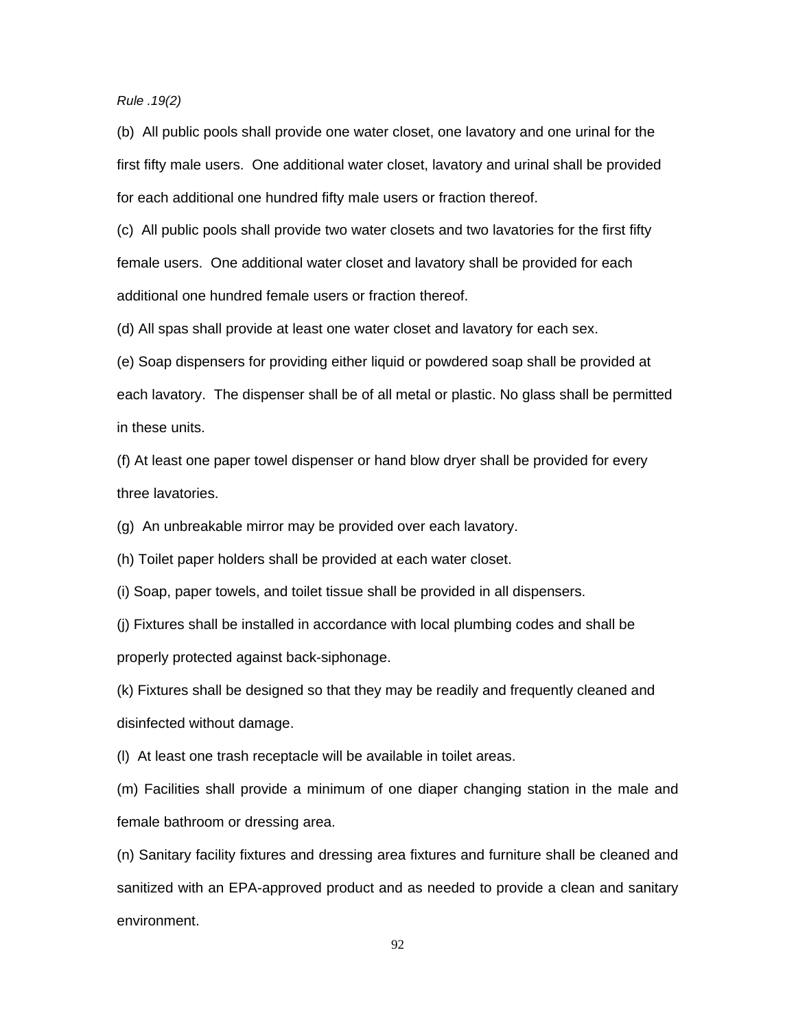*Rule .19(2)*

(b) All public pools shall provide one water closet, one lavatory and one urinal for the first fifty male users. One additional water closet, lavatory and urinal shall be provided for each additional one hundred fifty male users or fraction thereof.

(c) All public pools shall provide two water closets and two lavatories for the first fifty female users. One additional water closet and lavatory shall be provided for each additional one hundred female users or fraction thereof.

(d) All spas shall provide at least one water closet and lavatory for each sex.

(e) Soap dispensers for providing either liquid or powdered soap shall be provided at each lavatory. The dispenser shall be of all metal or plastic. No glass shall be permitted in these units.

(f) At least one paper towel dispenser or hand blow dryer shall be provided for every three lavatories.

(g) An unbreakable mirror may be provided over each lavatory.

(h) Toilet paper holders shall be provided at each water closet.

(i) Soap, paper towels, and toilet tissue shall be provided in all dispensers.

(j) Fixtures shall be installed in accordance with local plumbing codes and shall be properly protected against back-siphonage.

(k) Fixtures shall be designed so that they may be readily and frequently cleaned and disinfected without damage.

(l) At least one trash receptacle will be available in toilet areas.

(m) Facilities shall provide a minimum of one diaper changing station in the male and female bathroom or dressing area.

(n) Sanitary facility fixtures and dressing area fixtures and furniture shall be cleaned and sanitized with an EPA-approved product and as needed to provide a clean and sanitary environment.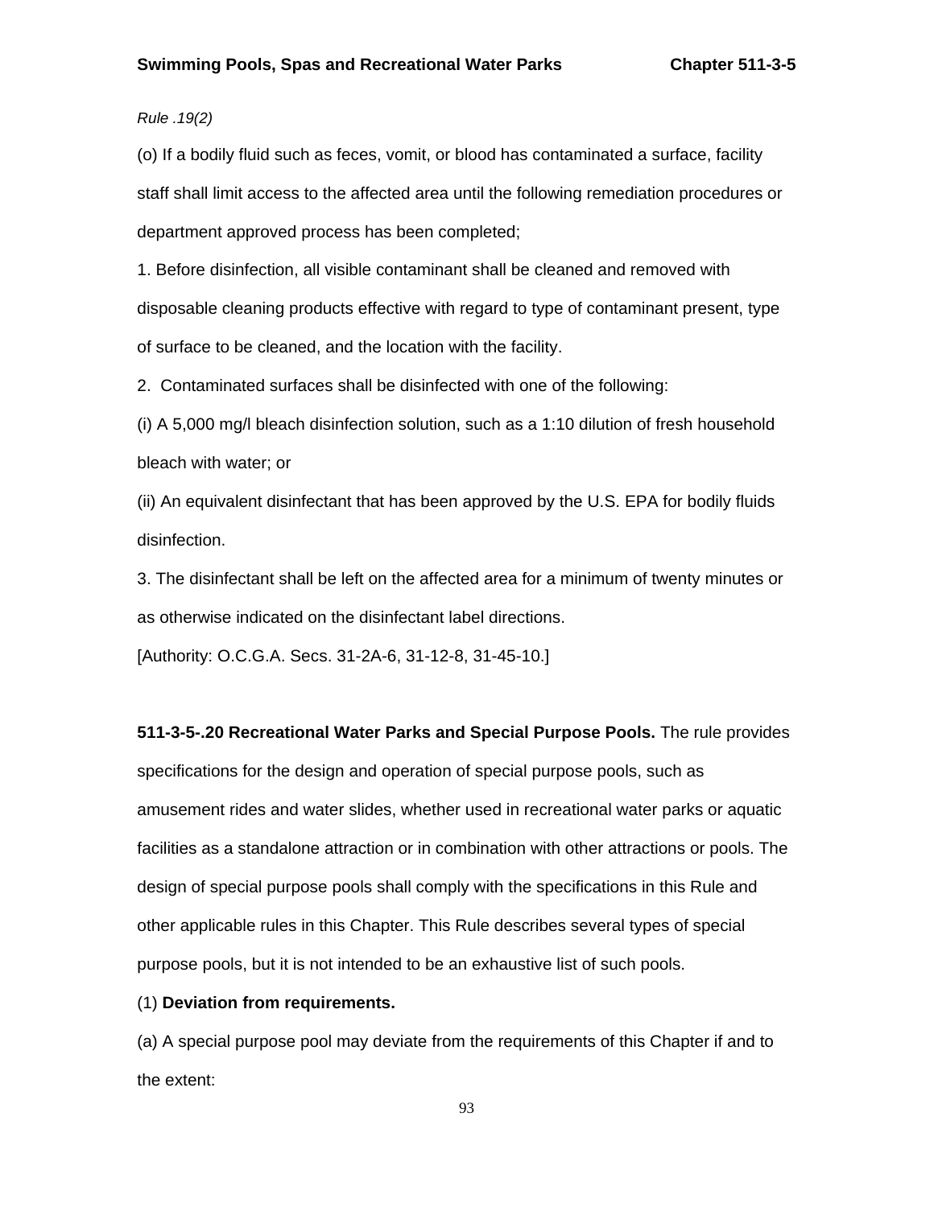*Rule .19(2)*

(o) If a bodily fluid such as feces, vomit, or blood has contaminated a surface, facility staff shall limit access to the affected area until the following remediation procedures or department approved process has been completed;

1. Before disinfection, all visible contaminant shall be cleaned and removed with disposable cleaning products effective with regard to type of contaminant present, type of surface to be cleaned, and the location with the facility.

2. Contaminated surfaces shall be disinfected with one of the following:

(i) A 5,000 mg/l bleach disinfection solution, such as a 1:10 dilution of fresh household bleach with water; or

(ii) An equivalent disinfectant that has been approved by the U.S. EPA for bodily fluids disinfection.

3. The disinfectant shall be left on the affected area for a minimum of twenty minutes or as otherwise indicated on the disinfectant label directions.

[Authority: O.C.G.A. Secs. 31-2A-6, 31-12-8, 31-45-10.]

**511-3-5-.20 Recreational Water Parks and Special Purpose Pools.** The rule provides specifications for the design and operation of special purpose pools, such as amusement rides and water slides, whether used in recreational water parks or aquatic facilities as a standalone attraction or in combination with other attractions or pools. The design of special purpose pools shall comply with the specifications in this Rule and other applicable rules in this Chapter. This Rule describes several types of special purpose pools, but it is not intended to be an exhaustive list of such pools.

(1) **Deviation from requirements.**

(a) A special purpose pool may deviate from the requirements of this Chapter if and to the extent: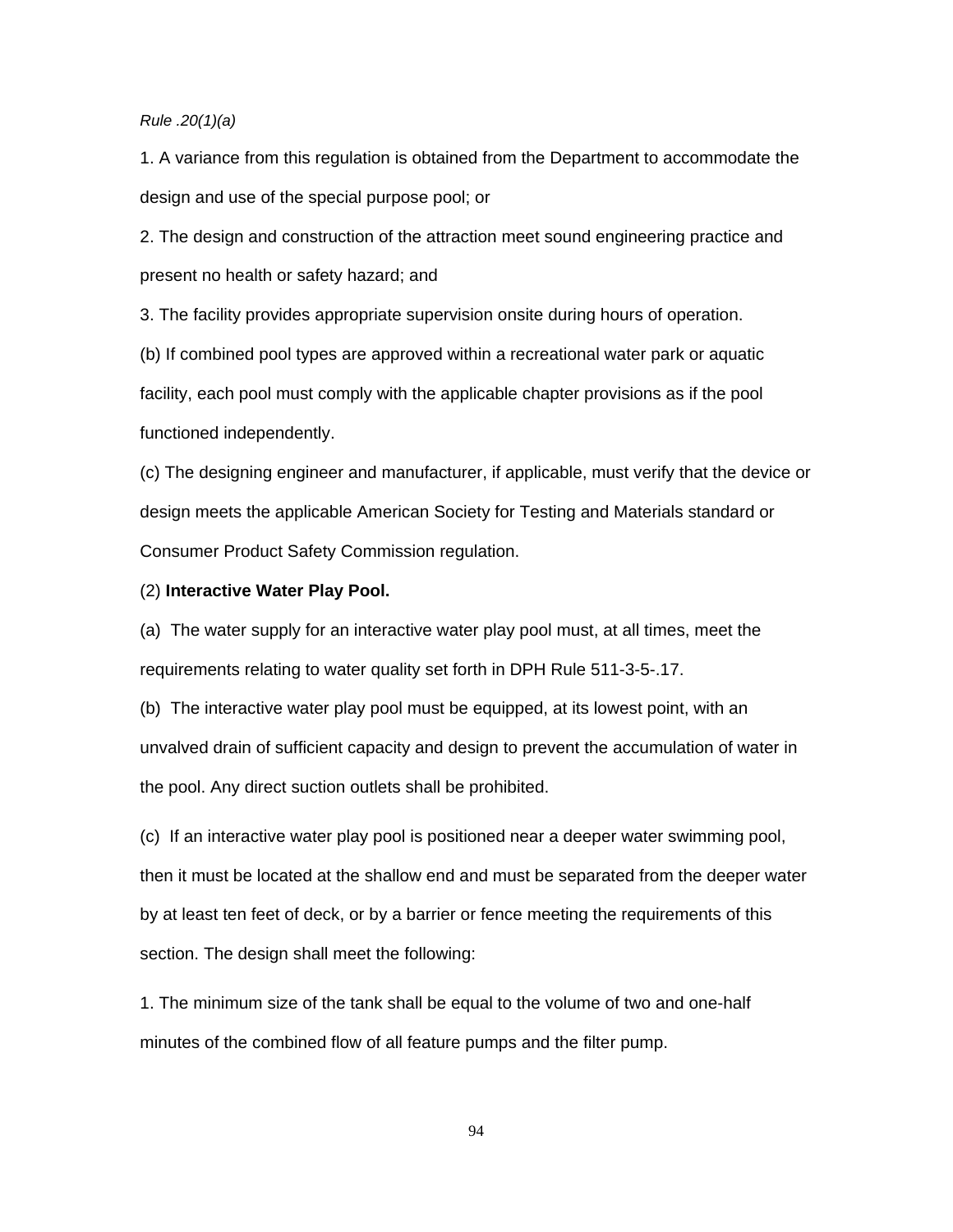*Rule .20(1)(a)*

1. A variance from this regulation is obtained from the Department to accommodate the design and use of the special purpose pool; or

2. The design and construction of the attraction meet sound engineering practice and present no health or safety hazard; and

3. The facility provides appropriate supervision onsite during hours of operation.

(b) If combined pool types are approved within a recreational water park or aquatic facility, each pool must comply with the applicable chapter provisions as if the pool functioned independently.

(c) The designing engineer and manufacturer, if applicable, must verify that the device or design meets the applicable American Society for Testing and Materials standard or Consumer Product Safety Commission regulation.

(2) **Interactive Water Play Pool.**

(a) The water supply for an interactive water play pool must, at all times, meet the requirements relating to water quality set forth in DPH Rule 511-3-5-.17.

(b) The interactive water play pool must be equipped, at its lowest point, with an unvalved drain of sufficient capacity and design to prevent the accumulation of water in the pool. Any direct suction outlets shall be prohibited.

(c) If an interactive water play pool is positioned near a deeper water swimming pool, then it must be located at the shallow end and must be separated from the deeper water by at least ten feet of deck, or by a barrier or fence meeting the requirements of this section. The design shall meet the following:

1. The minimum size of the tank shall be equal to the volume of two and one-half minutes of the combined flow of all feature pumps and the filter pump.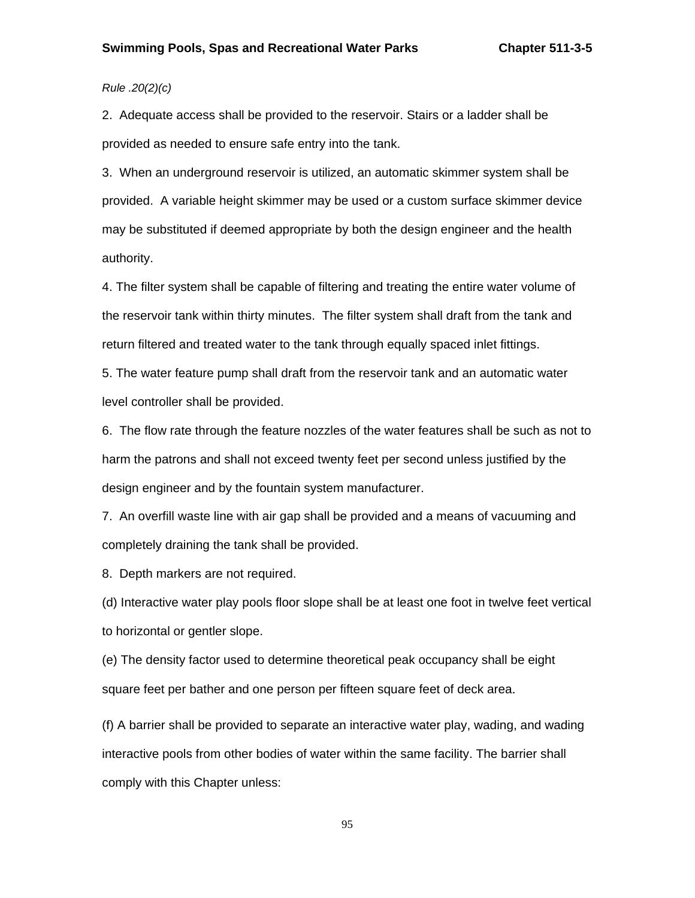*Rule .20(2)(c)*

2. Adequate access shall be provided to the reservoir. Stairs or a ladder shall be provided as needed to ensure safe entry into the tank.

3. When an underground reservoir is utilized, an automatic skimmer system shall be provided. A variable height skimmer may be used or a custom surface skimmer device may be substituted if deemed appropriate by both the design engineer and the health authority.

4. The filter system shall be capable of filtering and treating the entire water volume of the reservoir tank within thirty minutes. The filter system shall draft from the tank and return filtered and treated water to the tank through equally spaced inlet fittings.

5. The water feature pump shall draft from the reservoir tank and an automatic water level controller shall be provided.

6. The flow rate through the feature nozzles of the water features shall be such as not to harm the patrons and shall not exceed twenty feet per second unless justified by the design engineer and by the fountain system manufacturer.

7. An overfill waste line with air gap shall be provided and a means of vacuuming and completely draining the tank shall be provided.

8. Depth markers are not required.

(d) Interactive water play pools floor slope shall be at least one foot in twelve feet vertical to horizontal or gentler slope.

(e) The density factor used to determine theoretical peak occupancy shall be eight square feet per bather and one person per fifteen square feet of deck area.

(f) A barrier shall be provided to separate an interactive water play, wading, and wading interactive pools from other bodies of water within the same facility. The barrier shall comply with this Chapter unless: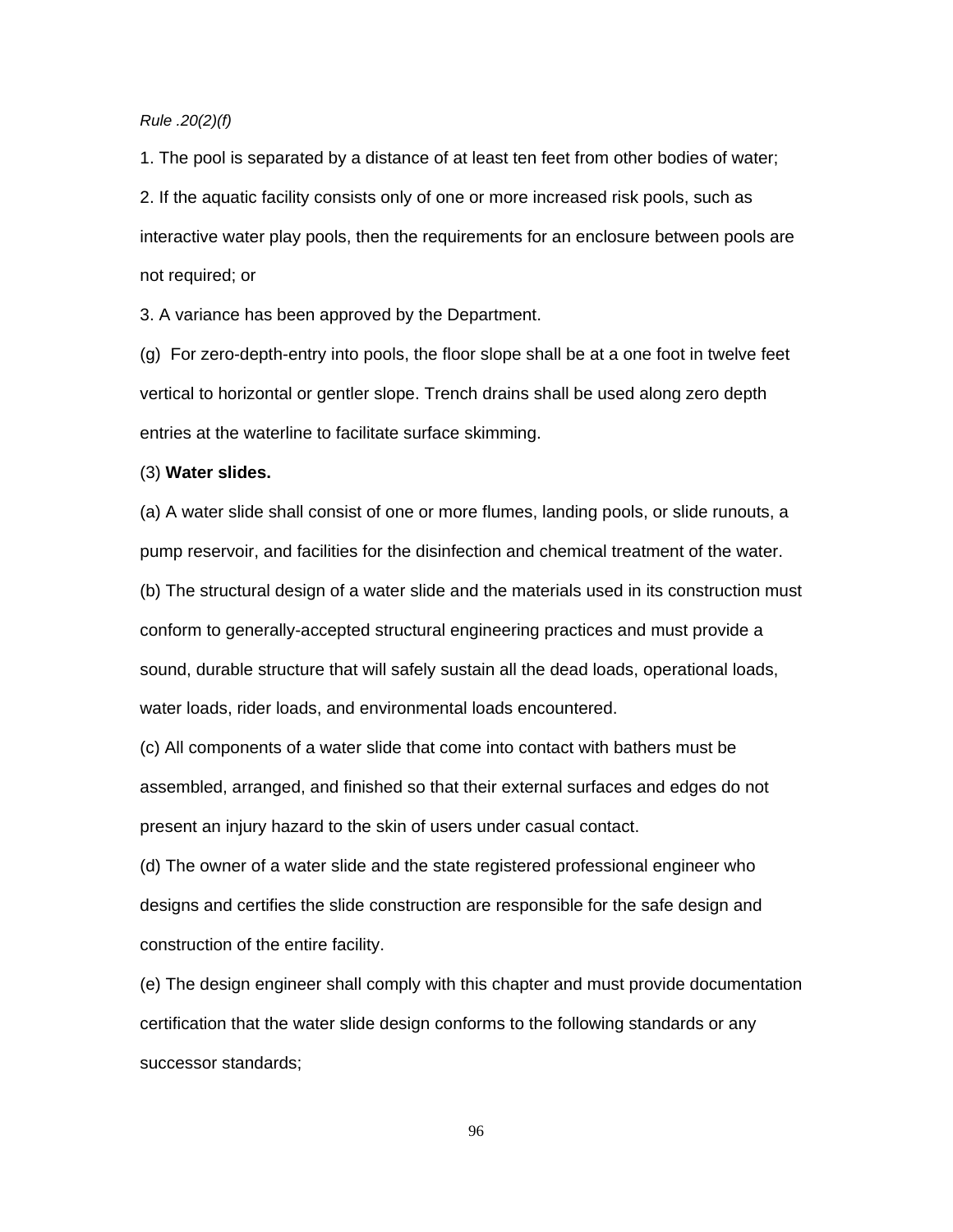*Rule .20(2)(f)*

1. The pool is separated by a distance of at least ten feet from other bodies of water;

2. If the aquatic facility consists only of one or more increased risk pools, such as interactive water play pools, then the requirements for an enclosure between pools are not required; or

3. A variance has been approved by the Department.

(g) For zero-depth-entry into pools, the floor slope shall be at a one foot in twelve feet vertical to horizontal or gentler slope. Trench drains shall be used along zero depth entries at the waterline to facilitate surface skimming.

(3) **Water slides.**

(a) A water slide shall consist of one or more flumes, landing pools, or slide runouts, a pump reservoir, and facilities for the disinfection and chemical treatment of the water.

(b) The structural design of a water slide and the materials used in its construction must conform to generally-accepted structural engineering practices and must provide a sound, durable structure that will safely sustain all the dead loads, operational loads, water loads, rider loads, and environmental loads encountered.

(c) All components of a water slide that come into contact with bathers must be assembled, arranged, and finished so that their external surfaces and edges do not present an injury hazard to the skin of users under casual contact.

(d) The owner of a water slide and the state registered professional engineer who designs and certifies the slide construction are responsible for the safe design and construction of the entire facility.

(e) The design engineer shall comply with this chapter and must provide documentation certification that the water slide design conforms to the following standards or any successor standards;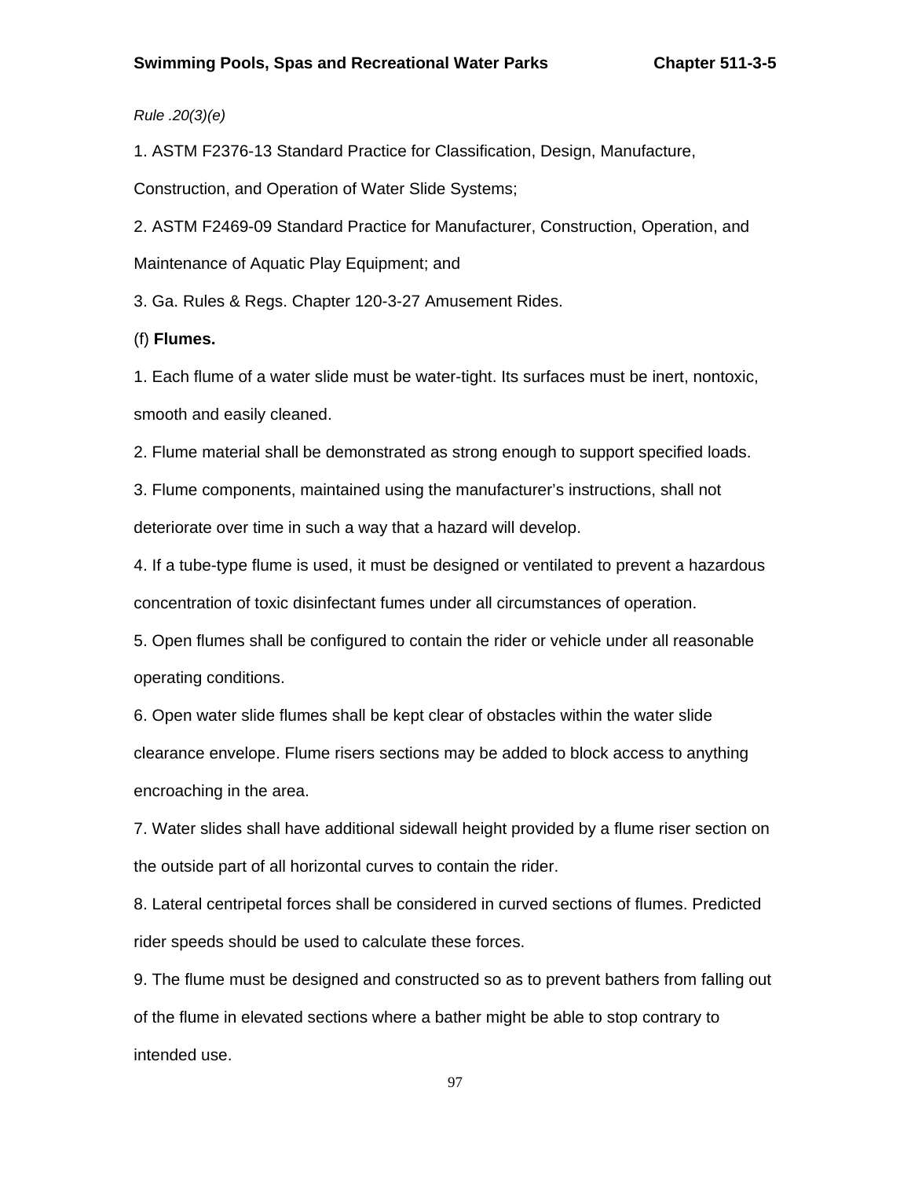*Rule .20(3)(e)*

1. ASTM F2376-13 Standard Practice for Classification, Design, Manufacture, Construction, and Operation of Water Slide Systems;

2. ASTM F2469-09 Standard Practice for Manufacturer, Construction, Operation, and Maintenance of Aquatic Play Equipment; and

3. Ga. Rules & Regs. Chapter 120-3-27 Amusement Rides.

(f) **Flumes.**

1. Each flume of a water slide must be water-tight. Its surfaces must be inert, nontoxic, smooth and easily cleaned.

2. Flume material shall be demonstrated as strong enough to support specified loads.

3. Flume components, maintained using the manufacturer's instructions, shall not deteriorate over time in such a way that a hazard will develop.

4. If a tube-type flume is used, it must be designed or ventilated to prevent a hazardous concentration of toxic disinfectant fumes under all circumstances of operation.

5. Open flumes shall be configured to contain the rider or vehicle under all reasonable operating conditions.

6. Open water slide flumes shall be kept clear of obstacles within the water slide clearance envelope. Flume risers sections may be added to block access to anything encroaching in the area.

7. Water slides shall have additional sidewall height provided by a flume riser section on the outside part of all horizontal curves to contain the rider.

8. Lateral centripetal forces shall be considered in curved sections of flumes. Predicted rider speeds should be used to calculate these forces.

9. The flume must be designed and constructed so as to prevent bathers from falling out of the flume in elevated sections where a bather might be able to stop contrary to intended use.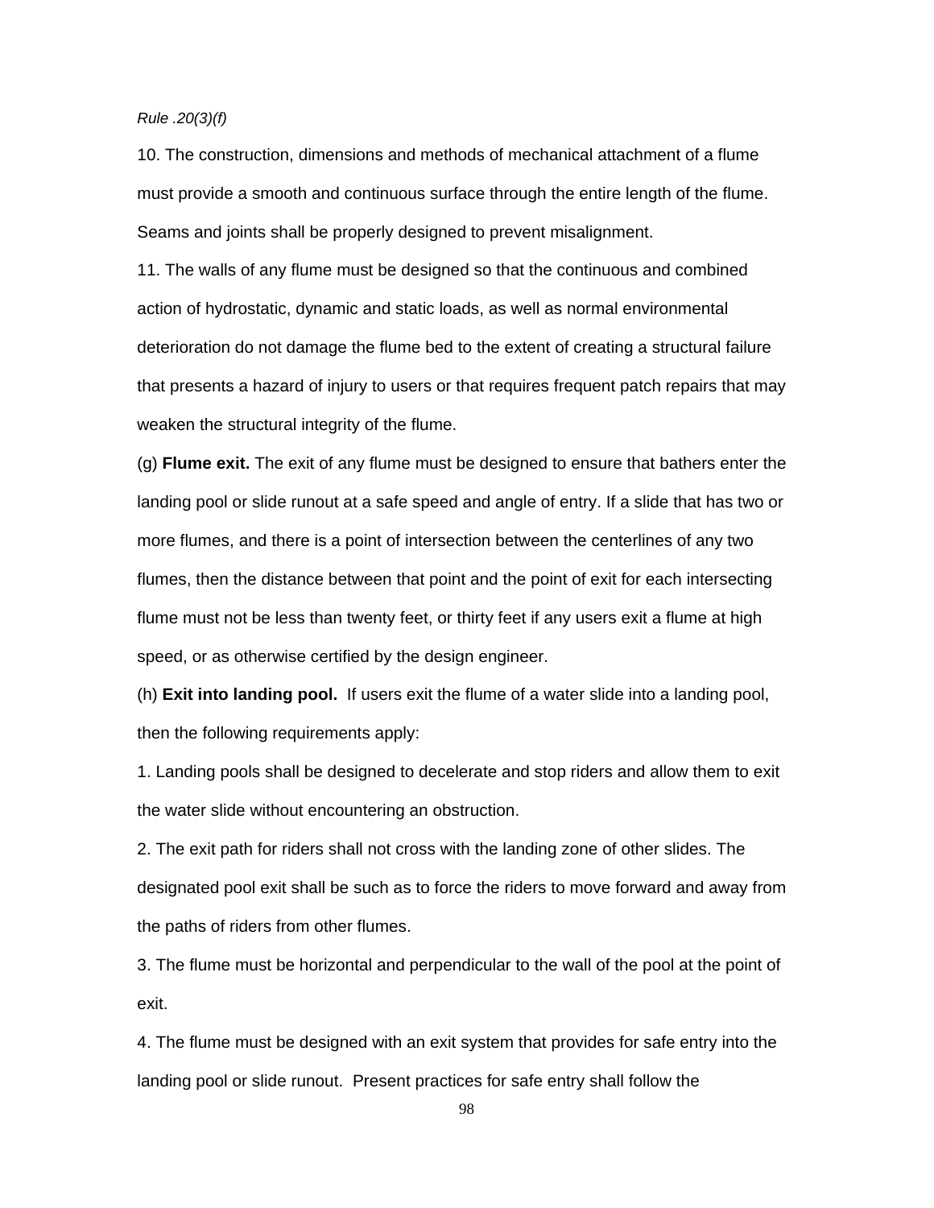*Rule .20(3)(f)*

10. The construction, dimensions and methods of mechanical attachment of a flume must provide a smooth and continuous surface through the entire length of the flume. Seams and joints shall be properly designed to prevent misalignment.

11. The walls of any flume must be designed so that the continuous and combined action of hydrostatic, dynamic and static loads, as well as normal environmental deterioration do not damage the flume bed to the extent of creating a structural failure that presents a hazard of injury to users or that requires frequent patch repairs that may weaken the structural integrity of the flume.

(g) **Flume exit.** The exit of any flume must be designed to ensure that bathers enter the landing pool or slide runout at a safe speed and angle of entry. If a slide that has two or more flumes, and there is a point of intersection between the centerlines of any two flumes, then the distance between that point and the point of exit for each intersecting flume must not be less than twenty feet, or thirty feet if any users exit a flume at high speed, or as otherwise certified by the design engineer.

(h) **Exit into landing pool.** If users exit the flume of a water slide into a landing pool, then the following requirements apply:

1. Landing pools shall be designed to decelerate and stop riders and allow them to exit the water slide without encountering an obstruction.

2. The exit path for riders shall not cross with the landing zone of other slides. The designated pool exit shall be such as to force the riders to move forward and away from the paths of riders from other flumes.

3. The flume must be horizontal and perpendicular to the wall of the pool at the point of exit.

4. The flume must be designed with an exit system that provides for safe entry into the landing pool or slide runout. Present practices for safe entry shall follow the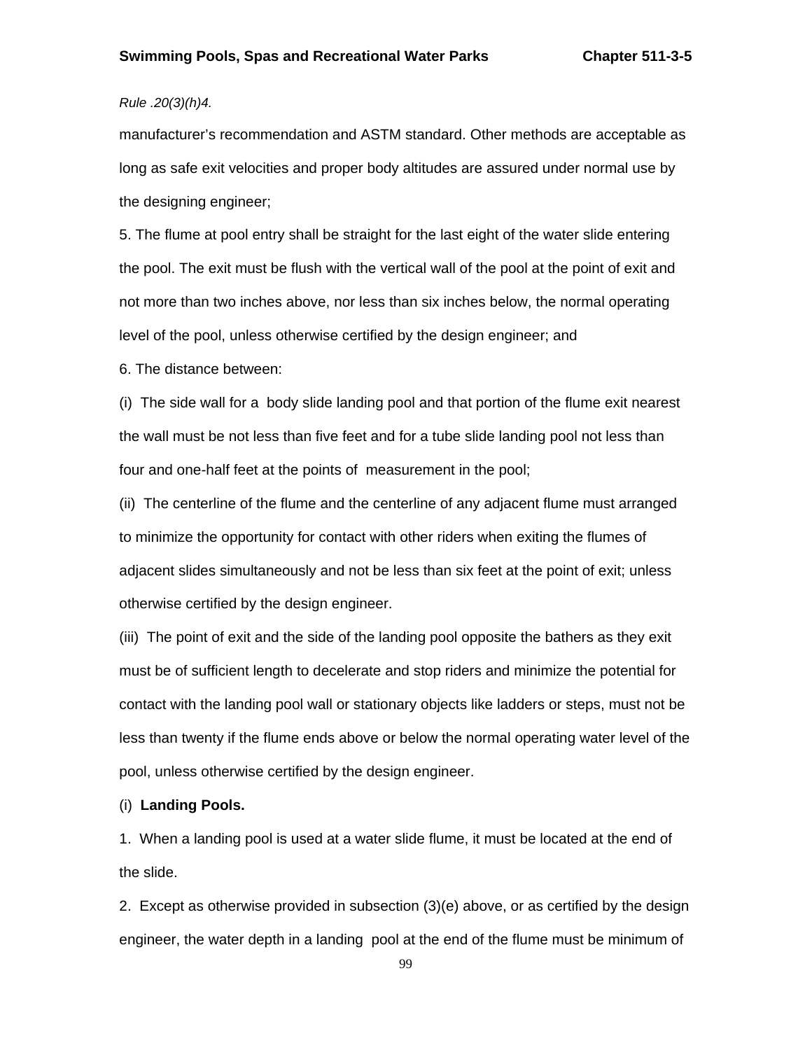*Rule .20(3)(h)4.*

manufacturer's recommendation and ASTM standard. Other methods are acceptable as long as safe exit velocities and proper body altitudes are assured under normal use by the designing engineer;

5. The flume at pool entry shall be straight for the last eight of the water slide entering the pool. The exit must be flush with the vertical wall of the pool at the point of exit and not more than two inches above, nor less than six inches below, the normal operating level of the pool, unless otherwise certified by the design engineer; and

6. The distance between:

(i) The side wall for a body slide landing pool and that portion of the flume exit nearest the wall must be not less than five feet and for a tube slide landing pool not less than four and one-half feet at the points of measurement in the pool;

(ii) The centerline of the flume and the centerline of any adjacent flume must arranged to minimize the opportunity for contact with other riders when exiting the flumes of adjacent slides simultaneously and not be less than six feet at the point of exit; unless otherwise certified by the design engineer.

(iii) The point of exit and the side of the landing pool opposite the bathers as they exit must be of sufficient length to decelerate and stop riders and minimize the potential for contact with the landing pool wall or stationary objects like ladders or steps, must not be less than twenty if the flume ends above or below the normal operating water level of the pool, unless otherwise certified by the design engineer.

(i) **Landing Pools.**

1. When a landing pool is used at a water slide flume, it must be located at the end of the slide.

2. Except as otherwise provided in subsection (3)(e) above, or as certified by the design engineer, the water depth in a landing pool at the end of the flume must be minimum of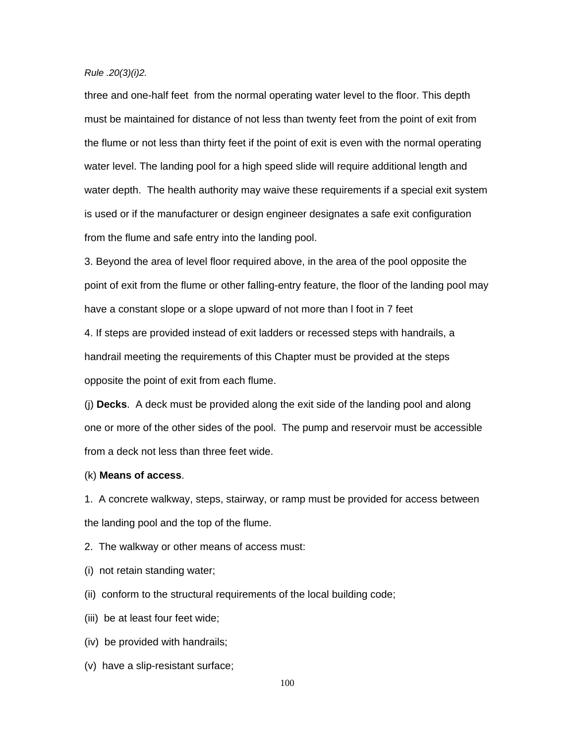*Rule .20(3)(i)2.*

three and one-half feet from the normal operating water level to the floor. This depth must be maintained for distance of not less than twenty feet from the point of exit from the flume or not less than thirty feet if the point of exit is even with the normal operating water level. The landing pool for a high speed slide will require additional length and water depth. The health authority may waive these requirements if a special exit system is used or if the manufacturer or design engineer designates a safe exit configuration from the flume and safe entry into the landing pool.

3. Beyond the area of level floor required above, in the area of the pool opposite the point of exit from the flume or other falling-entry feature, the floor of the landing pool may have a constant slope or a slope upward of not more than l foot in 7 feet

4. If steps are provided instead of exit ladders or recessed steps with handrails, a handrail meeting the requirements of this Chapter must be provided at the steps opposite the point of exit from each flume.

(j) **Decks**. A deck must be provided along the exit side of the landing pool and along one or more of the other sides of the pool. The pump and reservoir must be accessible from a deck not less than three feet wide.

(k) **Means of access**.

1. A concrete walkway, steps, stairway, or ramp must be provided for access between the landing pool and the top of the flume.

2. The walkway or other means of access must:

(i) not retain standing water;

(ii) conform to the structural requirements of the local building code;

(iii) be at least four feet wide;

(iv) be provided with handrails;

(v) have a slip-resistant surface;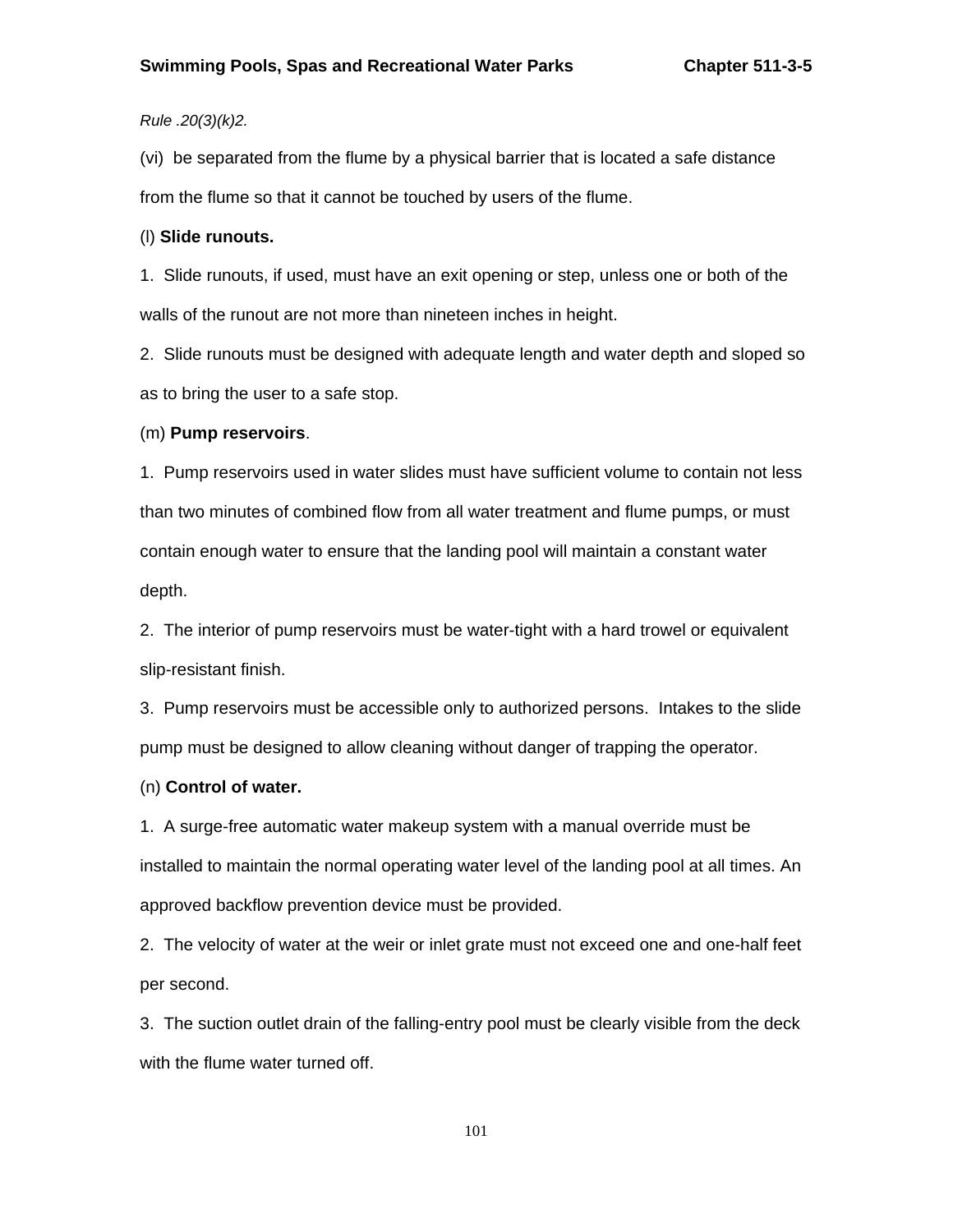*Rule .20(3)(k)2.*

(vi) be separated from the flume by a physical barrier that is located a safe distance from the flume so that it cannot be touched by users of the flume.

(l) **Slide runouts.**

1. Slide runouts, if used, must have an exit opening or step, unless one or both of the walls of the runout are not more than nineteen inches in height.

2. Slide runouts must be designed with adequate length and water depth and sloped so as to bring the user to a safe stop.

(m) **Pump reservoirs**.

1. Pump reservoirs used in water slides must have sufficient volume to contain not less than two minutes of combined flow from all water treatment and flume pumps, or must contain enough water to ensure that the landing pool will maintain a constant water depth.

2. The interior of pump reservoirs must be water-tight with a hard trowel or equivalent slip-resistant finish.

3. Pump reservoirs must be accessible only to authorized persons. Intakes to the slide pump must be designed to allow cleaning without danger of trapping the operator.

(n) **Control of water.**

1. A surge-free automatic water makeup system with a manual override must be installed to maintain the normal operating water level of the landing pool at all times. An approved backflow prevention device must be provided.

2. The velocity of water at the weir or inlet grate must not exceed one and one-half feet per second.

3. The suction outlet drain of the falling-entry pool must be clearly visible from the deck with the flume water turned off.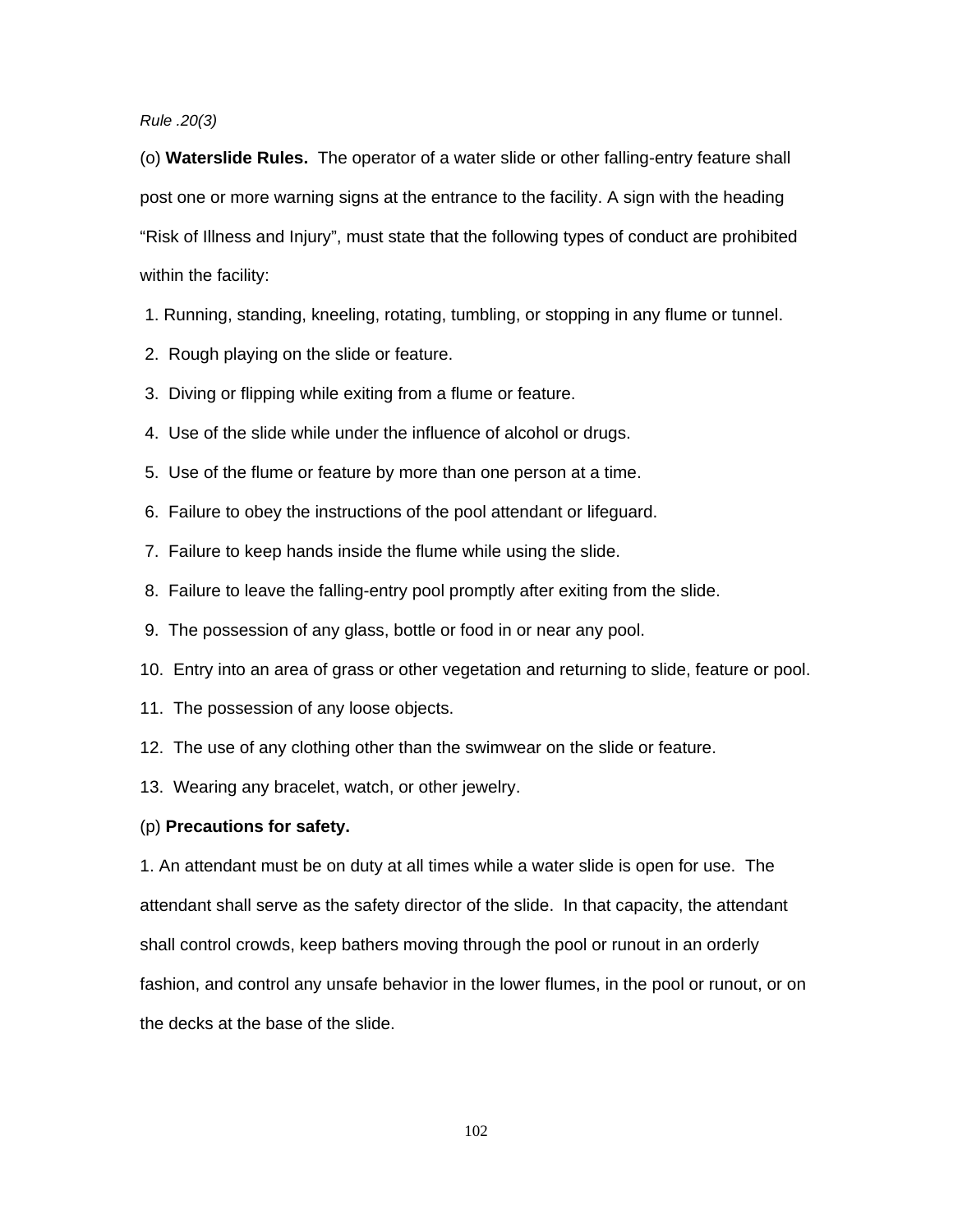*Rule .20(3)*

(o) **Waterslide Rules.** The operator of a water slide or other falling-entry feature shall post one or more warning signs at the entrance to the facility. A sign with the heading "Risk of Illness and Injury", must state that the following types of conduct are prohibited within the facility:

1. Running, standing, kneeling, rotating, tumbling, or stopping in any flume or tunnel.
2. Rough playing on the slide or feature.
3. Diving or flipping while exiting from a flume or feature.
4. Use of the slide while under the influence of alcohol or drugs.
5. Use of the flume or feature by more than one person at a time.
6. Failure to obey the instructions of the pool attendant or lifeguard.
7. Failure to keep hands inside the flume while using the slide.
8. Failure to leave the falling-entry pool promptly after exiting from the slide.
9. The possession of any glass, bottle or food in or near any pool.
10. Entry into an area of grass or other vegetation and returning to slide, feature or pool.
11. The possession of any loose objects.
12. The use of any clothing other than the swimwear on the slide or feature.
13. Wearing any bracelet, watch, or other jewelry.

(p) **Precautions for safety.**

1. An attendant must be on duty at all times while a water slide is open for use. The attendant shall serve as the safety director of the slide. In that capacity, the attendant shall control crowds, keep bathers moving through the pool or runout in an orderly fashion, and control any unsafe behavior in the lower flumes, in the pool or runout, or on the decks at the base of the slide.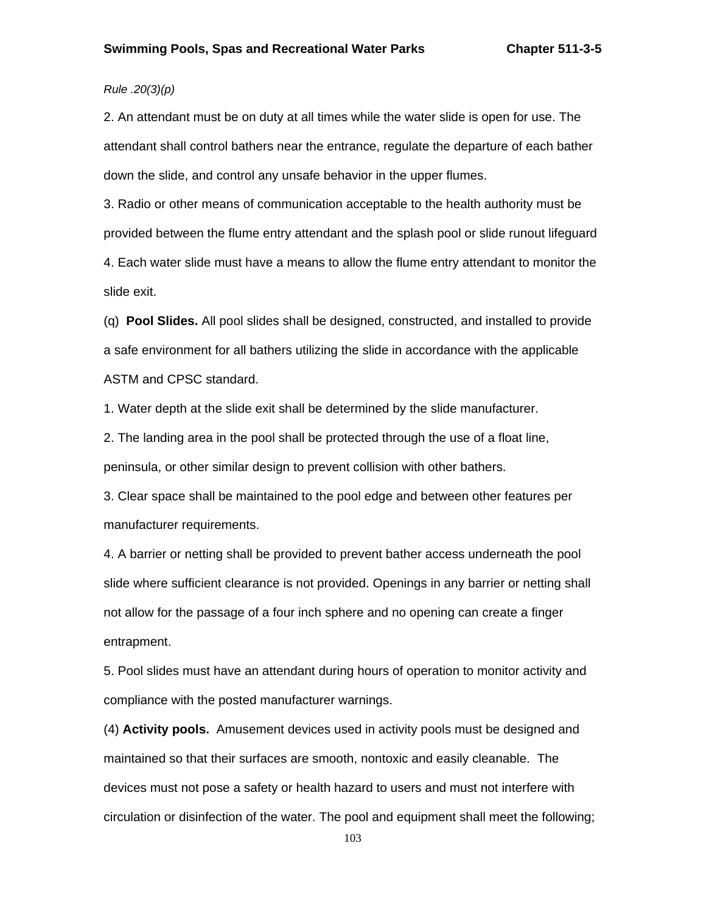*Rule .20(3)(p)*

2. An attendant must be on duty at all times while the water slide is open for use. The attendant shall control bathers near the entrance, regulate the departure of each bather down the slide, and control any unsafe behavior in the upper flumes.

3. Radio or other means of communication acceptable to the health authority must be provided between the flume entry attendant and the splash pool or slide runout lifeguard

4. Each water slide must have a means to allow the flume entry attendant to monitor the slide exit.

(q) **Pool Slides.** All pool slides shall be designed, constructed, and installed to provide a safe environment for all bathers utilizing the slide in accordance with the applicable ASTM and CPSC standard.

1. Water depth at the slide exit shall be determined by the slide manufacturer.

2. The landing area in the pool shall be protected through the use of a float line, peninsula, or other similar design to prevent collision with other bathers.

3. Clear space shall be maintained to the pool edge and between other features per manufacturer requirements.

4. A barrier or netting shall be provided to prevent bather access underneath the pool slide where sufficient clearance is not provided. Openings in any barrier or netting shall not allow for the passage of a four inch sphere and no opening can create a finger entrapment.

5. Pool slides must have an attendant during hours of operation to monitor activity and compliance with the posted manufacturer warnings.

(4) **Activity pools.** Amusement devices used in activity pools must be designed and maintained so that their surfaces are smooth, nontoxic and easily cleanable. The devices must not pose a safety or health hazard to users and must not interfere with circulation or disinfection of the water. The pool and equipment shall meet the following;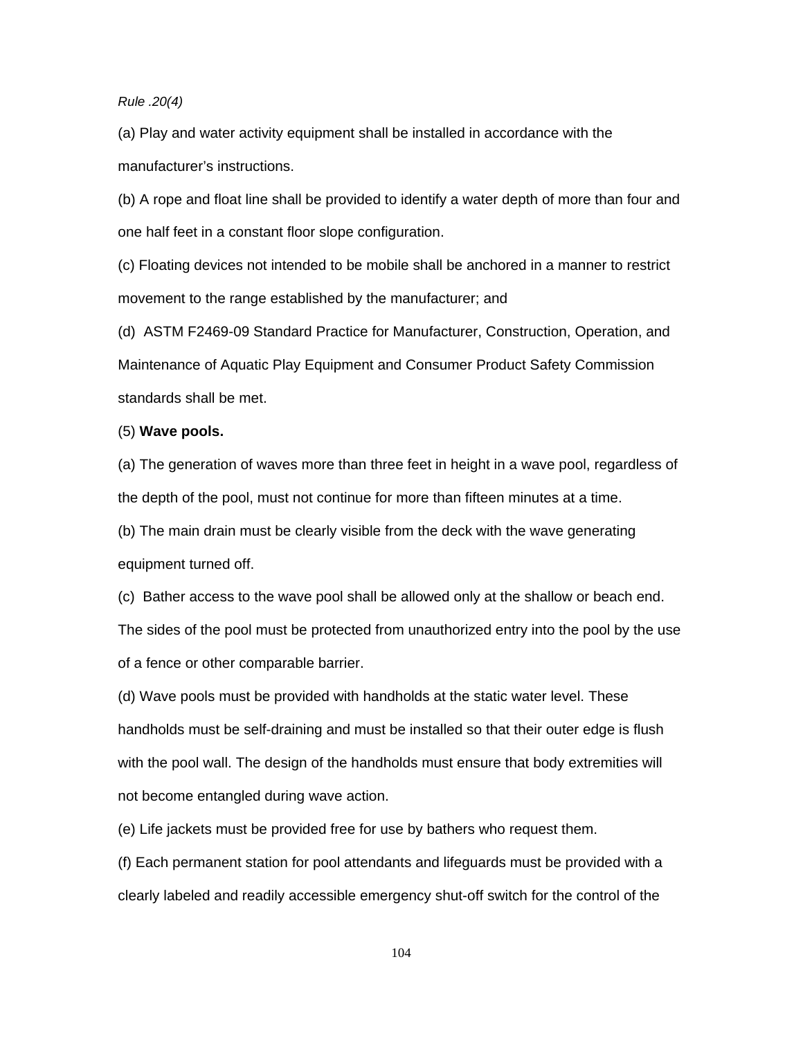*Rule .20(4)*

(a) Play and water activity equipment shall be installed in accordance with the manufacturer's instructions.

(b) A rope and float line shall be provided to identify a water depth of more than four and one half feet in a constant floor slope configuration.

(c) Floating devices not intended to be mobile shall be anchored in a manner to restrict movement to the range established by the manufacturer; and

(d) ASTM F2469-09 Standard Practice for Manufacturer, Construction, Operation, and Maintenance of Aquatic Play Equipment and Consumer Product Safety Commission standards shall be met.

(5) **Wave pools.**

(a) The generation of waves more than three feet in height in a wave pool, regardless of the depth of the pool, must not continue for more than fifteen minutes at a time.

(b) The main drain must be clearly visible from the deck with the wave generating equipment turned off.

(c) Bather access to the wave pool shall be allowed only at the shallow or beach end. The sides of the pool must be protected from unauthorized entry into the pool by the use of a fence or other comparable barrier.

(d) Wave pools must be provided with handholds at the static water level. These handholds must be self-draining and must be installed so that their outer edge is flush with the pool wall. The design of the handholds must ensure that body extremities will not become entangled during wave action.

(e) Life jackets must be provided free for use by bathers who request them.

(f) Each permanent station for pool attendants and lifeguards must be provided with a clearly labeled and readily accessible emergency shut-off switch for the control of the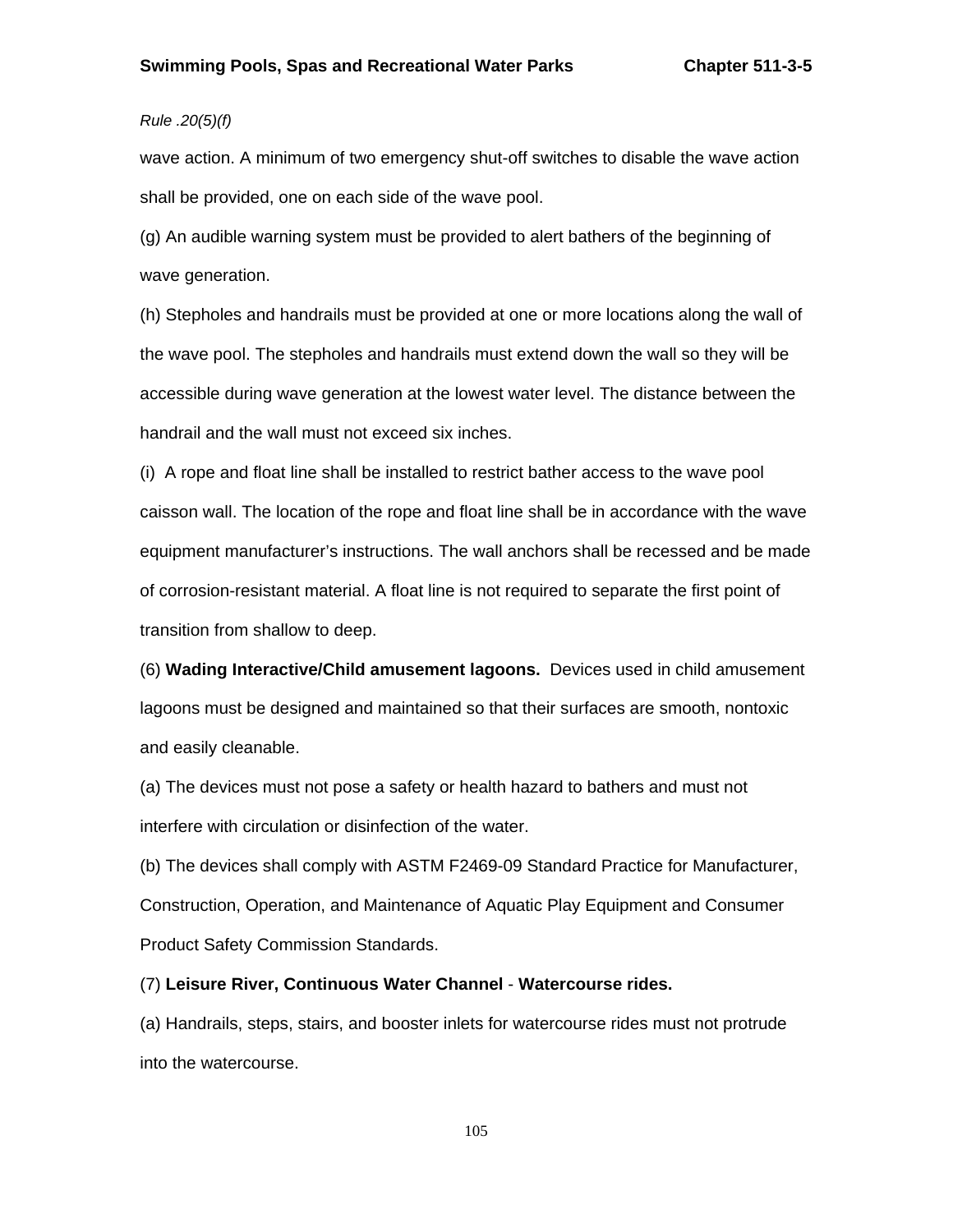*Rule .20(5)(f)*

wave action. A minimum of two emergency shut-off switches to disable the wave action shall be provided, one on each side of the wave pool.

(g) An audible warning system must be provided to alert bathers of the beginning of wave generation.

(h) Stepholes and handrails must be provided at one or more locations along the wall of the wave pool. The stepholes and handrails must extend down the wall so they will be accessible during wave generation at the lowest water level. The distance between the handrail and the wall must not exceed six inches.

(i) A rope and float line shall be installed to restrict bather access to the wave pool caisson wall. The location of the rope and float line shall be in accordance with the wave equipment manufacturer's instructions. The wall anchors shall be recessed and be made of corrosion-resistant material. A float line is not required to separate the first point of transition from shallow to deep.

(6) **Wading Interactive/Child amusement lagoons.** Devices used in child amusement lagoons must be designed and maintained so that their surfaces are smooth, nontoxic and easily cleanable.

(a) The devices must not pose a safety or health hazard to bathers and must not interfere with circulation or disinfection of the water.

(b) The devices shall comply with ASTM F2469-09 Standard Practice for Manufacturer, Construction, Operation, and Maintenance of Aquatic Play Equipment and Consumer Product Safety Commission Standards.

(7) **Leisure River, Continuous Water Channel** - **Watercourse rides.**

(a) Handrails, steps, stairs, and booster inlets for watercourse rides must not protrude into the watercourse.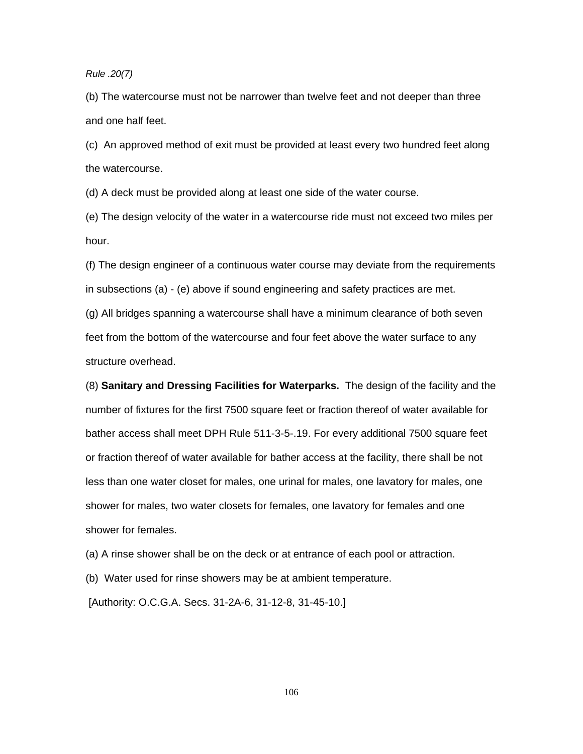*Rule .20(7)*

(b) The watercourse must not be narrower than twelve feet and not deeper than three and one half feet.

(c) An approved method of exit must be provided at least every two hundred feet along the watercourse.

(d) A deck must be provided along at least one side of the water course.

(e) The design velocity of the water in a watercourse ride must not exceed two miles per hour.

(f) The design engineer of a continuous water course may deviate from the requirements in subsections (a) - (e) above if sound engineering and safety practices are met.

(g) All bridges spanning a watercourse shall have a minimum clearance of both seven feet from the bottom of the watercourse and four feet above the water surface to any structure overhead.

(8) **Sanitary and Dressing Facilities for Waterparks.** The design of the facility and the number of fixtures for the first 7500 square feet or fraction thereof of water available for bather access shall meet DPH Rule 511-3-5-.19. For every additional 7500 square feet or fraction thereof of water available for bather access at the facility, there shall be not less than one water closet for males, one urinal for males, one lavatory for males, one shower for males, two water closets for females, one lavatory for females and one shower for females.

(a) A rinse shower shall be on the deck or at entrance of each pool or attraction.

(b) Water used for rinse showers may be at ambient temperature.

[Authority: O.C.G.A. Secs. 31-2A-6, 31-12-8, 31-45-10.]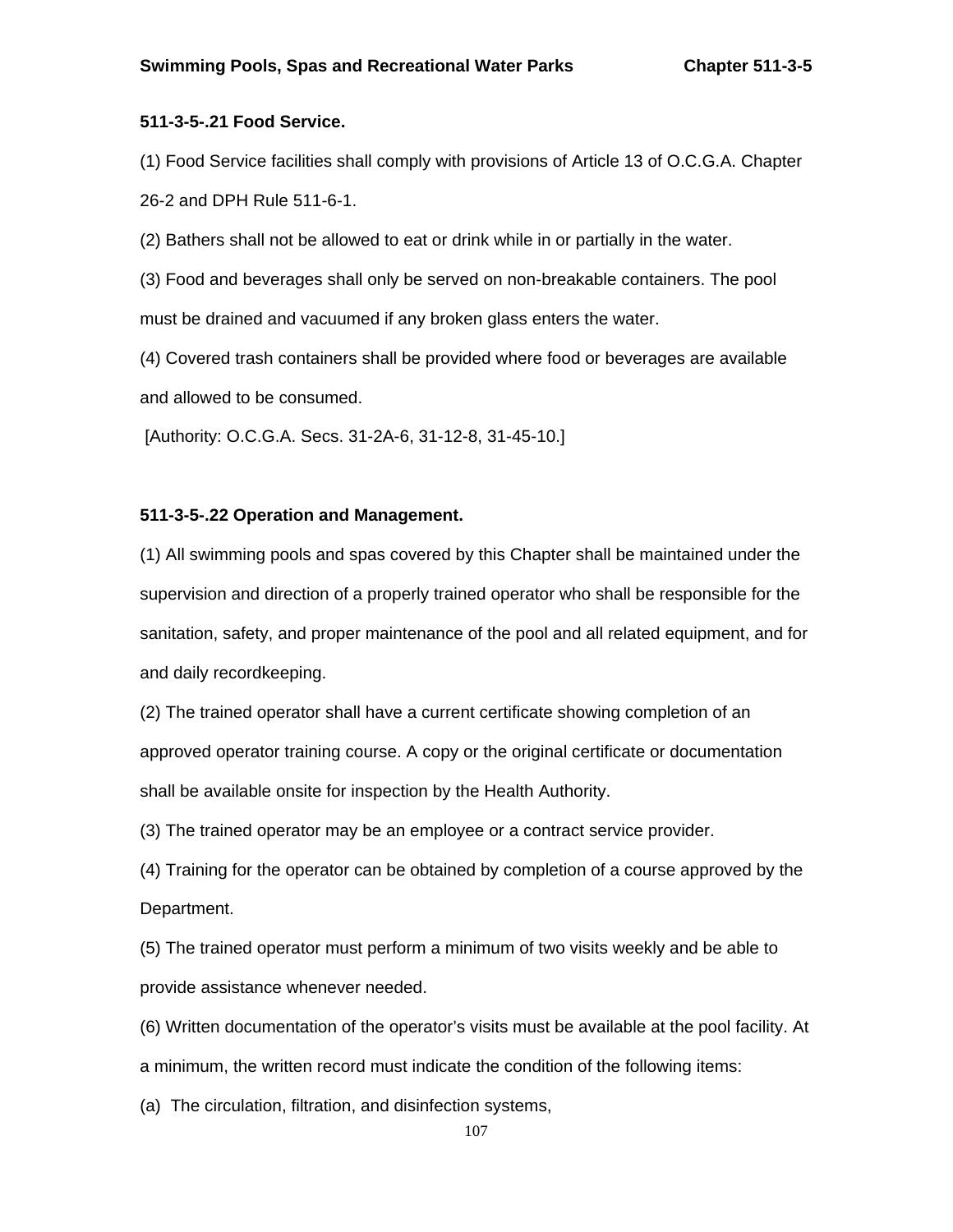### 511-3-5-.21 Food Service.

(1) Food Service facilities shall comply with provisions of Article 13 of O.C.G.A. Chapter 26-2 and DPH Rule 511-6-1.

(2) Bathers shall not be allowed to eat or drink while in or partially in the water.

(3) Food and beverages shall only be served on non-breakable containers. The pool must be drained and vacuumed if any broken glass enters the water.

(4) Covered trash containers shall be provided where food or beverages are available and allowed to be consumed.

[Authority: O.C.G.A. Secs. 31-2A-6, 31-12-8, 31-45-10.]

### 511-3-5-.22 Operation and Management.

(1) All swimming pools and spas covered by this Chapter shall be maintained under the supervision and direction of a properly trained operator who shall be responsible for the sanitation, safety, and proper maintenance of the pool and all related equipment, and for and daily recordkeeping.

(2) The trained operator shall have a current certificate showing completion of an approved operator training course. A copy or the original certificate or documentation shall be available onsite for inspection by the Health Authority.

(3) The trained operator may be an employee or a contract service provider.

(4) Training for the operator can be obtained by completion of a course approved by the Department.

(5) The trained operator must perform a minimum of two visits weekly and be able to provide assistance whenever needed.

(6) Written documentation of the operator's visits must be available at the pool facility. At a minimum, the written record must indicate the condition of the following items:

(a) The circulation, filtration, and disinfection systems,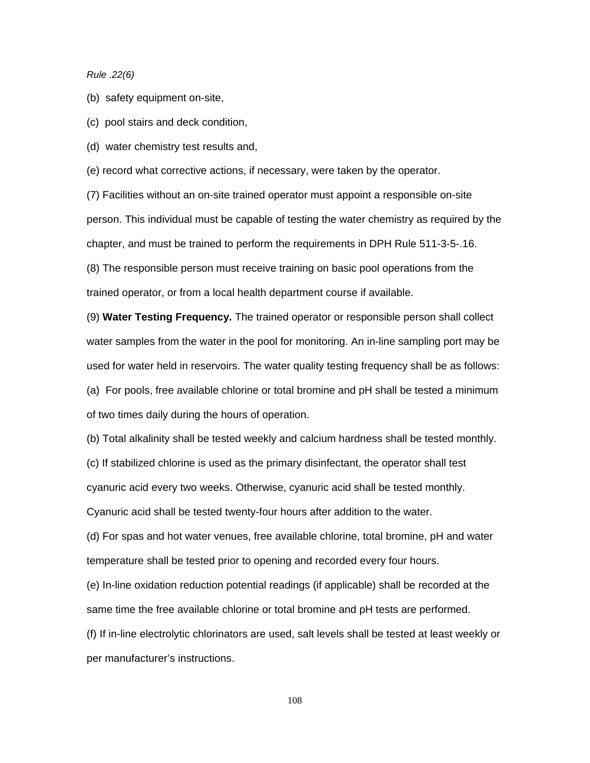*Rule .22(6)*

(b) safety equipment on-site,

(c) pool stairs and deck condition,

(d) water chemistry test results and,

(e) record what corrective actions, if necessary, were taken by the operator.

(7) Facilities without an on-site trained operator must appoint a responsible on-site person. This individual must be capable of testing the water chemistry as required by the chapter, and must be trained to perform the requirements in DPH Rule 511-3-5-.16.

(8) The responsible person must receive training on basic pool operations from the trained operator, or from a local health department course if available.

(9) **Water Testing Frequency.** The trained operator or responsible person shall collect water samples from the water in the pool for monitoring. An in-line sampling port may be used for water held in reservoirs. The water quality testing frequency shall be as follows:

(a) For pools, free available chlorine or total bromine and pH shall be tested a minimum of two times daily during the hours of operation.

(b) Total alkalinity shall be tested weekly and calcium hardness shall be tested monthly.

(c) If stabilized chlorine is used as the primary disinfectant, the operator shall test cyanuric acid every two weeks. Otherwise, cyanuric acid shall be tested monthly. Cyanuric acid shall be tested twenty-four hours after addition to the water.

(d) For spas and hot water venues, free available chlorine, total bromine, pH and water temperature shall be tested prior to opening and recorded every four hours.

(e) In-line oxidation reduction potential readings (if applicable) shall be recorded at the same time the free available chlorine or total bromine and pH tests are performed.

(f) If in-line electrolytic chlorinators are used, salt levels shall be tested at least weekly or per manufacturer's instructions.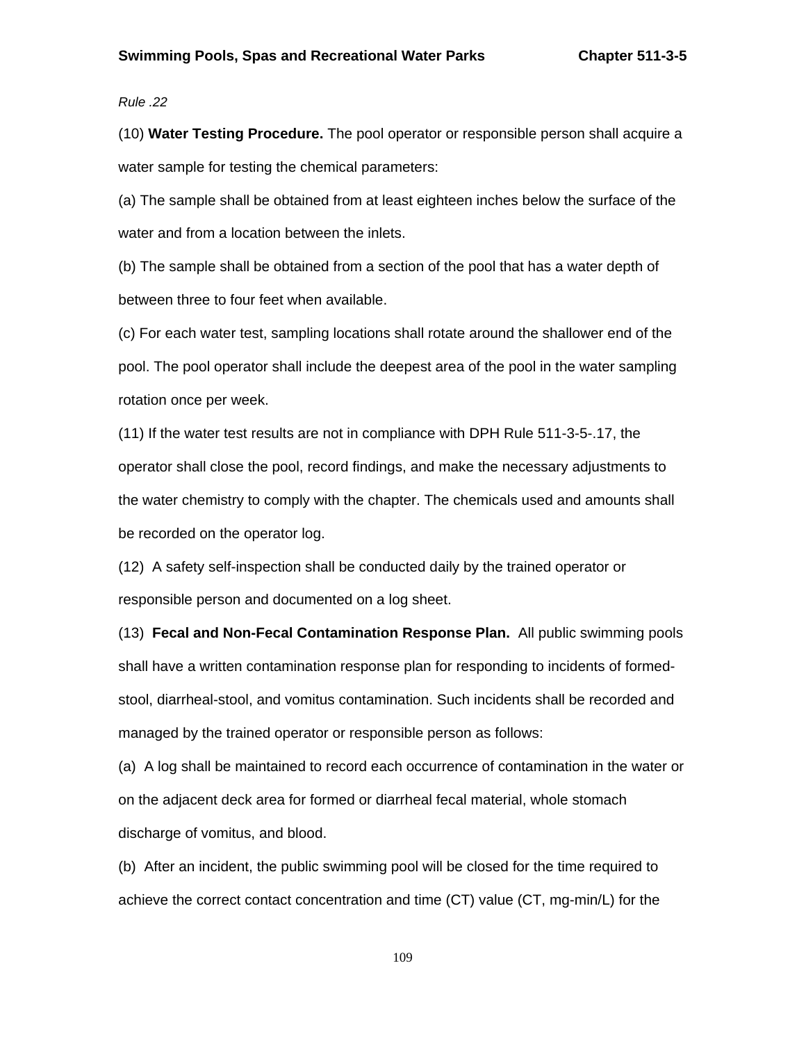*Rule .22*

(10) **Water Testing Procedure.** The pool operator or responsible person shall acquire a water sample for testing the chemical parameters:

(a) The sample shall be obtained from at least eighteen inches below the surface of the water and from a location between the inlets.

(b) The sample shall be obtained from a section of the pool that has a water depth of between three to four feet when available.

(c) For each water test, sampling locations shall rotate around the shallower end of the pool. The pool operator shall include the deepest area of the pool in the water sampling rotation once per week.

(11) If the water test results are not in compliance with DPH Rule 511-3-5-.17, the operator shall close the pool, record findings, and make the necessary adjustments to the water chemistry to comply with the chapter. The chemicals used and amounts shall be recorded on the operator log.

(12) A safety self-inspection shall be conducted daily by the trained operator or responsible person and documented on a log sheet.

(13) **Fecal and Non-Fecal Contamination Response Plan.** All public swimming pools shall have a written contamination response plan for responding to incidents of formed-stool, diarrheal-stool, and vomitus contamination. Such incidents shall be recorded and managed by the trained operator or responsible person as follows:

(a) A log shall be maintained to record each occurrence of contamination in the water or on the adjacent deck area for formed or diarrheal fecal material, whole stomach discharge of vomitus, and blood.

(b) After an incident, the public swimming pool will be closed for the time required to achieve the correct contact concentration and time (CT) value (CT, mg-min/L) for the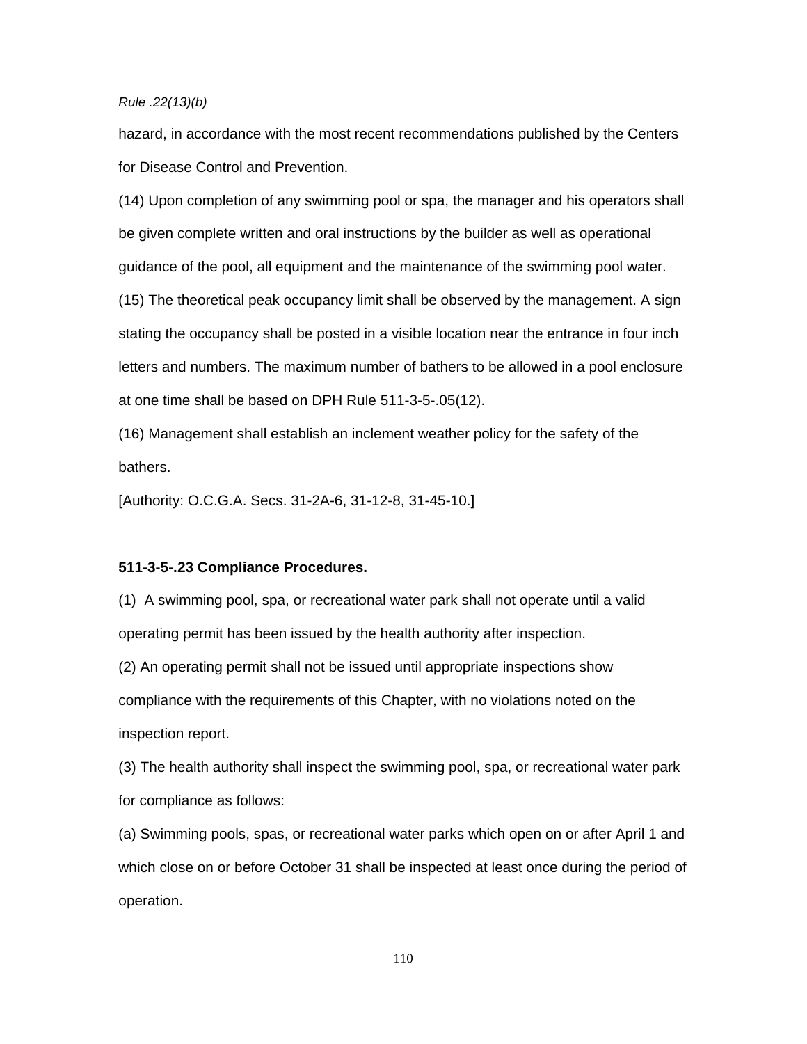hazard, in accordance with the most recent recommendations published by the Centers for Disease Control and Prevention.

(14) Upon completion of any swimming pool or spa, the manager and his operators shall be given complete written and oral instructions by the builder as well as operational guidance of the pool, all equipment and the maintenance of the swimming pool water.

(15) The theoretical peak occupancy limit shall be observed by the management. A sign stating the occupancy shall be posted in a visible location near the entrance in four inch letters and numbers. The maximum number of bathers to be allowed in a pool enclosure at one time shall be based on DPH Rule 511-3-5-.05(12).

(16) Management shall establish an inclement weather policy for the safety of the bathers.

[Authority: O.C.G.A. Secs. 31-2A-6, 31-12-8, 31-45-10.]

**511-3-5-.23 Compliance Procedures.**

(1) A swimming pool, spa, or recreational water park shall not operate until a valid operating permit has been issued by the health authority after inspection.

(2) An operating permit shall not be issued until appropriate inspections show compliance with the requirements of this Chapter, with no violations noted on the inspection report.

(3) The health authority shall inspect the swimming pool, spa, or recreational water park for compliance as follows:

(a) Swimming pools, spas, or recreational water parks which open on or after April 1 and which close on or before October 31 shall be inspected at least once during the period of operation.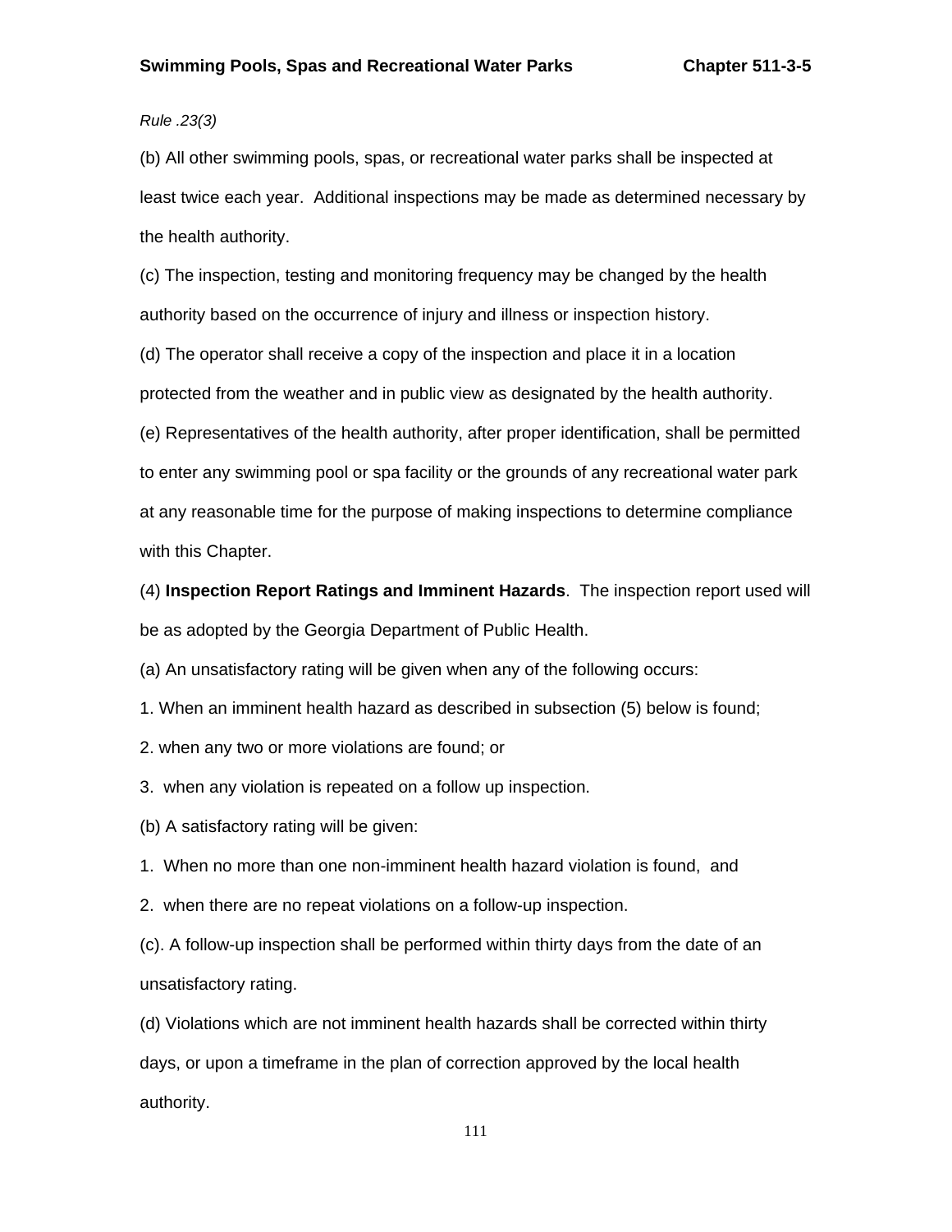*Rule .23(3)*

(b) All other swimming pools, spas, or recreational water parks shall be inspected at least twice each year. Additional inspections may be made as determined necessary by the health authority.

(c) The inspection, testing and monitoring frequency may be changed by the health authority based on the occurrence of injury and illness or inspection history.

(d) The operator shall receive a copy of the inspection and place it in a location protected from the weather and in public view as designated by the health authority.

(e) Representatives of the health authority, after proper identification, shall be permitted to enter any swimming pool or spa facility or the grounds of any recreational water park at any reasonable time for the purpose of making inspections to determine compliance with this Chapter.

(4) **Inspection Report Ratings and Imminent Hazards**. The inspection report used will be as adopted by the Georgia Department of Public Health.

(a) An unsatisfactory rating will be given when any of the following occurs:

1. When an imminent health hazard as described in subsection (5) below is found;

2. when any two or more violations are found; or

3. when any violation is repeated on a follow up inspection.

(b) A satisfactory rating will be given:

1. When no more than one non-imminent health hazard violation is found, and

2. when there are no repeat violations on a follow-up inspection.

(c). A follow-up inspection shall be performed within thirty days from the date of an unsatisfactory rating.

(d) Violations which are not imminent health hazards shall be corrected within thirty days, or upon a timeframe in the plan of correction approved by the local health authority.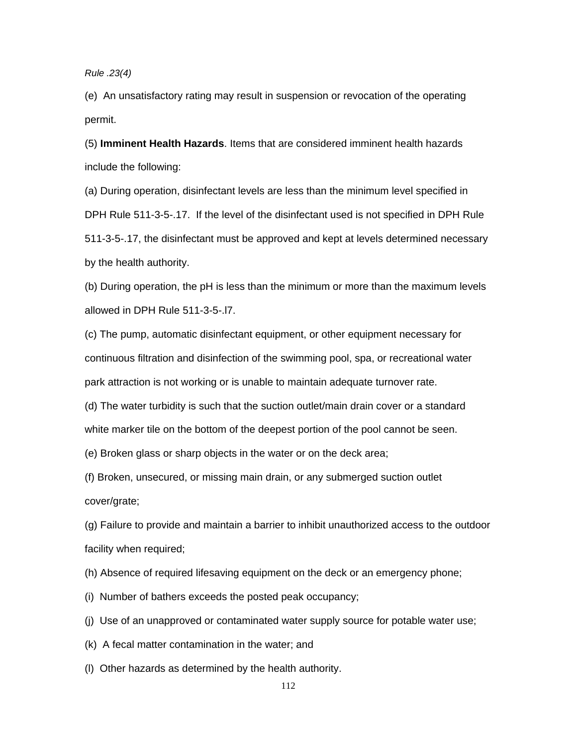*Rule .23(4)*

(e) An unsatisfactory rating may result in suspension or revocation of the operating permit.

(5) **Imminent Health Hazards**. Items that are considered imminent health hazards include the following:

(a) During operation, disinfectant levels are less than the minimum level specified in DPH Rule 511-3-5-.17. If the level of the disinfectant used is not specified in DPH Rule 511-3-5-.17, the disinfectant must be approved and kept at levels determined necessary by the health authority.

(b) During operation, the pH is less than the minimum or more than the maximum levels allowed in DPH Rule 511-3-5-.l7.

(c) The pump, automatic disinfectant equipment, or other equipment necessary for continuous filtration and disinfection of the swimming pool, spa, or recreational water park attraction is not working or is unable to maintain adequate turnover rate.

(d) The water turbidity is such that the suction outlet/main drain cover or a standard white marker tile on the bottom of the deepest portion of the pool cannot be seen.

(e) Broken glass or sharp objects in the water or on the deck area;

(f) Broken, unsecured, or missing main drain, or any submerged suction outlet cover/grate;

(g) Failure to provide and maintain a barrier to inhibit unauthorized access to the outdoor facility when required;

(h) Absence of required lifesaving equipment on the deck or an emergency phone;

(i) Number of bathers exceeds the posted peak occupancy;

(j) Use of an unapproved or contaminated water supply source for potable water use;

(k) A fecal matter contamination in the water; and

(l) Other hazards as determined by the health authority.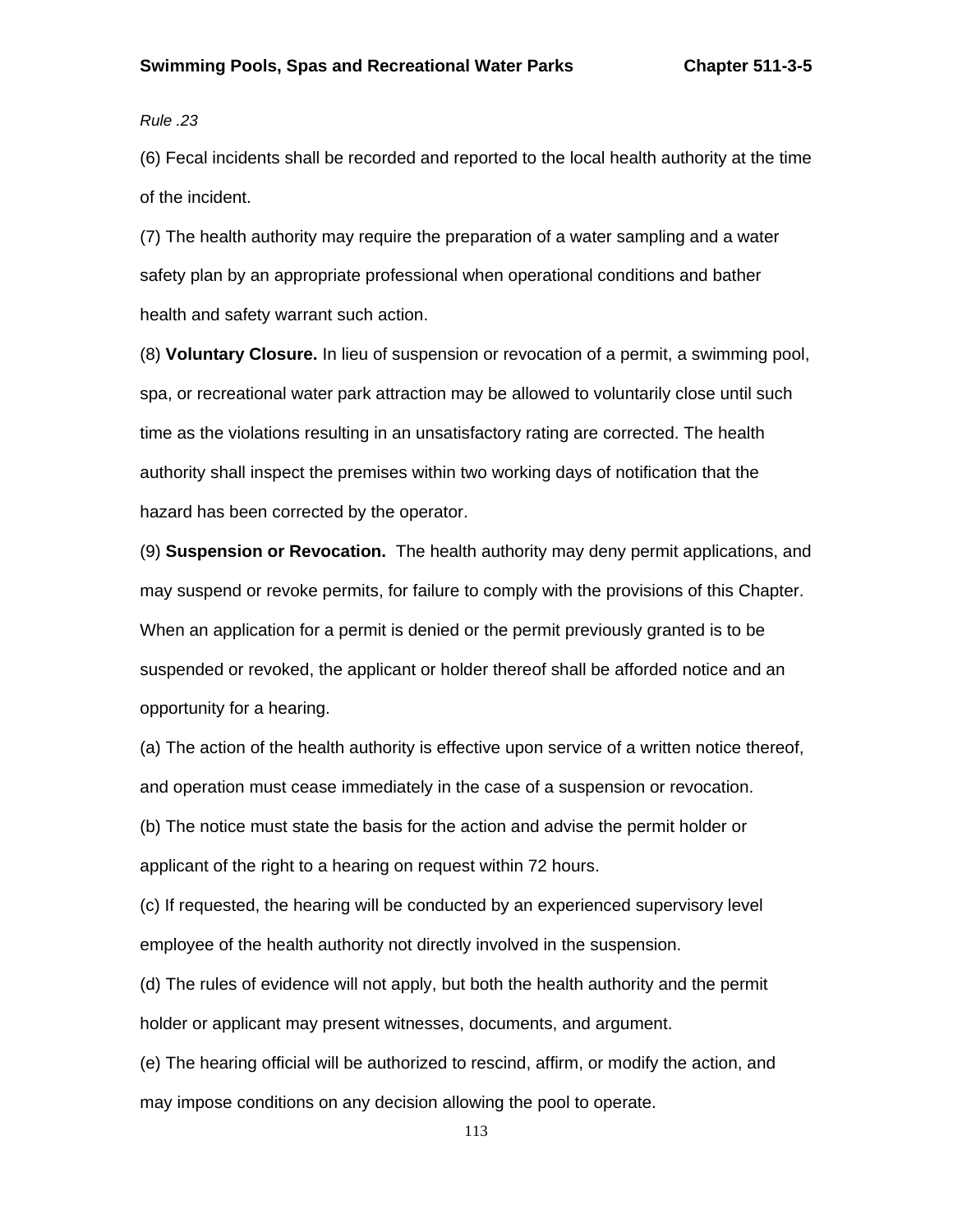*Rule .23*

(6) Fecal incidents shall be recorded and reported to the local health authority at the time of the incident.

(7) The health authority may require the preparation of a water sampling and a water safety plan by an appropriate professional when operational conditions and bather health and safety warrant such action.

(8) **Voluntary Closure.** In lieu of suspension or revocation of a permit, a swimming pool, spa, or recreational water park attraction may be allowed to voluntarily close until such time as the violations resulting in an unsatisfactory rating are corrected. The health authority shall inspect the premises within two working days of notification that the hazard has been corrected by the operator.

(9) **Suspension or Revocation.** The health authority may deny permit applications, and may suspend or revoke permits, for failure to comply with the provisions of this Chapter. When an application for a permit is denied or the permit previously granted is to be suspended or revoked, the applicant or holder thereof shall be afforded notice and an opportunity for a hearing.

(a) The action of the health authority is effective upon service of a written notice thereof, and operation must cease immediately in the case of a suspension or revocation.

(b) The notice must state the basis for the action and advise the permit holder or applicant of the right to a hearing on request within 72 hours.

(c) If requested, the hearing will be conducted by an experienced supervisory level employee of the health authority not directly involved in the suspension.

(d) The rules of evidence will not apply, but both the health authority and the permit holder or applicant may present witnesses, documents, and argument.

(e) The hearing official will be authorized to rescind, affirm, or modify the action, and may impose conditions on any decision allowing the pool to operate.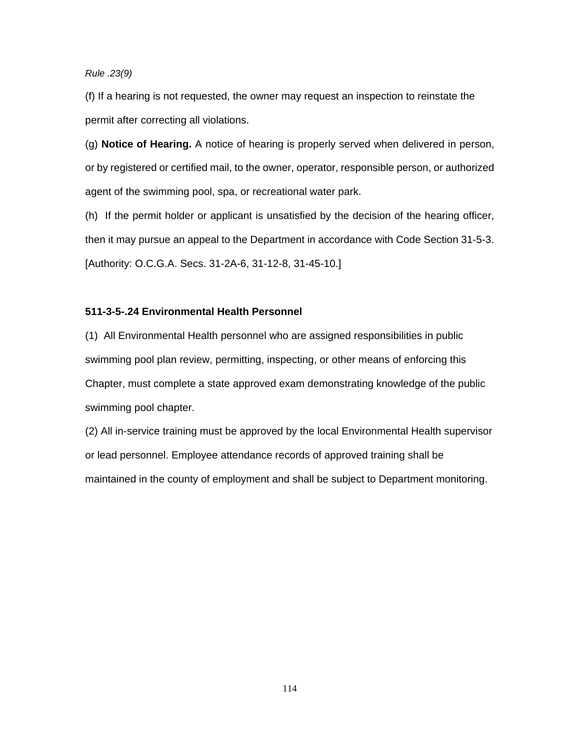*Rule .23(9)*

(f) If a hearing is not requested, the owner may request an inspection to reinstate the permit after correcting all violations.

(g) **Notice of Hearing.** A notice of hearing is properly served when delivered in person, or by registered or certified mail, to the owner, operator, responsible person, or authorized agent of the swimming pool, spa, or recreational water park.

(h) If the permit holder or applicant is unsatisfied by the decision of the hearing officer, then it may pursue an appeal to the Department in accordance with Code Section 31-5-3.

[Authority: O.C.G.A. Secs. 31-2A-6, 31-12-8, 31-45-10.]

**511-3-5-.24 Environmental Health Personnel**

(1) All Environmental Health personnel who are assigned responsibilities in public swimming pool plan review, permitting, inspecting, or other means of enforcing this Chapter, must complete a state approved exam demonstrating knowledge of the public swimming pool chapter.

(2) All in-service training must be approved by the local Environmental Health supervisor or lead personnel. Employee attendance records of approved training shall be maintained in the county of employment and shall be subject to Department monitoring.